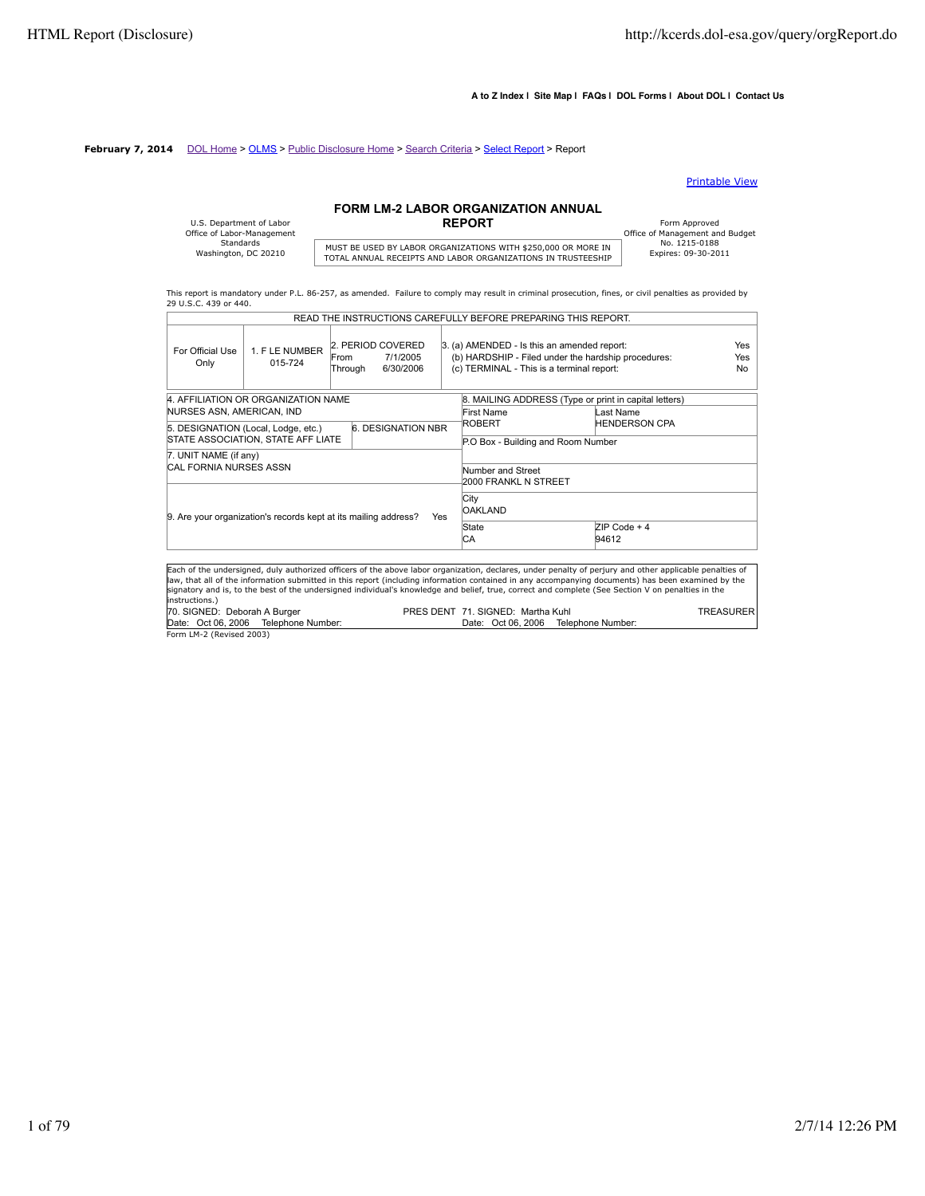A to Z Index | Site Map | FAQs | DOL Forms | About DOL | Contact Us

**February 7, 2014** DOL Home > OLMS > Public Disclosure Home > Search Criteria > Select Report > Report

Printable View

U.S. Department of Labor
Office of Labor-Management Standards
Washington, DC 20210

# FORM LM-2 LABOR ORGANIZATION ANNUAL REPORT

MUST BE USED BY LABOR ORGANIZATIONS WITH $250,000 OR MORE IN TOTAL ANNUAL RECEIPTS AND LABOR ORGANIZATIONS IN TRUSTEESHIP

Form Approved
Office of Management and Budget
No. 1215-0188
Expires: 09-30-2011

This report is mandatory under P.L. 86-257, as amended. Failure to comply may result in criminal prosecution, fines, or civil penalties as provided by 29 U.S.C. 439 or 440.

READ THE INSTRUCTIONS CAREFULLY BEFORE PREPARING THIS REPORT.

| For Official Use Only | 1. F LE NUMBER | 2. PERIOD COVERED | 3. | |
|---|---|---|---|---|
| | 015-724 | From 7/1/2005 | (a) AMENDED - Is this an amended report: | Yes |
| | | Through 6/30/2006 | (b) HARDSHIP - Filed under the hardship procedures: | Yes |
| | | | (c) TERMINAL - This is a terminal report: | No |

| Field | Value |
|---|---|
| 4. AFFILIATION OR ORGANIZATION NAME | NURSES ASN, AMERICAN, IND |
| 5. DESIGNATION (Local, Lodge, etc.) | STATE ASSOCIATION, STATE AFF LIATE |
| 6. DESIGNATION NBR | |
| 7. UNIT NAME (if any) | CAL FORNIA NURSES ASSN |
| 9. Are your organization's records kept at its mailing address? | Yes |

8. MAILING ADDRESS (Type or print in capital letters)

| Field | Value |
|---|---|
| First Name | ROBERT |
| Last Name | HENDERSON CPA |
| P.O Box - Building and Room Number | |
| Number and Street | 2000 FRANKL N STREET |
| City | OAKLAND |
| State | CA |
| ZIP Code + 4 | 94612 |

Each of the undersigned, duly authorized officers of the above labor organization, declares, under penalty of perjury and other applicable penalties of law, that all of the information submitted in this report (including information contained in any accompanying documents) has been examined by the signatory and is, to the best of the undersigned individual's knowledge and belief, true, correct and complete (See Section V on penalties in the instructions.)

| | |
|---|---|
| 70. SIGNED: Deborah A Burger — PRES DENT | 71. SIGNED: Martha Kuhl — TREASURER |
| Date: Oct 06, 2006 Telephone Number: | Date: Oct 06, 2006 Telephone Number: |

Form LM-2 (Revised 2003)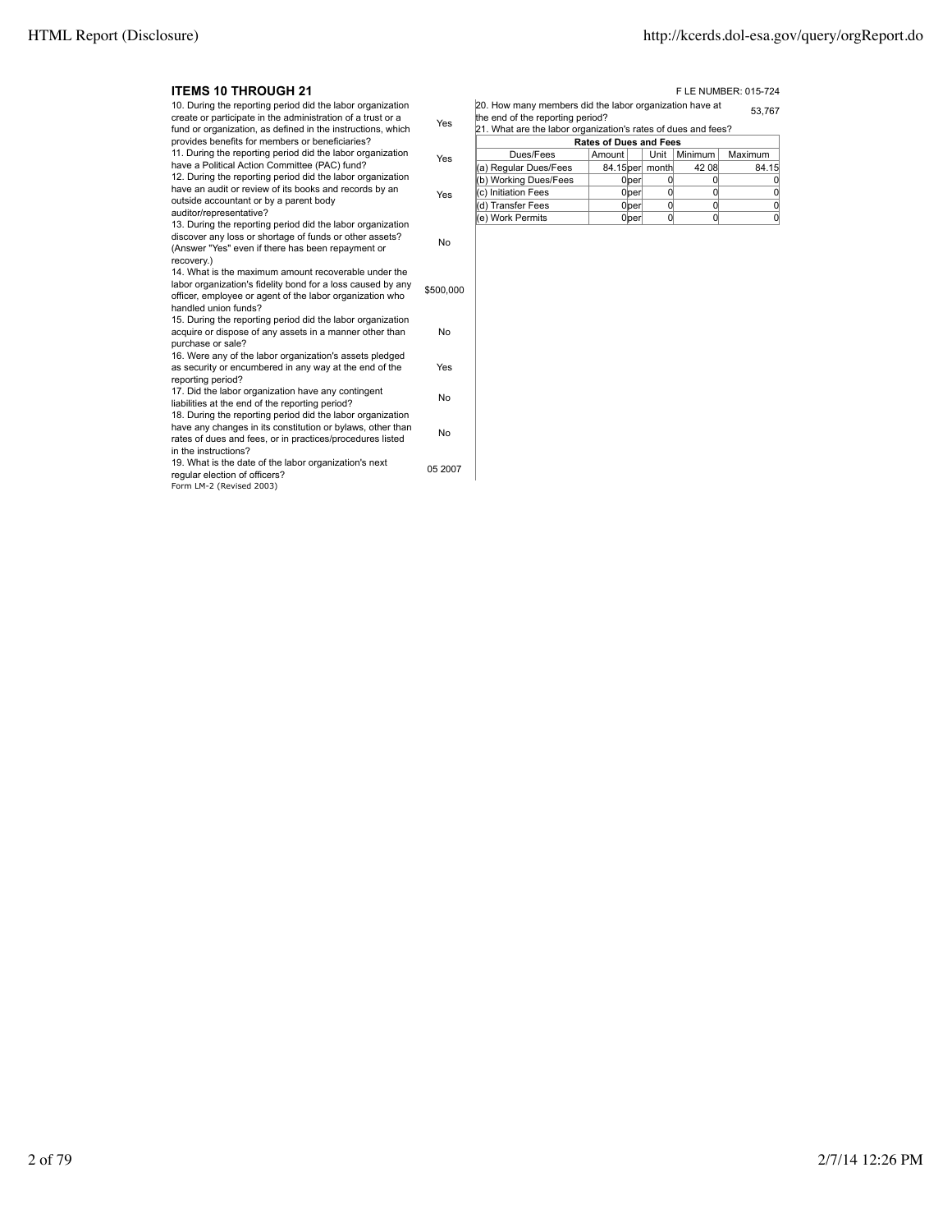### ITEMS 10 THROUGH 21

F LE NUMBER: 015-724

| Question | Answer |
|---|---|
| 10. During the reporting period did the labor organization create or participate in the administration of a trust or a fund or organization, as defined in the instructions, which provides benefits for members or beneficiaries? | Yes |
| 11. During the reporting period did the labor organization have a Political Action Committee (PAC) fund? | Yes |
| 12. During the reporting period did the labor organization have an audit or review of its books and records by an outside accountant or by a parent body auditor/representative? | Yes |
| 13. During the reporting period did the labor organization discover any loss or shortage of funds or other assets? (Answer "Yes" even if there has been repayment or recovery.) | No |
| 14. What is the maximum amount recoverable under the labor organization's fidelity bond for a loss caused by any officer, employee or agent of the labor organization who handled union funds? | $500,000 |
| 15. During the reporting period did the labor organization acquire or dispose of any assets in a manner other than purchase or sale? | No |
| 16. Were any of the labor organization's assets pledged as security or encumbered in any way at the end of the reporting period? | Yes |
| 17. Did the labor organization have any contingent liabilities at the end of the reporting period? | No |
| 18. During the reporting period did the labor organization have any changes in its constitution or bylaws, other than rates of dues and fees, or in practices/procedures listed in the instructions? | No |
| 19. What is the date of the labor organization's next regular election of officers? | 05 2007 |

Form LM-2 (Revised 2003)

20. How many members did the labor organization have at the end of the reporting period? 53,767

21. What are the labor organization's rates of dues and fees?

| Rates of Dues and Fees | | | | | |
|---|---|---|---|---|---|
| Dues/Fees | Amount | | Unit | Minimum | Maximum |
| (a) Regular Dues/Fees | 84.15 | per | month | 42 08 | 84.15 |
| (b) Working Dues/Fees | 0 | per | 0 | 0 | 0 |
| (c) Initiation Fees | 0 | per | 0 | 0 | 0 |
| (d) Transfer Fees | 0 | per | 0 | 0 | 0 |
| (e) Work Permits | 0 | per | 0 | 0 | 0 |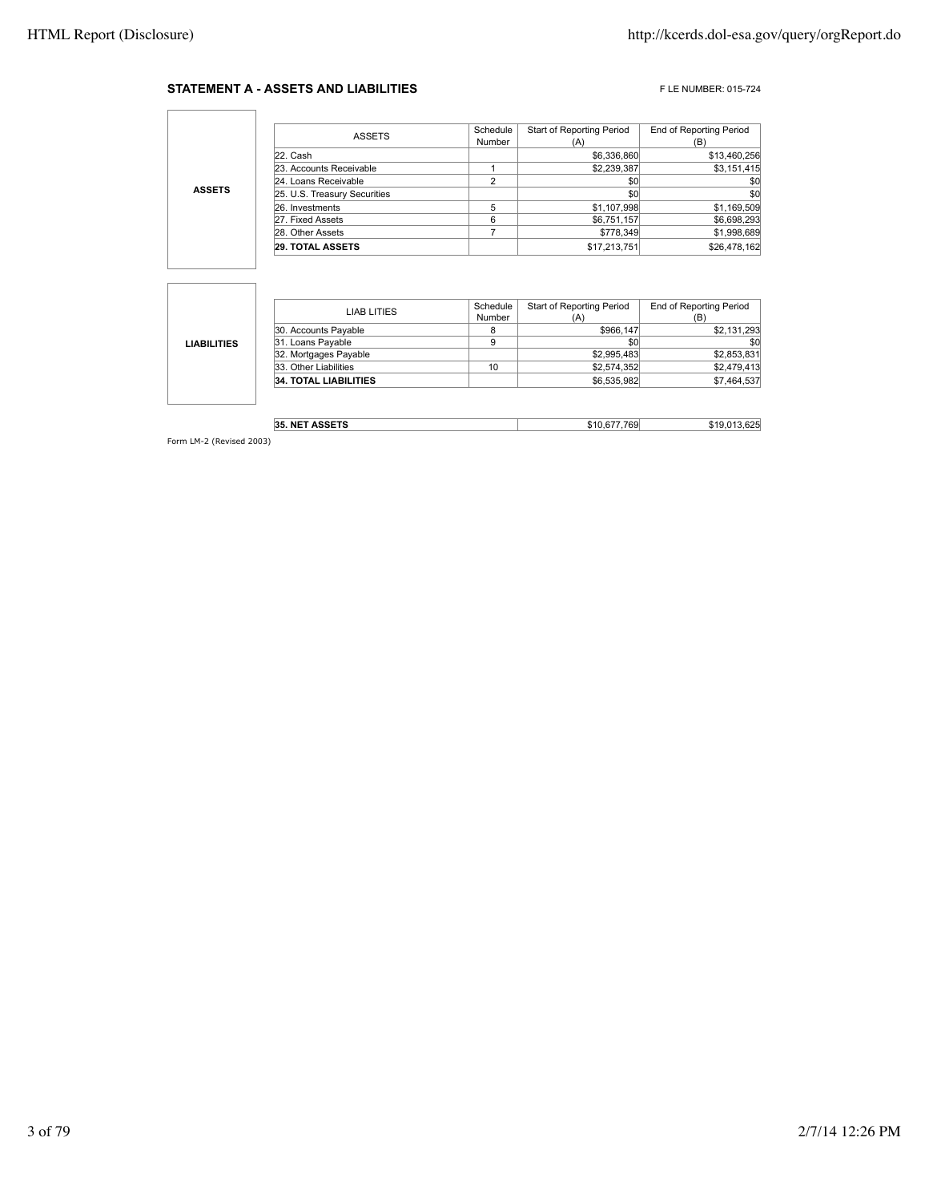## STATEMENT A - ASSETS AND LIABILITIES

F LE NUMBER: 015-724

**ASSETS**

| ASSETS | Schedule Number | Start of Reporting Period (A) | End of Reporting Period (B) |
|---|---|---|---|
| 22. Cash | | $6,336,860 | $13,460,256 |
| 23. Accounts Receivable | 1 | $2,239,387 | $3,151,415 |
| 24. Loans Receivable | 2 | $0 | $0 |
| 25. U.S. Treasury Securities | | $0 | $0 |
| 26. Investments | 5 | $1,107,998 | $1,169,509 |
| 27. Fixed Assets | 6 | $6,751,157 | $6,698,293 |
| 28. Other Assets | 7 | $778,349 | $1,998,689 |
| **29. TOTAL ASSETS** | | $17,213,751 | $26,478,162 |

**LIABILITIES**

| LIAB LITIES | Schedule Number | Start of Reporting Period (A) | End of Reporting Period (B) |
|---|---|---|---|
| 30. Accounts Payable | 8 | $966,147 | $2,131,293 |
| 31. Loans Payable | 9 | $0 | $0 |
| 32. Mortgages Payable | | $2,995,483 | $2,853,831 |
| 33. Other Liabilities | 10 | $2,574,352 | $2,479,413 |
| **34. TOTAL LIABILITIES** | | $6,535,982 | $7,464,537 |

| | Start of Reporting Period (A) | End of Reporting Period (B) |
|---|---|---|
| **35. NET ASSETS** | $10,677,769 | $19,013,625 |

Form LM-2 (Revised 2003)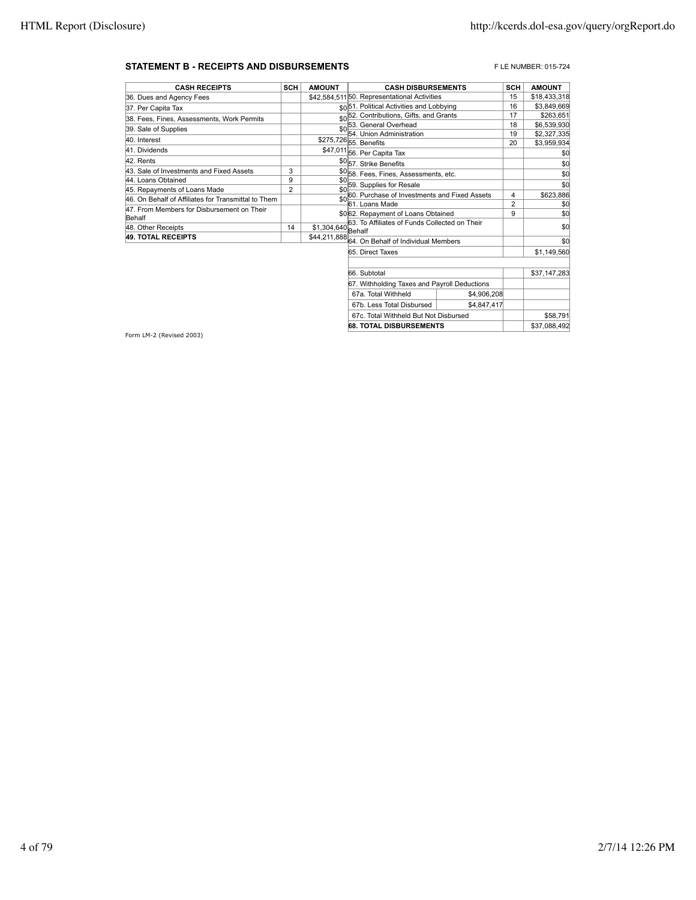## STATEMENT B - RECEIPTS AND DISBURSEMENTS

F LE NUMBER: 015-724

| CASH RECEIPTS | SCH | AMOUNT |
|---|---|---|
| 36. Dues and Agency Fees | | $42,584,511 |
| 37. Per Capita Tax | | $0 |
| 38. Fees, Fines, Assessments, Work Permits | | $0 |
| 39. Sale of Supplies | | $0 |
| 40. Interest | | $275,726 |
| 41. Dividends | | $47,011 |
| 42. Rents | | $0 |
| 43. Sale of Investments and Fixed Assets | 3 | $0 |
| 44. Loans Obtained | 9 | $0 |
| 45. Repayments of Loans Made | 2 | $0 |
| 46. On Behalf of Affiliates for Transmittal to Them | | $0 |
| 47. From Members for Disbursement on Their Behalf | | $0 |
| 48. Other Receipts | 14 | $1,304,640 |
| **49. TOTAL RECEIPTS** | | $44,211,888 |

| CASH DISBURSEMENTS | | SCH | AMOUNT |
|---|---|---|---|
| 50. Representational Activities | | 15 | $18,433,318 |
| 51. Political Activities and Lobbying | | 16 | $3,849,669 |
| 52. Contributions, Gifts, and Grants | | 17 | $263,651 |
| 53. General Overhead | | 18 | $6,539,930 |
| 54. Union Administration | | 19 | $2,327,335 |
| 55. Benefits | | 20 | $3,959,934 |
| 56. Per Capita Tax | | | $0 |
| 57. Strike Benefits | | | $0 |
| 58. Fees, Fines, Assessments, etc. | | | $0 |
| 59. Supplies for Resale | | | $0 |
| 60. Purchase of Investments and Fixed Assets | | 4 | $623,886 |
| 61. Loans Made | | 2 | $0 |
| 62. Repayment of Loans Obtained | | 9 | $0 |
| 63. To Affiliates of Funds Collected on Their Behalf | | | $0 |
| 64. On Behalf of Individual Members | | | $0 |
| 65. Direct Taxes | | | $1,149,560 |
| | | | |
| 66. Subtotal | | | $37,147,283 |
| 67. Withholding Taxes and Payroll Deductions | | | |
| 67a. Total Withheld | $4,906,208 | | |
| 67b. Less Total Disbursed | $4,847,417 | | |
| 67c. Total Withheld But Not Disbursed | | | $58,791 |
| **68. TOTAL DISBURSEMENTS** | | | $37,088,492 |

Form LM-2 (Revised 2003)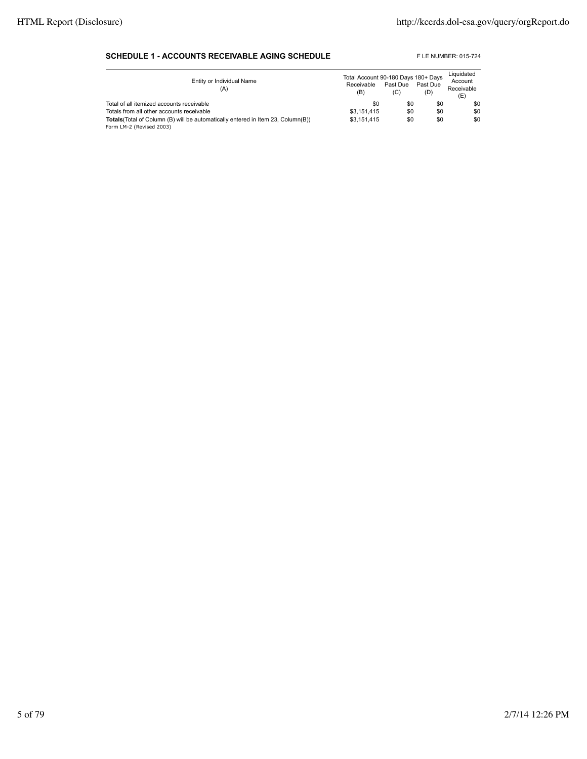**SCHEDULE 1 - ACCOUNTS RECEIVABLE AGING SCHEDULE**

F LE NUMBER: 015-724

| Entity or Individual Name (A) | Total Account Receivable (B) | 90-180 Days Past Due (C) | 180+ Days Past Due (D) | Liquidated Account Receivable (E) |
|---|---|---|---|---|
| Total of all itemized accounts receivable | $0 | $0 | $0 | $0 |
| Totals from all other accounts receivable | $3,151,415 | $0 | $0 | $0 |
| **Totals**(Total of Column (B) will be automatically entered in Item 23, Column(B)) | $3,151,415 | $0 | $0 | $0 |

Form LM-2 (Revised 2003)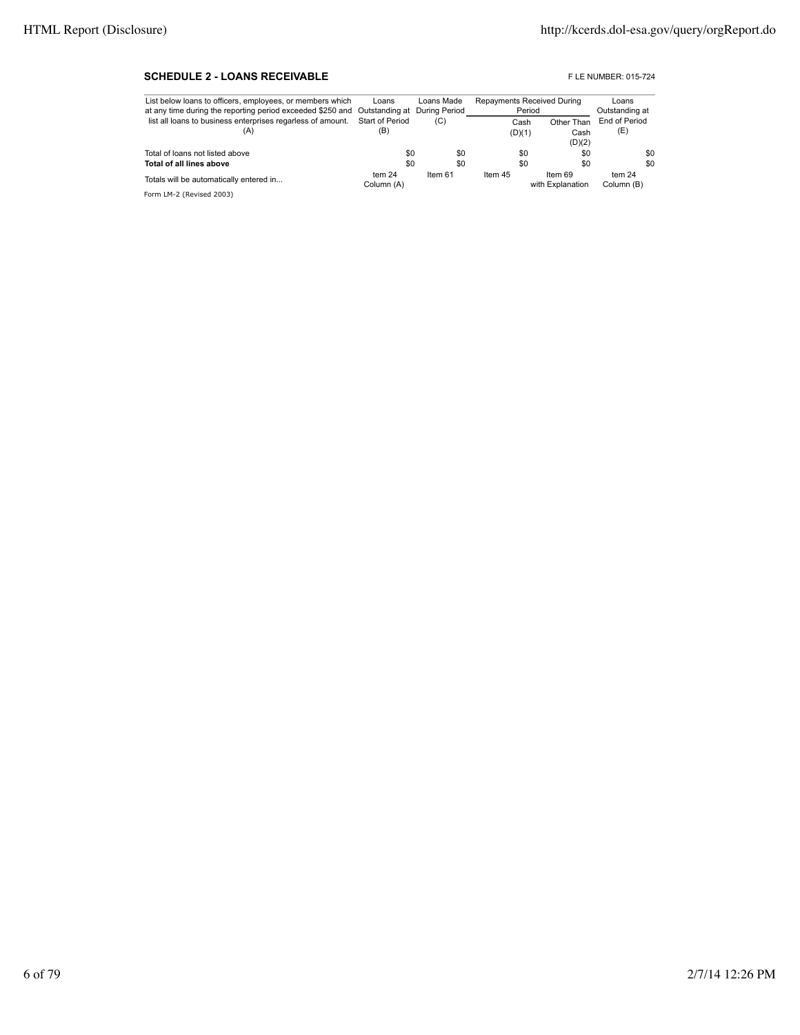## SCHEDULE 2 - LOANS RECEIVABLE

F LE NUMBER: 015-724

| List below loans to officers, employees, or members which at any time during the reporting period exceeded $250 and list all loans to business enterprises regardless of amount. (A) | Loans Outstanding at Start of Period (B) | Loans Made During Period (C) | Repayments Received During Period | | Loans Outstanding at End of Period (E) |
|---|---|---|---|---|---|
| | | | Cash (D)(1) | Other Than Cash (D)(2) | |
| Total of loans not listed above | $0 | $0 | $0 | $0 | $0 |
| **Total of all lines above** | $0 | $0 | $0 | $0 | $0 |
| Totals will be automatically entered in... | tem 24 Column (A) | Item 61 | Item 45 | Item 69 with Explanation | tem 24 Column (B) |

Form LM-2 (Revised 2003)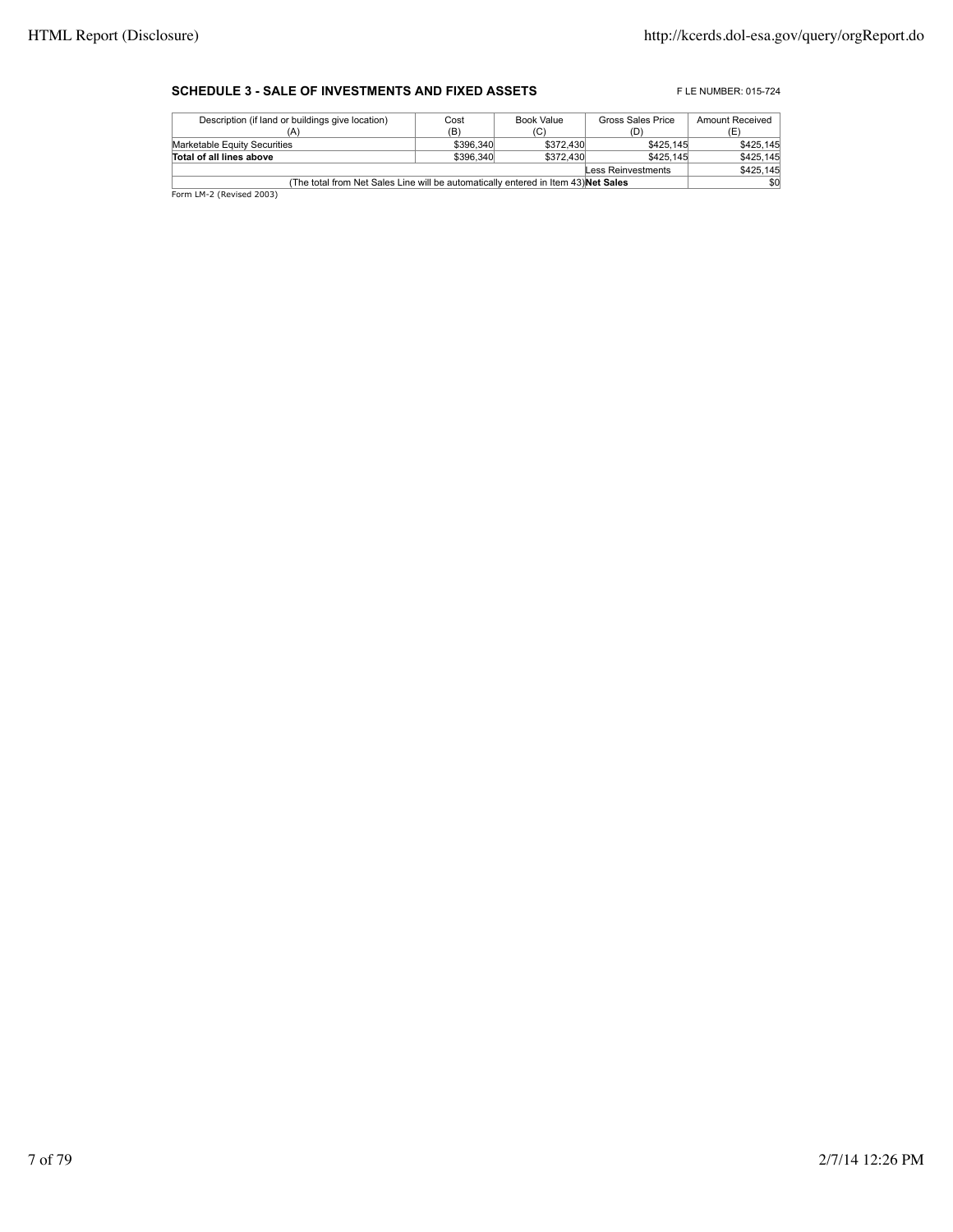**SCHEDULE 3 - SALE OF INVESTMENTS AND FIXED ASSETS**

F LE NUMBER: 015-724

| Description (if land or buildings give location) (A) | Cost (B) | Book Value (C) | Gross Sales Price (D) | Amount Received (E) |
|---|---|---|---|---|
| Marketable Equity Securities | $396,340 | $372,430 | $425,145 | $425,145 |
| **Total of all lines above** | $396,340 | $372,430 | $425,145 | $425,145 |
| | | | Less Reinvestments | $425,145 |
| (The total from Net Sales Line will be automatically entered in Item 43) | | | **Net Sales** | $0 |

Form LM-2 (Revised 2003)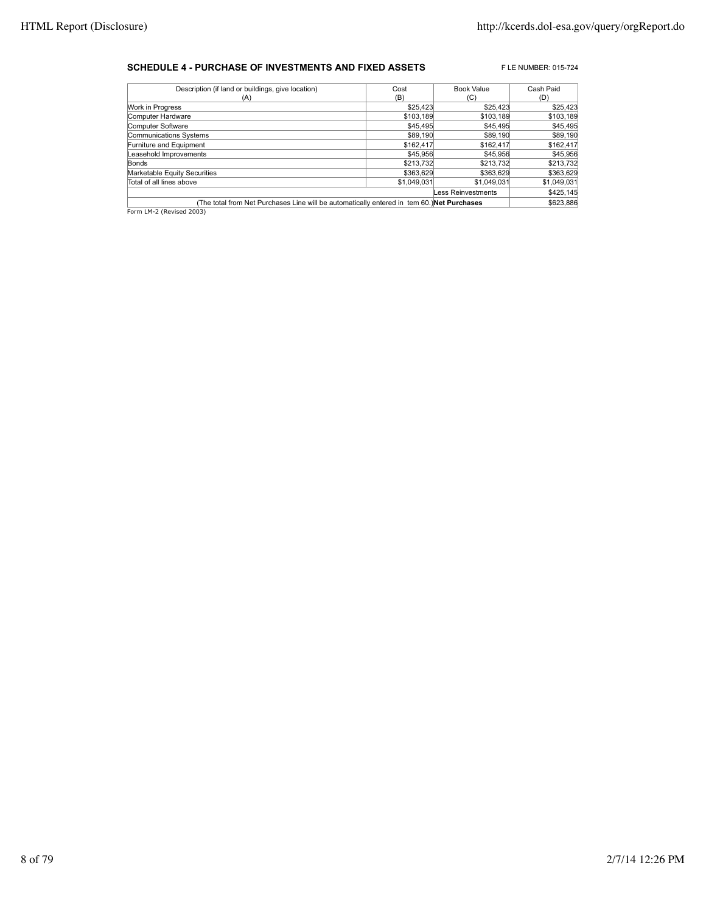**SCHEDULE 4 - PURCHASE OF INVESTMENTS AND FIXED ASSETS**

F LE NUMBER: 015-724

| Description (if land or buildings, give location) (A) | Cost (B) | Book Value (C) | Cash Paid (D) |
|---|---|---|---|
| Work in Progress | $25,423 | $25,423 | $25,423 |
| Computer Hardware | $103,189 | $103,189 | $103,189 |
| Computer Software | $45,495 | $45,495 | $45,495 |
| Communications Systems | $89,190 | $89,190 | $89,190 |
| Furniture and Equipment | $162,417 | $162,417 | $162,417 |
| Leasehold Improvements | $45,956 | $45,956 | $45,956 |
| Bonds | $213,732 | $213,732 | $213,732 |
| Marketable Equity Securities | $363,629 | $363,629 | $363,629 |
| Total of all lines above | $1,049,031 | $1,049,031 | $1,049,031 |
| | | Less Reinvestments | $425,145 |
| (The total from Net Purchases Line will be automatically entered in tem 60.) | | **Net Purchases** | $623,886 |

Form LM-2 (Revised 2003)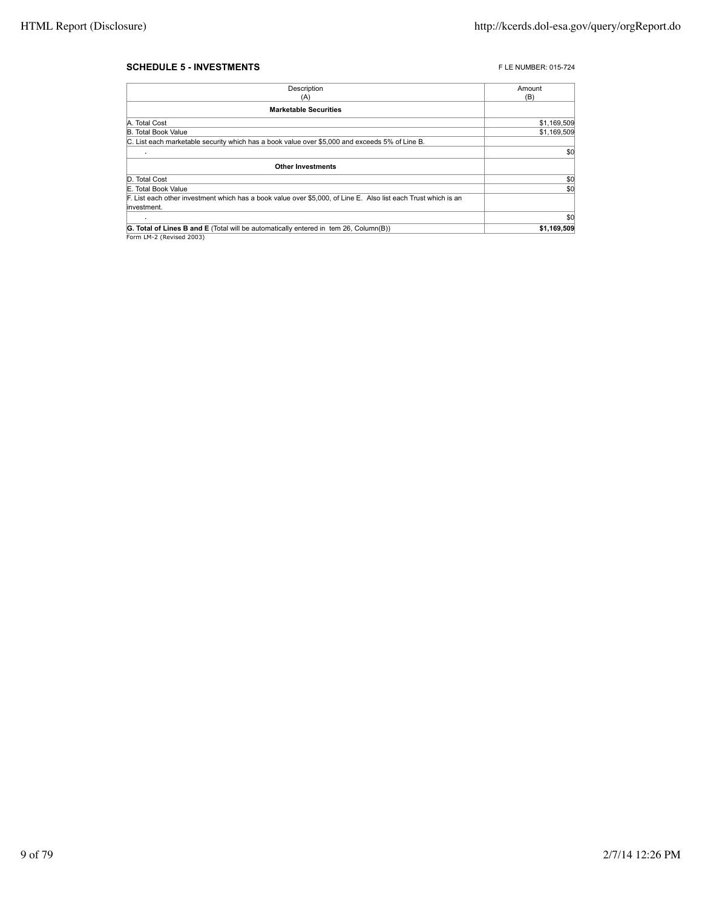**SCHEDULE 5 - INVESTMENTS**

F LE NUMBER: 015-724

| Description (A) | Amount (B) |
|---|---|
| **Marketable Securities** | |
| A. Total Cost | $1,169,509 |
| B. Total Book Value | $1,169,509 |
| C. List each marketable security which has a book value over $5,000 and exceeds 5% of Line B. | |
| . | $0 |
| **Other Investments** | |
| D. Total Cost | $0 |
| E. Total Book Value | $0 |
| F. List each other investment which has a book value over $5,000, of Line E. Also list each Trust which is an investment. | |
| . | $0 |
| **G. Total of Lines B and E** (Total will be automatically entered in tem 26, Column(B)) | **$1,169,509** |

Form LM-2 (Revised 2003)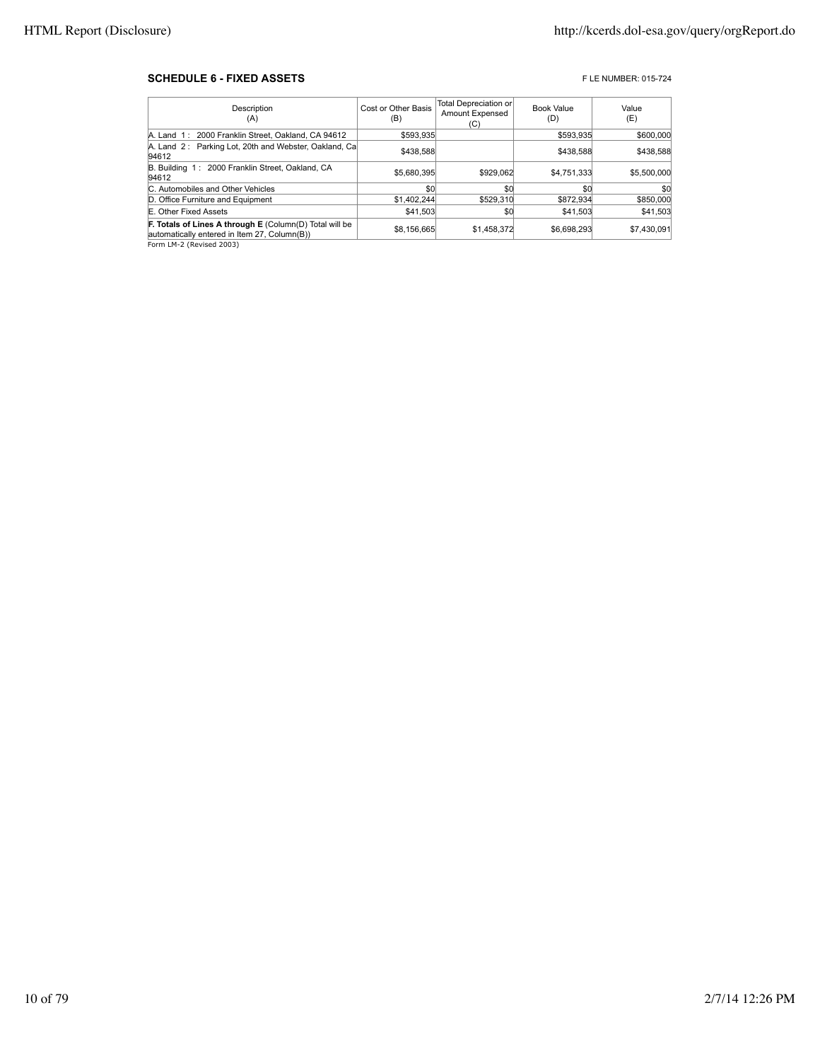**SCHEDULE 6 - FIXED ASSETS**

F LE NUMBER: 015-724

| Description (A) | Cost or Other Basis (B) | Total Depreciation or Amount Expensed (C) | Book Value (D) | Value (E) |
|---|---|---|---|---|
| A. Land 1 : 2000 Franklin Street, Oakland, CA 94612 | $593,935 | | $593,935 | $600,000 |
| A. Land 2 : Parking Lot, 20th and Webster, Oakland, Ca 94612 | $438,588 | | $438,588 | $438,588 |
| B. Building 1 : 2000 Franklin Street, Oakland, CA 94612 | $5,680,395 | $929,062 | $4,751,333 | $5,500,000 |
| C. Automobiles and Other Vehicles | $0 | $0 | $0 | $0 |
| D. Office Furniture and Equipment | $1,402,244 | $529,310 | $872,934 | $850,000 |
| E. Other Fixed Assets | $41,503 | $0 | $41,503 | $41,503 |
| **F. Totals of Lines A through E** (Column(D) Total will be automatically entered in Item 27, Column(B)) | $8,156,665 | $1,458,372 | $6,698,293 | $7,430,091 |

Form LM-2 (Revised 2003)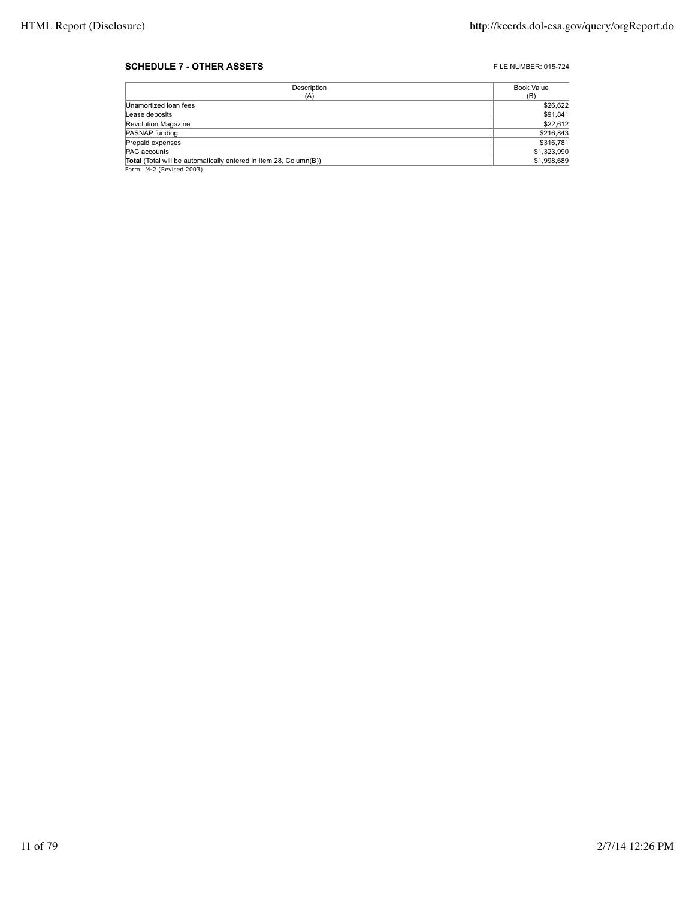**SCHEDULE 7 - OTHER ASSETS**

F LE NUMBER: 015-724

| Description (A) | Book Value (B) |
|---|---|
| Unamortized loan fees | $26,622 |
| Lease deposits | $91,841 |
| Revolution Magazine | $22,612 |
| PASNAP funding | $216,843 |
| Prepaid expenses | $316,781 |
| PAC accounts | $1,323,990 |
| **Total** (Total will be automatically entered in Item 28, Column(B)) | $1,998,689 |

Form LM-2 (Revised 2003)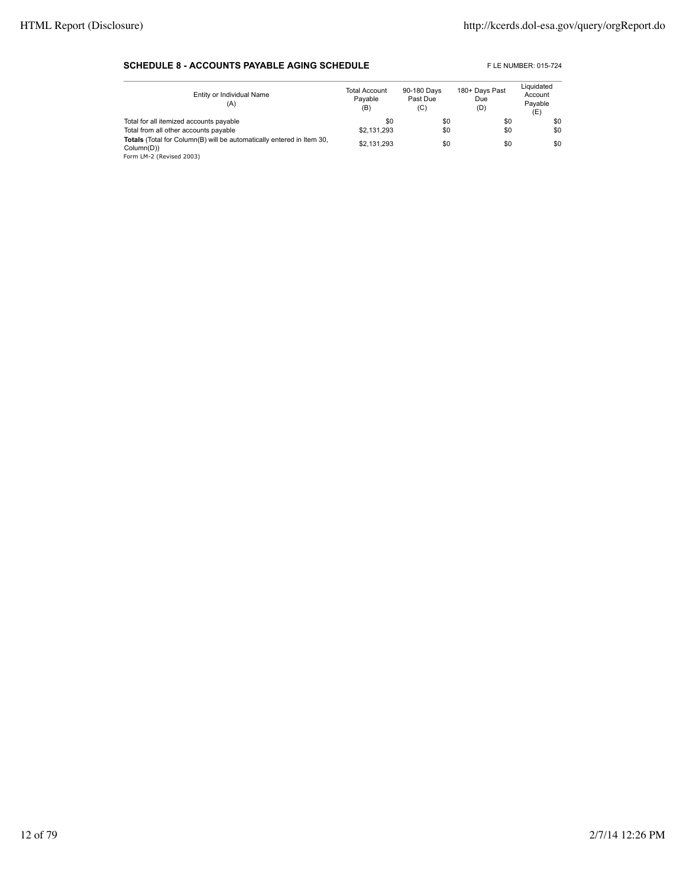**SCHEDULE 8 - ACCOUNTS PAYABLE AGING SCHEDULE**

F LE NUMBER: 015-724

| Entity or Individual Name (A) | Total Account Payable (B) | 90-180 Days Past Due (C) | 180+ Days Past Due (D) | Liquidated Account Payable (E) |
|---|---|---|---|---|
| Total for all itemized accounts payable | $0 | $0 | $0 | $0 |
| Total from all other accounts payable | $2,131,293 | $0 | $0 | $0 |
| **Totals** (Total for Column(B) will be automatically entered in Item 30, Column(D)) | $2,131,293 | $0 | $0 | $0 |

Form LM-2 (Revised 2003)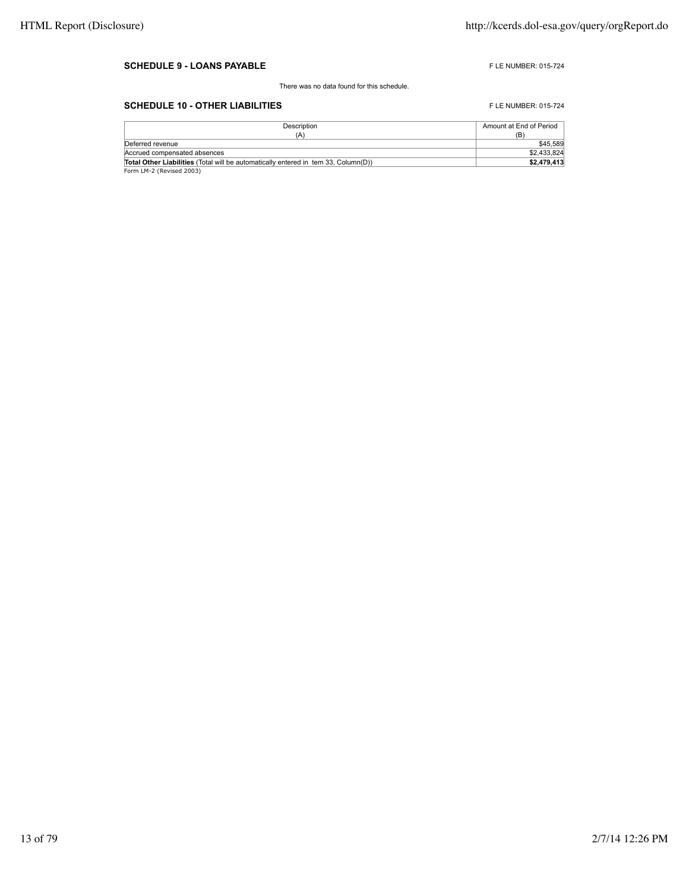## SCHEDULE 9 - LOANS PAYABLE

F LE NUMBER: 015-724

There was no data found for this schedule.

## SCHEDULE 10 - OTHER LIABILITIES

F LE NUMBER: 015-724

| Description (A) | Amount at End of Period (B) |
|---|---|
| Deferred revenue | $45,589 |
| Accrued compensated absences | $2,433,824 |
| **Total Other Liabilities** (Total will be automatically entered in tem 33, Column(D)) | **$2,479,413** |

Form LM-2 (Revised 2003)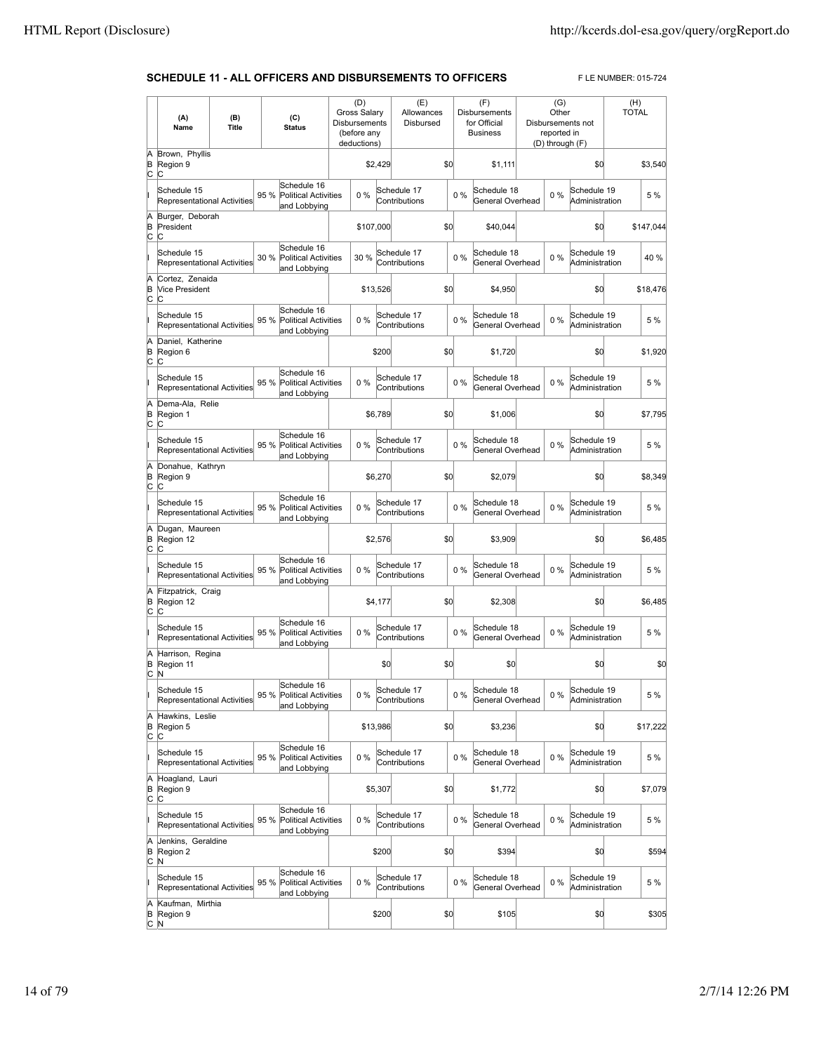## SCHEDULE 11 - ALL OFFICERS AND DISBURSEMENTS TO OFFICERS

F LE NUMBER: 015-724

| | (A) Name | (B) Title | (C) Status | (D) Gross Salary Disbursements (before any deductions) | (E) Allowances Disbursed | (F) Disbursements for Official Business | (G) Other Disbursements not reported in (D) through (F) | (H) TOTAL |
|---|---|---|---|---|---|---|---|---|
| A B C | Brown, Phyllis | Region 9 | C | $2,429 | $0 | $1,111 | $0 | $3,540 |
| I | Schedule 15 Representational Activities 95 % | Schedule 16 Political Activities and Lobbying 0 % | Schedule 17 Contributions 0 % | Schedule 18 General Overhead 0 % | Schedule 19 Administration 5 % | | | |
| A B C | Burger, Deborah | President | C | $107,000 | $0 | $40,044 | $0 | $147,044 |
| I | Schedule 15 Representational Activities 30 % | Schedule 16 Political Activities and Lobbying 30 % | Schedule 17 Contributions 0 % | Schedule 18 General Overhead 0 % | Schedule 19 Administration 40 % | | | |
| A B C | Cortez, Zenaida | Vice President | C | $13,526 | $0 | $4,950 | $0 | $18,476 |
| I | Schedule 15 Representational Activities 95 % | Schedule 16 Political Activities and Lobbying 0 % | Schedule 17 Contributions 0 % | Schedule 18 General Overhead 0 % | Schedule 19 Administration 5 % | | | |
| A B C | Daniel, Katherine | Region 6 | C | $200 | $0 | $1,720 | $0 | $1,920 |
| I | Schedule 15 Representational Activities 95 % | Schedule 16 Political Activities and Lobbying 0 % | Schedule 17 Contributions 0 % | Schedule 18 General Overhead 0 % | Schedule 19 Administration 5 % | | | |
| A B C | Dema-Ala, Relie | Region 1 | C | $6,789 | $0 | $1,006 | $0 | $7,795 |
| I | Schedule 15 Representational Activities 95 % | Schedule 16 Political Activities and Lobbying 0 % | Schedule 17 Contributions 0 % | Schedule 18 General Overhead 0 % | Schedule 19 Administration 5 % | | | |
| A B C | Donahue, Kathryn | Region 9 | C | $6,270 | $0 | $2,079 | $0 | $8,349 |
| I | Schedule 15 Representational Activities 95 % | Schedule 16 Political Activities and Lobbying 0 % | Schedule 17 Contributions 0 % | Schedule 18 General Overhead 0 % | Schedule 19 Administration 5 % | | | |
| A B C | Dugan, Maureen | Region 12 | C | $2,576 | $0 | $3,909 | $0 | $6,485 |
| I | Schedule 15 Representational Activities 95 % | Schedule 16 Political Activities and Lobbying 0 % | Schedule 17 Contributions 0 % | Schedule 18 General Overhead 0 % | Schedule 19 Administration 5 % | | | |
| A B C | Fitzpatrick, Craig | Region 12 | C | $4,177 | $0 | $2,308 | $0 | $6,485 |
| I | Schedule 15 Representational Activities 95 % | Schedule 16 Political Activities and Lobbying 0 % | Schedule 17 Contributions 0 % | Schedule 18 General Overhead 0 % | Schedule 19 Administration 5 % | | | |
| A B C | Harrison, Regina | Region 11 | N | $0 | $0 | $0 | $0 | $0 |
| I | Schedule 15 Representational Activities 95 % | Schedule 16 Political Activities and Lobbying 0 % | Schedule 17 Contributions 0 % | Schedule 18 General Overhead 0 % | Schedule 19 Administration 5 % | | | |
| A B C | Hawkins, Leslie | Region 5 | C | $13,986 | $0 | $3,236 | $0 | $17,222 |
| I | Schedule 15 Representational Activities 95 % | Schedule 16 Political Activities and Lobbying 0 % | Schedule 17 Contributions 0 % | Schedule 18 General Overhead 0 % | Schedule 19 Administration 5 % | | | |
| A B C | Hoagland, Lauri | Region 9 | C | $5,307 | $0 | $1,772 | $0 | $7,079 |
| I | Schedule 15 Representational Activities 95 % | Schedule 16 Political Activities and Lobbying 0 % | Schedule 17 Contributions 0 % | Schedule 18 General Overhead 0 % | Schedule 19 Administration 5 % | | | |
| A B C | Jenkins, Geraldine | Region 2 | N | $200 | $0 | $394 | $0 | $594 |
| I | Schedule 15 Representational Activities 95 % | Schedule 16 Political Activities and Lobbying 0 % | Schedule 17 Contributions 0 % | Schedule 18 General Overhead 0 % | Schedule 19 Administration 5 % | | | |
| A B C | Kaufman, Mirthia | Region 9 | N | $200 | $0 | $105 | $0 | $305 |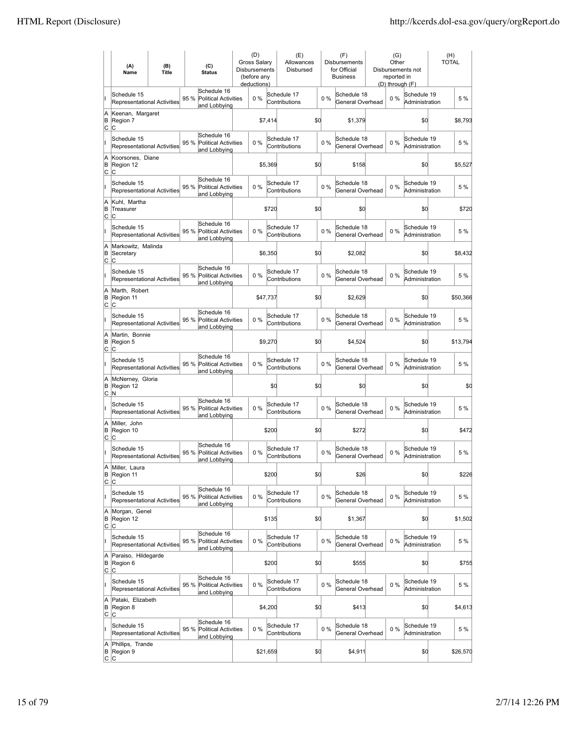|  | (A) Name | (B) Title | (C) Status | (D) Gross Salary Disbursements (before any deductions) | (E) Allowances Disbursed | (F) Disbursements for Official Business | (G) Other Disbursements not reported in (D) through (F) | (H) TOTAL |
|---|---|---|---|---|---|---|---|---|
| I | Schedule 15 Representational Activities 95 % | Schedule 16 Political Activities and Lobbying 0 % | | Schedule 17 Contributions 0 % | | Schedule 18 General Overhead 0 % | Schedule 19 Administration | 5 % |
| A B C | Keenan, Margaret Region 7 C | | | $7,414 | $0 | $1,379 | $0 | $8,793 |
| I | Schedule 15 Representational Activities 95 % | Schedule 16 Political Activities and Lobbying 0 % | | Schedule 17 Contributions 0 % | | Schedule 18 General Overhead 0 % | Schedule 19 Administration | 5 % |
| A B C | Koorsones, Diane Region 12 C | | | $5,369 | $0 | $158 | $0 | $5,527 |
| I | Schedule 15 Representational Activities 95 % | Schedule 16 Political Activities and Lobbying 0 % | | Schedule 17 Contributions 0 % | | Schedule 18 General Overhead 0 % | Schedule 19 Administration | 5 % |
| A B C | Kuhl, Martha Treasurer C | | | $720 | $0 | $0 | $0 | $720 |
| I | Schedule 15 Representational Activities 95 % | Schedule 16 Political Activities and Lobbying 0 % | | Schedule 17 Contributions 0 % | | Schedule 18 General Overhead 0 % | Schedule 19 Administration | 5 % |
| A B C | Markowitz, Malinda Secretary C | | | $6,350 | $0 | $2,082 | $0 | $8,432 |
| I | Schedule 15 Representational Activities 95 % | Schedule 16 Political Activities and Lobbying 0 % | | Schedule 17 Contributions 0 % | | Schedule 18 General Overhead 0 % | Schedule 19 Administration | 5 % |
| A B C | Marth, Robert Region 11 C | | | $47,737 | $0 | $2,629 | $0 | $50,366 |
| I | Schedule 15 Representational Activities 95 % | Schedule 16 Political Activities and Lobbying 0 % | | Schedule 17 Contributions 0 % | | Schedule 18 General Overhead 0 % | Schedule 19 Administration | 5 % |
| A B C | Martin, Bonnie Region 5 C | | | $9,270 | $0 | $4,524 | $0 | $13,794 |
| I | Schedule 15 Representational Activities 95 % | Schedule 16 Political Activities and Lobbying 0 % | | Schedule 17 Contributions 0 % | | Schedule 18 General Overhead 0 % | Schedule 19 Administration | 5 % |
| A B C | McNerney, Gloria Region 12 N | | | $0 | $0 | $0 | $0 | $0 |
| I | Schedule 15 Representational Activities 95 % | Schedule 16 Political Activities and Lobbying 0 % | | Schedule 17 Contributions 0 % | | Schedule 18 General Overhead 0 % | Schedule 19 Administration | 5 % |
| A B C | Miller, John Region 10 C | | | $200 | $0 | $272 | $0 | $472 |
| I | Schedule 15 Representational Activities 95 % | Schedule 16 Political Activities and Lobbying 0 % | | Schedule 17 Contributions 0 % | | Schedule 18 General Overhead 0 % | Schedule 19 Administration | 5 % |
| A B C | Miller, Laura Region 11 C | | | $200 | $0 | $26 | $0 | $226 |
| I | Schedule 15 Representational Activities 95 % | Schedule 16 Political Activities and Lobbying 0 % | | Schedule 17 Contributions 0 % | | Schedule 18 General Overhead 0 % | Schedule 19 Administration | 5 % |
| A B C | Morgan, Genel Region 12 C | | | $135 | $0 | $1,367 | $0 | $1,502 |
| I | Schedule 15 Representational Activities 95 % | Schedule 16 Political Activities and Lobbying 0 % | | Schedule 17 Contributions 0 % | | Schedule 18 General Overhead 0 % | Schedule 19 Administration | 5 % |
| A B C | Paraiso, Hildegarde Region 6 C | | | $200 | $0 | $555 | $0 | $755 |
| I | Schedule 15 Representational Activities 95 % | Schedule 16 Political Activities and Lobbying 0 % | | Schedule 17 Contributions 0 % | | Schedule 18 General Overhead 0 % | Schedule 19 Administration | 5 % |
| A B C | Pataki, Elizabeth Region 8 C | | | $4,200 | $0 | $413 | $0 | $4,613 |
| I | Schedule 15 Representational Activities 95 % | Schedule 16 Political Activities and Lobbying 0 % | | Schedule 17 Contributions 0 % | | Schedule 18 General Overhead 0 % | Schedule 19 Administration | 5 % |
| A B C | Phillips, Trande Region 9 C | | | $21,659 | $0 | $4,911 | $0 | $26,570 |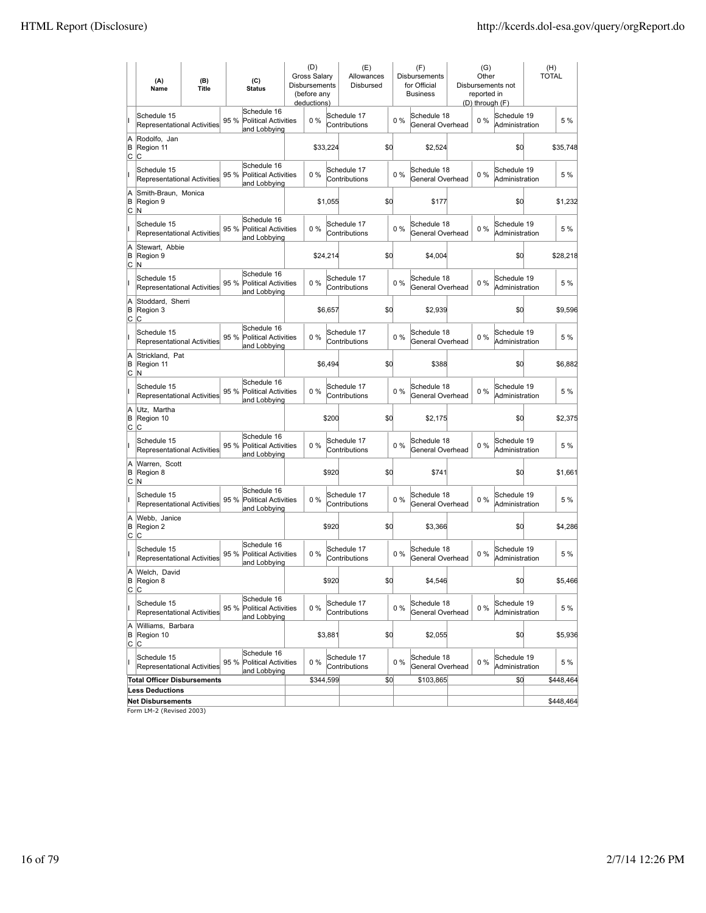| | (A) Name | (B) Title | (C) Status | | (D) Gross Salary Disbursements (before any deductions) | | (E) Allowances Disbursed | | (F) Disbursements for Official Business | | (G) Other Disbursements not reported in (D) through (F) | | (H) TOTAL |
|---|---|---|---|---|---|---|---|---|---|---|---|---|---|
| I | Schedule 15 Representational Activities | | 95 % | Schedule 16 Political Activities and Lobbying | | 0 % | Schedule 17 Contributions | 0 % | Schedule 18 General Overhead | 0 % | Schedule 19 Administration | | 5 % |
| A B C | Rodolfo, Jan Region 11 C | | | | | $33,224 | | $0 | $2,524 | | | $0 | $35,748 |
| I | Schedule 15 Representational Activities | | 95 % | Schedule 16 Political Activities and Lobbying | | 0 % | Schedule 17 Contributions | 0 % | Schedule 18 General Overhead | 0 % | Schedule 19 Administration | | 5 % |
| A B C | Smith-Braun, Monica Region 9 N | | | | | $1,055 | | $0 | $177 | | | $0 | $1,232 |
| I | Schedule 15 Representational Activities | | 95 % | Schedule 16 Political Activities and Lobbying | | 0 % | Schedule 17 Contributions | 0 % | Schedule 18 General Overhead | 0 % | Schedule 19 Administration | | 5 % |
| A B C | Stewart, Abbie Region 9 N | | | | | $24,214 | | $0 | $4,004 | | | $0 | $28,218 |
| I | Schedule 15 Representational Activities | | 95 % | Schedule 16 Political Activities and Lobbying | | 0 % | Schedule 17 Contributions | 0 % | Schedule 18 General Overhead | 0 % | Schedule 19 Administration | | 5 % |
| A B C | Stoddard, Sherri Region 3 C | | | | | $6,657 | | $0 | $2,939 | | | $0 | $9,596 |
| I | Schedule 15 Representational Activities | | 95 % | Schedule 16 Political Activities and Lobbying | | 0 % | Schedule 17 Contributions | 0 % | Schedule 18 General Overhead | 0 % | Schedule 19 Administration | | 5 % |
| A B C | Strickland, Pat Region 11 N | | | | | $6,494 | | $0 | $388 | | | $0 | $6,882 |
| I | Schedule 15 Representational Activities | | 95 % | Schedule 16 Political Activities and Lobbying | | 0 % | Schedule 17 Contributions | 0 % | Schedule 18 General Overhead | 0 % | Schedule 19 Administration | | 5 % |
| A B C | Utz, Martha Region 10 C | | | | | $200 | | $0 | $2,175 | | | $0 | $2,375 |
| I | Schedule 15 Representational Activities | | 95 % | Schedule 16 Political Activities and Lobbying | | 0 % | Schedule 17 Contributions | 0 % | Schedule 18 General Overhead | 0 % | Schedule 19 Administration | | 5 % |
| A B C | Warren, Scott Region 8 N | | | | | $920 | | $0 | $741 | | | $0 | $1,661 |
| I | Schedule 15 Representational Activities | | 95 % | Schedule 16 Political Activities and Lobbying | | 0 % | Schedule 17 Contributions | 0 % | Schedule 18 General Overhead | 0 % | Schedule 19 Administration | | 5 % |
| A B C | Webb, Janice Region 2 C | | | | | $920 | | $0 | $3,366 | | | $0 | $4,286 |
| I | Schedule 15 Representational Activities | | 95 % | Schedule 16 Political Activities and Lobbying | | 0 % | Schedule 17 Contributions | 0 % | Schedule 18 General Overhead | 0 % | Schedule 19 Administration | | 5 % |
| A B C | Welch, David Region 8 C | | | | | $920 | | $0 | $4,546 | | | $0 | $5,466 |
| I | Schedule 15 Representational Activities | | 95 % | Schedule 16 Political Activities and Lobbying | | 0 % | Schedule 17 Contributions | 0 % | Schedule 18 General Overhead | 0 % | Schedule 19 Administration | | 5 % |
| A B C | Williams, Barbara Region 10 C | | | | | $3,881 | | $0 | $2,055 | | | $0 | $5,936 |
| I | Schedule 15 Representational Activities | | 95 % | Schedule 16 Political Activities and Lobbying | | 0 % | Schedule 17 Contributions | 0 % | Schedule 18 General Overhead | 0 % | Schedule 19 Administration | | 5 % |
| | **Total Officer Disbursements** | | | | | $344,599 | | $0 | $103,865 | | | $0 | $448,464 |
| | **Less Deductions** | | | | | | | | | | | | |
| | **Net Disbursements** | | | | | | | | | | | | $448,464 |

Form LM-2 (Revised 2003)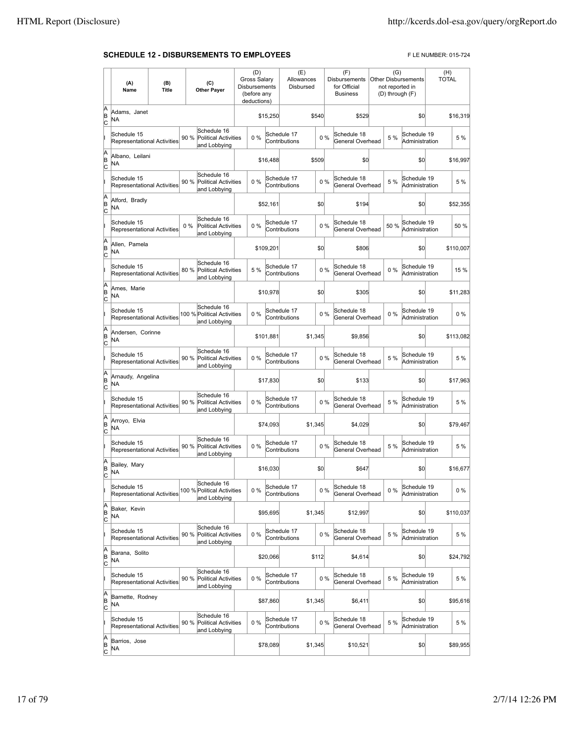## SCHEDULE 12 - DISBURSEMENTS TO EMPLOYEES

F LE NUMBER: 015-724

| | (A) Name | (B) Title | (C) Other Payer | (D) Gross Salary Disbursements (before any deductions) | (E) Allowances Disbursed | (F) Disbursements for Official Business | (G) Other Disbursements not reported in (D) through (F) | (H) TOTAL |
|---|---|---|---|---|---|---|---|---|
| A B C | Adams, Janet NA | | | $15,250 | $540 | $529 | $0 | $16,319 |
| I | Schedule 15 Representational Activities 90 % | Schedule 16 Political Activities and Lobbying 0 % | | Schedule 17 Contributions 0 % | | Schedule 18 General Overhead 5 % | Schedule 19 Administration 5 % | |
| A B C | Albano, Leilani NA | | | $16,488 | $509 | $0 | $0 | $16,997 |
| I | Schedule 15 Representational Activities 90 % | Schedule 16 Political Activities and Lobbying 0 % | | Schedule 17 Contributions 0 % | | Schedule 18 General Overhead 5 % | Schedule 19 Administration 5 % | |
| A B C | Alford, Bradly NA | | | $52,161 | $0 | $194 | $0 | $52,355 |
| I | Schedule 15 Representational Activities 0 % | Schedule 16 Political Activities and Lobbying 0 % | | Schedule 17 Contributions 0 % | | Schedule 18 General Overhead 50 % | Schedule 19 Administration 50 % | |
| A B C | Allen, Pamela NA | | | $109,201 | $0 | $806 | $0 | $110,007 |
| I | Schedule 15 Representational Activities 80 % | Schedule 16 Political Activities and Lobbying 5 % | | Schedule 17 Contributions 0 % | | Schedule 18 General Overhead 0 % | Schedule 19 Administration 15 % | |
| A B C | Ames, Marie NA | | | $10,978 | $0 | $305 | $0 | $11,283 |
| I | Schedule 15 Representational Activities 100 % | Schedule 16 Political Activities and Lobbying 0 % | | Schedule 17 Contributions 0 % | | Schedule 18 General Overhead 0 % | Schedule 19 Administration 0 % | |
| A B C | Andersen, Corinne NA | | | $101,881 | $1,345 | $9,856 | $0 | $113,082 |
| I | Schedule 15 Representational Activities 90 % | Schedule 16 Political Activities and Lobbying 0 % | | Schedule 17 Contributions 0 % | | Schedule 18 General Overhead 5 % | Schedule 19 Administration 5 % | |
| A B C | Arnaudy, Angelina NA | | | $17,830 | $0 | $133 | $0 | $17,963 |
| I | Schedule 15 Representational Activities 90 % | Schedule 16 Political Activities and Lobbying 0 % | | Schedule 17 Contributions 0 % | | Schedule 18 General Overhead 5 % | Schedule 19 Administration 5 % | |
| A B C | Arroyo, Elvia NA | | | $74,093 | $1,345 | $4,029 | $0 | $79,467 |
| I | Schedule 15 Representational Activities 90 % | Schedule 16 Political Activities and Lobbying 0 % | | Schedule 17 Contributions 0 % | | Schedule 18 General Overhead 5 % | Schedule 19 Administration 5 % | |
| A B C | Bailey, Mary NA | | | $16,030 | $0 | $647 | $0 | $16,677 |
| I | Schedule 15 Representational Activities 100 % | Schedule 16 Political Activities and Lobbying 0 % | | Schedule 17 Contributions 0 % | | Schedule 18 General Overhead 0 % | Schedule 19 Administration 0 % | |
| A B C | Baker, Kevin NA | | | $95,695 | $1,345 | $12,997 | $0 | $110,037 |
| I | Schedule 15 Representational Activities 90 % | Schedule 16 Political Activities and Lobbying 0 % | | Schedule 17 Contributions 0 % | | Schedule 18 General Overhead 5 % | Schedule 19 Administration 5 % | |
| A B C | Barana, Solito NA | | | $20,066 | $112 | $4,614 | $0 | $24,792 |
| I | Schedule 15 Representational Activities 90 % | Schedule 16 Political Activities and Lobbying 0 % | | Schedule 17 Contributions 0 % | | Schedule 18 General Overhead 5 % | Schedule 19 Administration 5 % | |
| A B C | Barnette, Rodney NA | | | $87,860 | $1,345 | $6,411 | $0 | $95,616 |
| I | Schedule 15 Representational Activities 90 % | Schedule 16 Political Activities and Lobbying 0 % | | Schedule 17 Contributions 0 % | | Schedule 18 General Overhead 5 % | Schedule 19 Administration 5 % | |
| A B C | Barrios, Jose NA | | | $78,089 | $1,345 | $10,521 | $0 | $89,955 |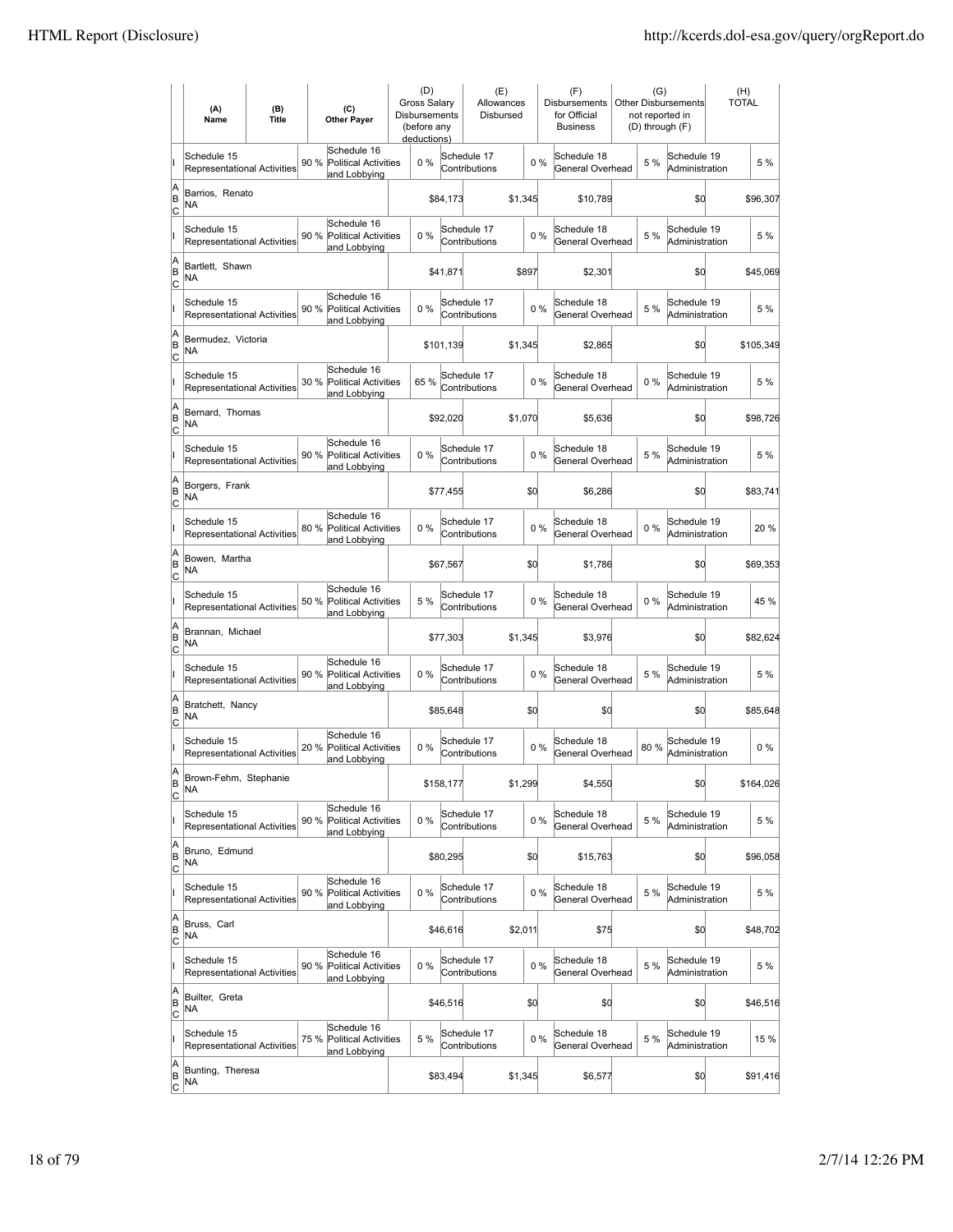| | (A) Name | (B) Title | (C) Other Payer | (D) Gross Salary Disbursements (before any deductions) | (E) Allowances Disbursed | (F) Disbursements for Official Business | (G) Other Disbursements not reported in (D) through (F) | (H) TOTAL |
|---|---|---|---|---|---|---|---|---|
| I | Schedule 15 Representational Activities 90 % | | Schedule 16 Political Activities and Lobbying 0 % | | Schedule 17 Contributions 0 % | Schedule 18 General Overhead 5 % | Schedule 19 Administration | 5 % |
| A B C | Barrios, Renato NA | | | $84,173 | $1,345 | $10,789 | $0 | $96,307 |
| I | Schedule 15 Representational Activities 90 % | | Schedule 16 Political Activities and Lobbying 0 % | | Schedule 17 Contributions 0 % | Schedule 18 General Overhead 5 % | Schedule 19 Administration | 5 % |
| A B C | Bartlett, Shawn NA | | | $41,871 | $897 | $2,301 | $0 | $45,069 |
| I | Schedule 15 Representational Activities 90 % | | Schedule 16 Political Activities and Lobbying 0 % | | Schedule 17 Contributions 0 % | Schedule 18 General Overhead 5 % | Schedule 19 Administration | 5 % |
| A B C | Bermudez, Victoria NA | | | $101,139 | $1,345 | $2,865 | $0 | $105,349 |
| I | Schedule 15 Representational Activities 30 % | | Schedule 16 Political Activities and Lobbying 65 % | | Schedule 17 Contributions 0 % | Schedule 18 General Overhead 0 % | Schedule 19 Administration | 5 % |
| A B C | Bernard, Thomas NA | | | $92,020 | $1,070 | $5,636 | $0 | $98,726 |
| I | Schedule 15 Representational Activities 90 % | | Schedule 16 Political Activities and Lobbying 0 % | | Schedule 17 Contributions 0 % | Schedule 18 General Overhead 5 % | Schedule 19 Administration | 5 % |
| A B C | Borgers, Frank NA | | | $77,455 | $0 | $6,286 | $0 | $83,741 |
| I | Schedule 15 Representational Activities 80 % | | Schedule 16 Political Activities and Lobbying 0 % | | Schedule 17 Contributions 0 % | Schedule 18 General Overhead 0 % | Schedule 19 Administration | 20 % |
| A B C | Bowen, Martha NA | | | $67,567 | $0 | $1,786 | $0 | $69,353 |
| I | Schedule 15 Representational Activities 50 % | | Schedule 16 Political Activities and Lobbying 5 % | | Schedule 17 Contributions 0 % | Schedule 18 General Overhead 0 % | Schedule 19 Administration | 45 % |
| A B C | Brannan, Michael NA | | | $77,303 | $1,345 | $3,976 | $0 | $82,624 |
| I | Schedule 15 Representational Activities 90 % | | Schedule 16 Political Activities and Lobbying 0 % | | Schedule 17 Contributions 0 % | Schedule 18 General Overhead 5 % | Schedule 19 Administration | 5 % |
| A B C | Bratchett, Nancy NA | | | $85,648 | $0 | $0 | $0 | $85,648 |
| I | Schedule 15 Representational Activities 20 % | | Schedule 16 Political Activities and Lobbying 0 % | | Schedule 17 Contributions 0 % | Schedule 18 General Overhead 80 % | Schedule 19 Administration | 0 % |
| A B C | Brown-Fehm, Stephanie NA | | | $158,177 | $1,299 | $4,550 | $0 | $164,026 |
| I | Schedule 15 Representational Activities 90 % | | Schedule 16 Political Activities and Lobbying 0 % | | Schedule 17 Contributions 0 % | Schedule 18 General Overhead 5 % | Schedule 19 Administration | 5 % |
| A B C | Bruno, Edmund NA | | | $80,295 | $0 | $15,763 | $0 | $96,058 |
| I | Schedule 15 Representational Activities 90 % | | Schedule 16 Political Activities and Lobbying 0 % | | Schedule 17 Contributions 0 % | Schedule 18 General Overhead 5 % | Schedule 19 Administration | 5 % |
| A B C | Bruss, Carl NA | | | $46,616 | $2,011 | $75 | $0 | $48,702 |
| I | Schedule 15 Representational Activities 90 % | | Schedule 16 Political Activities and Lobbying 0 % | | Schedule 17 Contributions 0 % | Schedule 18 General Overhead 5 % | Schedule 19 Administration | 5 % |
| A B C | Builter, Greta NA | | | $46,516 | $0 | $0 | $0 | $46,516 |
| I | Schedule 15 Representational Activities 75 % | | Schedule 16 Political Activities and Lobbying 5 % | | Schedule 17 Contributions 0 % | Schedule 18 General Overhead 5 % | Schedule 19 Administration | 15 % |
| A B C | Bunting, Theresa NA | | | $83,494 | $1,345 | $6,577 | $0 | $91,416 |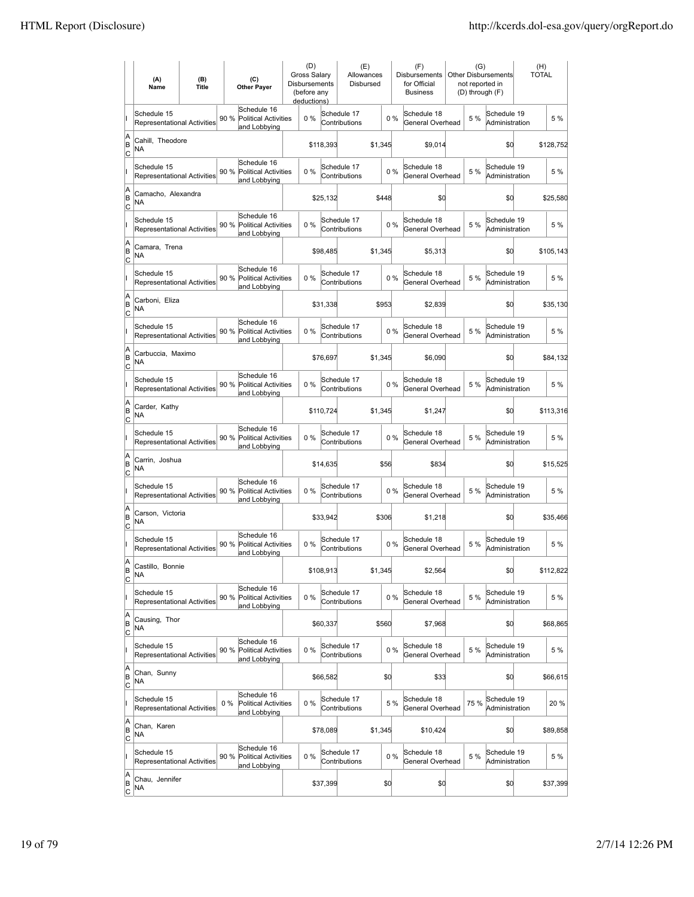| | (A) Name | (B) Title | | (C) Other Payer | | (D) Gross Salary Disbursements (before any deductions) | | (E) Allowances Disbursed | | (F) Disbursements for Official Business | | (G) Other Disbursements not reported in (D) through (F) | | (H) TOTAL |
|---|---|---|---|---|---|---|---|---|---|---|---|---|---|---|
| I | Schedule 15 Representational Activities | | 90 % | Schedule 16 Political Activities and Lobbying | | 0 % | Schedule 17 Contributions | | 0 % | Schedule 18 General Overhead | 5 % | Schedule 19 Administration | | 5 % |
| A B C | Cahill, Theodore NA | | | | | $118,393 | | $1,345 | | $9,014 | | $0 | | $128,752 |
| I | Schedule 15 Representational Activities | | 90 % | Schedule 16 Political Activities and Lobbying | | 0 % | Schedule 17 Contributions | | 0 % | Schedule 18 General Overhead | 5 % | Schedule 19 Administration | | 5 % |
| A B C | Camacho, Alexandra NA | | | | | $25,132 | | $448 | | $0 | | $0 | | $25,580 |
| I | Schedule 15 Representational Activities | | 90 % | Schedule 16 Political Activities and Lobbying | | 0 % | Schedule 17 Contributions | | 0 % | Schedule 18 General Overhead | 5 % | Schedule 19 Administration | | 5 % |
| A B C | Camara, Trena NA | | | | | $98,485 | | $1,345 | | $5,313 | | $0 | | $105,143 |
| I | Schedule 15 Representational Activities | | 90 % | Schedule 16 Political Activities and Lobbying | | 0 % | Schedule 17 Contributions | | 0 % | Schedule 18 General Overhead | 5 % | Schedule 19 Administration | | 5 % |
| A B C | Carboni, Eliza NA | | | | | $31,338 | | $953 | | $2,839 | | $0 | | $35,130 |
| I | Schedule 15 Representational Activities | | 90 % | Schedule 16 Political Activities and Lobbying | | 0 % | Schedule 17 Contributions | | 0 % | Schedule 18 General Overhead | 5 % | Schedule 19 Administration | | 5 % |
| A B C | Carbuccia, Maximo NA | | | | | $76,697 | | $1,345 | | $6,090 | | $0 | | $84,132 |
| I | Schedule 15 Representational Activities | | 90 % | Schedule 16 Political Activities and Lobbying | | 0 % | Schedule 17 Contributions | | 0 % | Schedule 18 General Overhead | 5 % | Schedule 19 Administration | | 5 % |
| A B C | Carder, Kathy NA | | | | | $110,724 | | $1,345 | | $1,247 | | $0 | | $113,316 |
| I | Schedule 15 Representational Activities | | 90 % | Schedule 16 Political Activities and Lobbying | | 0 % | Schedule 17 Contributions | | 0 % | Schedule 18 General Overhead | 5 % | Schedule 19 Administration | | 5 % |
| A B C | Carrin, Joshua NA | | | | | $14,635 | | $56 | | $834 | | $0 | | $15,525 |
| I | Schedule 15 Representational Activities | | 90 % | Schedule 16 Political Activities and Lobbying | | 0 % | Schedule 17 Contributions | | 0 % | Schedule 18 General Overhead | 5 % | Schedule 19 Administration | | 5 % |
| A B C | Carson, Victoria NA | | | | | $33,942 | | $306 | | $1,218 | | $0 | | $35,466 |
| I | Schedule 15 Representational Activities | | 90 % | Schedule 16 Political Activities and Lobbying | | 0 % | Schedule 17 Contributions | | 0 % | Schedule 18 General Overhead | 5 % | Schedule 19 Administration | | 5 % |
| A B C | Castillo, Bonnie NA | | | | | $108,913 | | $1,345 | | $2,564 | | $0 | | $112,822 |
| I | Schedule 15 Representational Activities | | 90 % | Schedule 16 Political Activities and Lobbying | | 0 % | Schedule 17 Contributions | | 0 % | Schedule 18 General Overhead | 5 % | Schedule 19 Administration | | 5 % |
| A B C | Causing, Thor NA | | | | | $60,337 | | $560 | | $7,968 | | $0 | | $68,865 |
| I | Schedule 15 Representational Activities | | 90 % | Schedule 16 Political Activities and Lobbying | | 0 % | Schedule 17 Contributions | | 0 % | Schedule 18 General Overhead | 5 % | Schedule 19 Administration | | 5 % |
| A B C | Chan, Sunny NA | | | | | $66,582 | | $0 | | $33 | | $0 | | $66,615 |
| I | Schedule 15 Representational Activities | | 0 % | Schedule 16 Political Activities and Lobbying | | 0 % | Schedule 17 Contributions | | 5 % | Schedule 18 General Overhead | 75 % | Schedule 19 Administration | | 20 % |
| A B C | Chan, Karen NA | | | | | $78,089 | | $1,345 | | $10,424 | | $0 | | $89,858 |
| I | Schedule 15 Representational Activities | | 90 % | Schedule 16 Political Activities and Lobbying | | 0 % | Schedule 17 Contributions | | 0 % | Schedule 18 General Overhead | 5 % | Schedule 19 Administration | | 5 % |
| A B C | Chau, Jennifer NA | | | | | $37,399 | | $0 | | $0 | | $0 | | $37,399 |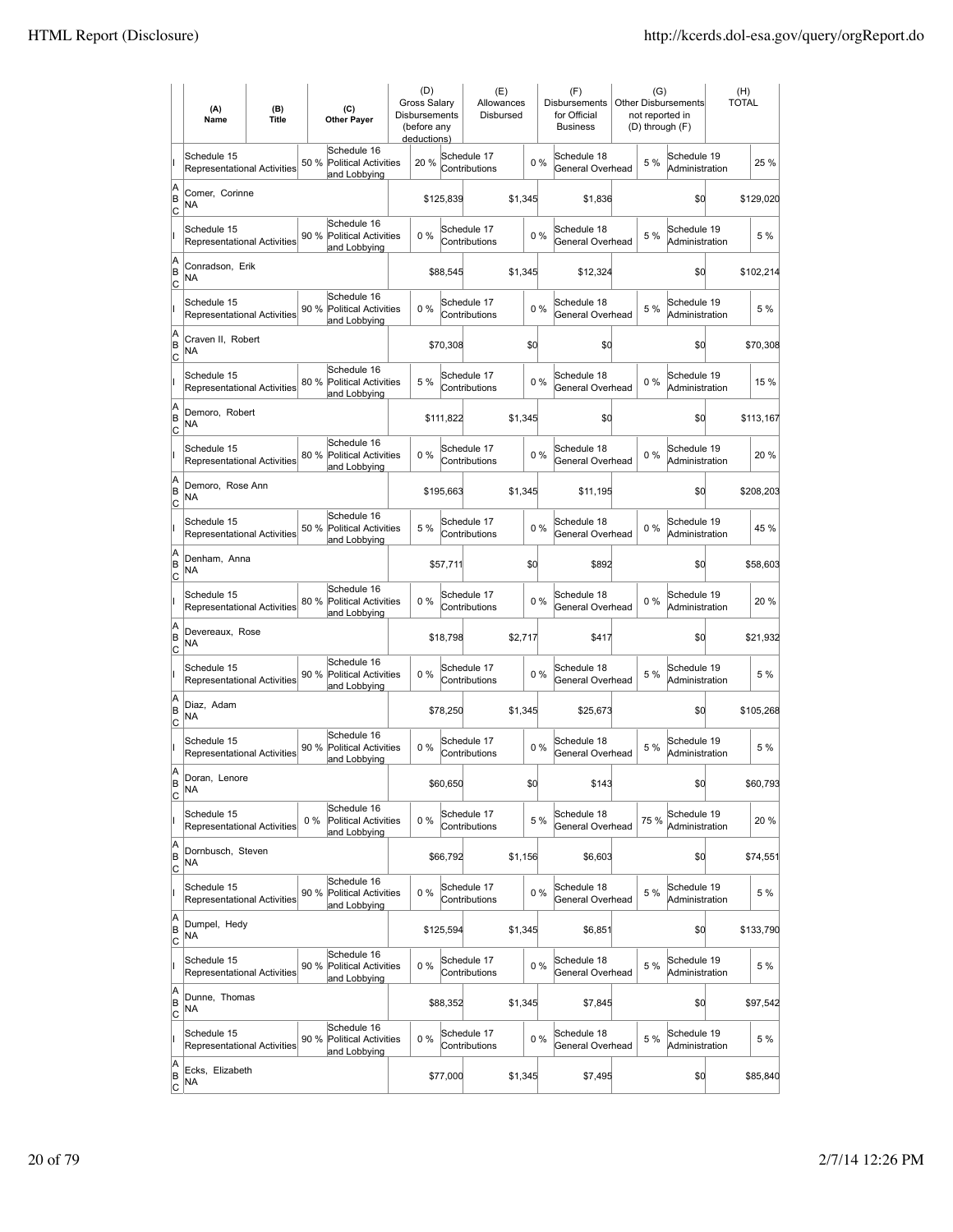| | (A) Name | (B) Title | | (C) Other Payer | (D) Gross Salary Disbursements (before any deductions) | (E) Allowances Disbursed | | (F) Disbursements for Official Business | (G) Other Disbursements not reported in (D) through (F) | | (H) TOTAL |
|---|---|---|---|---|---|---|---|---|---|---|---|
| I | Schedule 15 Representational Activities | | 50 % | Schedule 16 Political Activities and Lobbying | 20 % | Schedule 17 Contributions | 0 % | Schedule 18 General Overhead | 5 % | Schedule 19 Administration | 25 % |
| A B C | Comer, Corinne NA | | | | $125,839 | $1,345 | | $1,836 | | $0 | $129,020 |
| I | Schedule 15 Representational Activities | | 90 % | Schedule 16 Political Activities and Lobbying | 0 % | Schedule 17 Contributions | 0 % | Schedule 18 General Overhead | 5 % | Schedule 19 Administration | 5 % |
| A B C | Conradson, Erik NA | | | | $88,545 | $1,345 | | $12,324 | | $0 | $102,214 |
| I | Schedule 15 Representational Activities | | 90 % | Schedule 16 Political Activities and Lobbying | 0 % | Schedule 17 Contributions | 0 % | Schedule 18 General Overhead | 5 % | Schedule 19 Administration | 5 % |
| A B C | Craven II, Robert NA | | | | $70,308 | $0 | | $0 | | $0 | $70,308 |
| I | Schedule 15 Representational Activities | | 80 % | Schedule 16 Political Activities and Lobbying | 5 % | Schedule 17 Contributions | 0 % | Schedule 18 General Overhead | 0 % | Schedule 19 Administration | 15 % |
| A B C | Demoro, Robert NA | | | | $111,822 | $1,345 | | $0 | | $0 | $113,167 |
| I | Schedule 15 Representational Activities | | 80 % | Schedule 16 Political Activities and Lobbying | 0 % | Schedule 17 Contributions | 0 % | Schedule 18 General Overhead | 0 % | Schedule 19 Administration | 20 % |
| A B C | Demoro, Rose Ann NA | | | | $195,663 | $1,345 | | $11,195 | | $0 | $208,203 |
| I | Schedule 15 Representational Activities | | 50 % | Schedule 16 Political Activities and Lobbying | 5 % | Schedule 17 Contributions | 0 % | Schedule 18 General Overhead | 0 % | Schedule 19 Administration | 45 % |
| A B C | Denham, Anna NA | | | | $57,711 | $0 | | $892 | | $0 | $58,603 |
| I | Schedule 15 Representational Activities | | 80 % | Schedule 16 Political Activities and Lobbying | 0 % | Schedule 17 Contributions | 0 % | Schedule 18 General Overhead | 0 % | Schedule 19 Administration | 20 % |
| A B C | Devereaux, Rose NA | | | | $18,798 | $2,717 | | $417 | | $0 | $21,932 |
| I | Schedule 15 Representational Activities | | 90 % | Schedule 16 Political Activities and Lobbying | 0 % | Schedule 17 Contributions | 0 % | Schedule 18 General Overhead | 5 % | Schedule 19 Administration | 5 % |
| A B C | Diaz, Adam NA | | | | $78,250 | $1,345 | | $25,673 | | $0 | $105,268 |
| I | Schedule 15 Representational Activities | | 90 % | Schedule 16 Political Activities and Lobbying | 0 % | Schedule 17 Contributions | 0 % | Schedule 18 General Overhead | 5 % | Schedule 19 Administration | 5 % |
| A B C | Doran, Lenore NA | | | | $60,650 | $0 | | $143 | | $0 | $60,793 |
| I | Schedule 15 Representational Activities | | 0 % | Schedule 16 Political Activities and Lobbying | 0 % | Schedule 17 Contributions | 5 % | Schedule 18 General Overhead | 75 % | Schedule 19 Administration | 20 % |
| A B C | Dornbusch, Steven NA | | | | $66,792 | $1,156 | | $6,603 | | $0 | $74,551 |
| I | Schedule 15 Representational Activities | | 90 % | Schedule 16 Political Activities and Lobbying | 0 % | Schedule 17 Contributions | 0 % | Schedule 18 General Overhead | 5 % | Schedule 19 Administration | 5 % |
| A B C | Dumpel, Hedy NA | | | | $125,594 | $1,345 | | $6,851 | | $0 | $133,790 |
| I | Schedule 15 Representational Activities | | 90 % | Schedule 16 Political Activities and Lobbying | 0 % | Schedule 17 Contributions | 0 % | Schedule 18 General Overhead | 5 % | Schedule 19 Administration | 5 % |
| A B C | Dunne, Thomas NA | | | | $88,352 | $1,345 | | $7,845 | | $0 | $97,542 |
| I | Schedule 15 Representational Activities | | 90 % | Schedule 16 Political Activities and Lobbying | 0 % | Schedule 17 Contributions | 0 % | Schedule 18 General Overhead | 5 % | Schedule 19 Administration | 5 % |
| A B C | Ecks, Elizabeth NA | | | | $77,000 | $1,345 | | $7,495 | | $0 | $85,840 |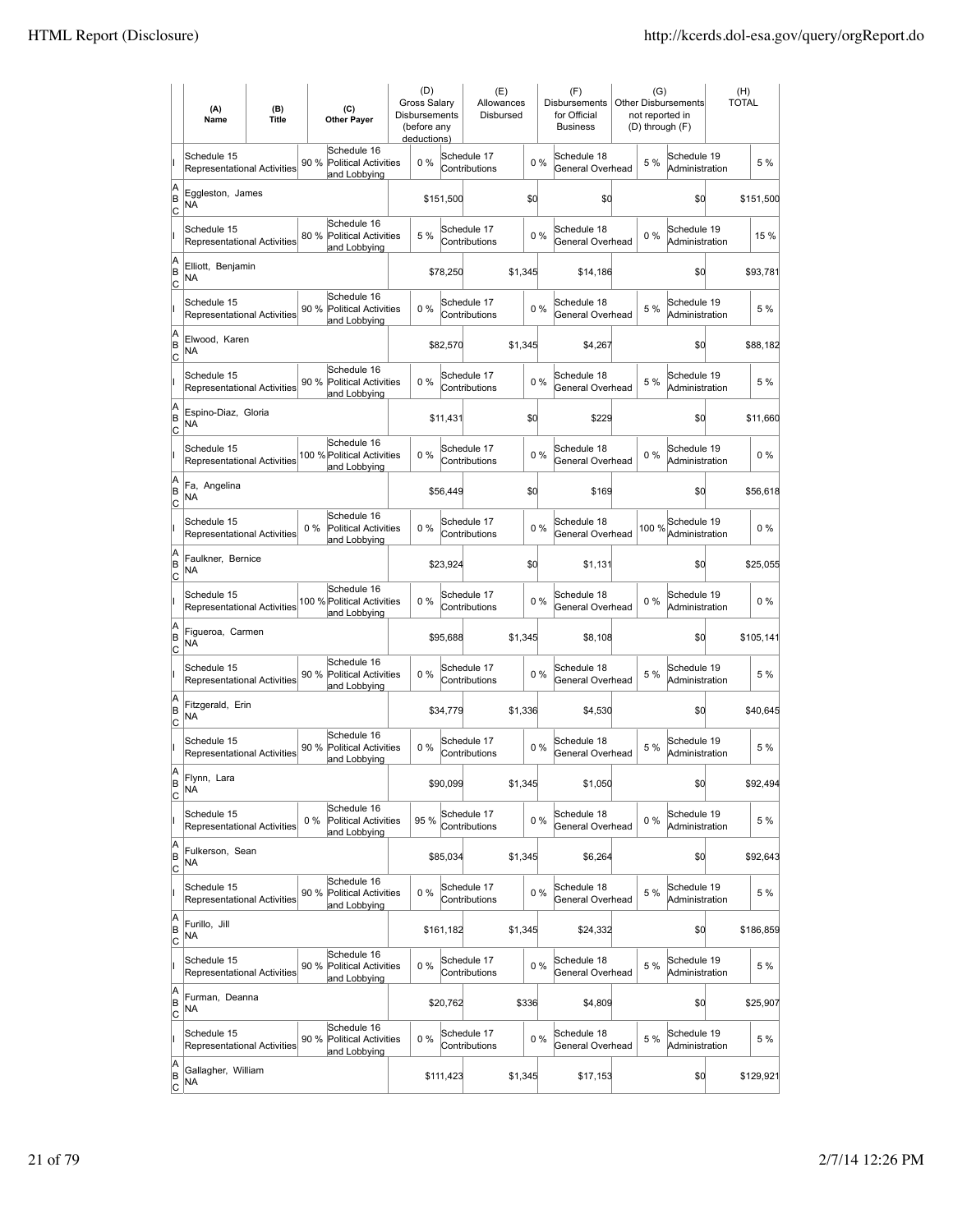| | (A) Name | (B) Title | | (C) Other Payer | (D) Gross Salary Disbursements (before any deductions) | | (E) Allowances Disbursed | | (F) Disbursements for Official Business | (G) Other Disbursements not reported in (D) through (F) | | (H) TOTAL |
|---|---|---|---|---|---|---|---|---|---|---|---|---|
| I | Schedule 15 Representational Activities | | 90 % | Schedule 16 Political Activities and Lobbying | 0 % | | Schedule 17 Contributions | 0 % | Schedule 18 General Overhead | 5 % | Schedule 19 Administration | 5 % |
| A B C | Eggleston, James NA | | | | | $151,500 | | $0 | $0 | | $0 | $151,500 |
| I | Schedule 15 Representational Activities | | 80 % | Schedule 16 Political Activities and Lobbying | 5 % | | Schedule 17 Contributions | 0 % | Schedule 18 General Overhead | 0 % | Schedule 19 Administration | 15 % |
| A B C | Elliott, Benjamin NA | | | | | $78,250 | | $1,345 | $14,186 | | $0 | $93,781 |
| I | Schedule 15 Representational Activities | | 90 % | Schedule 16 Political Activities and Lobbying | 0 % | | Schedule 17 Contributions | 0 % | Schedule 18 General Overhead | 5 % | Schedule 19 Administration | 5 % |
| A B C | Elwood, Karen NA | | | | | $82,570 | | $1,345 | $4,267 | | $0 | $88,182 |
| I | Schedule 15 Representational Activities | | 90 % | Schedule 16 Political Activities and Lobbying | 0 % | | Schedule 17 Contributions | 0 % | Schedule 18 General Overhead | 5 % | Schedule 19 Administration | 5 % |
| A B C | Espino-Diaz, Gloria NA | | | | | $11,431 | | $0 | $229 | | $0 | $11,660 |
| I | Schedule 15 Representational Activities | | 100 % | Schedule 16 Political Activities and Lobbying | 0 % | | Schedule 17 Contributions | 0 % | Schedule 18 General Overhead | 0 % | Schedule 19 Administration | 0 % |
| A B C | Fa, Angelina NA | | | | | $56,449 | | $0 | $169 | | $0 | $56,618 |
| I | Schedule 15 Representational Activities | | 0 % | Schedule 16 Political Activities and Lobbying | 0 % | | Schedule 17 Contributions | 0 % | Schedule 18 General Overhead | 100 % | Schedule 19 Administration | 0 % |
| A B C | Faulkner, Bernice NA | | | | | $23,924 | | $0 | $1,131 | | $0 | $25,055 |
| I | Schedule 15 Representational Activities | | 100 % | Schedule 16 Political Activities and Lobbying | 0 % | | Schedule 17 Contributions | 0 % | Schedule 18 General Overhead | 0 % | Schedule 19 Administration | 0 % |
| A B C | Figueroa, Carmen NA | | | | | $95,688 | | $1,345 | $8,108 | | $0 | $105,141 |
| I | Schedule 15 Representational Activities | | 90 % | Schedule 16 Political Activities and Lobbying | 0 % | | Schedule 17 Contributions | 0 % | Schedule 18 General Overhead | 5 % | Schedule 19 Administration | 5 % |
| A B C | Fitzgerald, Erin NA | | | | | $34,779 | | $1,336 | $4,530 | | $0 | $40,645 |
| I | Schedule 15 Representational Activities | | 90 % | Schedule 16 Political Activities and Lobbying | 0 % | | Schedule 17 Contributions | 0 % | Schedule 18 General Overhead | 5 % | Schedule 19 Administration | 5 % |
| A B C | Flynn, Lara NA | | | | | $90,099 | | $1,345 | $1,050 | | $0 | $92,494 |
| I | Schedule 15 Representational Activities | | 0 % | Schedule 16 Political Activities and Lobbying | 95 % | | Schedule 17 Contributions | 0 % | Schedule 18 General Overhead | 0 % | Schedule 19 Administration | 5 % |
| A B C | Fulkerson, Sean NA | | | | | $85,034 | | $1,345 | $6,264 | | $0 | $92,643 |
| I | Schedule 15 Representational Activities | | 90 % | Schedule 16 Political Activities and Lobbying | 0 % | | Schedule 17 Contributions | 0 % | Schedule 18 General Overhead | 5 % | Schedule 19 Administration | 5 % |
| A B C | Furillo, Jill NA | | | | | $161,182 | | $1,345 | $24,332 | | $0 | $186,859 |
| I | Schedule 15 Representational Activities | | 90 % | Schedule 16 Political Activities and Lobbying | 0 % | | Schedule 17 Contributions | 0 % | Schedule 18 General Overhead | 5 % | Schedule 19 Administration | 5 % |
| A B C | Furman, Deanna NA | | | | | $20,762 | | $336 | $4,809 | | $0 | $25,907 |
| I | Schedule 15 Representational Activities | | 90 % | Schedule 16 Political Activities and Lobbying | 0 % | | Schedule 17 Contributions | 0 % | Schedule 18 General Overhead | 5 % | Schedule 19 Administration | 5 % |
| A B C | Gallagher, William NA | | | | | $111,423 | | $1,345 | $17,153 | | $0 | $129,921 |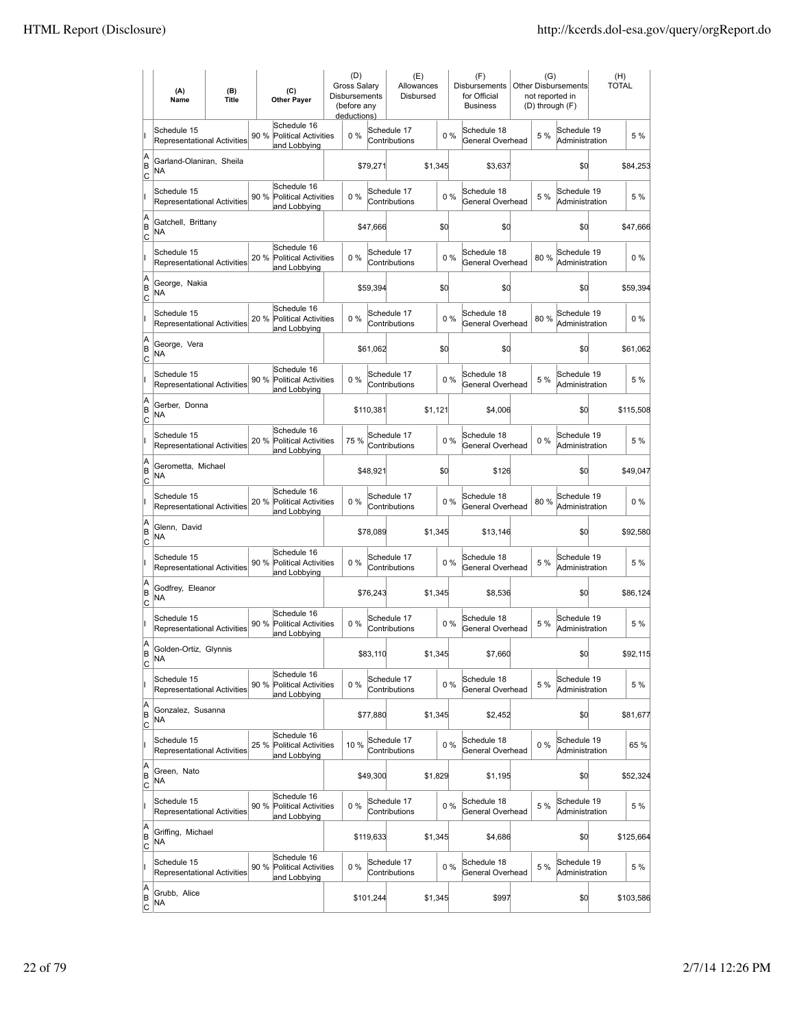| | (A) Name | (B) Title | (C) Other Payer | (D) Gross Salary Disbursements (before any deductions) | (E) Allowances Disbursed | (F) Disbursements for Official Business | (G) Other Disbursements not reported in (D) through (F) | (H) TOTAL |
|---|---|---|---|---|---|---|---|---|
| I | Schedule 15 Representational Activities | 90 % | Schedule 16 Political Activities and Lobbying | 0 % | Schedule 17 Contributions | 0 % | Schedule 18 General Overhead | 5 % | Schedule 19 Administration | 5 % |
| A B C | Garland-Olaniran, Sheila NA | | | $79,271 | $1,345 | $3,637 | $0 | $84,253 |
| I | Schedule 15 Representational Activities | 90 % | Schedule 16 Political Activities and Lobbying | 0 % | Schedule 17 Contributions | 0 % | Schedule 18 General Overhead | 5 % | Schedule 19 Administration | 5 % |
| A B C | Gatchell, Brittany NA | | | $47,666 | $0 | $0 | $0 | $47,666 |
| I | Schedule 15 Representational Activities | 20 % | Schedule 16 Political Activities and Lobbying | 0 % | Schedule 17 Contributions | 0 % | Schedule 18 General Overhead | 80 % | Schedule 19 Administration | 0 % |
| A B C | George, Nakia NA | | | $59,394 | $0 | $0 | $0 | $59,394 |
| I | Schedule 15 Representational Activities | 20 % | Schedule 16 Political Activities and Lobbying | 0 % | Schedule 17 Contributions | 0 % | Schedule 18 General Overhead | 80 % | Schedule 19 Administration | 0 % |
| A B C | George, Vera NA | | | $61,062 | $0 | $0 | $0 | $61,062 |
| I | Schedule 15 Representational Activities | 90 % | Schedule 16 Political Activities and Lobbying | 0 % | Schedule 17 Contributions | 0 % | Schedule 18 General Overhead | 5 % | Schedule 19 Administration | 5 % |
| A B C | Gerber, Donna NA | | | $110,381 | $1,121 | $4,006 | $0 | $115,508 |
| I | Schedule 15 Representational Activities | 20 % | Schedule 16 Political Activities and Lobbying | 75 % | Schedule 17 Contributions | 0 % | Schedule 18 General Overhead | 0 % | Schedule 19 Administration | 5 % |
| A B C | Gerometta, Michael NA | | | $48,921 | $0 | $126 | $0 | $49,047 |
| I | Schedule 15 Representational Activities | 20 % | Schedule 16 Political Activities and Lobbying | 0 % | Schedule 17 Contributions | 0 % | Schedule 18 General Overhead | 80 % | Schedule 19 Administration | 0 % |
| A B C | Glenn, David NA | | | $78,089 | $1,345 | $13,146 | $0 | $92,580 |
| I | Schedule 15 Representational Activities | 90 % | Schedule 16 Political Activities and Lobbying | 0 % | Schedule 17 Contributions | 0 % | Schedule 18 General Overhead | 5 % | Schedule 19 Administration | 5 % |
| A B C | Godfrey, Eleanor NA | | | $76,243 | $1,345 | $8,536 | $0 | $86,124 |
| I | Schedule 15 Representational Activities | 90 % | Schedule 16 Political Activities and Lobbying | 0 % | Schedule 17 Contributions | 0 % | Schedule 18 General Overhead | 5 % | Schedule 19 Administration | 5 % |
| A B C | Golden-Ortiz, Glynnis NA | | | $83,110 | $1,345 | $7,660 | $0 | $92,115 |
| I | Schedule 15 Representational Activities | 90 % | Schedule 16 Political Activities and Lobbying | 0 % | Schedule 17 Contributions | 0 % | Schedule 18 General Overhead | 5 % | Schedule 19 Administration | 5 % |
| A B C | Gonzalez, Susanna NA | | | $77,880 | $1,345 | $2,452 | $0 | $81,677 |
| I | Schedule 15 Representational Activities | 25 % | Schedule 16 Political Activities and Lobbying | 10 % | Schedule 17 Contributions | 0 % | Schedule 18 General Overhead | 0 % | Schedule 19 Administration | 65 % |
| A B C | Green, Nato NA | | | $49,300 | $1,829 | $1,195 | $0 | $52,324 |
| I | Schedule 15 Representational Activities | 90 % | Schedule 16 Political Activities and Lobbying | 0 % | Schedule 17 Contributions | 0 % | Schedule 18 General Overhead | 5 % | Schedule 19 Administration | 5 % |
| A B C | Griffing, Michael NA | | | $119,633 | $1,345 | $4,686 | $0 | $125,664 |
| I | Schedule 15 Representational Activities | 90 % | Schedule 16 Political Activities and Lobbying | 0 % | Schedule 17 Contributions | 0 % | Schedule 18 General Overhead | 5 % | Schedule 19 Administration | 5 % |
| A B C | Grubb, Alice NA | | | $101,244 | $1,345 | $997 | $0 | $103,586 |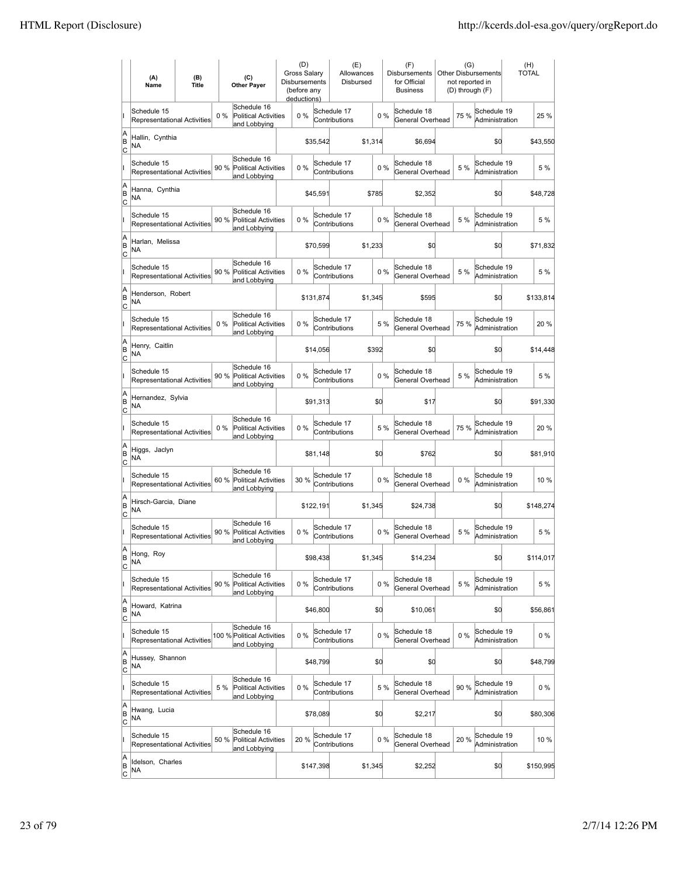| | (A) Name | (B) Title | (C) Other Payer | (D) Gross Salary Disbursements (before any deductions) | (E) Allowances Disbursed | (F) Disbursements for Official Business | (G) Other Disbursements not reported in (D) through (F) | (H) TOTAL |
|---|---|---|---|---|---|---|---|---|
| I | Schedule 15 Representational Activities 0 % | | Schedule 16 Political Activities and Lobbying 0 % | | Schedule 17 Contributions 0 % | Schedule 18 General Overhead 75 % | Schedule 19 Administration 25 % | |
| A B C | Hallin, Cynthia NA | | | $35,542 | $1,314 | $6,694 | $0 | $43,550 |
| I | Schedule 15 Representational Activities 90 % | | Schedule 16 Political Activities and Lobbying 0 % | | Schedule 17 Contributions 0 % | Schedule 18 General Overhead 5 % | Schedule 19 Administration 5 % | |
| A B C | Hanna, Cynthia NA | | | $45,591 | $785 | $2,352 | $0 | $48,728 |
| I | Schedule 15 Representational Activities 90 % | | Schedule 16 Political Activities and Lobbying 0 % | | Schedule 17 Contributions 0 % | Schedule 18 General Overhead 5 % | Schedule 19 Administration 5 % | |
| A B C | Harlan, Melissa NA | | | $70,599 | $1,233 | $0 | $0 | $71,832 |
| I | Schedule 15 Representational Activities 90 % | | Schedule 16 Political Activities and Lobbying 0 % | | Schedule 17 Contributions 0 % | Schedule 18 General Overhead 5 % | Schedule 19 Administration 5 % | |
| A B C | Henderson, Robert NA | | | $131,874 | $1,345 | $595 | $0 | $133,814 |
| I | Schedule 15 Representational Activities 0 % | | Schedule 16 Political Activities and Lobbying 0 % | | Schedule 17 Contributions 5 % | Schedule 18 General Overhead 75 % | Schedule 19 Administration 20 % | |
| A B C | Henry, Caitlin NA | | | $14,056 | $392 | $0 | $0 | $14,448 |
| I | Schedule 15 Representational Activities 90 % | | Schedule 16 Political Activities and Lobbying 0 % | | Schedule 17 Contributions 0 % | Schedule 18 General Overhead 5 % | Schedule 19 Administration 5 % | |
| A B C | Hernandez, Sylvia NA | | | $91,313 | $0 | $17 | $0 | $91,330 |
| I | Schedule 15 Representational Activities 0 % | | Schedule 16 Political Activities and Lobbying 0 % | | Schedule 17 Contributions 5 % | Schedule 18 General Overhead 75 % | Schedule 19 Administration 20 % | |
| A B C | Higgs, Jaclyn NA | | | $81,148 | $0 | $762 | $0 | $81,910 |
| I | Schedule 15 Representational Activities 60 % | | Schedule 16 Political Activities and Lobbying 30 % | | Schedule 17 Contributions 0 % | Schedule 18 General Overhead 0 % | Schedule 19 Administration 10 % | |
| A B C | Hirsch-Garcia, Diane NA | | | $122,191 | $1,345 | $24,738 | $0 | $148,274 |
| I | Schedule 15 Representational Activities 90 % | | Schedule 16 Political Activities and Lobbying 0 % | | Schedule 17 Contributions 0 % | Schedule 18 General Overhead 5 % | Schedule 19 Administration 5 % | |
| A B C | Hong, Roy NA | | | $98,438 | $1,345 | $14,234 | $0 | $114,017 |
| I | Schedule 15 Representational Activities 90 % | | Schedule 16 Political Activities and Lobbying 0 % | | Schedule 17 Contributions 0 % | Schedule 18 General Overhead 5 % | Schedule 19 Administration 5 % | |
| A B C | Howard, Katrina NA | | | $46,800 | $0 | $10,061 | $0 | $56,861 |
| I | Schedule 15 Representational Activities 100 % | | Schedule 16 Political Activities and Lobbying 0 % | | Schedule 17 Contributions 0 % | Schedule 18 General Overhead 0 % | Schedule 19 Administration 0 % | |
| A B C | Hussey, Shannon NA | | | $48,799 | $0 | $0 | $0 | $48,799 |
| I | Schedule 15 Representational Activities 5 % | | Schedule 16 Political Activities and Lobbying 0 % | | Schedule 17 Contributions 5 % | Schedule 18 General Overhead 90 % | Schedule 19 Administration 0 % | |
| A B C | Hwang, Lucia NA | | | $78,089 | $0 | $2,217 | $0 | $80,306 |
| I | Schedule 15 Representational Activities 50 % | | Schedule 16 Political Activities and Lobbying 20 % | | Schedule 17 Contributions 0 % | Schedule 18 General Overhead 20 % | Schedule 19 Administration 10 % | |
| A B C | Idelson, Charles NA | | | $147,398 | $1,345 | $2,252 | $0 | $150,995 |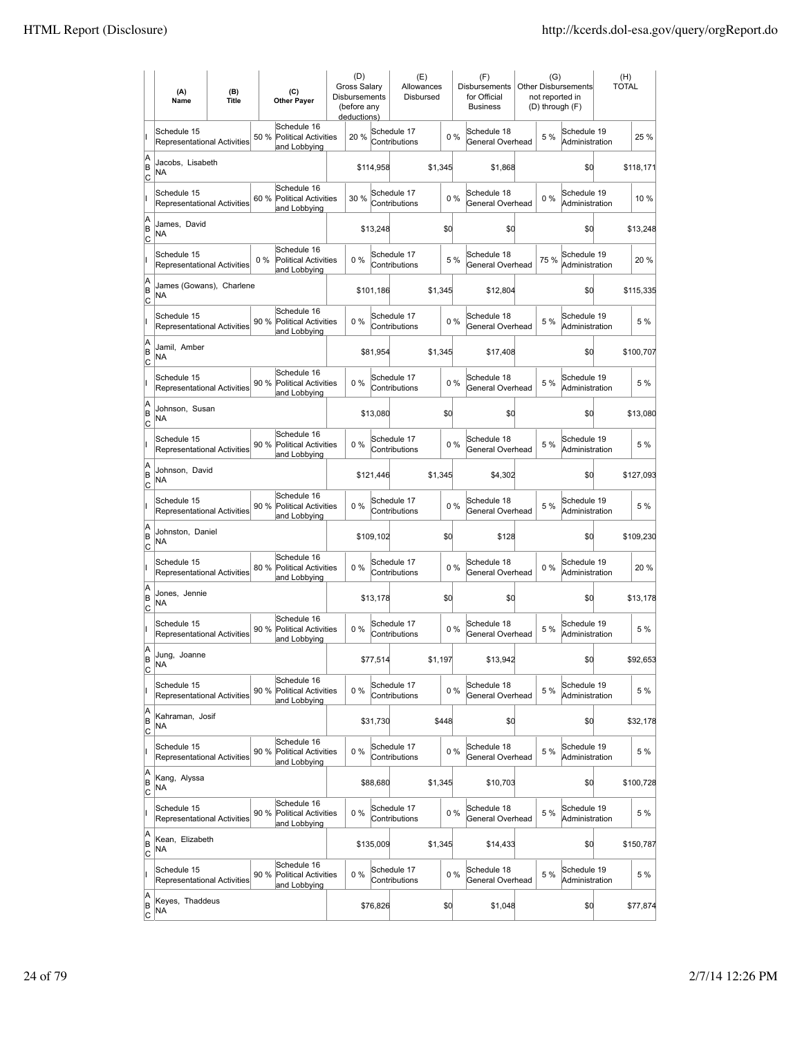| | (A) Name | (B) Title | | (C) Other Payer | (D) Gross Salary Disbursements (before any deductions) | | (E) Allowances Disbursed | | (F) Disbursements for Official Business | (G) Other Disbursements not reported in (D) through (F) | | (H) TOTAL |
|---|---|---|---|---|---|---|---|---|---|---|---|---|
| I | Schedule 15 Representational Activities | | 50 % | Schedule 16 Political Activities and Lobbying | 20 % | Schedule 17 Contributions | | 0 % | Schedule 18 General Overhead | 5 % | Schedule 19 Administration | 25 % |
| A B C | Jacobs, Lisabeth NA | | | | | $114,958 | | $1,345 | $1,868 | | $0 | $118,171 |
| I | Schedule 15 Representational Activities | | 60 % | Schedule 16 Political Activities and Lobbying | 30 % | Schedule 17 Contributions | | 0 % | Schedule 18 General Overhead | 0 % | Schedule 19 Administration | 10 % |
| A B C | James, David NA | | | | | $13,248 | | $0 | $0 | | $0 | $13,248 |
| I | Schedule 15 Representational Activities | | 0 % | Schedule 16 Political Activities and Lobbying | 0 % | Schedule 17 Contributions | | 5 % | Schedule 18 General Overhead | 75 % | Schedule 19 Administration | 20 % |
| A B C | James (Gowans), Charlene NA | | | | | $101,186 | | $1,345 | $12,804 | | $0 | $115,335 |
| I | Schedule 15 Representational Activities | | 90 % | Schedule 16 Political Activities and Lobbying | 0 % | Schedule 17 Contributions | | 0 % | Schedule 18 General Overhead | 5 % | Schedule 19 Administration | 5 % |
| A B C | Jamil, Amber NA | | | | | $81,954 | | $1,345 | $17,408 | | $0 | $100,707 |
| I | Schedule 15 Representational Activities | | 90 % | Schedule 16 Political Activities and Lobbying | 0 % | Schedule 17 Contributions | | 0 % | Schedule 18 General Overhead | 5 % | Schedule 19 Administration | 5 % |
| A B C | Johnson, Susan NA | | | | | $13,080 | | $0 | $0 | | $0 | $13,080 |
| I | Schedule 15 Representational Activities | | 90 % | Schedule 16 Political Activities and Lobbying | 0 % | Schedule 17 Contributions | | 0 % | Schedule 18 General Overhead | 5 % | Schedule 19 Administration | 5 % |
| A B C | Johnson, David NA | | | | | $121,446 | | $1,345 | $4,302 | | $0 | $127,093 |
| I | Schedule 15 Representational Activities | | 90 % | Schedule 16 Political Activities and Lobbying | 0 % | Schedule 17 Contributions | | 0 % | Schedule 18 General Overhead | 5 % | Schedule 19 Administration | 5 % |
| A B C | Johnston, Daniel NA | | | | | $109,102 | | $0 | $128 | | $0 | $109,230 |
| I | Schedule 15 Representational Activities | | 80 % | Schedule 16 Political Activities and Lobbying | 0 % | Schedule 17 Contributions | | 0 % | Schedule 18 General Overhead | 0 % | Schedule 19 Administration | 20 % |
| A B C | Jones, Jennie NA | | | | | $13,178 | | $0 | $0 | | $0 | $13,178 |
| I | Schedule 15 Representational Activities | | 90 % | Schedule 16 Political Activities and Lobbying | 0 % | Schedule 17 Contributions | | 0 % | Schedule 18 General Overhead | 5 % | Schedule 19 Administration | 5 % |
| A B C | Jung, Joanne NA | | | | | $77,514 | | $1,197 | $13,942 | | $0 | $92,653 |
| I | Schedule 15 Representational Activities | | 90 % | Schedule 16 Political Activities and Lobbying | 0 % | Schedule 17 Contributions | | 0 % | Schedule 18 General Overhead | 5 % | Schedule 19 Administration | 5 % |
| A B C | Kahraman, Josif NA | | | | | $31,730 | | $448 | $0 | | $0 | $32,178 |
| I | Schedule 15 Representational Activities | | 90 % | Schedule 16 Political Activities and Lobbying | 0 % | Schedule 17 Contributions | | 0 % | Schedule 18 General Overhead | 5 % | Schedule 19 Administration | 5 % |
| A B C | Kang, Alyssa NA | | | | | $88,680 | | $1,345 | $10,703 | | $0 | $100,728 |
| I | Schedule 15 Representational Activities | | 90 % | Schedule 16 Political Activities and Lobbying | 0 % | Schedule 17 Contributions | | 0 % | Schedule 18 General Overhead | 5 % | Schedule 19 Administration | 5 % |
| A B C | Kean, Elizabeth NA | | | | | $135,009 | | $1,345 | $14,433 | | $0 | $150,787 |
| I | Schedule 15 Representational Activities | | 90 % | Schedule 16 Political Activities and Lobbying | 0 % | Schedule 17 Contributions | | 0 % | Schedule 18 General Overhead | 5 % | Schedule 19 Administration | 5 % |
| A B C | Keyes, Thaddeus NA | | | | | $76,826 | | $0 | $1,048 | | $0 | $77,874 |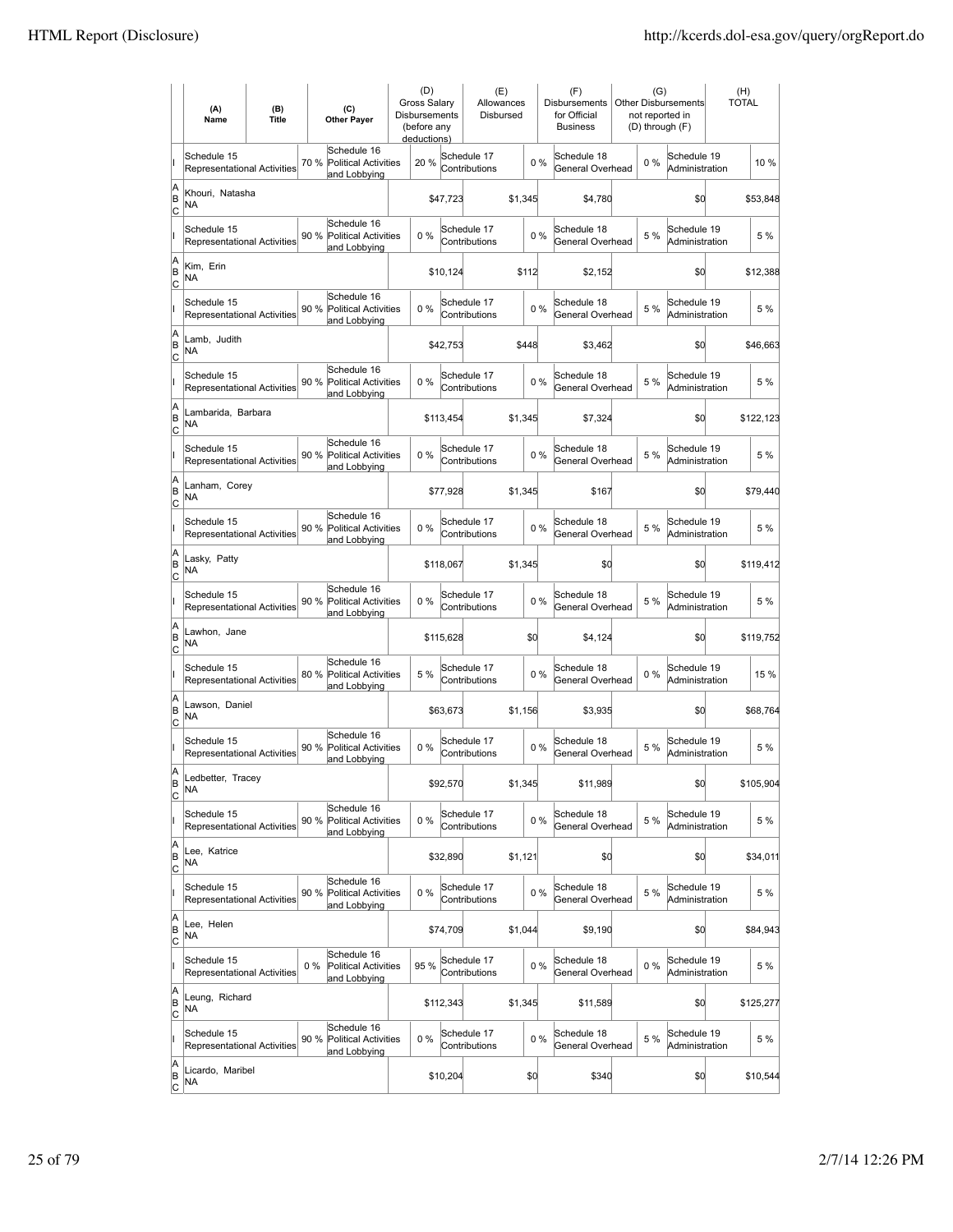| | (A) Name | (B) Title | | (C) Other Payer | (D) Gross Salary Disbursements (before any deductions) | | (E) Allowances Disbursed | | (F) Disbursements for Official Business | | (G) Other Disbursements not reported in (D) through (F) | | (H) TOTAL |
|---|---|---|---|---|---|---|---|---|---|---|---|---|---|
| I | Schedule 15 Representational Activities | | 70 % | Schedule 16 Political Activities and Lobbying | 20 % | | Schedule 17 Contributions | 0 % | Schedule 18 General Overhead | 0 % | Schedule 19 Administration | | 10 % |
| A B C | Khouri, Natasha NA | | | | | $47,723 | | $1,345 | $4,780 | | | $0 | $53,848 |
| I | Schedule 15 Representational Activities | | 90 % | Schedule 16 Political Activities and Lobbying | 0 % | | Schedule 17 Contributions | 0 % | Schedule 18 General Overhead | 5 % | Schedule 19 Administration | | 5 % |
| A B C | Kim, Erin NA | | | | | $10,124 | | $112 | $2,152 | | | $0 | $12,388 |
| I | Schedule 15 Representational Activities | | 90 % | Schedule 16 Political Activities and Lobbying | 0 % | | Schedule 17 Contributions | 0 % | Schedule 18 General Overhead | 5 % | Schedule 19 Administration | | 5 % |
| A B C | Lamb, Judith NA | | | | | $42,753 | | $448 | $3,462 | | | $0 | $46,663 |
| I | Schedule 15 Representational Activities | | 90 % | Schedule 16 Political Activities and Lobbying | 0 % | | Schedule 17 Contributions | 0 % | Schedule 18 General Overhead | 5 % | Schedule 19 Administration | | 5 % |
| A B C | Lambarida, Barbara NA | | | | | $113,454 | | $1,345 | $7,324 | | | $0 | $122,123 |
| I | Schedule 15 Representational Activities | | 90 % | Schedule 16 Political Activities and Lobbying | 0 % | | Schedule 17 Contributions | 0 % | Schedule 18 General Overhead | 5 % | Schedule 19 Administration | | 5 % |
| A B C | Lanham, Corey NA | | | | | $77,928 | | $1,345 | $167 | | | $0 | $79,440 |
| I | Schedule 15 Representational Activities | | 90 % | Schedule 16 Political Activities and Lobbying | 0 % | | Schedule 17 Contributions | 0 % | Schedule 18 General Overhead | 5 % | Schedule 19 Administration | | 5 % |
| A B C | Lasky, Patty NA | | | | | $118,067 | | $1,345 | $0 | | | $0 | $119,412 |
| I | Schedule 15 Representational Activities | | 90 % | Schedule 16 Political Activities and Lobbying | 0 % | | Schedule 17 Contributions | 0 % | Schedule 18 General Overhead | 5 % | Schedule 19 Administration | | 5 % |
| A B C | Lawhon, Jane NA | | | | | $115,628 | | $0 | $4,124 | | | $0 | $119,752 |
| I | Schedule 15 Representational Activities | | 80 % | Schedule 16 Political Activities and Lobbying | 5 % | | Schedule 17 Contributions | 0 % | Schedule 18 General Overhead | 0 % | Schedule 19 Administration | | 15 % |
| A B C | Lawson, Daniel NA | | | | | $63,673 | | $1,156 | $3,935 | | | $0 | $68,764 |
| I | Schedule 15 Representational Activities | | 90 % | Schedule 16 Political Activities and Lobbying | 0 % | | Schedule 17 Contributions | 0 % | Schedule 18 General Overhead | 5 % | Schedule 19 Administration | | 5 % |
| A B C | Ledbetter, Tracey NA | | | | | $92,570 | | $1,345 | $11,989 | | | $0 | $105,904 |
| I | Schedule 15 Representational Activities | | 90 % | Schedule 16 Political Activities and Lobbying | 0 % | | Schedule 17 Contributions | 0 % | Schedule 18 General Overhead | 5 % | Schedule 19 Administration | | 5 % |
| A B C | Lee, Katrice NA | | | | | $32,890 | | $1,121 | $0 | | | $0 | $34,011 |
| I | Schedule 15 Representational Activities | | 90 % | Schedule 16 Political Activities and Lobbying | 0 % | | Schedule 17 Contributions | 0 % | Schedule 18 General Overhead | 5 % | Schedule 19 Administration | | 5 % |
| A B C | Lee, Helen NA | | | | | $74,709 | | $1,044 | $9,190 | | | $0 | $84,943 |
| I | Schedule 15 Representational Activities | | 0 % | Schedule 16 Political Activities and Lobbying | 95 % | | Schedule 17 Contributions | 0 % | Schedule 18 General Overhead | 0 % | Schedule 19 Administration | | 5 % |
| A B C | Leung, Richard NA | | | | | $112,343 | | $1,345 | $11,589 | | | $0 | $125,277 |
| I | Schedule 15 Representational Activities | | 90 % | Schedule 16 Political Activities and Lobbying | 0 % | | Schedule 17 Contributions | 0 % | Schedule 18 General Overhead | 5 % | Schedule 19 Administration | | 5 % |
| A B C | Licardo, Maribel NA | | | | | $10,204 | | $0 | $340 | | | $0 | $10,544 |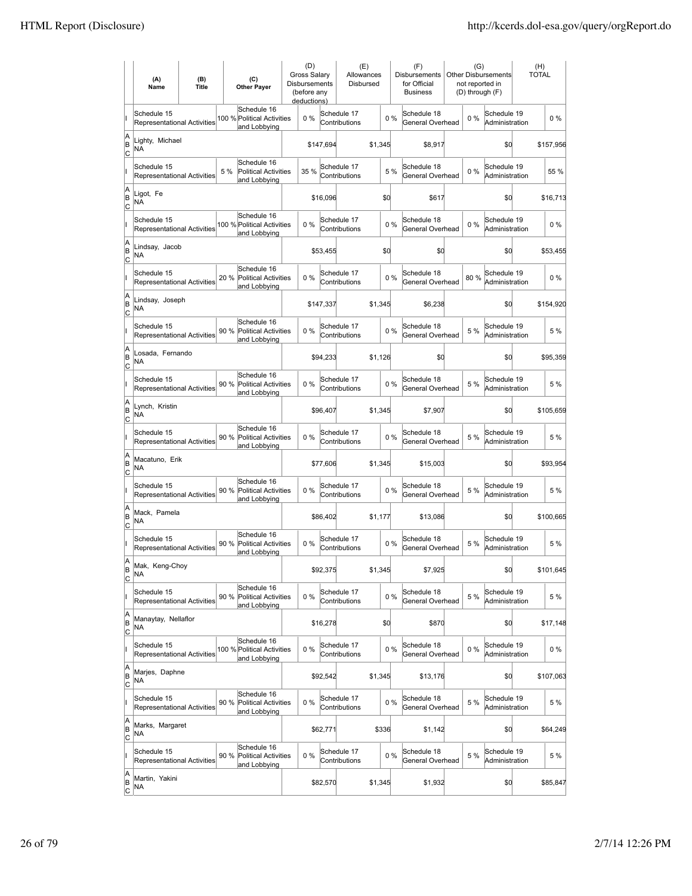| | (A) Name | (B) Title | | (C) Other Payer | (D) Gross Salary Disbursements (before any deductions) | | (E) Allowances Disbursed | | (F) Disbursements for Official Business | | (G) Other Disbursements not reported in (D) through (F) | | (H) TOTAL |
|---|---|---|---|---|---|---|---|---|---|---|---|---|---|
| I | Schedule 15 Representational Activities | | 100 % | Schedule 16 Political Activities and Lobbying | 0 % | | Schedule 17 Contributions | 0 % | Schedule 18 General Overhead | 0 % | Schedule 19 Administration | | 0 % |
| A B C | Lighty, Michael NA | | | | | $147,694 | | $1,345 | $8,917 | | | $0 | $157,956 |
| I | Schedule 15 Representational Activities | | 5 % | Schedule 16 Political Activities and Lobbying | 35 % | | Schedule 17 Contributions | 5 % | Schedule 18 General Overhead | 0 % | Schedule 19 Administration | | 55 % |
| A B C | Ligot, Fe NA | | | | | $16,096 | | $0 | $617 | | | $0 | $16,713 |
| I | Schedule 15 Representational Activities | | 100 % | Schedule 16 Political Activities and Lobbying | 0 % | | Schedule 17 Contributions | 0 % | Schedule 18 General Overhead | 0 % | Schedule 19 Administration | | 0 % |
| A B C | Lindsay, Jacob NA | | | | | $53,455 | | $0 | $0 | | | $0 | $53,455 |
| I | Schedule 15 Representational Activities | | 20 % | Schedule 16 Political Activities and Lobbying | 0 % | | Schedule 17 Contributions | 0 % | Schedule 18 General Overhead | 80 % | Schedule 19 Administration | | 0 % |
| A B C | Lindsay, Joseph NA | | | | | $147,337 | | $1,345 | $6,238 | | | $0 | $154,920 |
| I | Schedule 15 Representational Activities | | 90 % | Schedule 16 Political Activities and Lobbying | 0 % | | Schedule 17 Contributions | 0 % | Schedule 18 General Overhead | 5 % | Schedule 19 Administration | | 5 % |
| A B C | Losada, Fernando NA | | | | | $94,233 | | $1,126 | $0 | | | $0 | $95,359 |
| I | Schedule 15 Representational Activities | | 90 % | Schedule 16 Political Activities and Lobbying | 0 % | | Schedule 17 Contributions | 0 % | Schedule 18 General Overhead | 5 % | Schedule 19 Administration | | 5 % |
| A B C | Lynch, Kristin NA | | | | | $96,407 | | $1,345 | $7,907 | | | $0 | $105,659 |
| I | Schedule 15 Representational Activities | | 90 % | Schedule 16 Political Activities and Lobbying | 0 % | | Schedule 17 Contributions | 0 % | Schedule 18 General Overhead | 5 % | Schedule 19 Administration | | 5 % |
| A B C | Macatuno, Erik NA | | | | | $77,606 | | $1,345 | $15,003 | | | $0 | $93,954 |
| I | Schedule 15 Representational Activities | | 90 % | Schedule 16 Political Activities and Lobbying | 0 % | | Schedule 17 Contributions | 0 % | Schedule 18 General Overhead | 5 % | Schedule 19 Administration | | 5 % |
| A B C | Mack, Pamela NA | | | | | $86,402 | | $1,177 | $13,086 | | | $0 | $100,665 |
| I | Schedule 15 Representational Activities | | 90 % | Schedule 16 Political Activities and Lobbying | 0 % | | Schedule 17 Contributions | 0 % | Schedule 18 General Overhead | 5 % | Schedule 19 Administration | | 5 % |
| A B C | Mak, Keng-Choy NA | | | | | $92,375 | | $1,345 | $7,925 | | | $0 | $101,645 |
| I | Schedule 15 Representational Activities | | 90 % | Schedule 16 Political Activities and Lobbying | 0 % | | Schedule 17 Contributions | 0 % | Schedule 18 General Overhead | 5 % | Schedule 19 Administration | | 5 % |
| A B C | Manaytay, Nellaflor NA | | | | | $16,278 | | $0 | $870 | | | $0 | $17,148 |
| I | Schedule 15 Representational Activities | | 100 % | Schedule 16 Political Activities and Lobbying | 0 % | | Schedule 17 Contributions | 0 % | Schedule 18 General Overhead | 0 % | Schedule 19 Administration | | 0 % |
| A B C | Marjes, Daphne NA | | | | | $92,542 | | $1,345 | $13,176 | | | $0 | $107,063 |
| I | Schedule 15 Representational Activities | | 90 % | Schedule 16 Political Activities and Lobbying | 0 % | | Schedule 17 Contributions | 0 % | Schedule 18 General Overhead | 5 % | Schedule 19 Administration | | 5 % |
| A B C | Marks, Margaret NA | | | | | $62,771 | | $336 | $1,142 | | | $0 | $64,249 |
| I | Schedule 15 Representational Activities | | 90 % | Schedule 16 Political Activities and Lobbying | 0 % | | Schedule 17 Contributions | 0 % | Schedule 18 General Overhead | 5 % | Schedule 19 Administration | | 5 % |
| A B C | Martin, Yakini NA | | | | | $82,570 | | $1,345 | $1,932 | | | $0 | $85,847 |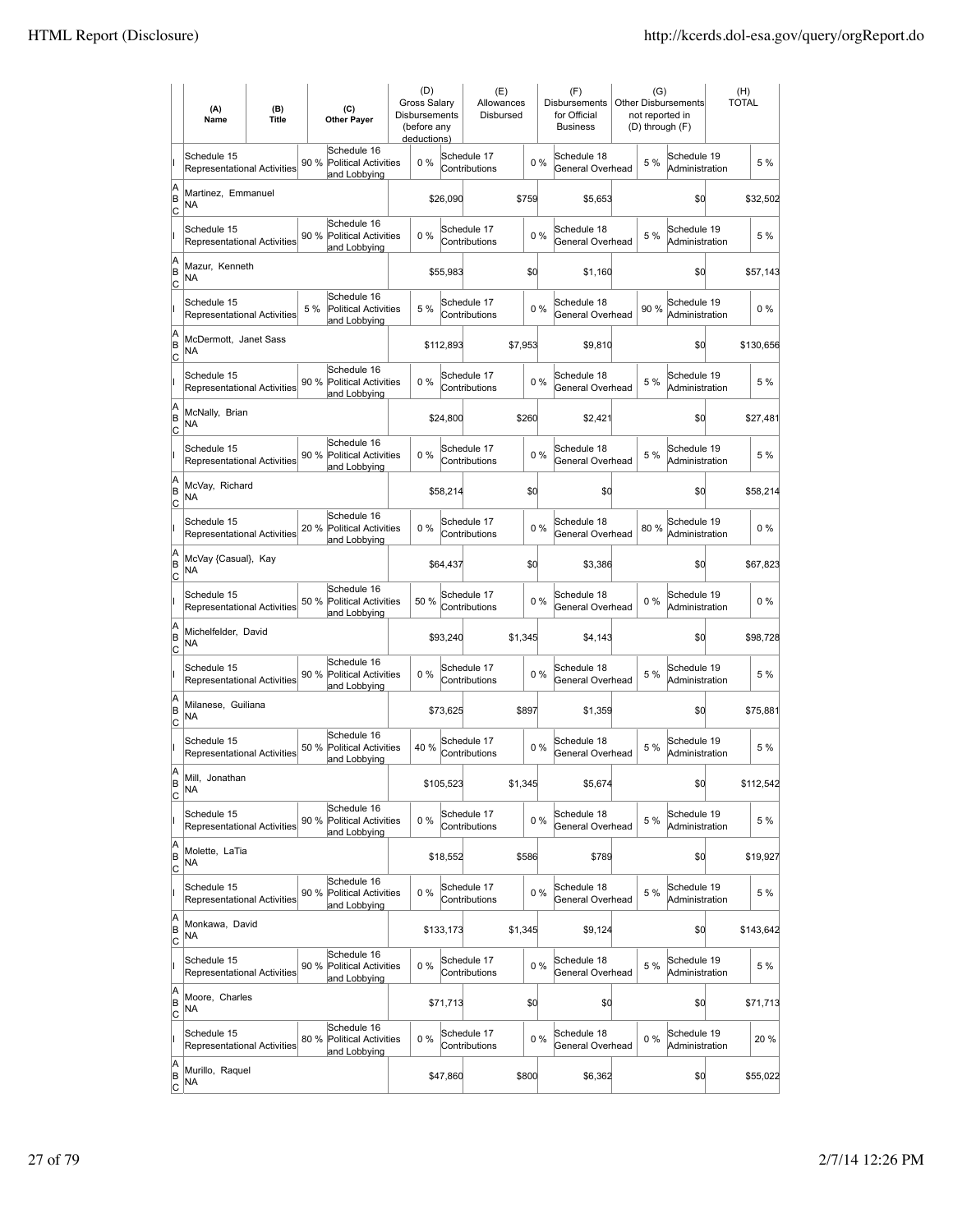| | (A) Name | (B) Title | | (C) Other Payer | | (D) Gross Salary Disbursements (before any deductions) | | (E) Allowances Disbursed | | (F) Disbursements for Official Business | | (G) Other Disbursements not reported in (D) through (F) | | (H) TOTAL |
|---|---|---|---|---|---|---|---|---|---|---|---|---|---|---|
| I | Schedule 15 Representational Activities | | 90 % | Schedule 16 Political Activities and Lobbying | | 0 % | Schedule 17 Contributions | | 0 % | Schedule 18 General Overhead | 5 % | Schedule 19 Administration | | 5 % |
| A B C | Martinez, Emmanuel NA | | | | | $26,090 | | $759 | | $5,653 | | $0 | | $32,502 |
| I | Schedule 15 Representational Activities | | 90 % | Schedule 16 Political Activities and Lobbying | | 0 % | Schedule 17 Contributions | | 0 % | Schedule 18 General Overhead | 5 % | Schedule 19 Administration | | 5 % |
| A B C | Mazur, Kenneth NA | | | | | $55,983 | | $0 | | $1,160 | | $0 | | $57,143 |
| I | Schedule 15 Representational Activities | | 5 % | Schedule 16 Political Activities and Lobbying | | 5 % | Schedule 17 Contributions | | 0 % | Schedule 18 General Overhead | 90 % | Schedule 19 Administration | | 0 % |
| A B C | McDermott, Janet Sass NA | | | | | $112,893 | | $7,953 | | $9,810 | | $0 | | $130,656 |
| I | Schedule 15 Representational Activities | | 90 % | Schedule 16 Political Activities and Lobbying | | 0 % | Schedule 17 Contributions | | 0 % | Schedule 18 General Overhead | 5 % | Schedule 19 Administration | | 5 % |
| A B C | McNally, Brian NA | | | | | $24,800 | | $260 | | $2,421 | | $0 | | $27,481 |
| I | Schedule 15 Representational Activities | | 90 % | Schedule 16 Political Activities and Lobbying | | 0 % | Schedule 17 Contributions | | 0 % | Schedule 18 General Overhead | 5 % | Schedule 19 Administration | | 5 % |
| A B C | McVay, Richard NA | | | | | $58,214 | | $0 | | $0 | | $0 | | $58,214 |
| I | Schedule 15 Representational Activities | | 20 % | Schedule 16 Political Activities and Lobbying | | 0 % | Schedule 17 Contributions | | 0 % | Schedule 18 General Overhead | 80 % | Schedule 19 Administration | | 0 % |
| A B C | McVay {Casual}, Kay NA | | | | | $64,437 | | $0 | | $3,386 | | $0 | | $67,823 |
| I | Schedule 15 Representational Activities | | 50 % | Schedule 16 Political Activities and Lobbying | | 50 % | Schedule 17 Contributions | | 0 % | Schedule 18 General Overhead | 0 % | Schedule 19 Administration | | 0 % |
| A B C | Michelfelder, David NA | | | | | $93,240 | | $1,345 | | $4,143 | | $0 | | $98,728 |
| I | Schedule 15 Representational Activities | | 90 % | Schedule 16 Political Activities and Lobbying | | 0 % | Schedule 17 Contributions | | 0 % | Schedule 18 General Overhead | 5 % | Schedule 19 Administration | | 5 % |
| A B C | Milanese, Guiliana NA | | | | | $73,625 | | $897 | | $1,359 | | $0 | | $75,881 |
| I | Schedule 15 Representational Activities | | 50 % | Schedule 16 Political Activities and Lobbying | | 40 % | Schedule 17 Contributions | | 0 % | Schedule 18 General Overhead | 5 % | Schedule 19 Administration | | 5 % |
| A B C | Mill, Jonathan NA | | | | | $105,523 | | $1,345 | | $5,674 | | $0 | | $112,542 |
| I | Schedule 15 Representational Activities | | 90 % | Schedule 16 Political Activities and Lobbying | | 0 % | Schedule 17 Contributions | | 0 % | Schedule 18 General Overhead | 5 % | Schedule 19 Administration | | 5 % |
| A B C | Molette, LaTia NA | | | | | $18,552 | | $586 | | $789 | | $0 | | $19,927 |
| I | Schedule 15 Representational Activities | | 90 % | Schedule 16 Political Activities and Lobbying | | 0 % | Schedule 17 Contributions | | 0 % | Schedule 18 General Overhead | 5 % | Schedule 19 Administration | | 5 % |
| A B C | Monkawa, David NA | | | | | $133,173 | | $1,345 | | $9,124 | | $0 | | $143,642 |
| I | Schedule 15 Representational Activities | | 90 % | Schedule 16 Political Activities and Lobbying | | 0 % | Schedule 17 Contributions | | 0 % | Schedule 18 General Overhead | 5 % | Schedule 19 Administration | | 5 % |
| A B C | Moore, Charles NA | | | | | $71,713 | | $0 | | $0 | | $0 | | $71,713 |
| I | Schedule 15 Representational Activities | | 80 % | Schedule 16 Political Activities and Lobbying | | 0 % | Schedule 17 Contributions | | 0 % | Schedule 18 General Overhead | 0 % | Schedule 19 Administration | | 20 % |
| A B C | Murillo, Raquel NA | | | | | $47,860 | | $800 | | $6,362 | | $0 | | $55,022 |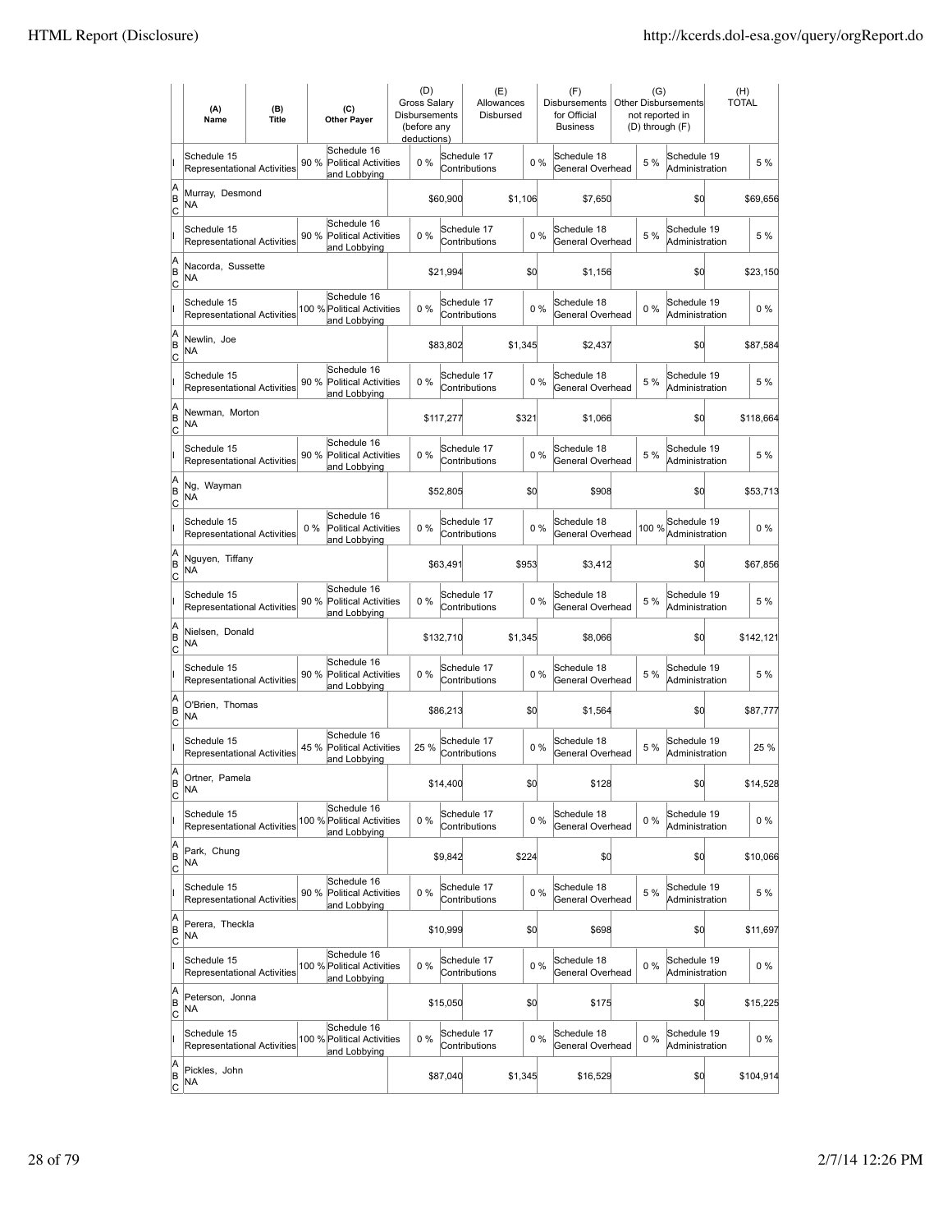| | (A) Name | (B) Title | (C) Other Payer | (D) Gross Salary Disbursements (before any deductions) | (E) Allowances Disbursed | (F) Disbursements for Official Business | (G) Other Disbursements not reported in (D) through (F) | (H) TOTAL |
|---|---|---|---|---|---|---|---|---|
| I | Schedule 15 Representational Activities 90 % | | Schedule 16 Political Activities and Lobbying 0 % | | Schedule 17 Contributions 0 % | Schedule 18 General Overhead 5 % | Schedule 19 Administration | 5 % |
| A B C | Murray, Desmond NA | | | $60,900 | $1,106 | $7,650 | $0 | $69,656 |
| I | Schedule 15 Representational Activities 90 % | | Schedule 16 Political Activities and Lobbying 0 % | | Schedule 17 Contributions 0 % | Schedule 18 General Overhead 5 % | Schedule 19 Administration | 5 % |
| A B C | Nacorda, Sussette NA | | | $21,994 | $0 | $1,156 | $0 | $23,150 |
| I | Schedule 15 Representational Activities 100 % | | Schedule 16 Political Activities and Lobbying 0 % | | Schedule 17 Contributions 0 % | Schedule 18 General Overhead 0 % | Schedule 19 Administration | 0 % |
| A B C | Newlin, Joe NA | | | $83,802 | $1,345 | $2,437 | $0 | $87,584 |
| I | Schedule 15 Representational Activities 90 % | | Schedule 16 Political Activities and Lobbying 0 % | | Schedule 17 Contributions 0 % | Schedule 18 General Overhead 5 % | Schedule 19 Administration | 5 % |
| A B C | Newman, Morton NA | | | $117,277 | $321 | $1,066 | $0 | $118,664 |
| I | Schedule 15 Representational Activities 90 % | | Schedule 16 Political Activities and Lobbying 0 % | | Schedule 17 Contributions 0 % | Schedule 18 General Overhead 5 % | Schedule 19 Administration | 5 % |
| A B C | Ng, Wayman NA | | | $52,805 | $0 | $908 | $0 | $53,713 |
| I | Schedule 15 Representational Activities 0 % | | Schedule 16 Political Activities and Lobbying 0 % | | Schedule 17 Contributions 0 % | Schedule 18 General Overhead 100 % | Schedule 19 Administration | 0 % |
| A B C | Nguyen, Tiffany NA | | | $63,491 | $953 | $3,412 | $0 | $67,856 |
| I | Schedule 15 Representational Activities 90 % | | Schedule 16 Political Activities and Lobbying 0 % | | Schedule 17 Contributions 0 % | Schedule 18 General Overhead 5 % | Schedule 19 Administration | 5 % |
| A B C | Nielsen, Donald NA | | | $132,710 | $1,345 | $8,066 | $0 | $142,121 |
| I | Schedule 15 Representational Activities 90 % | | Schedule 16 Political Activities and Lobbying 0 % | | Schedule 17 Contributions 0 % | Schedule 18 General Overhead 5 % | Schedule 19 Administration | 5 % |
| A B C | O'Brien, Thomas NA | | | $86,213 | $0 | $1,564 | $0 | $87,777 |
| I | Schedule 15 Representational Activities 45 % | | Schedule 16 Political Activities and Lobbying 25 % | | Schedule 17 Contributions 0 % | Schedule 18 General Overhead 5 % | Schedule 19 Administration | 25 % |
| A B C | Ortner, Pamela NA | | | $14,400 | $0 | $128 | $0 | $14,528 |
| I | Schedule 15 Representational Activities 100 % | | Schedule 16 Political Activities and Lobbying 0 % | | Schedule 17 Contributions 0 % | Schedule 18 General Overhead 0 % | Schedule 19 Administration | 0 % |
| A B C | Park, Chung NA | | | $9,842 | $224 | $0 | $0 | $10,066 |
| I | Schedule 15 Representational Activities 90 % | | Schedule 16 Political Activities and Lobbying 0 % | | Schedule 17 Contributions 0 % | Schedule 18 General Overhead 5 % | Schedule 19 Administration | 5 % |
| A B C | Perera, Theckla NA | | | $10,999 | $0 | $698 | $0 | $11,697 |
| I | Schedule 15 Representational Activities 100 % | | Schedule 16 Political Activities and Lobbying 0 % | | Schedule 17 Contributions 0 % | Schedule 18 General Overhead 0 % | Schedule 19 Administration | 0 % |
| A B C | Peterson, Jonna NA | | | $15,050 | $0 | $175 | $0 | $15,225 |
| I | Schedule 15 Representational Activities 100 % | | Schedule 16 Political Activities and Lobbying 0 % | | Schedule 17 Contributions 0 % | Schedule 18 General Overhead 0 % | Schedule 19 Administration | 0 % |
| A B C | Pickles, John NA | | | $87,040 | $1,345 | $16,529 | $0 | $104,914 |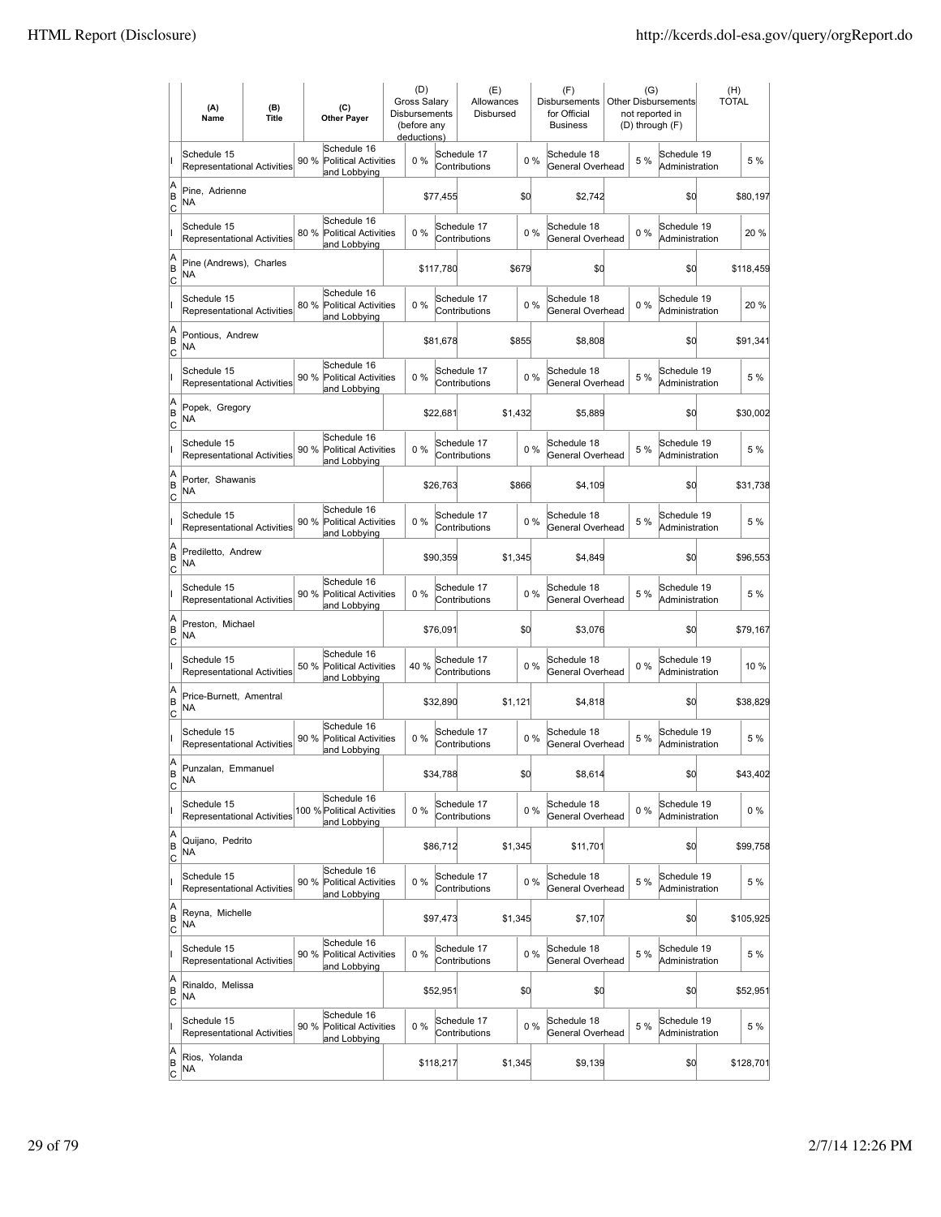| | (A) Name | (B) Title | (C) Other Payer | (D) Gross Salary Disbursements (before any deductions) | (E) Allowances Disbursed | (F) Disbursements for Official Business | (G) Other Disbursements not reported in (D) through (F) | (H) TOTAL |
|---|---|---|---|---|---|---|---|---|
| I | Schedule 15 Representational Activities 90 % | | Schedule 16 Political Activities and Lobbying 0 % | | Schedule 17 Contributions 0 % | Schedule 18 General Overhead 5 % | Schedule 19 Administration | 5 % |
| A B C | Pine, Adrienne NA | | | $77,455 | $0 | $2,742 | $0 | $80,197 |
| I | Schedule 15 Representational Activities 80 % | | Schedule 16 Political Activities and Lobbying 0 % | | Schedule 17 Contributions 0 % | Schedule 18 General Overhead 0 % | Schedule 19 Administration | 20 % |
| A B C | Pine (Andrews), Charles NA | | | $117,780 | $679 | $0 | $0 | $118,459 |
| I | Schedule 15 Representational Activities 80 % | | Schedule 16 Political Activities and Lobbying 0 % | | Schedule 17 Contributions 0 % | Schedule 18 General Overhead 0 % | Schedule 19 Administration | 20 % |
| A B C | Pontious, Andrew NA | | | $81,678 | $855 | $8,808 | $0 | $91,341 |
| I | Schedule 15 Representational Activities 90 % | | Schedule 16 Political Activities and Lobbying 0 % | | Schedule 17 Contributions 0 % | Schedule 18 General Overhead 5 % | Schedule 19 Administration | 5 % |
| A B C | Popek, Gregory NA | | | $22,681 | $1,432 | $5,889 | $0 | $30,002 |
| I | Schedule 15 Representational Activities 90 % | | Schedule 16 Political Activities and Lobbying 0 % | | Schedule 17 Contributions 0 % | Schedule 18 General Overhead 5 % | Schedule 19 Administration | 5 % |
| A B C | Porter, Shawanis NA | | | $26,763 | $866 | $4,109 | $0 | $31,738 |
| I | Schedule 15 Representational Activities 90 % | | Schedule 16 Political Activities and Lobbying 0 % | | Schedule 17 Contributions 0 % | Schedule 18 General Overhead 5 % | Schedule 19 Administration | 5 % |
| A B C | Prediletto, Andrew NA | | | $90,359 | $1,345 | $4,849 | $0 | $96,553 |
| I | Schedule 15 Representational Activities 90 % | | Schedule 16 Political Activities and Lobbying 0 % | | Schedule 17 Contributions 0 % | Schedule 18 General Overhead 5 % | Schedule 19 Administration | 5 % |
| A B C | Preston, Michael NA | | | $76,091 | $0 | $3,076 | $0 | $79,167 |
| I | Schedule 15 Representational Activities 50 % | | Schedule 16 Political Activities and Lobbying 40 % | | Schedule 17 Contributions 0 % | Schedule 18 General Overhead 0 % | Schedule 19 Administration | 10 % |
| A B C | Price-Burnett, Amentral NA | | | $32,890 | $1,121 | $4,818 | $0 | $38,829 |
| I | Schedule 15 Representational Activities 90 % | | Schedule 16 Political Activities and Lobbying 0 % | | Schedule 17 Contributions 0 % | Schedule 18 General Overhead 5 % | Schedule 19 Administration | 5 % |
| A B C | Punzalan, Emmanuel NA | | | $34,788 | $0 | $8,614 | $0 | $43,402 |
| I | Schedule 15 Representational Activities 100 % | | Schedule 16 Political Activities and Lobbying 0 % | | Schedule 17 Contributions 0 % | Schedule 18 General Overhead 0 % | Schedule 19 Administration | 0 % |
| A B C | Quijano, Pedrito NA | | | $86,712 | $1,345 | $11,701 | $0 | $99,758 |
| I | Schedule 15 Representational Activities 90 % | | Schedule 16 Political Activities and Lobbying 0 % | | Schedule 17 Contributions 0 % | Schedule 18 General Overhead 5 % | Schedule 19 Administration | 5 % |
| A B C | Reyna, Michelle NA | | | $97,473 | $1,345 | $7,107 | $0 | $105,925 |
| I | Schedule 15 Representational Activities 90 % | | Schedule 16 Political Activities and Lobbying 0 % | | Schedule 17 Contributions 0 % | Schedule 18 General Overhead 5 % | Schedule 19 Administration | 5 % |
| A B C | Rinaldo, Melissa NA | | | $52,951 | $0 | $0 | $0 | $52,951 |
| I | Schedule 15 Representational Activities 90 % | | Schedule 16 Political Activities and Lobbying 0 % | | Schedule 17 Contributions 0 % | Schedule 18 General Overhead 5 % | Schedule 19 Administration | 5 % |
| A B C | Rios, Yolanda NA | | | $118,217 | $1,345 | $9,139 | $0 | $128,701 |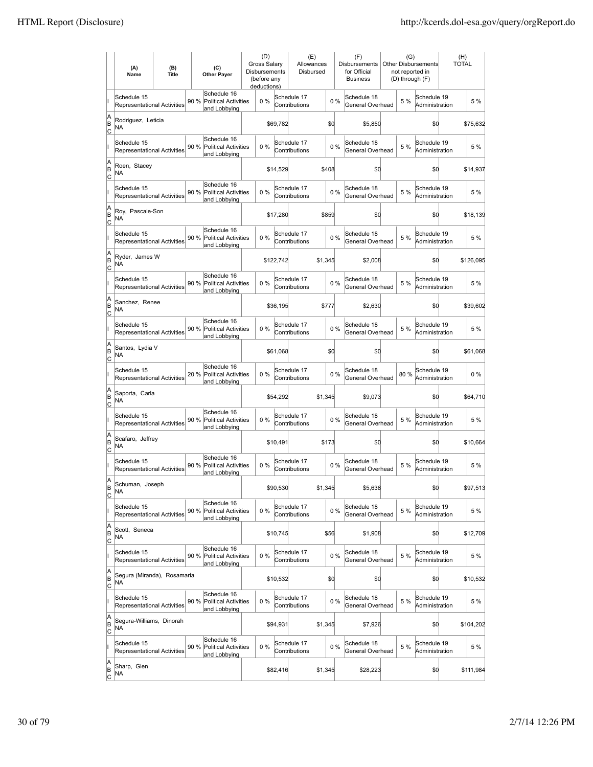| | (A) Name | (B) Title | (C) Other Payer | (D) Gross Salary Disbursements (before any deductions) | (E) Allowances Disbursed | (F) Disbursements for Official Business | (G) Other Disbursements not reported in (D) through (F) | (H) TOTAL |
|---|---|---|---|---|---|---|---|---|
| I | Schedule 15 Representational Activities 90 % | | Schedule 16 Political Activities and Lobbying 0 % | | Schedule 17 Contributions 0 % | Schedule 18 General Overhead 5 % | Schedule 19 Administration | 5 % |
| A B C | Rodriguez, Leticia NA | | | $69,782 | $0 | $5,850 | $0 | $75,632 |
| I | Schedule 15 Representational Activities 90 % | | Schedule 16 Political Activities and Lobbying 0 % | | Schedule 17 Contributions 0 % | Schedule 18 General Overhead 5 % | Schedule 19 Administration | 5 % |
| A B C | Roen, Stacey NA | | | $14,529 | $408 | $0 | $0 | $14,937 |
| I | Schedule 15 Representational Activities 90 % | | Schedule 16 Political Activities and Lobbying 0 % | | Schedule 17 Contributions 0 % | Schedule 18 General Overhead 5 % | Schedule 19 Administration | 5 % |
| A B C | Roy, Pascale-Son NA | | | $17,280 | $859 | $0 | $0 | $18,139 |
| I | Schedule 15 Representational Activities 90 % | | Schedule 16 Political Activities and Lobbying 0 % | | Schedule 17 Contributions 0 % | Schedule 18 General Overhead 5 % | Schedule 19 Administration | 5 % |
| A B C | Ryder, James W NA | | | $122,742 | $1,345 | $2,008 | $0 | $126,095 |
| I | Schedule 15 Representational Activities 90 % | | Schedule 16 Political Activities and Lobbying 0 % | | Schedule 17 Contributions 0 % | Schedule 18 General Overhead 5 % | Schedule 19 Administration | 5 % |
| A B C | Sanchez, Renee NA | | | $36,195 | $777 | $2,630 | $0 | $39,602 |
| I | Schedule 15 Representational Activities 90 % | | Schedule 16 Political Activities and Lobbying 0 % | | Schedule 17 Contributions 0 % | Schedule 18 General Overhead 5 % | Schedule 19 Administration | 5 % |
| A B C | Santos, Lydia V NA | | | $61,068 | $0 | $0 | $0 | $61,068 |
| I | Schedule 15 Representational Activities 20 % | | Schedule 16 Political Activities and Lobbying 0 % | | Schedule 17 Contributions 0 % | Schedule 18 General Overhead 80 % | Schedule 19 Administration | 0 % |
| A B C | Saporta, Carla NA | | | $54,292 | $1,345 | $9,073 | $0 | $64,710 |
| I | Schedule 15 Representational Activities 90 % | | Schedule 16 Political Activities and Lobbying 0 % | | Schedule 17 Contributions 0 % | Schedule 18 General Overhead 5 % | Schedule 19 Administration | 5 % |
| A B C | Scafaro, Jeffrey NA | | | $10,491 | $173 | $0 | $0 | $10,664 |
| I | Schedule 15 Representational Activities 90 % | | Schedule 16 Political Activities and Lobbying 0 % | | Schedule 17 Contributions 0 % | Schedule 18 General Overhead 5 % | Schedule 19 Administration | 5 % |
| A B C | Schuman, Joseph NA | | | $90,530 | $1,345 | $5,638 | $0 | $97,513 |
| I | Schedule 15 Representational Activities 90 % | | Schedule 16 Political Activities and Lobbying 0 % | | Schedule 17 Contributions 0 % | Schedule 18 General Overhead 5 % | Schedule 19 Administration | 5 % |
| A B C | Scott, Seneca NA | | | $10,745 | $56 | $1,908 | $0 | $12,709 |
| I | Schedule 15 Representational Activities 90 % | | Schedule 16 Political Activities and Lobbying 0 % | | Schedule 17 Contributions 0 % | Schedule 18 General Overhead 5 % | Schedule 19 Administration | 5 % |
| A B C | Segura (Miranda), Rosamaria NA | | | $10,532 | $0 | $0 | $0 | $10,532 |
| I | Schedule 15 Representational Activities 90 % | | Schedule 16 Political Activities and Lobbying 0 % | | Schedule 17 Contributions 0 % | Schedule 18 General Overhead 5 % | Schedule 19 Administration | 5 % |
| A B C | Segura-Williams, Dinorah NA | | | $94,931 | $1,345 | $7,926 | $0 | $104,202 |
| I | Schedule 15 Representational Activities 90 % | | Schedule 16 Political Activities and Lobbying 0 % | | Schedule 17 Contributions 0 % | Schedule 18 General Overhead 5 % | Schedule 19 Administration | 5 % |
| A B C | Sharp, Glen NA | | | $82,416 | $1,345 | $28,223 | $0 | $111,984 |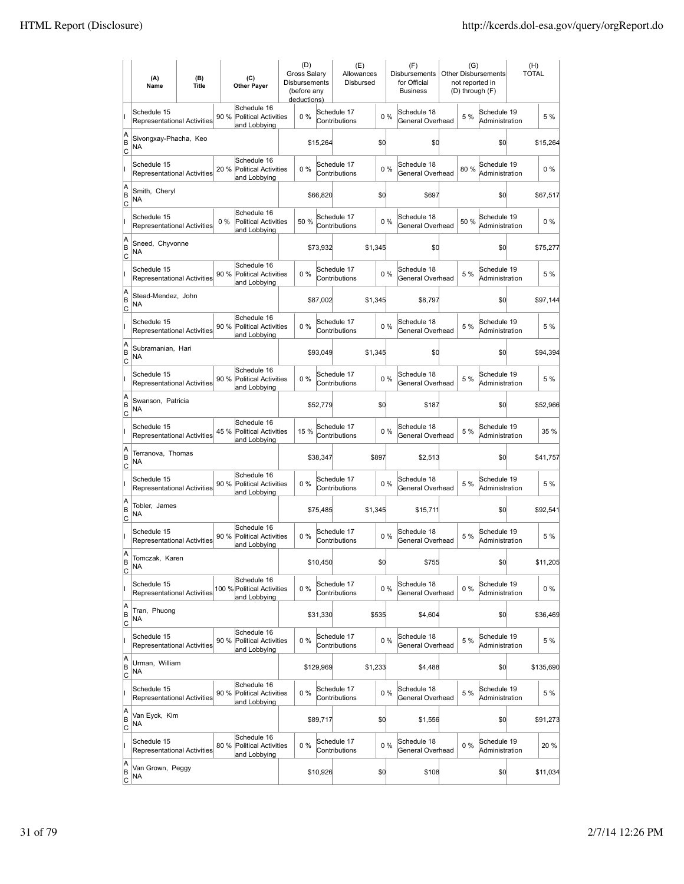| | (A) Name | (B) Title | (C) Other Payer | (D) Gross Salary Disbursements (before any deductions) | (E) Allowances Disbursed | (F) Disbursements for Official Business | (G) Other Disbursements not reported in (D) through (F) | (H) TOTAL |
|---|---|---|---|---|---|---|---|---|
| I | Schedule 15 Representational Activities 90 % | | Schedule 16 Political Activities and Lobbying 0 % | | Schedule 17 Contributions 0 % | Schedule 18 General Overhead 5 % | Schedule 19 Administration | 5 % |
| A B C | Sivongxay-Phacha, Keo NA | | | $15,264 | $0 | $0 | $0 | $15,264 |
| I | Schedule 15 Representational Activities 20 % | | Schedule 16 Political Activities and Lobbying 0 % | | Schedule 17 Contributions 0 % | Schedule 18 General Overhead 80 % | Schedule 19 Administration | 0 % |
| A B C | Smith, Cheryl NA | | | $66,820 | $0 | $697 | $0 | $67,517 |
| I | Schedule 15 Representational Activities 0 % | | Schedule 16 Political Activities and Lobbying 50 % | | Schedule 17 Contributions 0 % | Schedule 18 General Overhead 50 % | Schedule 19 Administration | 0 % |
| A B C | Sneed, Chyvonne NA | | | $73,932 | $1,345 | $0 | $0 | $75,277 |
| I | Schedule 15 Representational Activities 90 % | | Schedule 16 Political Activities and Lobbying 0 % | | Schedule 17 Contributions 0 % | Schedule 18 General Overhead 5 % | Schedule 19 Administration | 5 % |
| A B C | Stead-Mendez, John NA | | | $87,002 | $1,345 | $8,797 | $0 | $97,144 |
| I | Schedule 15 Representational Activities 90 % | | Schedule 16 Political Activities and Lobbying 0 % | | Schedule 17 Contributions 0 % | Schedule 18 General Overhead 5 % | Schedule 19 Administration | 5 % |
| A B C | Subramanian, Hari NA | | | $93,049 | $1,345 | $0 | $0 | $94,394 |
| I | Schedule 15 Representational Activities 90 % | | Schedule 16 Political Activities and Lobbying 0 % | | Schedule 17 Contributions 0 % | Schedule 18 General Overhead 5 % | Schedule 19 Administration | 5 % |
| A B C | Swanson, Patricia NA | | | $52,779 | $0 | $187 | $0 | $52,966 |
| I | Schedule 15 Representational Activities 45 % | | Schedule 16 Political Activities and Lobbying 15 % | | Schedule 17 Contributions 0 % | Schedule 18 General Overhead 5 % | Schedule 19 Administration | 35 % |
| A B C | Terranova, Thomas NA | | | $38,347 | $897 | $2,513 | $0 | $41,757 |
| I | Schedule 15 Representational Activities 90 % | | Schedule 16 Political Activities and Lobbying 0 % | | Schedule 17 Contributions 0 % | Schedule 18 General Overhead 5 % | Schedule 19 Administration | 5 % |
| A B C | Tobler, James NA | | | $75,485 | $1,345 | $15,711 | $0 | $92,541 |
| I | Schedule 15 Representational Activities 90 % | | Schedule 16 Political Activities and Lobbying 0 % | | Schedule 17 Contributions 0 % | Schedule 18 General Overhead 5 % | Schedule 19 Administration | 5 % |
| A B C | Tomczak, Karen NA | | | $10,450 | $0 | $755 | $0 | $11,205 |
| I | Schedule 15 Representational Activities 100 % | | Schedule 16 Political Activities and Lobbying 0 % | | Schedule 17 Contributions 0 % | Schedule 18 General Overhead 0 % | Schedule 19 Administration | 0 % |
| A B C | Tran, Phuong NA | | | $31,330 | $535 | $4,604 | $0 | $36,469 |
| I | Schedule 15 Representational Activities 90 % | | Schedule 16 Political Activities and Lobbying 0 % | | Schedule 17 Contributions 0 % | Schedule 18 General Overhead 5 % | Schedule 19 Administration | 5 % |
| A B C | Urman, William NA | | | $129,969 | $1,233 | $4,488 | $0 | $135,690 |
| I | Schedule 15 Representational Activities 90 % | | Schedule 16 Political Activities and Lobbying 0 % | | Schedule 17 Contributions 0 % | Schedule 18 General Overhead 5 % | Schedule 19 Administration | 5 % |
| A B C | Van Eyck, Kim NA | | | $89,717 | $0 | $1,556 | $0 | $91,273 |
| I | Schedule 15 Representational Activities 80 % | | Schedule 16 Political Activities and Lobbying 0 % | | Schedule 17 Contributions 0 % | Schedule 18 General Overhead 0 % | Schedule 19 Administration | 20 % |
| A B C | Van Grown, Peggy NA | | | $10,926 | $0 | $108 | $0 | $11,034 |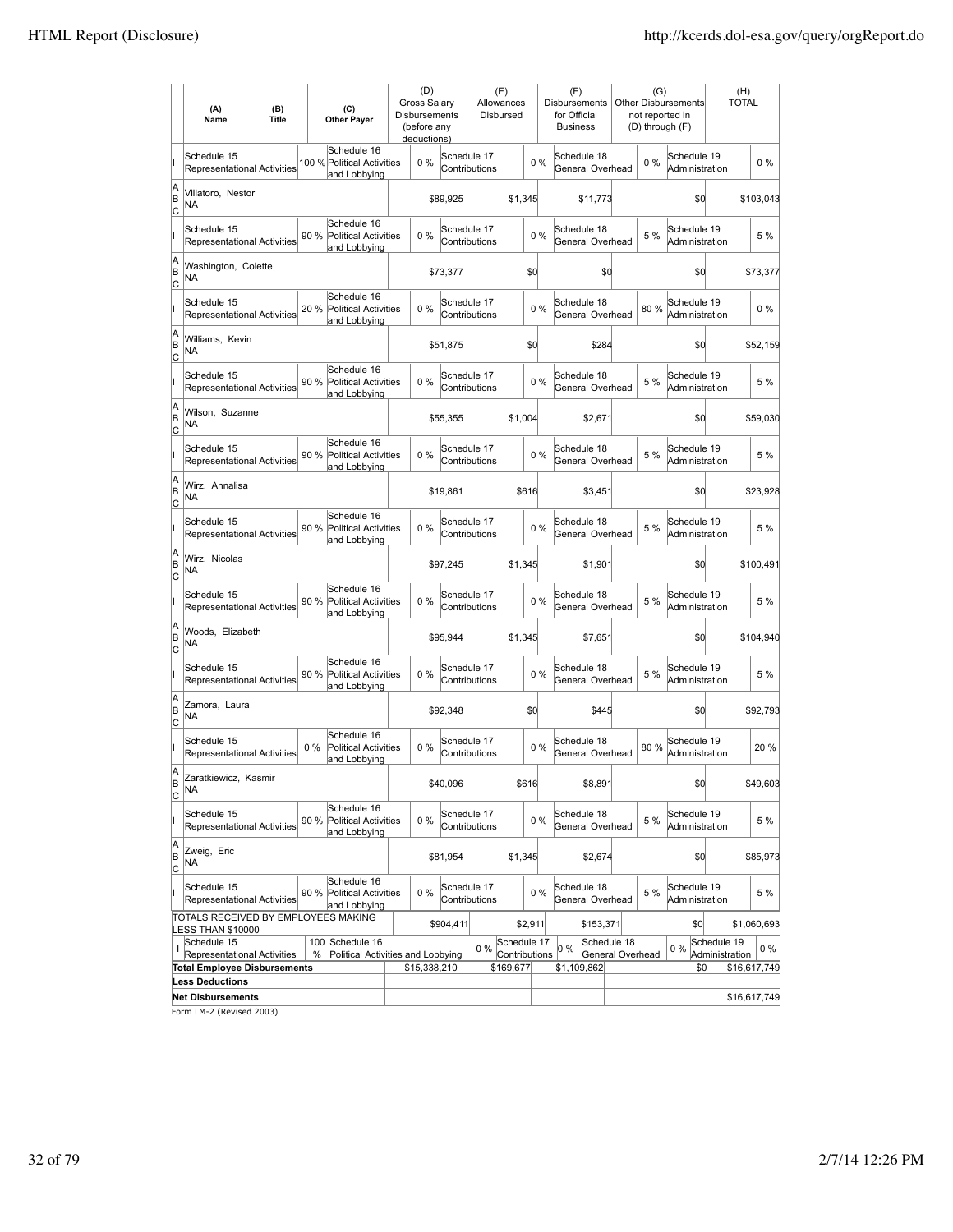| | (A) Name | (B) Title | (C) Other Payer | (D) Gross Salary Disbursements (before any deductions) | (E) Allowances Disbursed | (F) Disbursements for Official Business | (G) Other Disbursements not reported in (D) through (F) | (H) TOTAL |
|---|---|---|---|---|---|---|---|---|
| I | Schedule 15 Representational Activities 100 % | | Schedule 16 Political Activities and Lobbying 0 % | Schedule 17 Contributions 0 % | | Schedule 18 General Overhead 0 % | Schedule 19 Administration 0 % | |
| A B C | Villatoro, Nestor NA | | | $89,925 | $1,345 | $11,773 | $0 | $103,043 |
| I | Schedule 15 Representational Activities 90 % | | Schedule 16 Political Activities and Lobbying 0 % | Schedule 17 Contributions 0 % | | Schedule 18 General Overhead 5 % | Schedule 19 Administration 5 % | |
| A B C | Washington, Colette NA | | | $73,377 | $0 | $0 | $0 | $73,377 |
| I | Schedule 15 Representational Activities 20 % | | Schedule 16 Political Activities and Lobbying 0 % | Schedule 17 Contributions 0 % | | Schedule 18 General Overhead 80 % | Schedule 19 Administration 0 % | |
| A B C | Williams, Kevin NA | | | $51,875 | $0 | $284 | $0 | $52,159 |
| I | Schedule 15 Representational Activities 90 % | | Schedule 16 Political Activities and Lobbying 0 % | Schedule 17 Contributions 0 % | | Schedule 18 General Overhead 5 % | Schedule 19 Administration 5 % | |
| A B C | Wilson, Suzanne NA | | | $55,355 | $1,004 | $2,671 | $0 | $59,030 |
| I | Schedule 15 Representational Activities 90 % | | Schedule 16 Political Activities and Lobbying 0 % | Schedule 17 Contributions 0 % | | Schedule 18 General Overhead 5 % | Schedule 19 Administration 5 % | |
| A B C | Wirz, Annalisa NA | | | $19,861 | $616 | $3,451 | $0 | $23,928 |
| I | Schedule 15 Representational Activities 90 % | | Schedule 16 Political Activities and Lobbying 0 % | Schedule 17 Contributions 0 % | | Schedule 18 General Overhead 5 % | Schedule 19 Administration 5 % | |
| A B C | Wirz, Nicolas NA | | | $97,245 | $1,345 | $1,901 | $0 | $100,491 |
| I | Schedule 15 Representational Activities 90 % | | Schedule 16 Political Activities and Lobbying 0 % | Schedule 17 Contributions 0 % | | Schedule 18 General Overhead 5 % | Schedule 19 Administration 5 % | |
| A B C | Woods, Elizabeth NA | | | $95,944 | $1,345 | $7,651 | $0 | $104,940 |
| I | Schedule 15 Representational Activities 90 % | | Schedule 16 Political Activities and Lobbying 0 % | Schedule 17 Contributions 0 % | | Schedule 18 General Overhead 5 % | Schedule 19 Administration 5 % | |
| A B C | Zamora, Laura NA | | | $92,348 | $0 | $445 | $0 | $92,793 |
| I | Schedule 15 Representational Activities 0 % | | Schedule 16 Political Activities and Lobbying 0 % | Schedule 17 Contributions 0 % | | Schedule 18 General Overhead 80 % | Schedule 19 Administration 20 % | |
| A B C | Zaratkiewicz, Kasmir NA | | | $40,096 | $616 | $8,891 | $0 | $49,603 |
| I | Schedule 15 Representational Activities 90 % | | Schedule 16 Political Activities and Lobbying 0 % | Schedule 17 Contributions 0 % | | Schedule 18 General Overhead 5 % | Schedule 19 Administration 5 % | |
| A B C | Zweig, Eric NA | | | $81,954 | $1,345 | $2,674 | $0 | $85,973 |
| I | Schedule 15 Representational Activities 90 % | | Schedule 16 Political Activities and Lobbying 0 % | Schedule 17 Contributions 0 % | | Schedule 18 General Overhead 5 % | Schedule 19 Administration 5 % | |
| | TOTALS RECEIVED BY EMPLOYEES MAKING LESS THAN $10000 | | | $904,411 | $2,911 | $153,371 | $0 | $1,060,693 |
| I | Schedule 15 Representational Activities 100 % | | Schedule 16 Political Activities and Lobbying 0 % | Schedule 17 Contributions 0 % | | Schedule 18 General Overhead 0 % | Schedule 19 Administration 0 % | |
| | **Total Employee Disbursements** | | | $15,338,210 | $169,677 | $1,109,862 | $0 | $16,617,749 |
| | **Less Deductions** | | | | | | | |
| | **Net Disbursements** | | | | | | | $16,617,749 |

Form LM-2 (Revised 2003)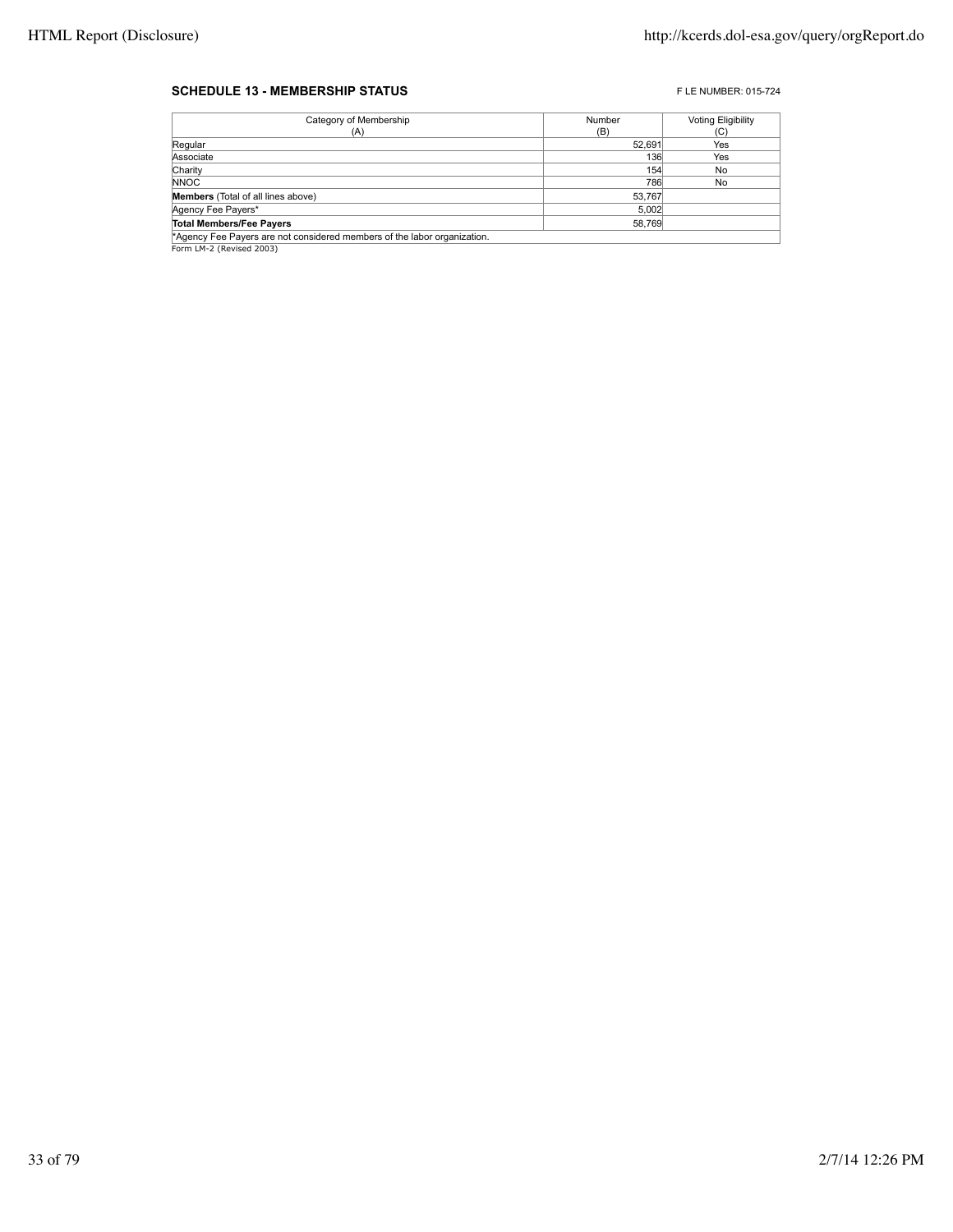**SCHEDULE 13 - MEMBERSHIP STATUS**

F LE NUMBER: 015-724

| Category of Membership (A) | Number (B) | Voting Eligibility (C) |
|---|---|---|
| Regular | 52,691 | Yes |
| Associate | 136 | Yes |
| Charity | 154 | No |
| NNOC | 786 | No |
| **Members** (Total of all lines above) | 53,767 | |
| Agency Fee Payers* | 5,002 | |
| **Total Members/Fee Payers** | 58,769 | |

*Agency Fee Payers are not considered members of the labor organization.

Form LM-2 (Revised 2003)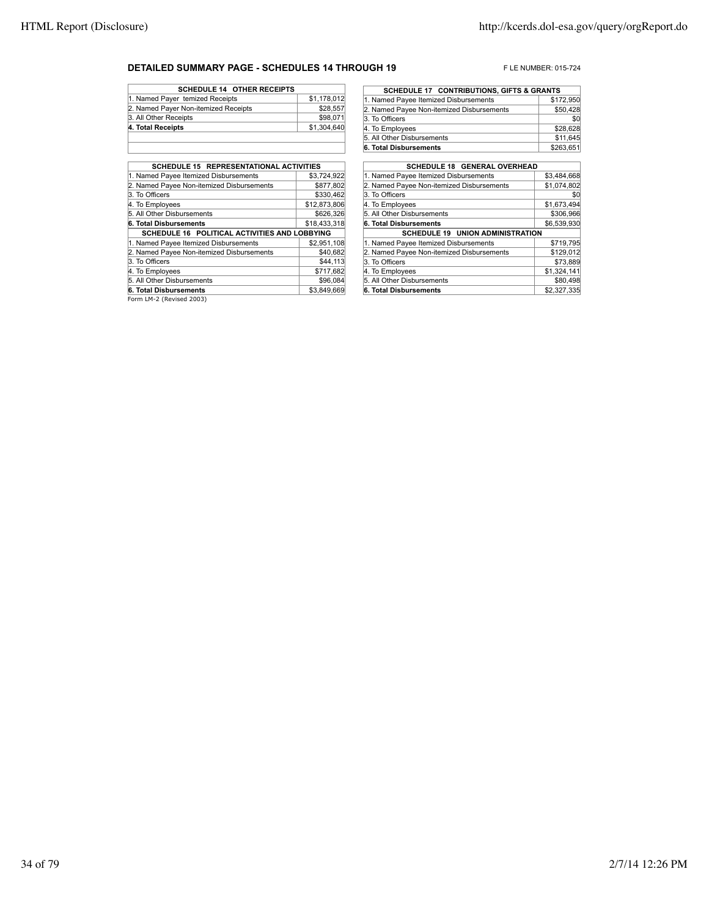## DETAILED SUMMARY PAGE - SCHEDULES 14 THROUGH 19

F LE NUMBER: 015-724

| SCHEDULE 14 OTHER RECEIPTS | |
|---|---|
| 1. Named Payer temized Receipts | $1,178,012 |
| 2. Named Payer Non-itemized Receipts | $28,557 |
| 3. All Other Receipts | $98,071 |
| **4. Total Receipts** | $1,304,640 |

| SCHEDULE 15 REPRESENTATIONAL ACTIVITIES | |
|---|---|
| 1. Named Payee Itemized Disbursements | $3,724,922 |
| 2. Named Payee Non-itemized Disbursements | $877,802 |
| 3. To Officers | $330,462 |
| 4. To Employees | $12,873,806 |
| 5. All Other Disbursements | $626,326 |
| **6. Total Disbursements** | $18,433,318 |

| SCHEDULE 16 POLITICAL ACTIVITIES AND LOBBYING | |
|---|---|
| 1. Named Payee Itemized Disbursements | $2,951,108 |
| 2. Named Payee Non-itemized Disbursements | $40,682 |
| 3. To Officers | $44,113 |
| 4. To Employees | $717,682 |
| 5. All Other Disbursements | $96,084 |
| **6. Total Disbursements** | $3,849,669 |

Form LM-2 (Revised 2003)

| SCHEDULE 17 CONTRIBUTIONS, GIFTS & GRANTS | |
|---|---|
| 1. Named Payee Itemized Disbursements | $172,950 |
| 2. Named Payee Non-itemized Disbursements | $50,428 |
| 3. To Officers | $0 |
| 4. To Employees | $28,628 |
| 5. All Other Disbursements | $11,645 |
| **6. Total Disbursements** | $263,651 |

| SCHEDULE 18 GENERAL OVERHEAD | |
|---|---|
| 1. Named Payee Itemized Disbursements | $3,484,668 |
| 2. Named Payee Non-itemized Disbursements | $1,074,802 |
| 3. To Officers | $0 |
| 4. To Employees | $1,673,494 |
| 5. All Other Disbursements | $306,966 |
| **6. Total Disbursements** | $6,539,930 |

| SCHEDULE 19 UNION ADMINISTRATION | |
|---|---|
| 1. Named Payee Itemized Disbursements | $719,795 |
| 2. Named Payee Non-itemized Disbursements | $129,012 |
| 3. To Officers | $73,889 |
| 4. To Employees | $1,324,141 |
| 5. All Other Disbursements | $80,498 |
| **6. Total Disbursements** | $2,327,335 |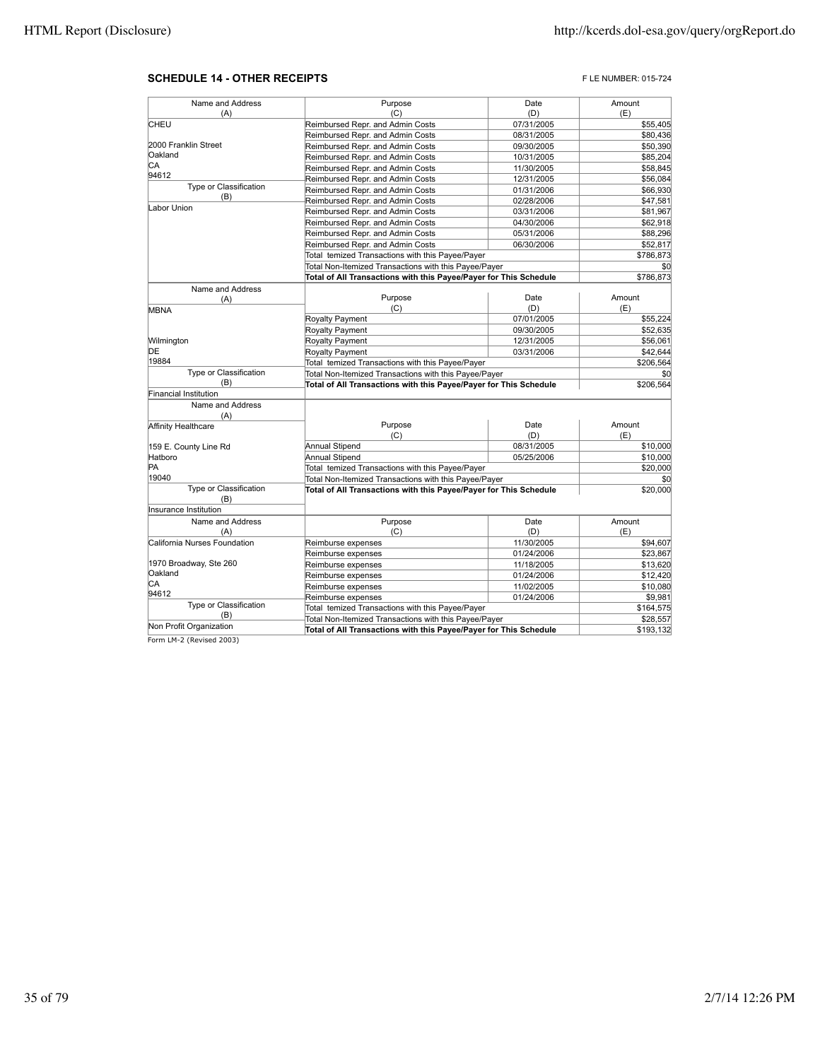**SCHEDULE 14 - OTHER RECEIPTS**

FILE NUMBER: 015-724

| Name and Address (A) | Purpose (C) | Date (D) | Amount (E) |
|---|---|---|---|
| CHEU | Reimbursed Repr. and Admin Costs | 07/31/2005 | $55,405 |
| | Reimbursed Repr. and Admin Costs | 08/31/2005 | $80,436 |
| 2000 Franklin Street | Reimbursed Repr. and Admin Costs | 09/30/2005 | $50,390 |
| Oakland | Reimbursed Repr. and Admin Costs | 10/31/2005 | $85,204 |
| CA | Reimbursed Repr. and Admin Costs | 11/30/2005 | $58,845 |
| 94612 | Reimbursed Repr. and Admin Costs | 12/31/2005 | $56,084 |
| Type or Classification (B) | Reimbursed Repr. and Admin Costs | 01/31/2006 | $66,930 |
| | Reimbursed Repr. and Admin Costs | 02/28/2006 | $47,581 |
| Labor Union | Reimbursed Repr. and Admin Costs | 03/31/2006 | $81,967 |
| | Reimbursed Repr. and Admin Costs | 04/30/2006 | $62,918 |
| | Reimbursed Repr. and Admin Costs | 05/31/2006 | $88,296 |
| | Reimbursed Repr. and Admin Costs | 06/30/2006 | $52,817 |
| | Total Itemized Transactions with this Payee/Payer | | $786,873 |
| | Total Non-Itemized Transactions with this Payee/Payer | | $0 |
| | **Total of All Transactions with this Payee/Payer for This Schedule** | | $786,873 |

| Name and Address (A) | Purpose (C) | Date (D) | Amount (E) |
|---|---|---|---|
| MBNA | Royalty Payment | 07/01/2005 | $55,224 |
| | Royalty Payment | 09/30/2005 | $52,635 |
| Wilmington | Royalty Payment | 12/31/2005 | $56,061 |
| DE | Royalty Payment | 03/31/2006 | $42,644 |
| 19884 | Total Itemized Transactions with this Payee/Payer | | $206,564 |
| Type or Classification (B) | Total Non-Itemized Transactions with this Payee/Payer | | $0 |
| Financial Institution | **Total of All Transactions with this Payee/Payer for This Schedule** | | $206,564 |

| Name and Address (A) | Purpose (C) | Date (D) | Amount (E) |
|---|---|---|---|
| Affinity Healthcare | Annual Stipend | 08/31/2005 | $10,000 |
| 159 E. County Line Rd | Annual Stipend | 05/25/2006 | $10,000 |
| Hatboro | Total Itemized Transactions with this Payee/Payer | | $20,000 |
| PA | Total Non-Itemized Transactions with this Payee/Payer | | $0 |
| 19040 | **Total of All Transactions with this Payee/Payer for This Schedule** | | $20,000 |
| Type or Classification (B) | | | |
| Insurance Institution | | | |

| Name and Address (A) | Purpose (C) | Date (D) | Amount (E) |
|---|---|---|---|
| California Nurses Foundation | Reimburse expenses | 11/30/2005 | $94,607 |
| | Reimburse expenses | 01/24/2006 | $23,867 |
| 1970 Broadway, Ste 260 | Reimburse expenses | 11/18/2005 | $13,620 |
| Oakland | Reimburse expenses | 01/24/2006 | $12,420 |
| CA | Reimburse expenses | 11/02/2005 | $10,080 |
| 94612 | Reimburse expenses | 01/24/2006 | $9,981 |
| Type or Classification (B) | Total Itemized Transactions with this Payee/Payer | | $164,575 |
| | Total Non-Itemized Transactions with this Payee/Payer | | $28,557 |
| Non Profit Organization | **Total of All Transactions with this Payee/Payer for This Schedule** | | $193,132 |

Form LM-2 (Revised 2003)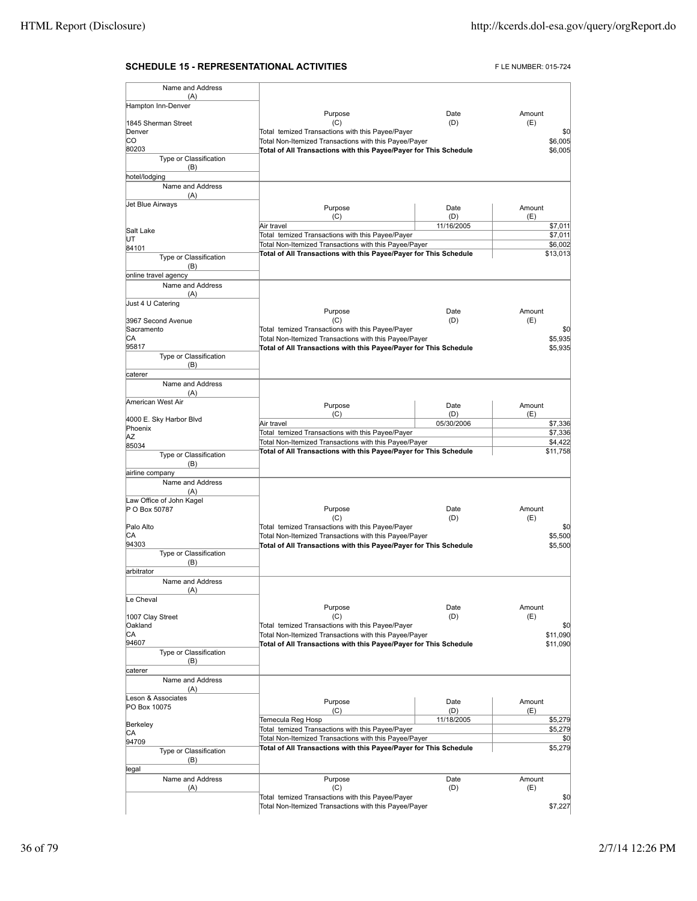## SCHEDULE 15 - REPRESENTATIONAL ACTIVITIES

F LE NUMBER: 015-724

| Name and Address (A) | Purpose (C) | Date (D) | Amount (E) |
|---|---|---|---|
| Hampton Inn-Denver<br>1845 Sherman Street<br>Denver<br>CO<br>80203 | Total temized Transactions with this Payee/Payer | | $0 |
| | Total Non-Itemized Transactions with this Payee/Payer | | $6,005 |
| | **Total of All Transactions with this Payee/Payer for This Schedule** | | $6,005 |
| Type or Classification (B): hotel/lodging | | | |

| Name and Address (A) | Purpose (C) | Date (D) | Amount (E) |
|---|---|---|---|
| Jet Blue Airways<br>Salt Lake<br>UT<br>84101 | Air travel | 11/16/2005 | $7,011 |
| | Total temized Transactions with this Payee/Payer | | $7,011 |
| | Total Non-Itemized Transactions with this Payee/Payer | | $6,002 |
| | **Total of All Transactions with this Payee/Payer for This Schedule** | | $13,013 |
| Type or Classification (B): online travel agency | | | |

| Name and Address (A) | Purpose (C) | Date (D) | Amount (E) |
|---|---|---|---|
| Just 4 U Catering<br>3967 Second Avenue<br>Sacramento<br>CA<br>95817 | Total temized Transactions with this Payee/Payer | | $0 |
| | Total Non-Itemized Transactions with this Payee/Payer | | $5,935 |
| | **Total of All Transactions with this Payee/Payer for This Schedule** | | $5,935 |
| Type or Classification (B): caterer | | | |

| Name and Address (A) | Purpose (C) | Date (D) | Amount (E) |
|---|---|---|---|
| American West Air<br>4000 E. Sky Harbor Blvd<br>Phoenix<br>AZ<br>85034 | Air travel | 05/30/2006 | $7,336 |
| | Total temized Transactions with this Payee/Payer | | $7,336 |
| | Total Non-Itemized Transactions with this Payee/Payer | | $4,422 |
| | **Total of All Transactions with this Payee/Payer for This Schedule** | | $11,758 |
| Type or Classification (B): airline company | | | |

| Name and Address (A) | Purpose (C) | Date (D) | Amount (E) |
|---|---|---|---|
| Law Office of John Kagel<br>P O Box 50787<br>Palo Alto<br>CA<br>94303 | Total temized Transactions with this Payee/Payer | | $0 |
| | Total Non-Itemized Transactions with this Payee/Payer | | $5,500 |
| | **Total of All Transactions with this Payee/Payer for This Schedule** | | $5,500 |
| Type or Classification (B): arbitrator | | | |

| Name and Address (A) | Purpose (C) | Date (D) | Amount (E) |
|---|---|---|---|
| Le Cheval<br>1007 Clay Street<br>Oakland<br>CA<br>94607 | Total temized Transactions with this Payee/Payer | | $0 |
| | Total Non-Itemized Transactions with this Payee/Payer | | $11,090 |
| | **Total of All Transactions with this Payee/Payer for This Schedule** | | $11,090 |
| Type or Classification (B): caterer | | | |

| Name and Address (A) | Purpose (C) | Date (D) | Amount (E) |
|---|---|---|---|
| Leson & Associates<br>PO Box 10075<br>Berkeley<br>CA<br>94709 | Temecula Reg Hosp | 11/18/2005 | $5,279 |
| | Total temized Transactions with this Payee/Payer | | $5,279 |
| | Total Non-Itemized Transactions with this Payee/Payer | | $0 |
| | **Total of All Transactions with this Payee/Payer for This Schedule** | | $5,279 |
| Type or Classification (B): legal | | | |

| Name and Address (A) | Purpose (C) | Date (D) | Amount (E) |
|---|---|---|---|
| | Total temized Transactions with this Payee/Payer | | $0 |
| | Total Non-Itemized Transactions with this Payee/Payer | | $7,227 |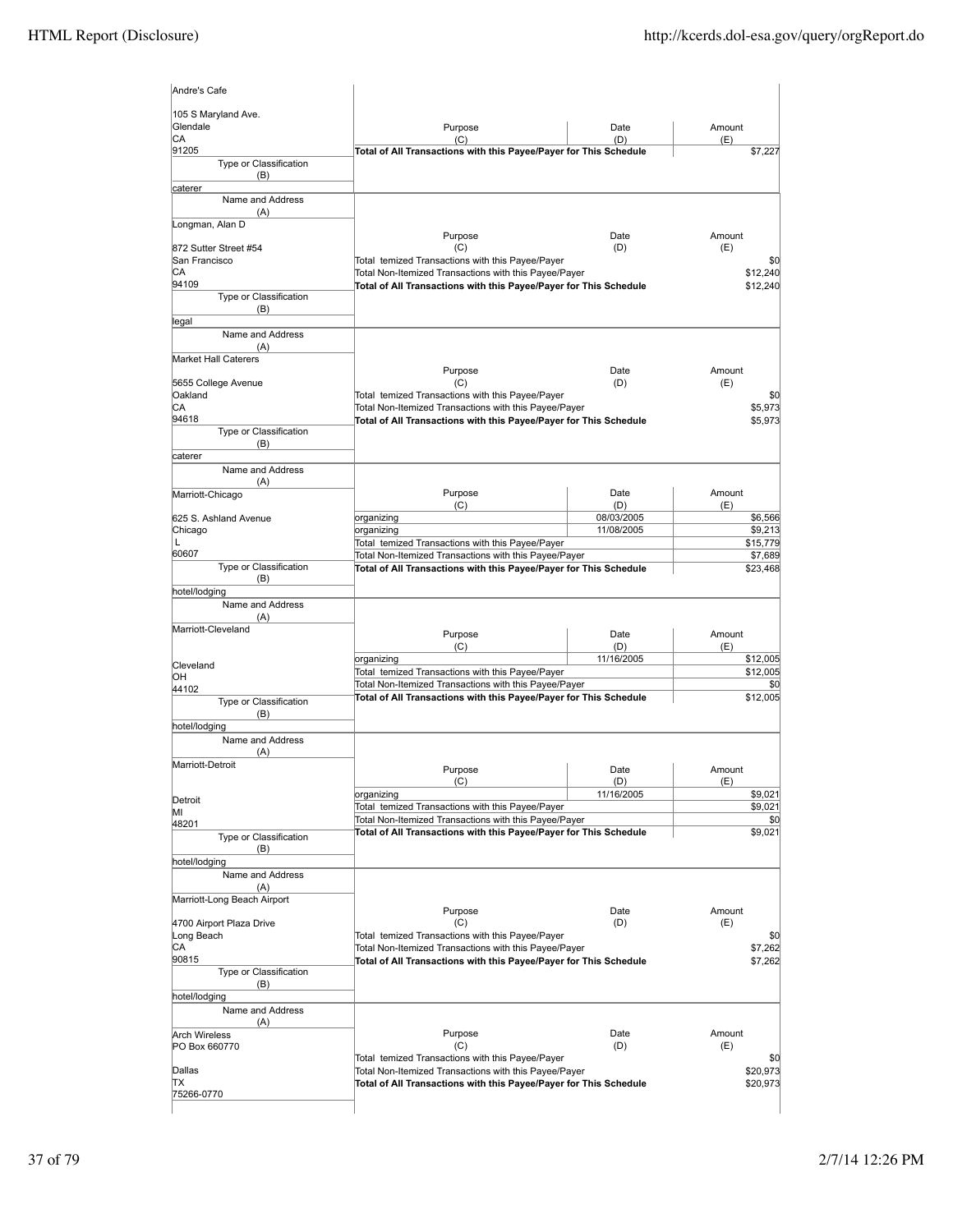| Name and Address (A) | Purpose (C) | Date (D) | Amount (E) |
|---|---|---|---|
| Andre's Cafe<br><br>105 S Maryland Ave.<br>Glendale<br>CA<br>91205 | Total of All Transactions with this Payee/Payer for This Schedule | | $7,227 |
| Type or Classification (B): caterer | | | |

| Name and Address (A) | Purpose (C) | Date (D) | Amount (E) |
|---|---|---|---|
| Longman, Alan D<br><br>872 Sutter Street #54<br>San Francisco<br>CA<br>94109 | Total temized Transactions with this Payee/Payer | | $0 |
| | Total Non-Itemized Transactions with this Payee/Payer | | $12,240 |
| | Total of All Transactions with this Payee/Payer for This Schedule | | $12,240 |
| Type or Classification (B): legal | | | |

| Name and Address (A) | Purpose (C) | Date (D) | Amount (E) |
|---|---|---|---|
| Market Hall Caterers<br><br>5655 College Avenue<br>Oakland<br>CA<br>94618 | Total temized Transactions with this Payee/Payer | | $0 |
| | Total Non-Itemized Transactions with this Payee/Payer | | $5,973 |
| | Total of All Transactions with this Payee/Payer for This Schedule | | $5,973 |
| Type or Classification (B): caterer | | | |

| Name and Address (A) | Purpose (C) | Date (D) | Amount (E) |
|---|---|---|---|
| Marriott-Chicago<br><br>625 S. Ashland Avenue<br>Chicago<br>L<br>60607 | organizing | 08/03/2005 | $6,566 |
| | organizing | 11/08/2005 | $9,213 |
| | Total temized Transactions with this Payee/Payer | | $15,779 |
| | Total Non-Itemized Transactions with this Payee/Payer | | $7,689 |
| | Total of All Transactions with this Payee/Payer for This Schedule | | $23,468 |
| Type or Classification (B): hotel/lodging | | | |

| Name and Address (A) | Purpose (C) | Date (D) | Amount (E) |
|---|---|---|---|
| Marriott-Cleveland<br><br>Cleveland<br>OH<br>44102 | organizing | 11/16/2005 | $12,005 |
| | Total temized Transactions with this Payee/Payer | | $12,005 |
| | Total Non-Itemized Transactions with this Payee/Payer | | $0 |
| | Total of All Transactions with this Payee/Payer for This Schedule | | $12,005 |
| Type or Classification (B): hotel/lodging | | | |

| Name and Address (A) | Purpose (C) | Date (D) | Amount (E) |
|---|---|---|---|
| Marriott-Detroit<br><br>Detroit<br>MI<br>48201 | organizing | 11/16/2005 | $9,021 |
| | Total temized Transactions with this Payee/Payer | | $9,021 |
| | Total Non-Itemized Transactions with this Payee/Payer | | $0 |
| | Total of All Transactions with this Payee/Payer for This Schedule | | $9,021 |
| Type or Classification (B): hotel/lodging | | | |

| Name and Address (A) | Purpose (C) | Date (D) | Amount (E) |
|---|---|---|---|
| Marriott-Long Beach Airport<br><br>4700 Airport Plaza Drive<br>Long Beach<br>CA<br>90815 | Total temized Transactions with this Payee/Payer | | $0 |
| | Total Non-Itemized Transactions with this Payee/Payer | | $7,262 |
| | Total of All Transactions with this Payee/Payer for This Schedule | | $7,262 |
| Type or Classification (B): hotel/lodging | | | |

| Name and Address (A) | Purpose (C) | Date (D) | Amount (E) |
|---|---|---|---|
| Arch Wireless<br>PO Box 660770<br><br>Dallas<br>TX<br>75266-0770 | Total temized Transactions with this Payee/Payer | | $0 |
| | Total Non-Itemized Transactions with this Payee/Payer | | $20,973 |
| | Total of All Transactions with this Payee/Payer for This Schedule | | $20,973 |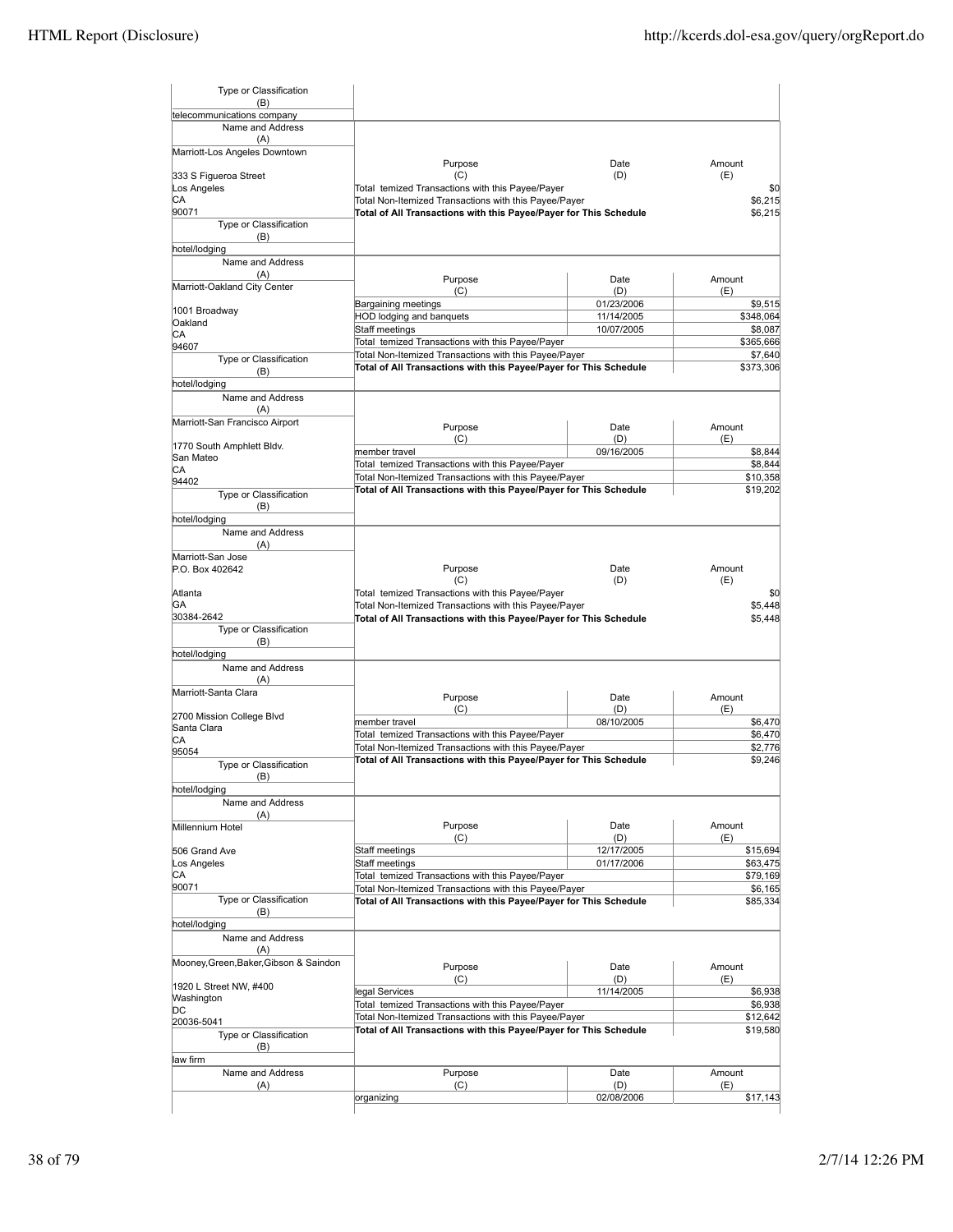| Type or Classification (B) | | | |
|---|---|---|---|
| telecommunications company | | | |

| Name and Address (A) | Purpose (C) | Date (D) | Amount (E) |
|---|---|---|---|
| Marriott-Los Angeles Downtown<br>333 S Figueroa Street<br>Los Angeles<br>CA<br>90071 | Total temized Transactions with this Payee/Payer | | $0 |
| | Total Non-Itemized Transactions with this Payee/Payer | | $6,215 |
| | **Total of All Transactions with this Payee/Payer for This Schedule** | | $6,215 |
| Type or Classification (B) | | | |
| hotel/lodging | | | |

| Name and Address (A) | Purpose (C) | Date (D) | Amount (E) |
|---|---|---|---|
| Marriott-Oakland City Center<br>1001 Broadway<br>Oakland<br>CA<br>94607 | Bargaining meetings | 01/23/2006 | $9,515 |
| | HOD lodging and banquets | 11/14/2005 | $348,064 |
| | Staff meetings | 10/07/2005 | $8,087 |
| | Total temized Transactions with this Payee/Payer | | $365,666 |
| | Total Non-Itemized Transactions with this Payee/Payer | | $7,640 |
| | **Total of All Transactions with this Payee/Payer for This Schedule** | | $373,306 |
| Type or Classification (B) | | | |
| hotel/lodging | | | |

| Name and Address (A) | Purpose (C) | Date (D) | Amount (E) |
|---|---|---|---|
| Marriott-San Francisco Airport<br>1770 South Amphlett Bldv.<br>San Mateo<br>CA<br>94402 | member travel | 09/16/2005 | $8,844 |
| | Total temized Transactions with this Payee/Payer | | $8,844 |
| | Total Non-Itemized Transactions with this Payee/Payer | | $10,358 |
| | **Total of All Transactions with this Payee/Payer for This Schedule** | | $19,202 |
| Type or Classification (B) | | | |
| hotel/lodging | | | |

| Name and Address (A) | Purpose (C) | Date (D) | Amount (E) |
|---|---|---|---|
| Marriott-San Jose<br>P.O. Box 402642<br>Atlanta<br>GA<br>30384-2642 | Total temized Transactions with this Payee/Payer | | $0 |
| | Total Non-Itemized Transactions with this Payee/Payer | | $5,448 |
| | **Total of All Transactions with this Payee/Payer for This Schedule** | | $5,448 |
| Type or Classification (B) | | | |
| hotel/lodging | | | |

| Name and Address (A) | Purpose (C) | Date (D) | Amount (E) |
|---|---|---|---|
| Marriott-Santa Clara<br>2700 Mission College Blvd<br>Santa Clara<br>CA<br>95054 | member travel | 08/10/2005 | $6,470 |
| | Total temized Transactions with this Payee/Payer | | $6,470 |
| | Total Non-Itemized Transactions with this Payee/Payer | | $2,776 |
| | **Total of All Transactions with this Payee/Payer for This Schedule** | | $9,246 |
| Type or Classification (B) | | | |
| hotel/lodging | | | |

| Name and Address (A) | Purpose (C) | Date (D) | Amount (E) |
|---|---|---|---|
| Millennium Hotel<br>506 Grand Ave<br>Los Angeles<br>CA<br>90071 | Staff meetings | 12/17/2005 | $15,694 |
| | Staff meetings | 01/17/2006 | $63,475 |
| | Total temized Transactions with this Payee/Payer | | $79,169 |
| | Total Non-Itemized Transactions with this Payee/Payer | | $6,165 |
| | **Total of All Transactions with this Payee/Payer for This Schedule** | | $85,334 |
| Type or Classification (B) | | | |
| hotel/lodging | | | |

| Name and Address (A) | Purpose (C) | Date (D) | Amount (E) |
|---|---|---|---|
| Mooney,Green,Baker,Gibson & Saindon<br>1920 L Street NW, #400<br>Washington<br>DC<br>20036-5041 | legal Services | 11/14/2005 | $6,938 |
| | Total temized Transactions with this Payee/Payer | | $6,938 |
| | Total Non-Itemized Transactions with this Payee/Payer | | $12,642 |
| | **Total of All Transactions with this Payee/Payer for This Schedule** | | $19,580 |
| Type or Classification (B) | | | |
| law firm | | | |

| Name and Address (A) | Purpose (C) | Date (D) | Amount (E) |
|---|---|---|---|
| | organizing | 02/08/2006 | $17,143 |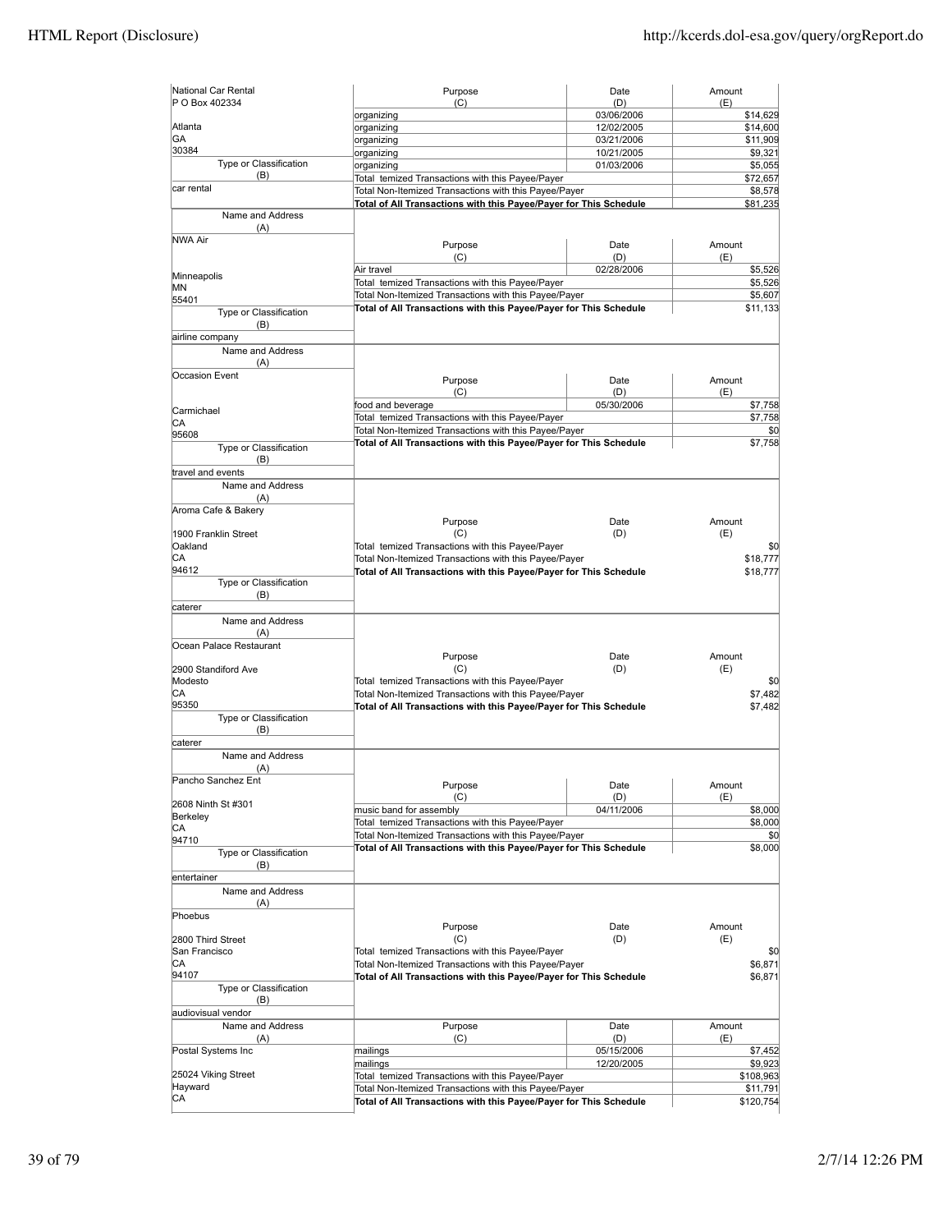| Name and Address (A) | Purpose (C) | Date (D) | Amount (E) |
|---|---|---|---|
| National Car Rental<br>P O Box 402334<br><br>Atlanta<br>GA<br>30384 | organizing | 03/06/2006 | $14,629 |
| | organizing | 12/02/2005 | $14,600 |
| | organizing | 03/21/2006 | $11,909 |
| | organizing | 10/21/2005 | $9,321 |
| | organizing | 01/03/2006 | $5,055 |
| **Type or Classification (B)**<br>car rental | Total temized Transactions with this Payee/Payer | | $72,657 |
| | Total Non-Itemized Transactions with this Payee/Payer | | $8,578 |
| | **Total of All Transactions with this Payee/Payer for This Schedule** | | **$81,235** |

| Name and Address (A) | Purpose (C) | Date (D) | Amount (E) |
|---|---|---|---|
| NWA Air<br><br>Minneapolis<br>MN<br>55401 | Air travel | 02/28/2006 | $5,526 |
| | Total temized Transactions with this Payee/Payer | | $5,526 |
| | Total Non-Itemized Transactions with this Payee/Payer | | $5,607 |
| **Type or Classification (B)**<br>airline company | **Total of All Transactions with this Payee/Payer for This Schedule** | | **$11,133** |

| Name and Address (A) | Purpose (C) | Date (D) | Amount (E) |
|---|---|---|---|
| Occasion Event<br><br>Carmichael<br>CA<br>95608 | food and beverage | 05/30/2006 | $7,758 |
| | Total temized Transactions with this Payee/Payer | | $7,758 |
| | Total Non-Itemized Transactions with this Payee/Payer | | $0 |
| **Type or Classification (B)**<br>travel and events | **Total of All Transactions with this Payee/Payer for This Schedule** | | **$7,758** |

| Name and Address (A) | Purpose (C) | Date (D) | Amount (E) |
|---|---|---|---|
| Aroma Cafe & Bakery<br><br>1900 Franklin Street<br>Oakland<br>CA<br>94612 | Total temized Transactions with this Payee/Payer | | $0 |
| | Total Non-Itemized Transactions with this Payee/Payer | | $18,777 |
| | **Total of All Transactions with this Payee/Payer for This Schedule** | | **$18,777** |
| **Type or Classification (B)**<br>caterer | | | |

| Name and Address (A) | Purpose (C) | Date (D) | Amount (E) |
|---|---|---|---|
| Ocean Palace Restaurant<br><br>2900 Standiford Ave<br>Modesto<br>CA<br>95350 | Total temized Transactions with this Payee/Payer | | $0 |
| | Total Non-Itemized Transactions with this Payee/Payer | | $7,482 |
| | **Total of All Transactions with this Payee/Payer for This Schedule** | | **$7,482** |
| **Type or Classification (B)**<br>caterer | | | |

| Name and Address (A) | Purpose (C) | Date (D) | Amount (E) |
|---|---|---|---|
| Pancho Sanchez Ent<br><br>2608 Ninth St #301<br>Berkeley<br>CA<br>94710 | music band for assembly | 04/11/2006 | $8,000 |
| | Total temized Transactions with this Payee/Payer | | $8,000 |
| | Total Non-Itemized Transactions with this Payee/Payer | | $0 |
| **Type or Classification (B)**<br>entertainer | **Total of All Transactions with this Payee/Payer for This Schedule** | | **$8,000** |

| Name and Address (A) | Purpose (C) | Date (D) | Amount (E) |
|---|---|---|---|
| Phoebus<br><br>2800 Third Street<br>San Francisco<br>CA<br>94107 | Total temized Transactions with this Payee/Payer | | $0 |
| | Total Non-Itemized Transactions with this Payee/Payer | | $6,871 |
| | **Total of All Transactions with this Payee/Payer for This Schedule** | | **$6,871** |
| **Type or Classification (B)**<br>audiovisual vendor | | | |

| Name and Address (A) | Purpose (C) | Date (D) | Amount (E) |
|---|---|---|---|
| Postal Systems Inc<br><br>25024 Viking Street<br>Hayward<br>CA | mailings | 05/15/2006 | $7,452 |
| | mailings | 12/20/2005 | $9,923 |
| | Total temized Transactions with this Payee/Payer | | $108,963 |
| | Total Non-Itemized Transactions with this Payee/Payer | | $11,791 |
| | **Total of All Transactions with this Payee/Payer for This Schedule** | | **$120,754** |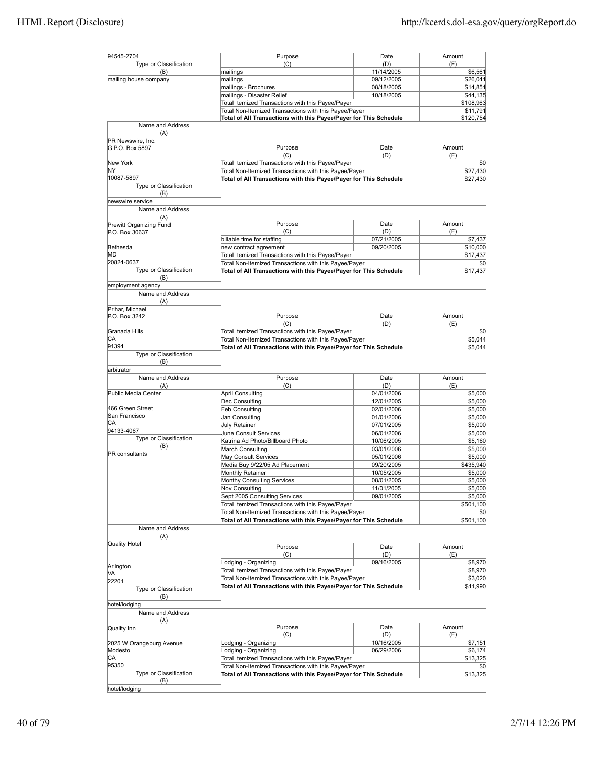| Name and Address (A) | Purpose (C) | Date (D) | Amount (E) |
|---|---|---|---|
| 94545-2704 | mailings | 11/14/2005 | $6,561 |
| Type or Classification (B): mailing house company | mailings | 09/12/2005 | $26,041 |
| | mailings - Brochures | 08/18/2005 | $14,851 |
| | mailings - Disaster Relief | 10/18/2005 | $44,135 |
| | Total temized Transactions with this Payee/Payer | | $108,963 |
| | Total Non-Itemized Transactions with this Payee/Payer | | $11,791 |
| | **Total of All Transactions with this Payee/Payer for This Schedule** | | **$120,754** |

| Name and Address (A) | Purpose (C) | Date (D) | Amount (E) |
|---|---|---|---|
| PR Newswire, Inc.<br>G P.O. Box 5897<br>New York<br>NY<br>10087-5897 | Total temized Transactions with this Payee/Payer | | $0 |
| | Total Non-Itemized Transactions with this Payee/Payer | | $27,430 |
| | **Total of All Transactions with this Payee/Payer for This Schedule** | | **$27,430** |
| Type or Classification (B): newswire service | | | |

| Name and Address (A) | Purpose (C) | Date (D) | Amount (E) |
|---|---|---|---|
| Prewitt Organizing Fund<br>P.O. Box 30637<br>Bethesda<br>MD<br>20824-0637 | billable time for staffing | 07/21/2005 | $7,437 |
| | new contract agreement | 09/20/2005 | $10,000 |
| | Total temized Transactions with this Payee/Payer | | $17,437 |
| | Total Non-Itemized Transactions with this Payee/Payer | | $0 |
| | **Total of All Transactions with this Payee/Payer for This Schedule** | | **$17,437** |
| Type or Classification (B): employment agency | | | |

| Name and Address (A) | Purpose (C) | Date (D) | Amount (E) |
|---|---|---|---|
| Prihar, Michael<br>P.O. Box 3242<br>Granada Hills<br>CA<br>91394 | Total temized Transactions with this Payee/Payer | | $0 |
| | Total Non-Itemized Transactions with this Payee/Payer | | $5,044 |
| | **Total of All Transactions with this Payee/Payer for This Schedule** | | **$5,044** |
| Type or Classification (B): arbitrator | | | |

| Name and Address (A) | Purpose (C) | Date (D) | Amount (E) |
|---|---|---|---|
| Public Media Center<br>466 Green Street<br>San Francisco<br>CA<br>94133-4067 | April Consulting | 04/01/2006 | $5,000 |
| | Dec Consulting | 12/01/2005 | $5,000 |
| | Feb Consulting | 02/01/2006 | $5,000 |
| | Jan Consulting | 01/01/2006 | $5,000 |
| | July Retainer | 07/01/2005 | $5,000 |
| | June Consult Services | 06/01/2006 | $5,000 |
| Type or Classification (B): PR consultants | Katrina Ad Photo/Billboard Photo | 10/06/2005 | $5,160 |
| | March Consulting | 03/01/2006 | $5,000 |
| | May Consult Services | 05/01/2006 | $5,000 |
| | Media Buy 9/22/05 Ad Placement | 09/20/2005 | $435,940 |
| | Monthly Retainer | 10/05/2005 | $5,000 |
| | Monthy Consulting Services | 08/01/2005 | $5,000 |
| | Nov Consulting | 11/01/2005 | $5,000 |
| | Sept 2005 Consulting Services | 09/01/2005 | $5,000 |
| | Total temized Transactions with this Payee/Payer | | $501,100 |
| | Total Non-Itemized Transactions with this Payee/Payer | | $0 |
| | **Total of All Transactions with this Payee/Payer for This Schedule** | | **$501,100** |

| Name and Address (A) | Purpose (C) | Date (D) | Amount (E) |
|---|---|---|---|
| Quality Hotel<br>Arlington<br>VA<br>22201 | Lodging - Organizing | 09/16/2005 | $8,970 |
| | Total temized Transactions with this Payee/Payer | | $8,970 |
| | Total Non-Itemized Transactions with this Payee/Payer | | $3,020 |
| | **Total of All Transactions with this Payee/Payer for This Schedule** | | **$11,990** |
| Type or Classification (B): hotel/lodging | | | |

| Name and Address (A) | Purpose (C) | Date (D) | Amount (E) |
|---|---|---|---|
| Quality Inn<br>2025 W Orangeburg Avenue<br>Modesto<br>CA<br>95350 | Lodging - Organizing | 10/16/2005 | $7,151 |
| | Lodging - Organizing | 06/29/2006 | $6,174 |
| | Total temized Transactions with this Payee/Payer | | $13,325 |
| | Total Non-Itemized Transactions with this Payee/Payer | | $0 |
| | **Total of All Transactions with this Payee/Payer for This Schedule** | | **$13,325** |
| Type or Classification (B): hotel/lodging | | | |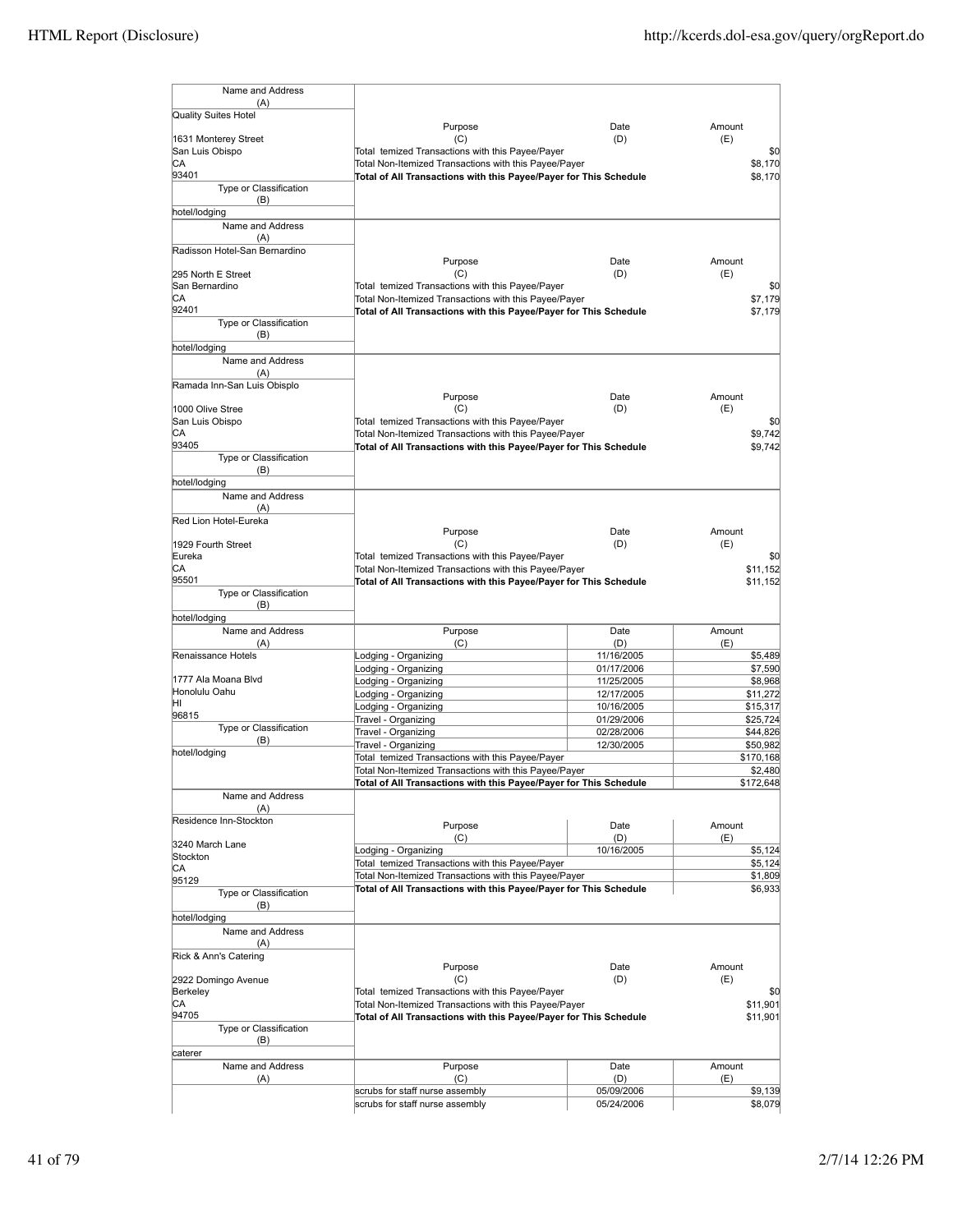| Name and Address (A) | Purpose (C) | Date (D) | Amount (E) |
|---|---|---|---|
| Quality Suites Hotel<br><br>1631 Monterey Street<br>San Luis Obispo<br>CA<br>93401 | Total temized Transactions with this Payee/Payer | | $0 |
| | Total Non-Itemized Transactions with this Payee/Payer | | $8,170 |
| | **Total of All Transactions with this Payee/Payer for This Schedule** | | $8,170 |
| Type or Classification (B) | | | |
| hotel/lodging | | | |

| Name and Address (A) | Purpose (C) | Date (D) | Amount (E) |
|---|---|---|---|
| Radisson Hotel-San Bernardino<br><br>295 North E Street<br>San Bernardino<br>CA<br>92401 | Total temized Transactions with this Payee/Payer | | $0 |
| | Total Non-Itemized Transactions with this Payee/Payer | | $7,179 |
| | **Total of All Transactions with this Payee/Payer for This Schedule** | | $7,179 |
| Type or Classification (B) | | | |
| hotel/lodging | | | |

| Name and Address (A) | Purpose (C) | Date (D) | Amount (E) |
|---|---|---|---|
| Ramada Inn-San Luis Obisplo<br><br>1000 Olive Stree<br>San Luis Obispo<br>CA<br>93405 | Total temized Transactions with this Payee/Payer | | $0 |
| | Total Non-Itemized Transactions with this Payee/Payer | | $9,742 |
| | **Total of All Transactions with this Payee/Payer for This Schedule** | | $9,742 |
| Type or Classification (B) | | | |
| hotel/lodging | | | |

| Name and Address (A) | Purpose (C) | Date (D) | Amount (E) |
|---|---|---|---|
| Red Lion Hotel-Eureka<br><br>1929 Fourth Street<br>Eureka<br>CA<br>95501 | Total temized Transactions with this Payee/Payer | | $0 |
| | Total Non-Itemized Transactions with this Payee/Payer | | $11,152 |
| | **Total of All Transactions with this Payee/Payer for This Schedule** | | $11,152 |
| Type or Classification (B) | | | |
| hotel/lodging | | | |

| Name and Address (A) | Purpose (C) | Date (D) | Amount (E) |
|---|---|---|---|
| Renaissance Hotels | Lodging - Organizing | 11/16/2005 | $5,489 |
| | Lodging - Organizing | 01/17/2006 | $7,590 |
| 1777 Ala Moana Blvd | Lodging - Organizing | 11/25/2005 | $8,968 |
| Honolulu Oahu | Lodging - Organizing | 12/17/2005 | $11,272 |
| HI | Lodging - Organizing | 10/16/2005 | $15,317 |
| 96815 | Travel - Organizing | 01/29/2006 | $25,724 |
| Type or Classification (B) | Travel - Organizing | 02/28/2006 | $44,826 |
| | Travel - Organizing | 12/30/2005 | $50,982 |
| hotel/lodging | Total temized Transactions with this Payee/Payer | | $170,168 |
| | Total Non-Itemized Transactions with this Payee/Payer | | $2,480 |
| | **Total of All Transactions with this Payee/Payer for This Schedule** | | $172,648 |

| Name and Address (A) | Purpose (C) | Date (D) | Amount (E) |
|---|---|---|---|
| Residence Inn-Stockton<br><br>3240 March Lane | Lodging - Organizing | 10/16/2005 | $5,124 |
| Stockton<br>CA | Total temized Transactions with this Payee/Payer | | $5,124 |
| 95129 | Total Non-Itemized Transactions with this Payee/Payer | | $1,809 |
| Type or Classification (B) | **Total of All Transactions with this Payee/Payer for This Schedule** | | $6,933 |
| hotel/lodging | | | |

| Name and Address (A) | Purpose (C) | Date (D) | Amount (E) |
|---|---|---|---|
| Rick & Ann's Catering<br><br>2922 Domingo Avenue<br>Berkeley<br>CA<br>94705 | Total temized Transactions with this Payee/Payer | | $0 |
| | Total Non-Itemized Transactions with this Payee/Payer | | $11,901 |
| | **Total of All Transactions with this Payee/Payer for This Schedule** | | $11,901 |
| Type or Classification (B) | | | |
| caterer | | | |

| Name and Address (A) | Purpose (C) | Date (D) | Amount (E) |
|---|---|---|---|
| | scrubs for staff nurse assembly | 05/09/2006 | $9,139 |
| | scrubs for staff nurse assembly | 05/24/2006 | $8,079 |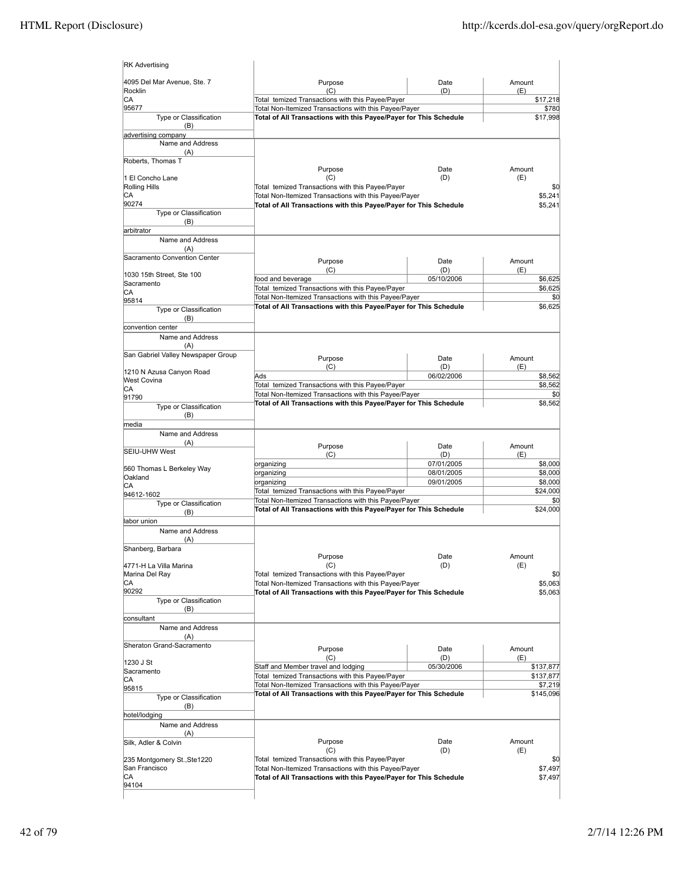| Name and Address (A) | Purpose (C) | Date (D) | Amount (E) |
|---|---|---|---|
| RK Advertising<br>4095 Del Mar Avenue, Ste. 7<br>Rocklin<br>CA<br>95677 | Total temized Transactions with this Payee/Payer | | $17,218 |
| | Total Non-Itemized Transactions with this Payee/Payer | | $780 |
| | **Total of All Transactions with this Payee/Payer for This Schedule** | | $17,998 |
| Type or Classification (B): advertising company | | | |

| Name and Address (A) | Purpose (C) | Date (D) | Amount (E) |
|---|---|---|---|
| Roberts, Thomas T<br>1 El Concho Lane<br>Rolling Hills<br>CA<br>90274 | Total temized Transactions with this Payee/Payer | | $0 |
| | Total Non-Itemized Transactions with this Payee/Payer | | $5,241 |
| | **Total of All Transactions with this Payee/Payer for This Schedule** | | $5,241 |
| Type or Classification (B): arbitrator | | | |

| Name and Address (A) | Purpose (C) | Date (D) | Amount (E) |
|---|---|---|---|
| Sacramento Convention Center<br>1030 15th Street, Ste 100<br>Sacramento<br>CA<br>95814 | food and beverage | 05/10/2006 | $6,625 |
| | Total temized Transactions with this Payee/Payer | | $6,625 |
| | Total Non-Itemized Transactions with this Payee/Payer | | $0 |
| | **Total of All Transactions with this Payee/Payer for This Schedule** | | $6,625 |
| Type or Classification (B): convention center | | | |

| Name and Address (A) | Purpose (C) | Date (D) | Amount (E) |
|---|---|---|---|
| San Gabriel Valley Newspaper Group<br>1210 N Azusa Canyon Road<br>West Covina<br>CA<br>91790 | Ads | 06/02/2006 | $8,562 |
| | Total temized Transactions with this Payee/Payer | | $8,562 |
| | Total Non-Itemized Transactions with this Payee/Payer | | $0 |
| | **Total of All Transactions with this Payee/Payer for This Schedule** | | $8,562 |
| Type or Classification (B): media | | | |

| Name and Address (A) | Purpose (C) | Date (D) | Amount (E) |
|---|---|---|---|
| SEIU-UHW West<br>560 Thomas L Berkeley Way<br>Oakland<br>CA<br>94612-1602 | organizing | 07/01/2005 | $8,000 |
| | organizing | 08/01/2005 | $8,000 |
| | organizing | 09/01/2005 | $8,000 |
| | Total temized Transactions with this Payee/Payer | | $24,000 |
| | Total Non-Itemized Transactions with this Payee/Payer | | $0 |
| | **Total of All Transactions with this Payee/Payer for This Schedule** | | $24,000 |
| Type or Classification (B): labor union | | | |

| Name and Address (A) | Purpose (C) | Date (D) | Amount (E) |
|---|---|---|---|
| Shanberg, Barbara<br>4771-H La Villa Marina<br>Marina Del Ray<br>CA<br>90292 | Total temized Transactions with this Payee/Payer | | $0 |
| | Total Non-Itemized Transactions with this Payee/Payer | | $5,063 |
| | **Total of All Transactions with this Payee/Payer for This Schedule** | | $5,063 |
| Type or Classification (B): consultant | | | |

| Name and Address (A) | Purpose (C) | Date (D) | Amount (E) |
|---|---|---|---|
| Sheraton Grand-Sacramento<br>1230 J St<br>Sacramento<br>CA<br>95815 | Staff and Member travel and lodging | 05/30/2006 | $137,877 |
| | Total temized Transactions with this Payee/Payer | | $137,877 |
| | Total Non-Itemized Transactions with this Payee/Payer | | $7,219 |
| | **Total of All Transactions with this Payee/Payer for This Schedule** | | $145,096 |
| Type or Classification (B): hotel/lodging | | | |

| Name and Address (A) | Purpose (C) | Date (D) | Amount (E) |
|---|---|---|---|
| Silk, Adler & Colvin<br>235 Montgomery St.,Ste1220<br>San Francisco<br>CA<br>94104 | Total temized Transactions with this Payee/Payer | | $0 |
| | Total Non-Itemized Transactions with this Payee/Payer | | $7,497 |
| | **Total of All Transactions with this Payee/Payer for This Schedule** | | $7,497 |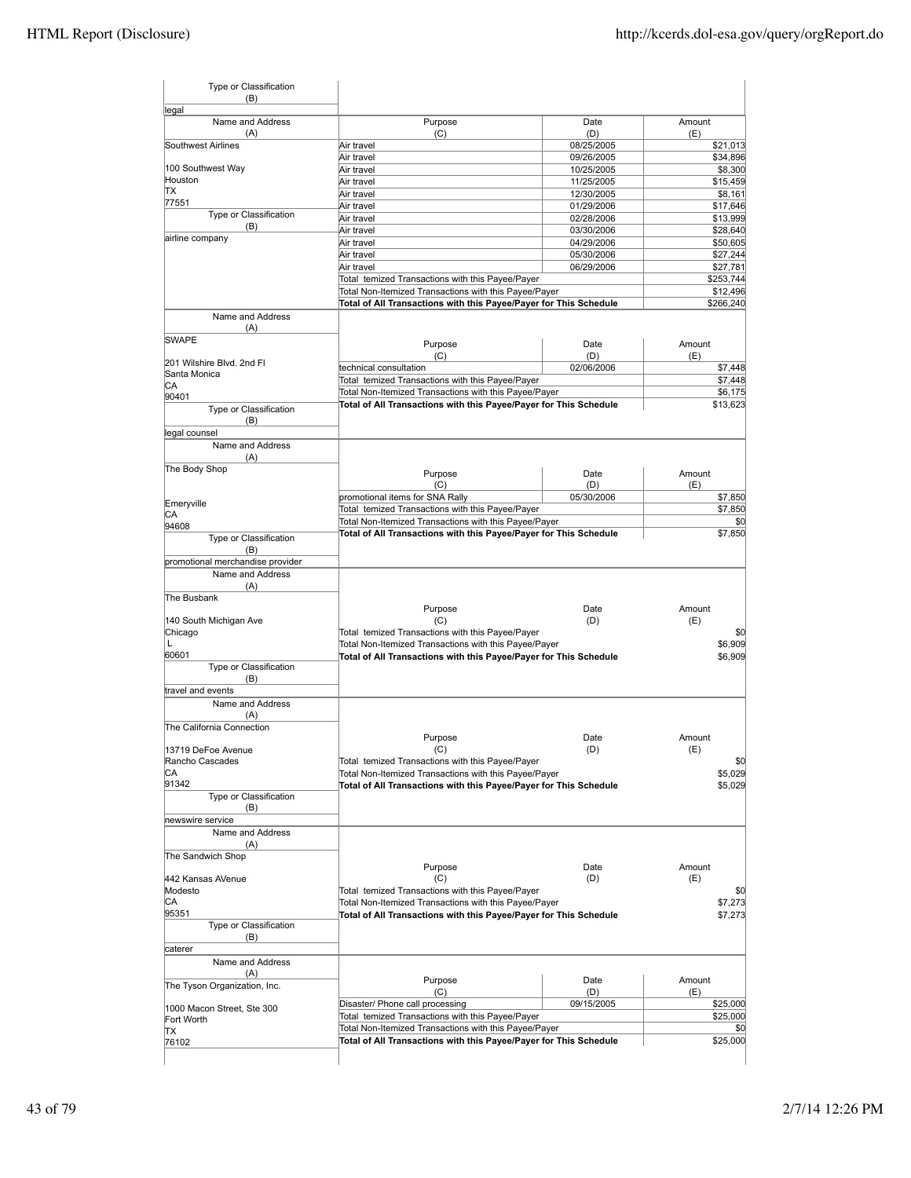| Type or Classification (B) | | | |
|---|---|---|---|
| legal | | | |

| Name and Address (A) | Purpose (C) | Date (D) | Amount (E) |
|---|---|---|---|
| Southwest Airlines | Air travel | 08/25/2005 | $21,013 |
| | Air travel | 09/26/2005 | $34,896 |
| 100 Southwest Way | Air travel | 10/25/2005 | $8,300 |
| Houston | Air travel | 11/25/2005 | $15,459 |
| TX | Air travel | 12/30/2005 | $8,161 |
| 77551 | Air travel | 01/29/2006 | $17,646 |
| **Type or Classification (B)** | Air travel | 02/28/2006 | $13,999 |
| | Air travel | 03/30/2006 | $28,640 |
| airline company | Air travel | 04/29/2006 | $50,605 |
| | Air travel | 05/30/2006 | $27,244 |
| | Air travel | 06/29/2006 | $27,781 |
| | Total temized Transactions with this Payee/Payer | | $253,744 |
| | Total Non-Itemized Transactions with this Payee/Payer | | $12,496 |
| | **Total of All Transactions with this Payee/Payer for This Schedule** | | $266,240 |

| Name and Address (A) | Purpose (C) | Date (D) | Amount (E) |
|---|---|---|---|
| SWAPE<br>201 Wilshire Blvd. 2nd Fl<br>Santa Monica<br>CA<br>90401 | technical consultation | 02/06/2006 | $7,448 |
| | Total temized Transactions with this Payee/Payer | | $7,448 |
| | Total Non-Itemized Transactions with this Payee/Payer | | $6,175 |
| | **Total of All Transactions with this Payee/Payer for This Schedule** | | $13,623 |
| **Type or Classification (B)** | | | |
| legal counsel | | | |

| Name and Address (A) | Purpose (C) | Date (D) | Amount (E) |
|---|---|---|---|
| The Body Shop<br>Emeryville<br>CA<br>94608 | promotional items for SNA Rally | 05/30/2006 | $7,850 |
| | Total temized Transactions with this Payee/Payer | | $7,850 |
| | Total Non-Itemized Transactions with this Payee/Payer | | $0 |
| | **Total of All Transactions with this Payee/Payer for This Schedule** | | $7,850 |
| **Type or Classification (B)** | | | |
| promotional merchandise provider | | | |

| Name and Address (A) | Purpose (C) | Date (D) | Amount (E) |
|---|---|---|---|
| The Busbank<br>140 South Michigan Ave<br>Chicago<br>L<br>60601 | Total temized Transactions with this Payee/Payer | | $0 |
| | Total Non-Itemized Transactions with this Payee/Payer | | $6,909 |
| | **Total of All Transactions with this Payee/Payer for This Schedule** | | $6,909 |
| **Type or Classification (B)** | | | |
| travel and events | | | |

| Name and Address (A) | Purpose (C) | Date (D) | Amount (E) |
|---|---|---|---|
| The California Connection<br>13719 DeFoe Avenue<br>Rancho Cascades<br>CA<br>91342 | Total temized Transactions with this Payee/Payer | | $0 |
| | Total Non-Itemized Transactions with this Payee/Payer | | $5,029 |
| | **Total of All Transactions with this Payee/Payer for This Schedule** | | $5,029 |
| **Type or Classification (B)** | | | |
| newswire service | | | |

| Name and Address (A) | Purpose (C) | Date (D) | Amount (E) |
|---|---|---|---|
| The Sandwich Shop<br>442 Kansas AVenue<br>Modesto<br>CA<br>95351 | Total temized Transactions with this Payee/Payer | | $0 |
| | Total Non-Itemized Transactions with this Payee/Payer | | $7,273 |
| | **Total of All Transactions with this Payee/Payer for This Schedule** | | $7,273 |
| **Type or Classification (B)** | | | |
| caterer | | | |

| Name and Address (A) | Purpose (C) | Date (D) | Amount (E) |
|---|---|---|---|
| The Tyson Organization, Inc.<br>1000 Macon Street, Ste 300<br>Fort Worth<br>TX<br>76102 | Disaster/ Phone call processing | 09/15/2005 | $25,000 |
| | Total temized Transactions with this Payee/Payer | | $25,000 |
| | Total Non-Itemized Transactions with this Payee/Payer | | $0 |
| | **Total of All Transactions with this Payee/Payer for This Schedule** | | $25,000 |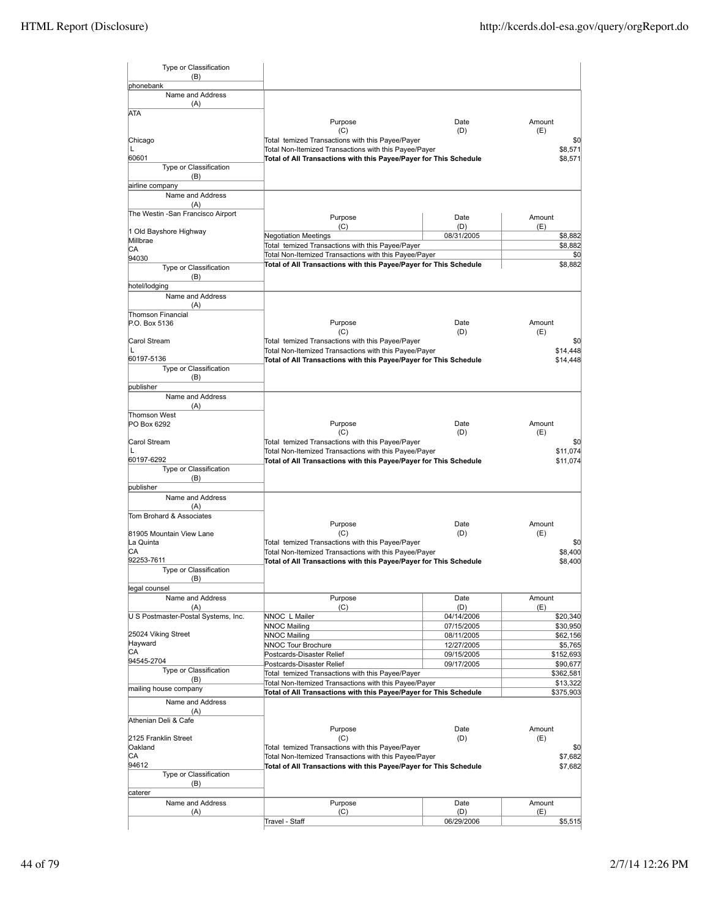| Type or Classification (B) | | | |
|---|---|---|---|
| phonebank | | | |

| Name and Address (A) | Purpose (C) | Date (D) | Amount (E) |
|---|---|---|---|
| ATA<br><br>Chicago<br>L<br>60601 | Total temized Transactions with this Payee/Payer | | $0 |
| | Total Non-Itemized Transactions with this Payee/Payer | | $8,571 |
| | **Total of All Transactions with this Payee/Payer for This Schedule** | | $8,571 |
| Type or Classification (B)<br>airline company | | | |

| Name and Address (A) | Purpose (C) | Date (D) | Amount (E) |
|---|---|---|---|
| The Westin -San Francisco Airport<br><br>1 Old Bayshore Highway<br>Millbrae<br>CA<br>94030 | Negotiation Meetings | 08/31/2005 | $8,882 |
| | Total temized Transactions with this Payee/Payer | | $8,882 |
| | Total Non-Itemized Transactions with this Payee/Payer | | $0 |
| | **Total of All Transactions with this Payee/Payer for This Schedule** | | $8,882 |
| Type or Classification (B)<br>hotel/lodging | | | |

| Name and Address (A) | Purpose (C) | Date (D) | Amount (E) |
|---|---|---|---|
| Thomson Financial<br>P.O. Box 5136<br><br>Carol Stream<br>L<br>60197-5136 | Total temized Transactions with this Payee/Payer | | $0 |
| | Total Non-Itemized Transactions with this Payee/Payer | | $14,448 |
| | **Total of All Transactions with this Payee/Payer for This Schedule** | | $14,448 |
| Type or Classification (B)<br>publisher | | | |

| Name and Address (A) | Purpose (C) | Date (D) | Amount (E) |
|---|---|---|---|
| Thomson West<br>PO Box 6292<br><br>Carol Stream<br>L<br>60197-6292 | Total temized Transactions with this Payee/Payer | | $0 |
| | Total Non-Itemized Transactions with this Payee/Payer | | $11,074 |
| | **Total of All Transactions with this Payee/Payer for This Schedule** | | $11,074 |
| Type or Classification (B)<br>publisher | | | |

| Name and Address (A) | Purpose (C) | Date (D) | Amount (E) |
|---|---|---|---|
| Tom Brohard & Associates<br><br>81905 Mountain View Lane<br>La Quinta<br>CA<br>92253-7611 | Total temized Transactions with this Payee/Payer | | $0 |
| | Total Non-Itemized Transactions with this Payee/Payer | | $8,400 |
| | **Total of All Transactions with this Payee/Payer for This Schedule** | | $8,400 |
| Type or Classification (B)<br>legal counsel | | | |

| Name and Address (A) | Purpose (C) | Date (D) | Amount (E) |
|---|---|---|---|
| U S Postmaster-Postal Systems, Inc.<br><br>25024 Viking Street<br>Hayward<br>CA<br>94545-2704 | NNOC L Mailer | 04/14/2006 | $20,340 |
| | NNOC Mailing | 07/15/2005 | $30,950 |
| | NNOC Mailing | 08/11/2005 | $62,156 |
| | NNOC Tour Brochure | 12/27/2005 | $5,765 |
| | Postcards-Disaster Relief | 09/15/2005 | $152,693 |
| | Postcards-Disaster Relief | 09/17/2005 | $90,677 |
| | Total temized Transactions with this Payee/Payer | | $362,581 |
| | Total Non-Itemized Transactions with this Payee/Payer | | $13,322 |
| | **Total of All Transactions with this Payee/Payer for This Schedule** | | $375,903 |
| Type or Classification (B)<br>mailing house company | | | |

| Name and Address (A) | Purpose (C) | Date (D) | Amount (E) |
|---|---|---|---|
| Athenian Deli & Cafe<br><br>2125 Franklin Street<br>Oakland<br>CA<br>94612 | Total temized Transactions with this Payee/Payer | | $0 |
| | Total Non-Itemized Transactions with this Payee/Payer | | $7,682 |
| | **Total of All Transactions with this Payee/Payer for This Schedule** | | $7,682 |
| Type or Classification (B)<br>caterer | | | |

| Name and Address (A) | Purpose (C) | Date (D) | Amount (E) |
|---|---|---|---|
| | Travel - Staff | 06/29/2006 | $5,515 |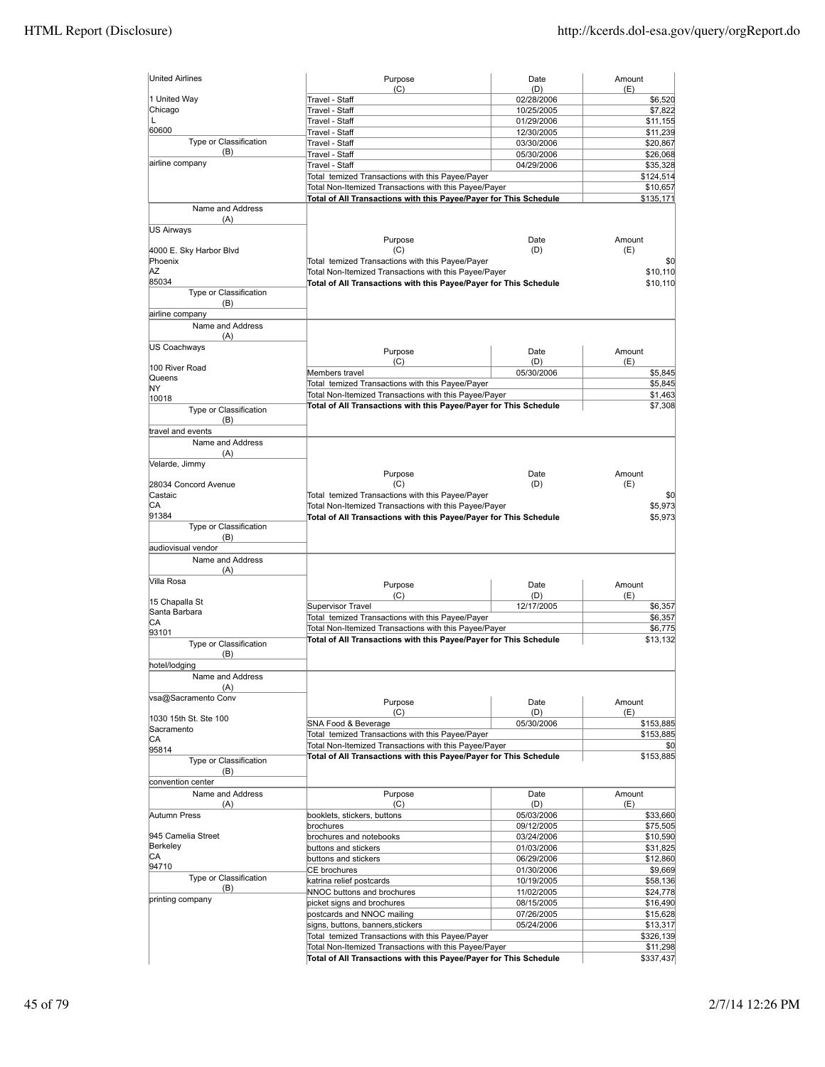| Name and Address (A) | Purpose (C) | Date (D) | Amount (E) |
|---|---|---|---|
| United Airlines<br><br>1 United Way<br>Chicago<br>L<br>60600 | Travel - Staff | 02/28/2006 | $6,520 |
| | Travel - Staff | 10/25/2005 | $7,822 |
| | Travel - Staff | 01/29/2006 | $11,155 |
| | Travel - Staff | 12/30/2005 | $11,239 |
| Type or Classification (B) | Travel - Staff | 03/30/2006 | $20,867 |
| airline company | Travel - Staff | 05/30/2006 | $26,068 |
| | Travel - Staff | 04/29/2006 | $35,328 |
| | Total temized Transactions with this Payee/Payer | | $124,514 |
| | Total Non-Itemized Transactions with this Payee/Payer | | $10,657 |
| | **Total of All Transactions with this Payee/Payer for This Schedule** | | **$135,171** |

| Name and Address (A) | Purpose (C) | Date (D) | Amount (E) |
|---|---|---|---|
| US Airways<br><br>4000 E. Sky Harbor Blvd<br>Phoenix<br>AZ<br>85034 | Total temized Transactions with this Payee/Payer | | $0 |
| | Total Non-Itemized Transactions with this Payee/Payer | | $10,110 |
| | **Total of All Transactions with this Payee/Payer for This Schedule** | | **$10,110** |
| Type or Classification (B) | | | |
| airline company | | | |

| Name and Address (A) | Purpose (C) | Date (D) | Amount (E) |
|---|---|---|---|
| US Coachways<br><br>100 River Road<br>Queens<br>NY<br>10018 | Members travel | 05/30/2006 | $5,845 |
| | Total temized Transactions with this Payee/Payer | | $5,845 |
| | Total Non-Itemized Transactions with this Payee/Payer | | $1,463 |
| | **Total of All Transactions with this Payee/Payer for This Schedule** | | **$7,308** |
| Type or Classification (B) | | | |
| travel and events | | | |

| Name and Address (A) | Purpose (C) | Date (D) | Amount (E) |
|---|---|---|---|
| Velarde, Jimmy<br><br>28034 Concord Avenue<br>Castaic<br>CA<br>91384 | Total temized Transactions with this Payee/Payer | | $0 |
| | Total Non-Itemized Transactions with this Payee/Payer | | $5,973 |
| | **Total of All Transactions with this Payee/Payer for This Schedule** | | **$5,973** |
| Type or Classification (B) | | | |
| audiovisual vendor | | | |

| Name and Address (A) | Purpose (C) | Date (D) | Amount (E) |
|---|---|---|---|
| Villa Rosa<br><br>15 Chapalla St<br>Santa Barbara<br>CA<br>93101 | Supervisor Travel | 12/17/2005 | $6,357 |
| | Total temized Transactions with this Payee/Payer | | $6,357 |
| | Total Non-Itemized Transactions with this Payee/Payer | | $6,775 |
| | **Total of All Transactions with this Payee/Payer for This Schedule** | | **$13,132** |
| Type or Classification (B) | | | |
| hotel/lodging | | | |

| Name and Address (A) | Purpose (C) | Date (D) | Amount (E) |
|---|---|---|---|
| vsa@Sacramento Conv<br><br>1030 15th St. Ste 100<br>Sacramento<br>CA<br>95814 | SNA Food & Beverage | 05/30/2006 | $153,885 |
| | Total temized Transactions with this Payee/Payer | | $153,885 |
| | Total Non-Itemized Transactions with this Payee/Payer | | $0 |
| | **Total of All Transactions with this Payee/Payer for This Schedule** | | **$153,885** |
| Type or Classification (B) | | | |
| convention center | | | |

| Name and Address (A) | Purpose (C) | Date (D) | Amount (E) |
|---|---|---|---|
| Autumn Press | booklets, stickers, buttons | 05/03/2006 | $33,660 |
| | brochures | 09/12/2005 | $75,505 |
| 945 Camelia Street | brochures and notebooks | 03/24/2006 | $10,590 |
| Berkeley | buttons and stickers | 01/03/2006 | $31,825 |
| CA | buttons and stickers | 06/29/2006 | $12,860 |
| 94710 | CE brochures | 01/30/2006 | $9,669 |
| Type or Classification (B) | katrina relief postcards | 10/19/2005 | $58,136 |
| | NNOC buttons and brochures | 11/02/2005 | $24,778 |
| printing company | picket signs and brochures | 08/15/2005 | $16,490 |
| | postcards and NNOC mailing | 07/26/2005 | $15,628 |
| | signs, buttons, banners,stickers | 05/24/2006 | $13,317 |
| | Total temized Transactions with this Payee/Payer | | $326,139 |
| | Total Non-Itemized Transactions with this Payee/Payer | | $11,298 |
| | **Total of All Transactions with this Payee/Payer for This Schedule** | | **$337,437** |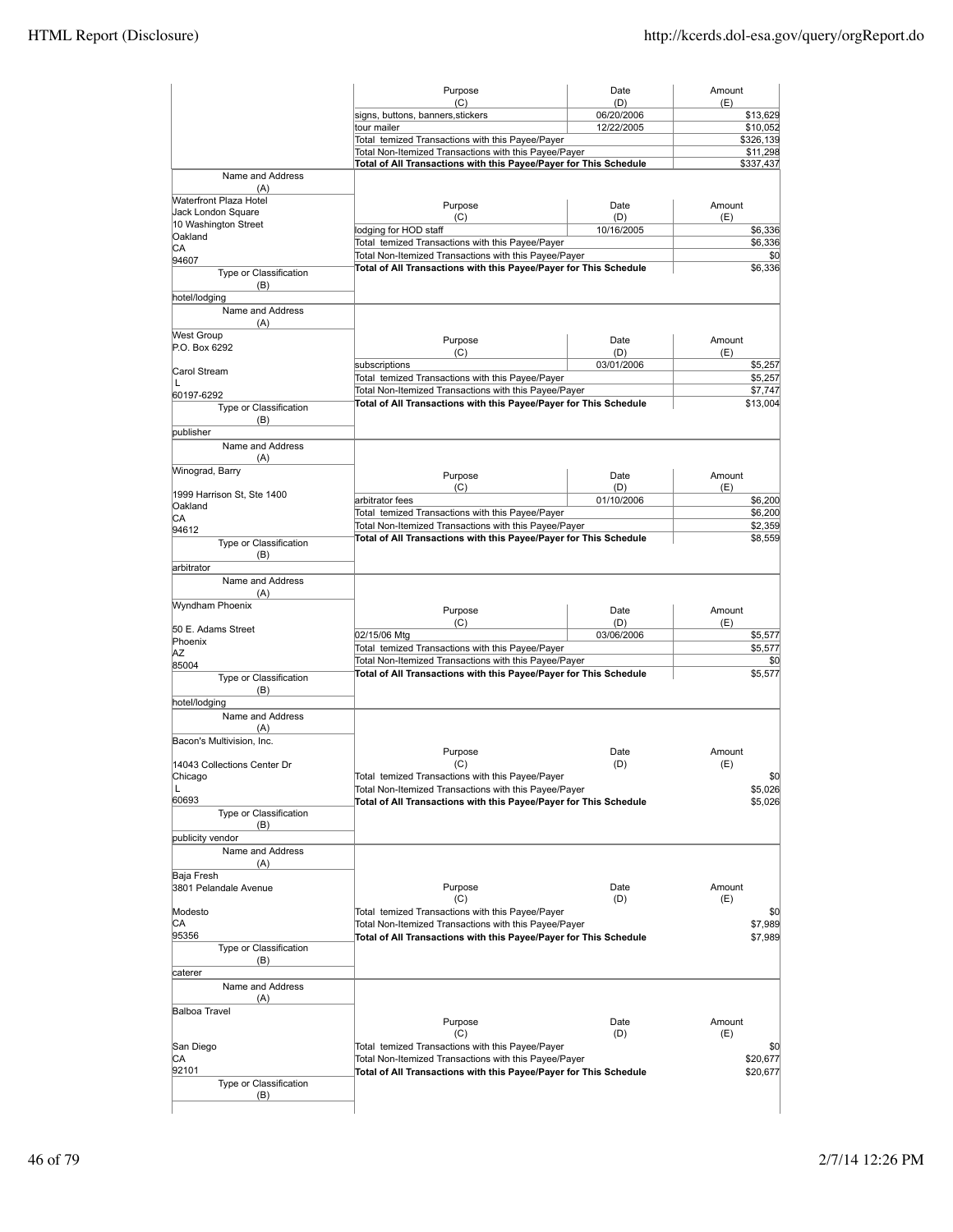| Purpose (C) | Date (D) | Amount (E) |
|---|---|---|
| signs, buttons, banners,stickers | 06/20/2006 | $13,629 |
| tour mailer | 12/22/2005 | $10,052 |
| Total temized Transactions with this Payee/Payer | | $326,139 |
| Total Non-Itemized Transactions with this Payee/Payer | | $11,298 |
| **Total of All Transactions with this Payee/Payer for This Schedule** | | **$337,437** |

| Name and Address (A) | Purpose (C) | Date (D) | Amount (E) |
|---|---|---|---|
| Waterfront Plaza Hotel<br>Jack London Square<br>10 Washington Street<br>Oakland<br>CA<br>94607 | lodging for HOD staff | 10/16/2005 | $6,336 |
| | Total temized Transactions with this Payee/Payer | | $6,336 |
| | Total Non-Itemized Transactions with this Payee/Payer | | $0 |
| | **Total of All Transactions with this Payee/Payer for This Schedule** | | **$6,336** |
| **Type or Classification (B)** | | | |
| hotel/lodging | | | |

| Name and Address (A) | Purpose (C) | Date (D) | Amount (E) |
|---|---|---|---|
| West Group<br>P.O. Box 6292<br><br>Carol Stream<br>L<br>60197-6292 | subscriptions | 03/01/2006 | $5,257 |
| | Total temized Transactions with this Payee/Payer | | $5,257 |
| | Total Non-Itemized Transactions with this Payee/Payer | | $7,747 |
| | **Total of All Transactions with this Payee/Payer for This Schedule** | | **$13,004** |
| **Type or Classification (B)** | | | |
| publisher | | | |

| Name and Address (A) | Purpose (C) | Date (D) | Amount (E) |
|---|---|---|---|
| Winograd, Barry<br><br>1999 Harrison St, Ste 1400<br>Oakland<br>CA<br>94612 | arbitrator fees | 01/10/2006 | $6,200 |
| | Total temized Transactions with this Payee/Payer | | $6,200 |
| | Total Non-Itemized Transactions with this Payee/Payer | | $2,359 |
| | **Total of All Transactions with this Payee/Payer for This Schedule** | | **$8,559** |
| **Type or Classification (B)** | | | |
| arbitrator | | | |

| Name and Address (A) | Purpose (C) | Date (D) | Amount (E) |
|---|---|---|---|
| Wyndham Phoenix<br><br>50 E. Adams Street<br>Phoenix<br>AZ<br>85004 | 02/15/06 Mtg | 03/06/2006 | $5,577 |
| | Total temized Transactions with this Payee/Payer | | $5,577 |
| | Total Non-Itemized Transactions with this Payee/Payer | | $0 |
| | **Total of All Transactions with this Payee/Payer for This Schedule** | | **$5,577** |
| **Type or Classification (B)** | | | |
| hotel/lodging | | | |

| Name and Address (A) | Purpose (C) | Date (D) | Amount (E) |
|---|---|---|---|
| Bacon's Multivision, Inc.<br><br>14043 Collections Center Dr<br>Chicago<br>L<br>60693 | Total temized Transactions with this Payee/Payer | | $0 |
| | Total Non-Itemized Transactions with this Payee/Payer | | $5,026 |
| | **Total of All Transactions with this Payee/Payer for This Schedule** | | **$5,026** |
| **Type or Classification (B)** | | | |
| publicity vendor | | | |

| Name and Address (A) | Purpose (C) | Date (D) | Amount (E) |
|---|---|---|---|
| Baja Fresh<br>3801 Pelandale Avenue<br><br>Modesto<br>CA<br>95356 | Total temized Transactions with this Payee/Payer | | $0 |
| | Total Non-Itemized Transactions with this Payee/Payer | | $7,989 |
| | **Total of All Transactions with this Payee/Payer for This Schedule** | | **$7,989** |
| **Type or Classification (B)** | | | |
| caterer | | | |

| Name and Address (A) | Purpose (C) | Date (D) | Amount (E) |
|---|---|---|---|
| Balboa Travel<br><br><br>San Diego<br>CA<br>92101 | Total temized Transactions with this Payee/Payer | | $0 |
| | Total Non-Itemized Transactions with this Payee/Payer | | $20,677 |
| | **Total of All Transactions with this Payee/Payer for This Schedule** | | **$20,677** |
| **Type or Classification (B)** | | | |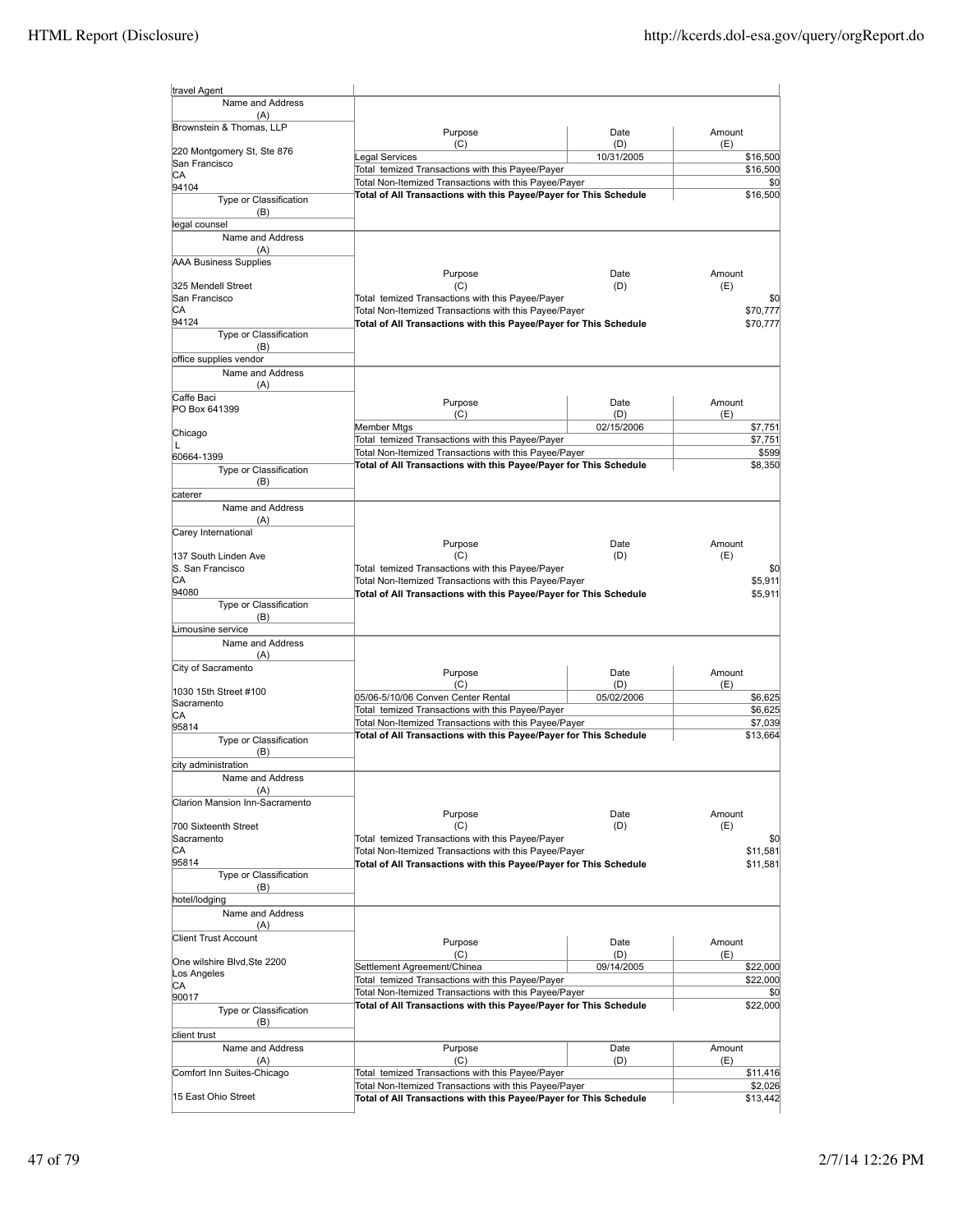travel Agent

| Name and Address (A) | Purpose (C) | Date (D) | Amount (E) |
|---|---|---|---|
| Brownstein & Thomas, LLP<br>220 Montgomery St, Ste 876<br>San Francisco<br>CA<br>94104 | Legal Services | 10/31/2005 | $16,500 |
| | Total temized Transactions with this Payee/Payer | | $16,500 |
| | Total Non-Itemized Transactions with this Payee/Payer | | $0 |
| | **Total of All Transactions with this Payee/Payer for This Schedule** | | $16,500 |
| Type or Classification (B): legal counsel | | | |

| Name and Address (A) | Purpose (C) | Date (D) | Amount (E) |
|---|---|---|---|
| AAA Business Supplies<br>325 Mendell Street<br>San Francisco<br>CA<br>94124 | Total temized Transactions with this Payee/Payer | | $0 |
| | Total Non-Itemized Transactions with this Payee/Payer | | $70,777 |
| | **Total of All Transactions with this Payee/Payer for This Schedule** | | $70,777 |
| Type or Classification (B): office supplies vendor | | | |

| Name and Address (A) | Purpose (C) | Date (D) | Amount (E) |
|---|---|---|---|
| Caffe Baci<br>PO Box 641399<br>Chicago<br>L<br>60664-1399 | Member Mtgs | 02/15/2006 | $7,751 |
| | Total temized Transactions with this Payee/Payer | | $7,751 |
| | Total Non-Itemized Transactions with this Payee/Payer | | $599 |
| | **Total of All Transactions with this Payee/Payer for This Schedule** | | $8,350 |
| Type or Classification (B): caterer | | | |

| Name and Address (A) | Purpose (C) | Date (D) | Amount (E) |
|---|---|---|---|
| Carey International<br>137 South Linden Ave<br>S. San Francisco<br>CA<br>94080 | Total temized Transactions with this Payee/Payer | | $0 |
| | Total Non-Itemized Transactions with this Payee/Payer | | $5,911 |
| | **Total of All Transactions with this Payee/Payer for This Schedule** | | $5,911 |
| Type or Classification (B): Limousine service | | | |

| Name and Address (A) | Purpose (C) | Date (D) | Amount (E) |
|---|---|---|---|
| City of Sacramento<br>1030 15th Street #100<br>Sacramento<br>CA<br>95814 | 05/06-5/10/06 Conven Center Rental | 05/02/2006 | $6,625 |
| | Total temized Transactions with this Payee/Payer | | $6,625 |
| | Total Non-Itemized Transactions with this Payee/Payer | | $7,039 |
| | **Total of All Transactions with this Payee/Payer for This Schedule** | | $13,664 |
| Type or Classification (B): city administration | | | |

| Name and Address (A) | Purpose (C) | Date (D) | Amount (E) |
|---|---|---|---|
| Clarion Mansion Inn-Sacramento<br>700 Sixteenth Street<br>Sacramento<br>CA<br>95814 | Total temized Transactions with this Payee/Payer | | $0 |
| | Total Non-Itemized Transactions with this Payee/Payer | | $11,581 |
| | **Total of All Transactions with this Payee/Payer for This Schedule** | | $11,581 |
| Type or Classification (B): hotel/lodging | | | |

| Name and Address (A) | Purpose (C) | Date (D) | Amount (E) |
|---|---|---|---|
| Client Trust Account<br>One wilshire Blvd,Ste 2200<br>Los Angeles<br>CA<br>90017 | Settlement Agreement/Chinea | 09/14/2005 | $22,000 |
| | Total temized Transactions with this Payee/Payer | | $22,000 |
| | Total Non-Itemized Transactions with this Payee/Payer | | $0 |
| | **Total of All Transactions with this Payee/Payer for This Schedule** | | $22,000 |
| Type or Classification (B): client trust | | | |

| Name and Address (A) | Purpose (C) | Date (D) | Amount (E) |
|---|---|---|---|
| Comfort Inn Suites-Chicago<br>15 East Ohio Street | Total temized Transactions with this Payee/Payer | | $11,416 |
| | Total Non-Itemized Transactions with this Payee/Payer | | $2,026 |
| | **Total of All Transactions with this Payee/Payer for This Schedule** | | $13,442 |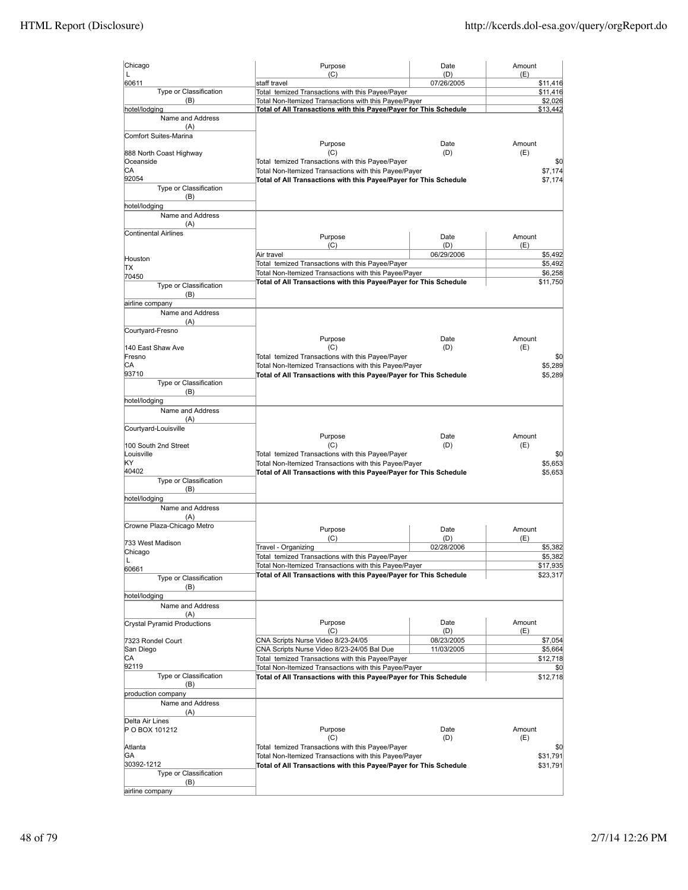| Name and Address (A) | Purpose (C) | Date (D) | Amount (E) |
|---|---|---|---|
| Chicago<br>L<br>60611 | staff travel | 07/26/2005 | $11,416 |
| | Total temized Transactions with this Payee/Payer | | $11,416 |
| Type or Classification (B) | Total Non-Itemized Transactions with this Payee/Payer | | $2,026 |
| hotel/lodging | **Total of All Transactions with this Payee/Payer for This Schedule** | | $13,442 |

| Name and Address (A) | Purpose (C) | Date (D) | Amount (E) |
|---|---|---|---|
| Comfort Suites-Marina<br>888 North Coast Highway<br>Oceanside<br>CA<br>92054 | Total temized Transactions with this Payee/Payer | | $0 |
| | Total Non-Itemized Transactions with this Payee/Payer | | $7,174 |
| | **Total of All Transactions with this Payee/Payer for This Schedule** | | $7,174 |
| Type or Classification (B)<br>hotel/lodging | | | |

| Name and Address (A) | Purpose (C) | Date (D) | Amount (E) |
|---|---|---|---|
| Continental Airlines<br>Houston<br>TX<br>70450 | Air travel | 06/29/2006 | $5,492 |
| | Total temized Transactions with this Payee/Payer | | $5,492 |
| | Total Non-Itemized Transactions with this Payee/Payer | | $6,258 |
| | **Total of All Transactions with this Payee/Payer for This Schedule** | | $11,750 |
| Type or Classification (B)<br>airline company | | | |

| Name and Address (A) | Purpose (C) | Date (D) | Amount (E) |
|---|---|---|---|
| Courtyard-Fresno<br>140 East Shaw Ave<br>Fresno<br>CA<br>93710 | Total temized Transactions with this Payee/Payer | | $0 |
| | Total Non-Itemized Transactions with this Payee/Payer | | $5,289 |
| | **Total of All Transactions with this Payee/Payer for This Schedule** | | $5,289 |
| Type or Classification (B)<br>hotel/lodging | | | |

| Name and Address (A) | Purpose (C) | Date (D) | Amount (E) |
|---|---|---|---|
| Courtyard-Louisville<br>100 South 2nd Street<br>Louisville<br>KY<br>40402 | Total temized Transactions with this Payee/Payer | | $0 |
| | Total Non-Itemized Transactions with this Payee/Payer | | $5,653 |
| | **Total of All Transactions with this Payee/Payer for This Schedule** | | $5,653 |
| Type or Classification (B)<br>hotel/lodging | | | |

| Name and Address (A) | Purpose (C) | Date (D) | Amount (E) |
|---|---|---|---|
| Crowne Plaza-Chicago Metro<br>733 West Madison<br>Chicago<br>L<br>60661 | Travel - Organizing | 02/28/2006 | $5,382 |
| | Total temized Transactions with this Payee/Payer | | $5,382 |
| | Total Non-Itemized Transactions with this Payee/Payer | | $17,935 |
| | **Total of All Transactions with this Payee/Payer for This Schedule** | | $23,317 |
| Type or Classification (B)<br>hotel/lodging | | | |

| Name and Address (A) | Purpose (C) | Date (D) | Amount (E) |
|---|---|---|---|
| Crystal Pyramid Productions<br>7323 Rondel Court<br>San Diego<br>CA<br>92119 | CNA Scripts Nurse Video 8/23-24/05 | 08/23/2005 | $7,054 |
| | CNA Scripts Nurse Video 8/23-24/05 Bal Due | 11/03/2005 | $5,664 |
| | Total temized Transactions with this Payee/Payer | | $12,718 |
| | Total Non-Itemized Transactions with this Payee/Payer | | $0 |
| | **Total of All Transactions with this Payee/Payer for This Schedule** | | $12,718 |
| Type or Classification (B)<br>production company | | | |

| Name and Address (A) | Purpose (C) | Date (D) | Amount (E) |
|---|---|---|---|
| Delta Air Lines<br>P O BOX 101212<br>Atlanta<br>GA<br>30392-1212 | Total temized Transactions with this Payee/Payer | | $0 |
| | Total Non-Itemized Transactions with this Payee/Payer | | $31,791 |
| | **Total of All Transactions with this Payee/Payer for This Schedule** | | $31,791 |
| Type or Classification (B)<br>airline company | | | |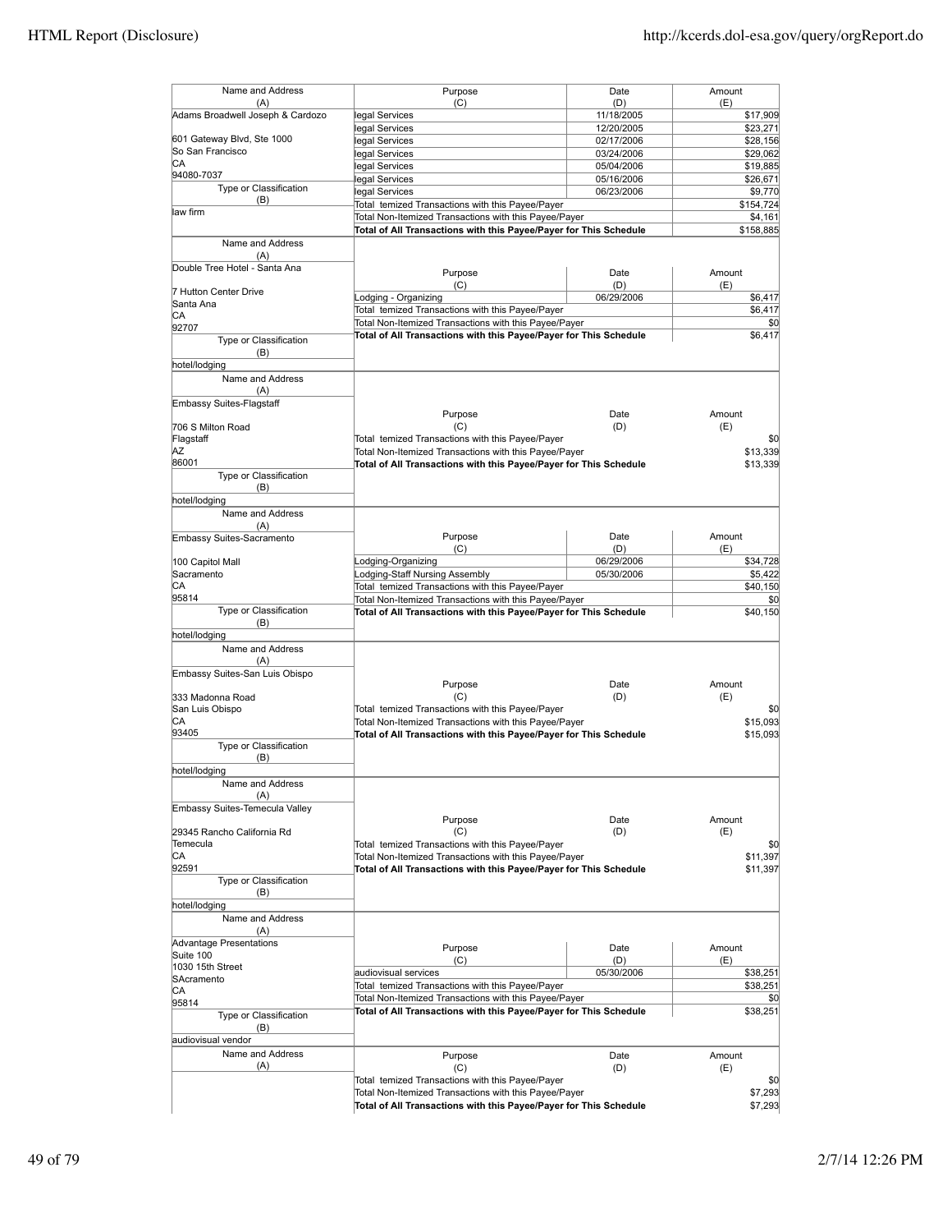| Name and Address (A) | Purpose (C) | Date (D) | Amount (E) |
|---|---|---|---|
| Adams Broadwell Joseph & Cardozo | legal Services | 11/18/2005 | $17,909 |
| | legal Services | 12/20/2005 | $23,271 |
| 601 Gateway Blvd, Ste 1000 | legal Services | 02/17/2006 | $28,156 |
| So San Francisco | legal Services | 03/24/2006 | $29,062 |
| CA | legal Services | 05/04/2006 | $19,885 |
| 94080-7037 | legal Services | 05/16/2006 | $26,671 |
| Type or Classification (B) | legal Services | 06/23/2006 | $9,770 |
| law firm | Total temized Transactions with this Payee/Payer | | $154,724 |
| | Total Non-Itemized Transactions with this Payee/Payer | | $4,161 |
| | **Total of All Transactions with this Payee/Payer for This Schedule** | | $158,885 |

| Name and Address (A) | Purpose (C) | Date (D) | Amount (E) |
|---|---|---|---|
| Double Tree Hotel - Santa Ana | Lodging - Organizing | 06/29/2006 | $6,417 |
| 7 Hutton Center Drive | Total temized Transactions with this Payee/Payer | | $6,417 |
| Santa Ana | Total Non-Itemized Transactions with this Payee/Payer | | $0 |
| CA | **Total of All Transactions with this Payee/Payer for This Schedule** | | $6,417 |
| 92707 | | | |
| Type or Classification (B) | | | |
| hotel/lodging | | | |

| Name and Address (A) | Purpose (C) | Date (D) | Amount (E) |
|---|---|---|---|
| Embassy Suites-Flagstaff | Total temized Transactions with this Payee/Payer | | $0 |
| 706 S Milton Road | Total Non-Itemized Transactions with this Payee/Payer | | $13,339 |
| Flagstaff | **Total of All Transactions with this Payee/Payer for This Schedule** | | $13,339 |
| AZ | | | |
| 86001 | | | |
| Type or Classification (B) | | | |
| hotel/lodging | | | |

| Name and Address (A) | Purpose (C) | Date (D) | Amount (E) |
|---|---|---|---|
| Embassy Suites-Sacramento | Lodging-Organizing | 06/29/2006 | $34,728 |
| 100 Capitol Mall | Lodging-Staff Nursing Assembly | 05/30/2006 | $5,422 |
| Sacramento | Total temized Transactions with this Payee/Payer | | $40,150 |
| CA | Total Non-Itemized Transactions with this Payee/Payer | | $0 |
| 95814 | **Total of All Transactions with this Payee/Payer for This Schedule** | | $40,150 |
| Type or Classification (B) | | | |
| hotel/lodging | | | |

| Name and Address (A) | Purpose (C) | Date (D) | Amount (E) |
|---|---|---|---|
| Embassy Suites-San Luis Obispo | Total temized Transactions with this Payee/Payer | | $0 |
| 333 Madonna Road | Total Non-Itemized Transactions with this Payee/Payer | | $15,093 |
| San Luis Obispo | **Total of All Transactions with this Payee/Payer for This Schedule** | | $15,093 |
| CA | | | |
| 93405 | | | |
| Type or Classification (B) | | | |
| hotel/lodging | | | |

| Name and Address (A) | Purpose (C) | Date (D) | Amount (E) |
|---|---|---|---|
| Embassy Suites-Temecula Valley | Total temized Transactions with this Payee/Payer | | $0 |
| 29345 Rancho California Rd | Total Non-Itemized Transactions with this Payee/Payer | | $11,397 |
| Temecula | **Total of All Transactions with this Payee/Payer for This Schedule** | | $11,397 |
| CA | | | |
| 92591 | | | |
| Type or Classification (B) | | | |
| hotel/lodging | | | |

| Name and Address (A) | Purpose (C) | Date (D) | Amount (E) |
|---|---|---|---|
| Advantage Presentations | audiovisual services | 05/30/2006 | $38,251 |
| Suite 100 | Total temized Transactions with this Payee/Payer | | $38,251 |
| 1030 15th Street | Total Non-Itemized Transactions with this Payee/Payer | | $0 |
| SAcramento | **Total of All Transactions with this Payee/Payer for This Schedule** | | $38,251 |
| CA | | | |
| 95814 | | | |
| Type or Classification (B) | | | |
| audiovisual vendor | | | |

| Name and Address (A) | Purpose (C) | Date (D) | Amount (E) |
|---|---|---|---|
| | Total temized Transactions with this Payee/Payer | | $0 |
| | Total Non-Itemized Transactions with this Payee/Payer | | $7,293 |
| | **Total of All Transactions with this Payee/Payer for This Schedule** | | $7,293 |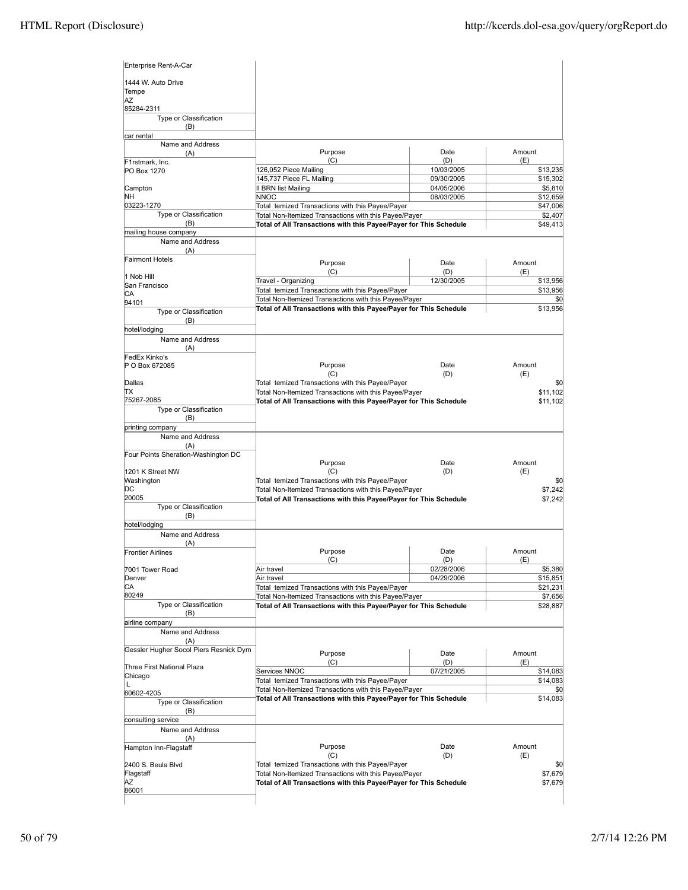Enterprise Rent-A-Car

1444 W. Auto Drive
Tempe
AZ
85284-2311

| Type or Classification (B) |
|---|
| car rental |

| Name and Address (A) | Purpose (C) | Date (D) | Amount (E) |
|---|---|---|---|
| F1rstmark, Inc.<br>PO Box 1270<br><br>Campton<br>NH<br>03223-1270 | 126,052 Piece Mailing | 10/03/2005 | $13,235 |
| | 145,737 Piece FL Mailing | 09/30/2005 | $15,302 |
| | II BRN list Mailing | 04/05/2006 | $5,810 |
| | NNOC | 08/03/2005 | $12,659 |
| | Total temized Transactions with this Payee/Payer | | $47,006 |
| | Total Non-Itemized Transactions with this Payee/Payer | | $2,407 |
| | **Total of All Transactions with this Payee/Payer for This Schedule** | | $49,413 |
| Type or Classification (B): mailing house company | | | |

| Name and Address (A) | Purpose (C) | Date (D) | Amount (E) |
|---|---|---|---|
| Fairmont Hotels<br><br>1 Nob Hill<br>San Francisco<br>CA<br>94101 | Travel - Organizing | 12/30/2005 | $13,956 |
| | Total temized Transactions with this Payee/Payer | | $13,956 |
| | Total Non-Itemized Transactions with this Payee/Payer | | $0 |
| | **Total of All Transactions with this Payee/Payer for This Schedule** | | $13,956 |
| Type or Classification (B): hotel/lodging | | | |

| Name and Address (A) | Purpose (C) | Date (D) | Amount (E) |
|---|---|---|---|
| FedEx Kinko's<br>P O Box 672085<br><br>Dallas<br>TX<br>75267-2085 | Total temized Transactions with this Payee/Payer | | $0 |
| | Total Non-Itemized Transactions with this Payee/Payer | | $11,102 |
| | **Total of All Transactions with this Payee/Payer for This Schedule** | | $11,102 |
| Type or Classification (B): printing company | | | |

| Name and Address (A) | Purpose (C) | Date (D) | Amount (E) |
|---|---|---|---|
| Four Points Sheration-Washington DC<br><br>1201 K Street NW<br>Washington<br>DC<br>20005 | Total temized Transactions with this Payee/Payer | | $0 |
| | Total Non-Itemized Transactions with this Payee/Payer | | $7,242 |
| | **Total of All Transactions with this Payee/Payer for This Schedule** | | $7,242 |
| Type or Classification (B): hotel/lodging | | | |

| Name and Address (A) | Purpose (C) | Date (D) | Amount (E) |
|---|---|---|---|
| Frontier Airlines<br><br>7001 Tower Road<br>Denver<br>CA<br>80249 | Air travel | 02/28/2006 | $5,380 |
| | Air travel | 04/29/2006 | $15,851 |
| | Total temized Transactions with this Payee/Payer | | $21,231 |
| | Total Non-Itemized Transactions with this Payee/Payer | | $7,656 |
| | **Total of All Transactions with this Payee/Payer for This Schedule** | | $28,887 |
| Type or Classification (B): airline company | | | |

| Name and Address (A) | Purpose (C) | Date (D) | Amount (E) |
|---|---|---|---|
| Gessler Hugher Socol Piers Resnick Dym<br><br>Three First National Plaza<br>Chicago<br>L<br>60602-4205 | Services NNOC | 07/21/2005 | $14,083 |
| | Total temized Transactions with this Payee/Payer | | $14,083 |
| | Total Non-Itemized Transactions with this Payee/Payer | | $0 |
| | **Total of All Transactions with this Payee/Payer for This Schedule** | | $14,083 |
| Type or Classification (B): consulting service | | | |

| Name and Address (A) | Purpose (C) | Date (D) | Amount (E) |
|---|---|---|---|
| Hampton Inn-Flagstaff<br><br>2400 S. Beula Blvd<br>Flagstaff<br>AZ<br>86001 | Total temized Transactions with this Payee/Payer | | $0 |
| | Total Non-Itemized Transactions with this Payee/Payer | | $7,679 |
| | **Total of All Transactions with this Payee/Payer for This Schedule** | | $7,679 |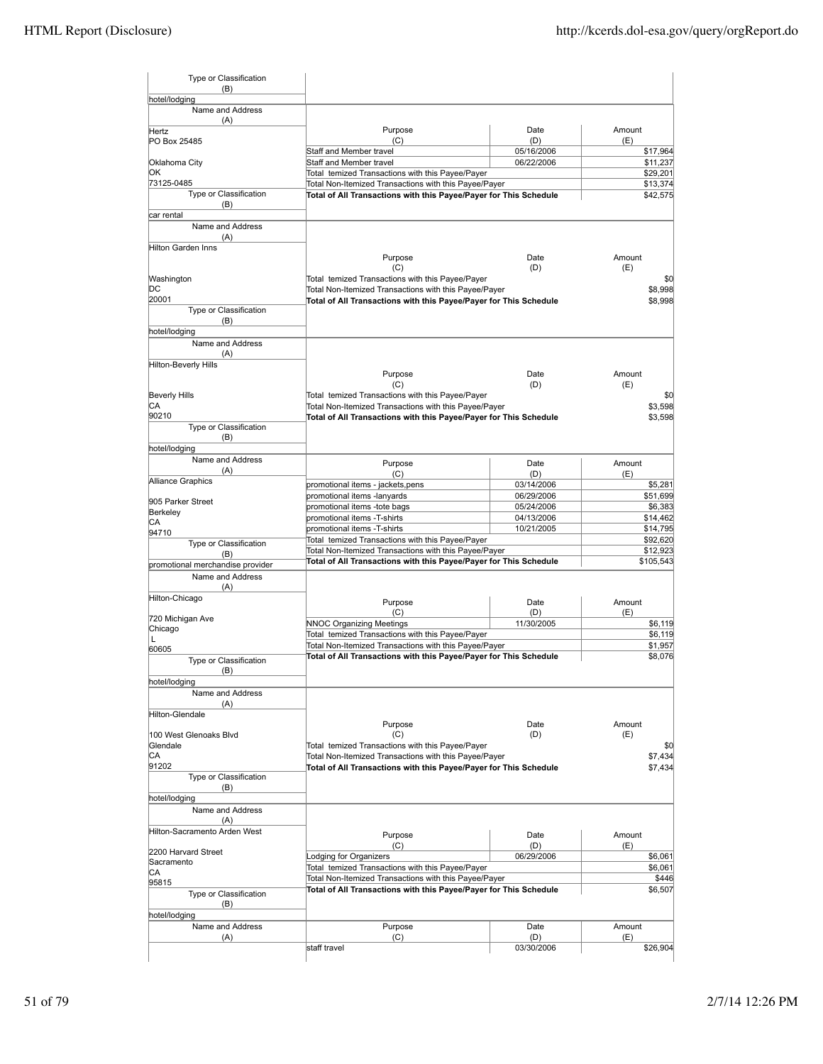| Type or Classification (B) | | | |
|---|---|---|---|
| hotel/lodging | | | |

| Name and Address (A) | Purpose (C) | Date (D) | Amount (E) |
|---|---|---|---|
| Hertz<br>PO Box 25485<br><br>Oklahoma City<br>OK<br>73125-0485 | Staff and Member travel | 05/16/2006 | $17,964 |
| | Staff and Member travel | 06/22/2006 | $11,237 |
| | Total temized Transactions with this Payee/Payer | | $29,201 |
| | Total Non-Itemized Transactions with this Payee/Payer | | $13,374 |
| | **Total of All Transactions with this Payee/Payer for This Schedule** | | $42,575 |
| Type or Classification (B) | | | |
| car rental | | | |

| Name and Address (A) | Purpose (C) | Date (D) | Amount (E) |
|---|---|---|---|
| Hilton Garden Inns<br><br>Washington<br>DC<br>20001 | Total temized Transactions with this Payee/Payer | | $0 |
| | Total Non-Itemized Transactions with this Payee/Payer | | $8,998 |
| | **Total of All Transactions with this Payee/Payer for This Schedule** | | $8,998 |
| Type or Classification (B) | | | |
| hotel/lodging | | | |

| Name and Address (A) | Purpose (C) | Date (D) | Amount (E) |
|---|---|---|---|
| Hilton-Beverly Hills<br><br>Beverly Hills<br>CA<br>90210 | Total temized Transactions with this Payee/Payer | | $0 |
| | Total Non-Itemized Transactions with this Payee/Payer | | $3,598 |
| | **Total of All Transactions with this Payee/Payer for This Schedule** | | $3,598 |
| Type or Classification (B) | | | |
| hotel/lodging | | | |

| Name and Address (A) | Purpose (C) | Date (D) | Amount (E) |
|---|---|---|---|
| Alliance Graphics<br><br>905 Parker Street<br>Berkeley<br>CA<br>94710 | promotional items - jackets,pens | 03/14/2006 | $5,281 |
| | promotional items -lanyards | 06/29/2006 | $51,699 |
| | promotional items -tote bags | 05/24/2006 | $6,383 |
| | promotional items -T-shirts | 04/13/2006 | $14,462 |
| | promotional items -T-shirts | 10/21/2005 | $14,795 |
| | Total temized Transactions with this Payee/Payer | | $92,620 |
| | Total Non-Itemized Transactions with this Payee/Payer | | $12,923 |
| | **Total of All Transactions with this Payee/Payer for This Schedule** | | $105,543 |
| Type or Classification (B) | | | |
| promotional merchandise provider | | | |

| Name and Address (A) | Purpose (C) | Date (D) | Amount (E) |
|---|---|---|---|
| Hilton-Chicago<br><br>720 Michigan Ave<br>Chicago<br>L<br>60605 | NNOC Organizing Meetings | 11/30/2005 | $6,119 |
| | Total temized Transactions with this Payee/Payer | | $6,119 |
| | Total Non-Itemized Transactions with this Payee/Payer | | $1,957 |
| | **Total of All Transactions with this Payee/Payer for This Schedule** | | $8,076 |
| Type or Classification (B) | | | |
| hotel/lodging | | | |

| Name and Address (A) | Purpose (C) | Date (D) | Amount (E) |
|---|---|---|---|
| Hilton-Glendale<br><br>100 West Glenoaks Blvd<br>Glendale<br>CA<br>91202 | Total temized Transactions with this Payee/Payer | | $0 |
| | Total Non-Itemized Transactions with this Payee/Payer | | $7,434 |
| | **Total of All Transactions with this Payee/Payer for This Schedule** | | $7,434 |
| Type or Classification (B) | | | |
| hotel/lodging | | | |

| Name and Address (A) | Purpose (C) | Date (D) | Amount (E) |
|---|---|---|---|
| Hilton-Sacramento Arden West<br><br>2200 Harvard Street<br>Sacramento<br>CA<br>95815 | Lodging for Organizers | 06/29/2006 | $6,061 |
| | Total temized Transactions with this Payee/Payer | | $6,061 |
| | Total Non-Itemized Transactions with this Payee/Payer | | $446 |
| | **Total of All Transactions with this Payee/Payer for This Schedule** | | $6,507 |
| Type or Classification (B) | | | |
| hotel/lodging | | | |

| Name and Address (A) | Purpose (C) | Date (D) | Amount (E) |
|---|---|---|---|
| | staff travel | 03/30/2006 | $26,904 |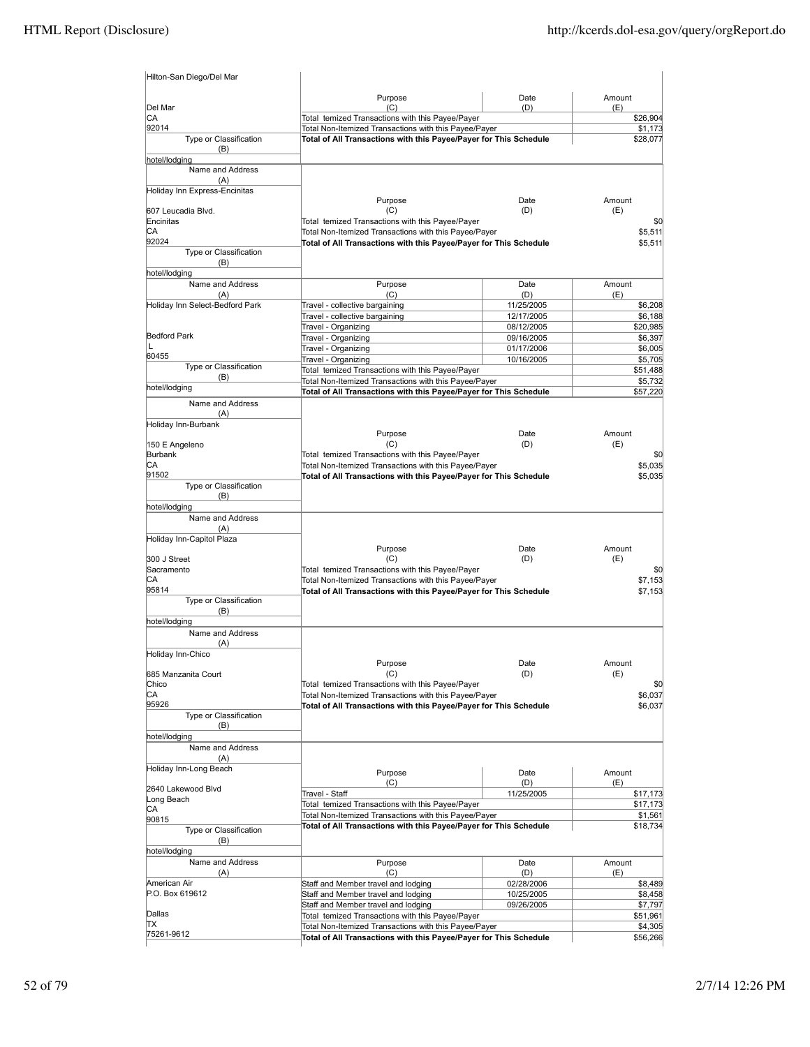| Name and Address (A) | Purpose (C) | Date (D) | Amount (E) |
|---|---|---|---|
| Hilton-San Diego/Del Mar<br>Del Mar<br>CA<br>92014 | Total temized Transactions with this Payee/Payer | | $26,904 |
| | Total Non-Itemized Transactions with this Payee/Payer | | $1,173 |
| | **Total of All Transactions with this Payee/Payer for This Schedule** | | $28,077 |
| Type or Classification (B): hotel/lodging | | | |

| Name and Address (A) | Purpose (C) | Date (D) | Amount (E) |
|---|---|---|---|
| Holiday Inn Express-Encinitas<br>607 Leucadia Blvd.<br>Encinitas<br>CA<br>92024 | Total temized Transactions with this Payee/Payer | | $0 |
| | Total Non-Itemized Transactions with this Payee/Payer | | $5,511 |
| | **Total of All Transactions with this Payee/Payer for This Schedule** | | $5,511 |
| Type or Classification (B): hotel/lodging | | | |

| Name and Address (A) | Purpose (C) | Date (D) | Amount (E) |
|---|---|---|---|
| Holiday Inn Select-Bedford Park<br>Bedford Park<br>L<br>60455 | Travel - collective bargaining | 11/25/2005 | $6,208 |
| | Travel - collective bargaining | 12/17/2005 | $6,188 |
| | Travel - Organizing | 08/12/2005 | $20,985 |
| | Travel - Organizing | 09/16/2005 | $6,397 |
| | Travel - Organizing | 01/17/2006 | $6,005 |
| | Travel - Organizing | 10/16/2005 | $5,705 |
| | Total temized Transactions with this Payee/Payer | | $51,488 |
| | Total Non-Itemized Transactions with this Payee/Payer | | $5,732 |
| | **Total of All Transactions with this Payee/Payer for This Schedule** | | $57,220 |
| Type or Classification (B): hotel/lodging | | | |

| Name and Address (A) | Purpose (C) | Date (D) | Amount (E) |
|---|---|---|---|
| Holiday Inn-Burbank<br>150 E Angeleno<br>Burbank<br>CA<br>91502 | Total temized Transactions with this Payee/Payer | | $0 |
| | Total Non-Itemized Transactions with this Payee/Payer | | $5,035 |
| | **Total of All Transactions with this Payee/Payer for This Schedule** | | $5,035 |
| Type or Classification (B): hotel/lodging | | | |

| Name and Address (A) | Purpose (C) | Date (D) | Amount (E) |
|---|---|---|---|
| Holiday Inn-Capitol Plaza<br>300 J Street<br>Sacramento<br>CA<br>95814 | Total temized Transactions with this Payee/Payer | | $0 |
| | Total Non-Itemized Transactions with this Payee/Payer | | $7,153 |
| | **Total of All Transactions with this Payee/Payer for This Schedule** | | $7,153 |
| Type or Classification (B): hotel/lodging | | | |

| Name and Address (A) | Purpose (C) | Date (D) | Amount (E) |
|---|---|---|---|
| Holiday Inn-Chico<br>685 Manzanita Court<br>Chico<br>CA<br>95926 | Total temized Transactions with this Payee/Payer | | $0 |
| | Total Non-Itemized Transactions with this Payee/Payer | | $6,037 |
| | **Total of All Transactions with this Payee/Payer for This Schedule** | | $6,037 |
| Type or Classification (B): hotel/lodging | | | |

| Name and Address (A) | Purpose (C) | Date (D) | Amount (E) |
|---|---|---|---|
| Holiday Inn-Long Beach<br>2640 Lakewood Blvd<br>Long Beach<br>CA<br>90815 | Travel - Staff | 11/25/2005 | $17,173 |
| | Total temized Transactions with this Payee/Payer | | $17,173 |
| | Total Non-Itemized Transactions with this Payee/Payer | | $1,561 |
| | **Total of All Transactions with this Payee/Payer for This Schedule** | | $18,734 |
| Type or Classification (B): hotel/lodging | | | |

| Name and Address (A) | Purpose (C) | Date (D) | Amount (E) |
|---|---|---|---|
| American Air<br>P.O. Box 619612<br>Dallas<br>TX<br>75261-9612 | Staff and Member travel and lodging | 02/28/2006 | $8,489 |
| | Staff and Member travel and lodging | 10/25/2005 | $8,458 |
| | Staff and Member travel and lodging | 09/26/2005 | $7,797 |
| | Total temized Transactions with this Payee/Payer | | $51,961 |
| | Total Non-Itemized Transactions with this Payee/Payer | | $4,305 |
| | **Total of All Transactions with this Payee/Payer for This Schedule** | | $56,266 |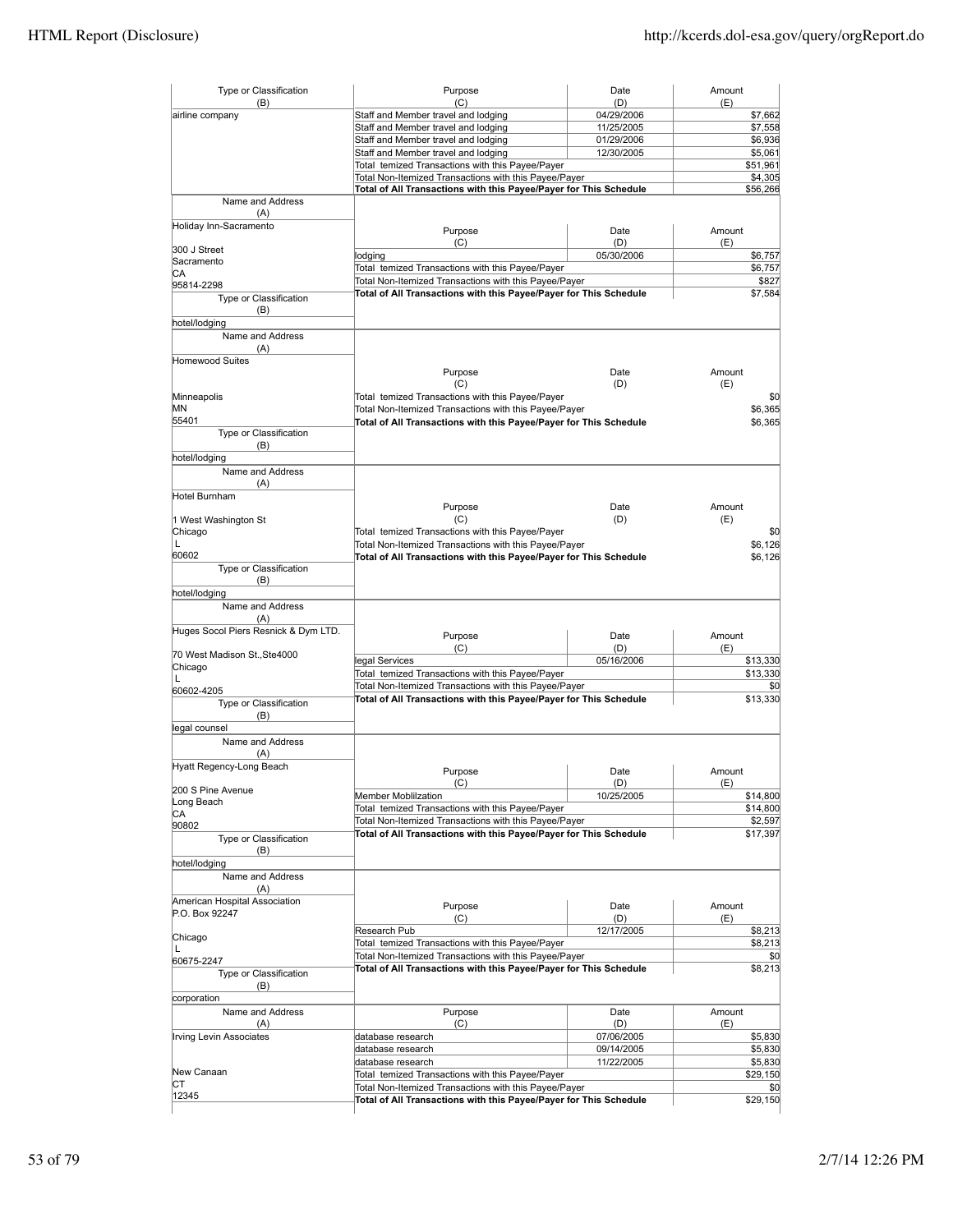| Type or Classification (B) | Purpose (C) | Date (D) | Amount (E) |
|---|---|---|---|
| airline company | Staff and Member travel and lodging | 04/29/2006 | $7,662 |
| | Staff and Member travel and lodging | 11/25/2005 | $7,558 |
| | Staff and Member travel and lodging | 01/29/2006 | $6,936 |
| | Staff and Member travel and lodging | 12/30/2005 | $5,061 |
| | Total temized Transactions with this Payee/Payer | | $51,961 |
| | Total Non-Itemized Transactions with this Payee/Payer | | $4,305 |
| | **Total of All Transactions with this Payee/Payer for This Schedule** | | **$56,266** |

| Name and Address (A) | Purpose (C) | Date (D) | Amount (E) |
|---|---|---|---|
| Holiday Inn-Sacramento<br>300 J Street<br>Sacramento<br>CA<br>95814-2298 | lodging | 05/30/2006 | $6,757 |
| | Total temized Transactions with this Payee/Payer | | $6,757 |
| | Total Non-Itemized Transactions with this Payee/Payer | | $827 |
| | **Total of All Transactions with this Payee/Payer for This Schedule** | | **$7,584** |
| Type or Classification (B): hotel/lodging | | | |

| Name and Address (A) | Purpose (C) | Date (D) | Amount (E) |
|---|---|---|---|
| Homewood Suites<br>Minneapolis<br>MN<br>55401 | Total temized Transactions with this Payee/Payer | | $0 |
| | Total Non-Itemized Transactions with this Payee/Payer | | $6,365 |
| | **Total of All Transactions with this Payee/Payer for This Schedule** | | **$6,365** |
| Type or Classification (B): hotel/lodging | | | |

| Name and Address (A) | Purpose (C) | Date (D) | Amount (E) |
|---|---|---|---|
| Hotel Burnham<br>1 West Washington St<br>Chicago<br>L<br>60602 | Total temized Transactions with this Payee/Payer | | $0 |
| | Total Non-Itemized Transactions with this Payee/Payer | | $6,126 |
| | **Total of All Transactions with this Payee/Payer for This Schedule** | | **$6,126** |
| Type or Classification (B): hotel/lodging | | | |

| Name and Address (A) | Purpose (C) | Date (D) | Amount (E) |
|---|---|---|---|
| Huges Socol Piers Resnick & Dym LTD.<br>70 West Madison St.,Ste4000<br>Chicago<br>L<br>60602-4205 | legal Services | 05/16/2006 | $13,330 |
| | Total temized Transactions with this Payee/Payer | | $13,330 |
| | Total Non-Itemized Transactions with this Payee/Payer | | $0 |
| | **Total of All Transactions with this Payee/Payer for This Schedule** | | **$13,330** |
| Type or Classification (B): legal counsel | | | |

| Name and Address (A) | Purpose (C) | Date (D) | Amount (E) |
|---|---|---|---|
| Hyatt Regency-Long Beach<br>200 S Pine Avenue<br>Long Beach<br>CA<br>90802 | Member Moblilzation | 10/25/2005 | $14,800 |
| | Total temized Transactions with this Payee/Payer | | $14,800 |
| | Total Non-Itemized Transactions with this Payee/Payer | | $2,597 |
| | **Total of All Transactions with this Payee/Payer for This Schedule** | | **$17,397** |
| Type or Classification (B): hotel/lodging | | | |

| Name and Address (A) | Purpose (C) | Date (D) | Amount (E) |
|---|---|---|---|
| American Hospital Association<br>P.O. Box 92247<br>Chicago<br>L<br>60675-2247 | Research Pub | 12/17/2005 | $8,213 |
| | Total temized Transactions with this Payee/Payer | | $8,213 |
| | Total Non-Itemized Transactions with this Payee/Payer | | $0 |
| | **Total of All Transactions with this Payee/Payer for This Schedule** | | **$8,213** |
| Type or Classification (B): corporation | | | |

| Name and Address (A) | Purpose (C) | Date (D) | Amount (E) |
|---|---|---|---|
| Irving Levin Associates<br>New Canaan<br>CT<br>12345 | database research | 07/06/2005 | $5,830 |
| | database research | 09/14/2005 | $5,830 |
| | database research | 11/22/2005 | $5,830 |
| | Total temized Transactions with this Payee/Payer | | $29,150 |
| | Total Non-Itemized Transactions with this Payee/Payer | | $0 |
| | **Total of All Transactions with this Payee/Payer for This Schedule** | | **$29,150** |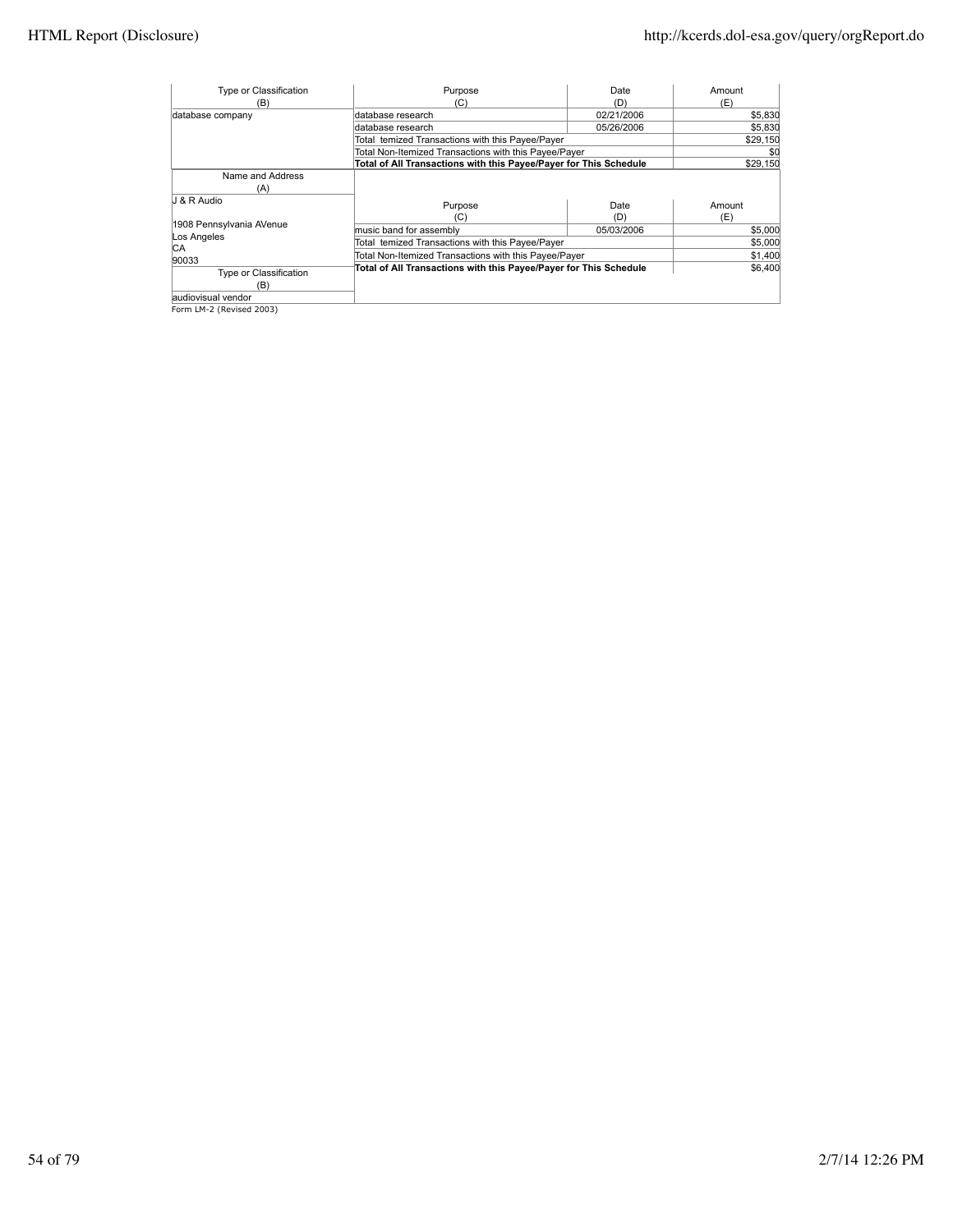| Type or Classification (B) | Purpose (C) | Date (D) | Amount (E) |
|---|---|---|---|
| database company | database research | 02/21/2006 | $5,830 |
| | database research | 05/26/2006 | $5,830 |
| | Total temized Transactions with this Payee/Payer | | $29,150 |
| | Total Non-Itemized Transactions with this Payee/Payer | | $0 |
| | **Total of All Transactions with this Payee/Payer for This Schedule** | | $29,150 |

| Name and Address (A) | Purpose (C) | Date (D) | Amount (E) |
|---|---|---|---|
| J & R Audio<br><br>1908 Pennsylvania AVenue<br>Los Angeles<br>CA<br>90033 | music band for assembly | 05/03/2006 | $5,000 |
| | Total temized Transactions with this Payee/Payer | | $5,000 |
| | Total Non-Itemized Transactions with this Payee/Payer | | $1,400 |
| **Type or Classification (B)** | **Total of All Transactions with this Payee/Payer for This Schedule** | | $6,400 |
| audiovisual vendor | | | |

Form LM-2 (Revised 2003)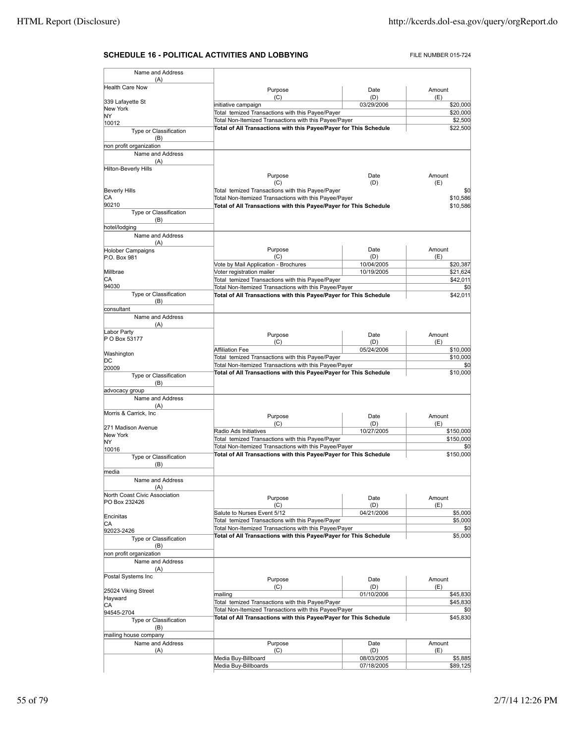## SCHEDULE 16 - POLITICAL ACTIVITIES AND LOBBYING

FILE NUMBER 015-724

| Name and Address (A) | Purpose (C) | Date (D) | Amount (E) |
|---|---|---|---|
| Health Care Now<br>339 Lafayette St<br>New York<br>NY<br>10012 | initiative campaign | 03/29/2006 | $20,000 |
| | Total temized Transactions with this Payee/Payer | | $20,000 |
| | Total Non-Itemized Transactions with this Payee/Payer | | $2,500 |
| | **Total of All Transactions with this Payee/Payer for This Schedule** | | $22,500 |
| Type or Classification (B): non profit organization | | | |

| Name and Address (A) | Purpose (C) | Date (D) | Amount (E) |
|---|---|---|---|
| Hilton-Beverly Hills<br>Beverly Hills<br>CA<br>90210 | Total temized Transactions with this Payee/Payer | | $0 |
| | Total Non-Itemized Transactions with this Payee/Payer | | $10,586 |
| | **Total of All Transactions with this Payee/Payer for This Schedule** | | $10,586 |
| Type or Classification (B): hotel/lodging | | | |

| Name and Address (A) | Purpose (C) | Date (D) | Amount (E) |
|---|---|---|---|
| Holober Campaigns<br>P.O. Box 981<br>Millbrae<br>CA<br>94030 | Vote by Mail Application - Brochures | 10/04/2005 | $20,387 |
| | Voter registration mailer | 10/19/2005 | $21,624 |
| | Total temized Transactions with this Payee/Payer | | $42,011 |
| | Total Non-Itemized Transactions with this Payee/Payer | | $0 |
| | **Total of All Transactions with this Payee/Payer for This Schedule** | | $42,011 |
| Type or Classification (B): consultant | | | |

| Name and Address (A) | Purpose (C) | Date (D) | Amount (E) |
|---|---|---|---|
| Labor Party<br>P O Box 53177<br>Washington<br>DC<br>20009 | Affiliation Fee | 05/24/2006 | $10,000 |
| | Total temized Transactions with this Payee/Payer | | $10,000 |
| | Total Non-Itemized Transactions with this Payee/Payer | | $0 |
| | **Total of All Transactions with this Payee/Payer for This Schedule** | | $10,000 |
| Type or Classification (B): advocacy group | | | |

| Name and Address (A) | Purpose (C) | Date (D) | Amount (E) |
|---|---|---|---|
| Morris & Carrick, Inc<br>271 Madison Avenue<br>New York<br>NY<br>10016 | Radio Ads Initiatives | 10/27/2005 | $150,000 |
| | Total temized Transactions with this Payee/Payer | | $150,000 |
| | Total Non-Itemized Transactions with this Payee/Payer | | $0 |
| | **Total of All Transactions with this Payee/Payer for This Schedule** | | $150,000 |
| Type or Classification (B): media | | | |

| Name and Address (A) | Purpose (C) | Date (D) | Amount (E) |
|---|---|---|---|
| North Coast Civic Association<br>PO Box 232426<br>Encinitas<br>CA<br>92023-2426 | Salute to Nurses Event 5/12 | 04/21/2006 | $5,000 |
| | Total temized Transactions with this Payee/Payer | | $5,000 |
| | Total Non-Itemized Transactions with this Payee/Payer | | $0 |
| | **Total of All Transactions with this Payee/Payer for This Schedule** | | $5,000 |
| Type or Classification (B): non profit organization | | | |

| Name and Address (A) | Purpose (C) | Date (D) | Amount (E) |
|---|---|---|---|
| Postal Systems Inc<br>25024 Viking Street<br>Hayward<br>CA<br>94545-2704 | mailing | 01/10/2006 | $45,830 |
| | Total temized Transactions with this Payee/Payer | | $45,830 |
| | Total Non-Itemized Transactions with this Payee/Payer | | $0 |
| | **Total of All Transactions with this Payee/Payer for This Schedule** | | $45,830 |
| Type or Classification (B): mailing house company | | | |

| Name and Address (A) | Purpose (C) | Date (D) | Amount (E) |
|---|---|---|---|
| | Media Buy-Billboard | 08/03/2005 | $5,885 |
| | Media Buy-Billboards | 07/18/2005 | $89,125 |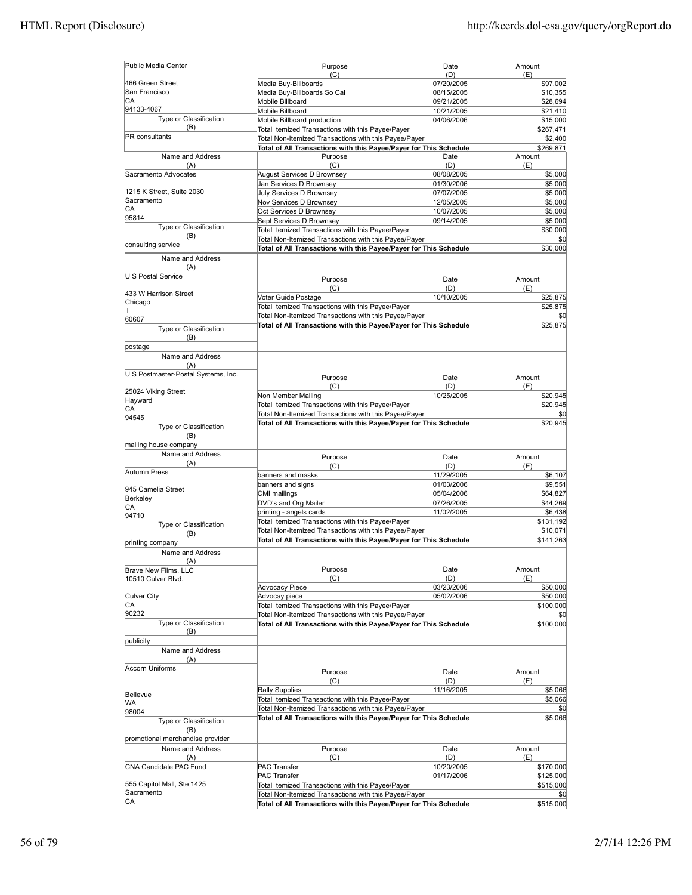| Name and Address (A) | Purpose (C) | Date (D) | Amount (E) |
|---|---|---|---|
| Public Media Center<br>466 Green Street<br>San Francisco<br>CA<br>94133-4067 | Media Buy-Billboards | 07/20/2005 | $97,002 |
| | Media Buy-Billboards So Cal | 08/15/2005 | $10,355 |
| | Mobile Billboard | 09/21/2005 | $28,694 |
| | Mobile Billboard | 10/21/2005 | $21,410 |
| | Mobile Billboard production | 04/06/2006 | $15,000 |
| Type or Classification (B) | Total temized Transactions with this Payee/Payer | | $267,471 |
| PR consultants | Total Non-Itemized Transactions with this Payee/Payer | | $2,400 |
| | **Total of All Transactions with this Payee/Payer for This Schedule** | | $269,871 |

| Name and Address (A) | Purpose (C) | Date (D) | Amount (E) |
|---|---|---|---|
| Sacramento Advocates<br>1215 K Street, Suite 2030<br>Sacramento<br>CA<br>95814 | August Services D Brownsey | 08/08/2005 | $5,000 |
| | Jan Services D Brownsey | 01/30/2006 | $5,000 |
| | July Services D Brownsey | 07/07/2005 | $5,000 |
| | Nov Services D Brownsey | 12/05/2005 | $5,000 |
| | Oct Services D Brownsey | 10/07/2005 | $5,000 |
| | Sept Services D Brownsey | 09/14/2005 | $5,000 |
| Type or Classification (B) | Total temized Transactions with this Payee/Payer | | $30,000 |
| consulting service | Total Non-Itemized Transactions with this Payee/Payer | | $0 |
| | **Total of All Transactions with this Payee/Payer for This Schedule** | | $30,000 |

| Name and Address (A) | Purpose (C) | Date (D) | Amount (E) |
|---|---|---|---|
| U S Postal Service<br>433 W Harrison Street<br>Chicago<br>L<br>60607 | Voter Guide Postage | 10/10/2005 | $25,875 |
| | Total temized Transactions with this Payee/Payer | | $25,875 |
| Type or Classification (B) | Total Non-Itemized Transactions with this Payee/Payer | | $0 |
| postage | **Total of All Transactions with this Payee/Payer for This Schedule** | | $25,875 |

| Name and Address (A) | Purpose (C) | Date (D) | Amount (E) |
|---|---|---|---|
| U S Postmaster-Postal Systems, Inc.<br>25024 Viking Street<br>Hayward<br>CA<br>94545 | Non Member Mailing | 10/25/2005 | $20,945 |
| | Total temized Transactions with this Payee/Payer | | $20,945 |
| Type or Classification (B) | Total Non-Itemized Transactions with this Payee/Payer | | $0 |
| mailing house company | **Total of All Transactions with this Payee/Payer for This Schedule** | | $20,945 |

| Name and Address (A) | Purpose (C) | Date (D) | Amount (E) |
|---|---|---|---|
| Autumn Press<br>945 Camelia Street<br>Berkeley<br>CA<br>94710 | banners and masks | 11/29/2005 | $6,107 |
| | banners and signs | 01/03/2006 | $9,551 |
| | CMI mailings | 05/04/2006 | $64,827 |
| | DVD's and Org Mailer | 07/26/2005 | $44,269 |
| | printing - angels cards | 11/02/2005 | $6,438 |
| Type or Classification (B) | Total temized Transactions with this Payee/Payer | | $131,192 |
| | Total Non-Itemized Transactions with this Payee/Payer | | $10,071 |
| printing company | **Total of All Transactions with this Payee/Payer for This Schedule** | | $141,263 |

| Name and Address (A) | Purpose (C) | Date (D) | Amount (E) |
|---|---|---|---|
| Brave New Films, LLC<br>10510 Culver Blvd.<br>Culver City<br>CA<br>90232 | Advocacy Piece | 03/23/2006 | $50,000 |
| | Advocay piece | 05/02/2006 | $50,000 |
| | Total temized Transactions with this Payee/Payer | | $100,000 |
| Type or Classification (B) | Total Non-Itemized Transactions with this Payee/Payer | | $0 |
| publicity | **Total of All Transactions with this Payee/Payer for This Schedule** | | $100,000 |

| Name and Address (A) | Purpose (C) | Date (D) | Amount (E) |
|---|---|---|---|
| Accorn Uniforms<br>Bellevue<br>WA<br>98004 | Rally Supplies | 11/16/2005 | $5,066 |
| | Total temized Transactions with this Payee/Payer | | $5,066 |
| Type or Classification (B) | Total Non-Itemized Transactions with this Payee/Payer | | $0 |
| promotional merchandise provider | **Total of All Transactions with this Payee/Payer for This Schedule** | | $5,066 |

| Name and Address (A) | Purpose (C) | Date (D) | Amount (E) |
|---|---|---|---|
| CNA Candidate PAC Fund<br>555 Capitol Mall, Ste 1425<br>Sacramento<br>CA | PAC Transfer | 10/20/2005 | $170,000 |
| | PAC Transfer | 01/17/2006 | $125,000 |
| | Total temized Transactions with this Payee/Payer | | $515,000 |
| | Total Non-Itemized Transactions with this Payee/Payer | | $0 |
| | **Total of All Transactions with this Payee/Payer for This Schedule** | | $515,000 |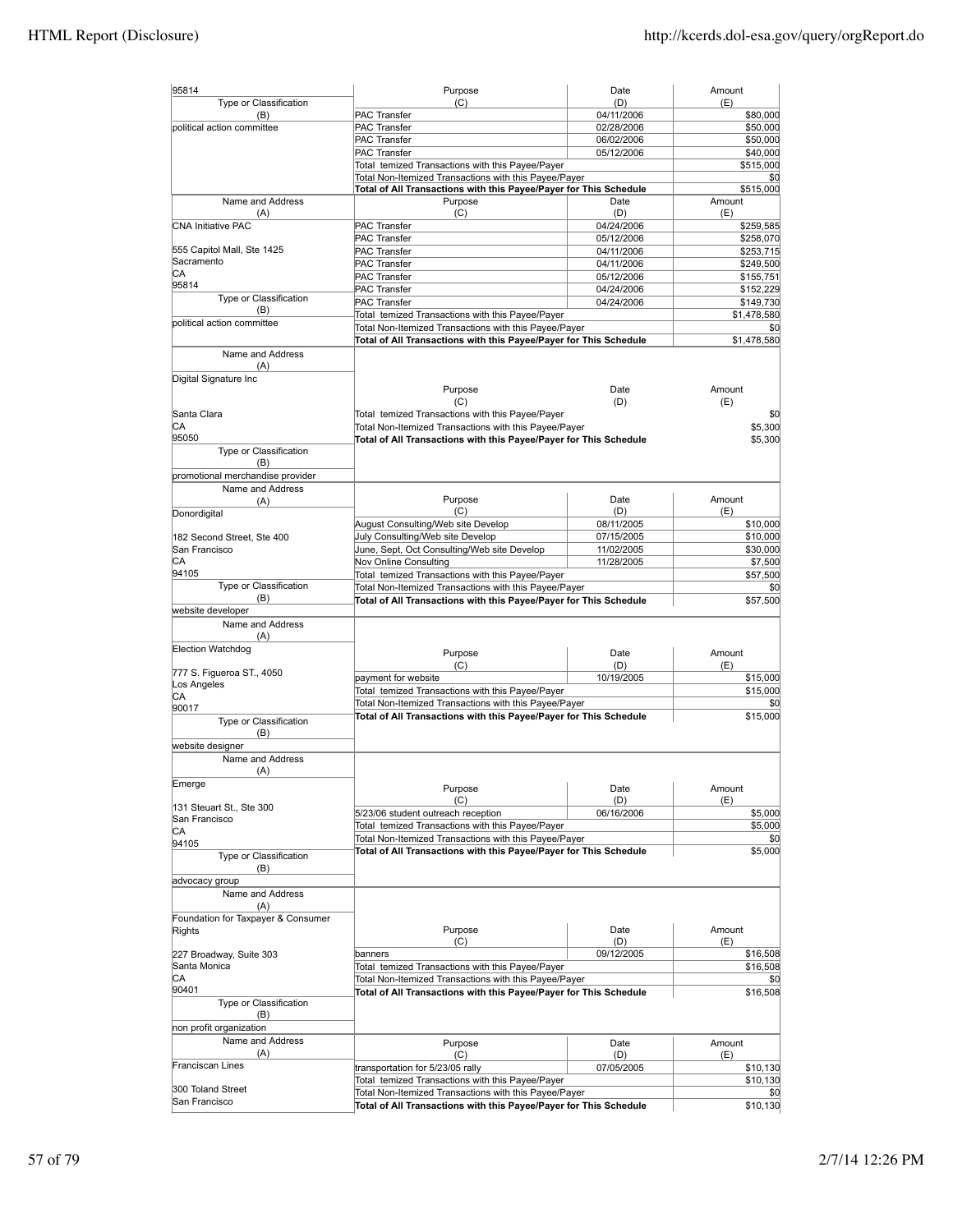| Name and Address (A) | Purpose (C) | Date (D) | Amount (E) |
|---|---|---|---|
| 95814 | | | |
| Type or Classification (B) | | | |
| political action committee | PAC Transfer | 04/11/2006 | $80,000 |
| | PAC Transfer | 02/28/2006 | $50,000 |
| | PAC Transfer | 06/02/2006 | $50,000 |
| | PAC Transfer | 05/12/2006 | $40,000 |
| | Total temized Transactions with this Payee/Payer | | $515,000 |
| | Total Non-Itemized Transactions with this Payee/Payer | | $0 |
| | **Total of All Transactions with this Payee/Payer for This Schedule** | | $515,000 |

| Name and Address (A) | Purpose (C) | Date (D) | Amount (E) |
|---|---|---|---|
| CNA Initiative PAC | PAC Transfer | 04/24/2006 | $259,585 |
| | PAC Transfer | 05/12/2006 | $258,070 |
| 555 Capitol Mall, Ste 1425 | PAC Transfer | 04/11/2006 | $253,715 |
| Sacramento | PAC Transfer | 04/11/2006 | $249,500 |
| CA | PAC Transfer | 05/12/2006 | $155,751 |
| 95814 | PAC Transfer | 04/24/2006 | $152,229 |
| Type or Classification (B) | PAC Transfer | 04/24/2006 | $149,730 |
| | Total temized Transactions with this Payee/Payer | | $1,478,580 |
| political action committee | Total Non-Itemized Transactions with this Payee/Payer | | $0 |
| | **Total of All Transactions with this Payee/Payer for This Schedule** | | $1,478,580 |

| Name and Address (A) | Purpose (C) | Date (D) | Amount (E) |
|---|---|---|---|
| Digital Signature Inc | | | |
| Santa Clara | Total temized Transactions with this Payee/Payer | | $0 |
| CA | Total Non-Itemized Transactions with this Payee/Payer | | $5,300 |
| 95050 | **Total of All Transactions with this Payee/Payer for This Schedule** | | $5,300 |
| Type or Classification (B) | | | |
| promotional merchandise provider | | | |

| Name and Address (A) | Purpose (C) | Date (D) | Amount (E) |
|---|---|---|---|
| Donordigital | August Consulting/Web site Develop | 08/11/2005 | $10,000 |
| 182 Second Street, Ste 400 | July Consulting/Web site Develop | 07/15/2005 | $10,000 |
| San Francisco | June, Sept, Oct Consulting/Web site Develop | 11/02/2005 | $30,000 |
| CA | Nov Online Consulting | 11/28/2005 | $7,500 |
| 94105 | Total temized Transactions with this Payee/Payer | | $57,500 |
| Type or Classification (B) | Total Non-Itemized Transactions with this Payee/Payer | | $0 |
| website developer | **Total of All Transactions with this Payee/Payer for This Schedule** | | $57,500 |

| Name and Address (A) | Purpose (C) | Date (D) | Amount (E) |
|---|---|---|---|
| Election Watchdog | | | |
| 777 S. Figueroa ST., 4050 | payment for website | 10/19/2005 | $15,000 |
| Los Angeles | Total temized Transactions with this Payee/Payer | | $15,000 |
| CA | Total Non-Itemized Transactions with this Payee/Payer | | $0 |
| 90017 | **Total of All Transactions with this Payee/Payer for This Schedule** | | $15,000 |
| Type or Classification (B) | | | |
| website designer | | | |

| Name and Address (A) | Purpose (C) | Date (D) | Amount (E) |
|---|---|---|---|
| Emerge | | | |
| 131 Steuart St., Ste 300 | 5/23/06 student outreach reception | 06/16/2006 | $5,000 |
| San Francisco | Total temized Transactions with this Payee/Payer | | $5,000 |
| CA | Total Non-Itemized Transactions with this Payee/Payer | | $0 |
| 94105 | **Total of All Transactions with this Payee/Payer for This Schedule** | | $5,000 |
| Type or Classification (B) | | | |
| advocacy group | | | |

| Name and Address (A) | Purpose (C) | Date (D) | Amount (E) |
|---|---|---|---|
| Foundation for Taxpayer & Consumer Rights | | | |
| 227 Broadway, Suite 303 | banners | 09/12/2005 | $16,508 |
| Santa Monica | Total temized Transactions with this Payee/Payer | | $16,508 |
| CA | Total Non-Itemized Transactions with this Payee/Payer | | $0 |
| 90401 | **Total of All Transactions with this Payee/Payer for This Schedule** | | $16,508 |
| Type or Classification (B) | | | |
| non profit organization | | | |

| Name and Address (A) | Purpose (C) | Date (D) | Amount (E) |
|---|---|---|---|
| Franciscan Lines | transportation for 5/23/05 rally | 07/05/2005 | $10,130 |
| | Total temized Transactions with this Payee/Payer | | $10,130 |
| 300 Toland Street | Total Non-Itemized Transactions with this Payee/Payer | | $0 |
| San Francisco | **Total of All Transactions with this Payee/Payer for This Schedule** | | $10,130 |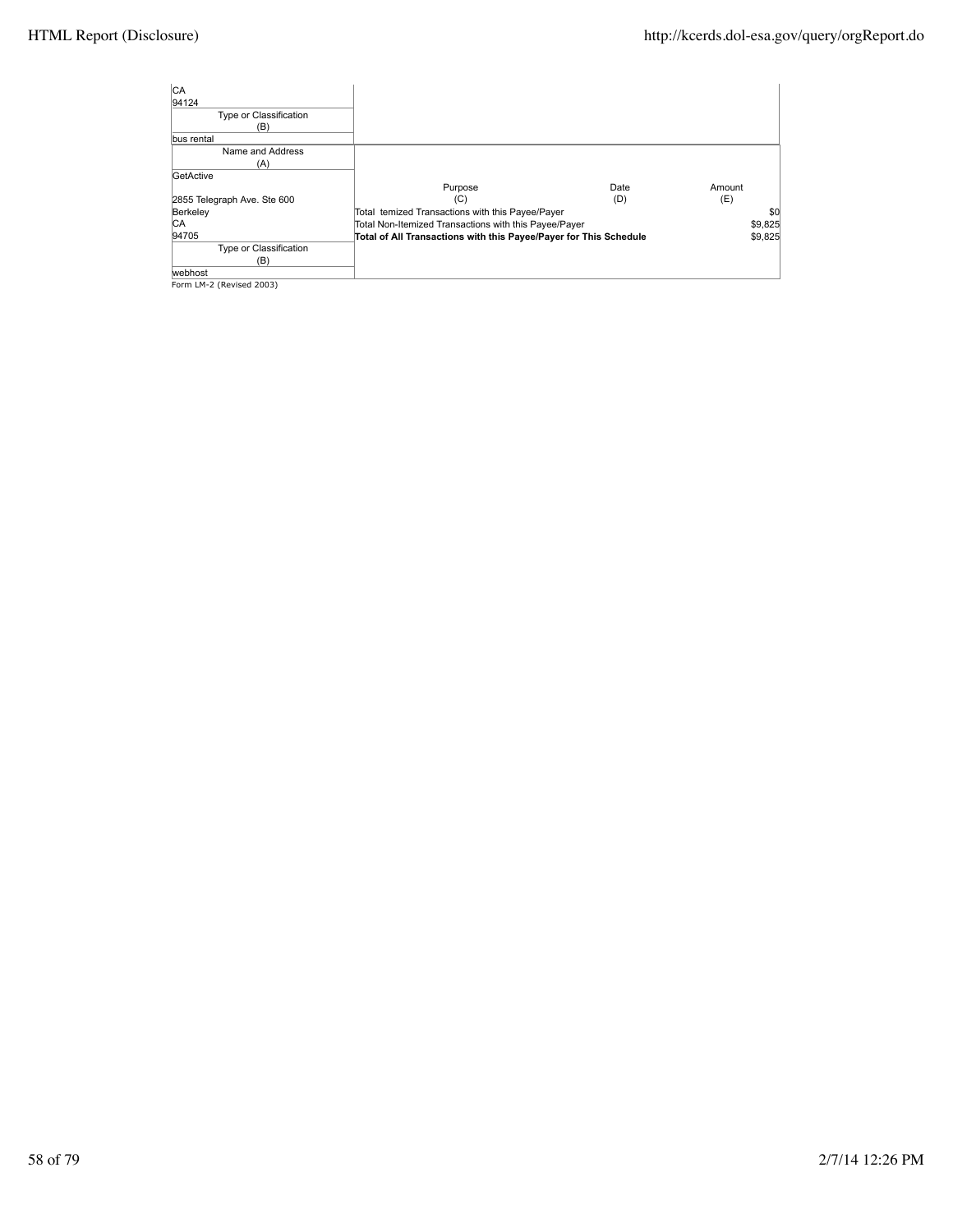| Name and Address (A) | | | |
|---|---|---|---|
| CA | | | |
| 94124 | | | |
| **Type or Classification (B)** | | | |
| bus rental | | | |

| Name and Address (A) | Purpose (C) | Date (D) | Amount (E) |
|---|---|---|---|
| GetActive | | | |
| 2855 Telegraph Ave. Ste 600 | | | |
| Berkeley | Total temized Transactions with this Payee/Payer | | $0 |
| CA | Total Non-Itemized Transactions with this Payee/Payer | | $9,825 |
| 94705 | **Total of All Transactions with this Payee/Payer for This Schedule** | | **$9,825** |
| **Type or Classification (B)** | | | |
| webhost | | | |

Form LM-2 (Revised 2003)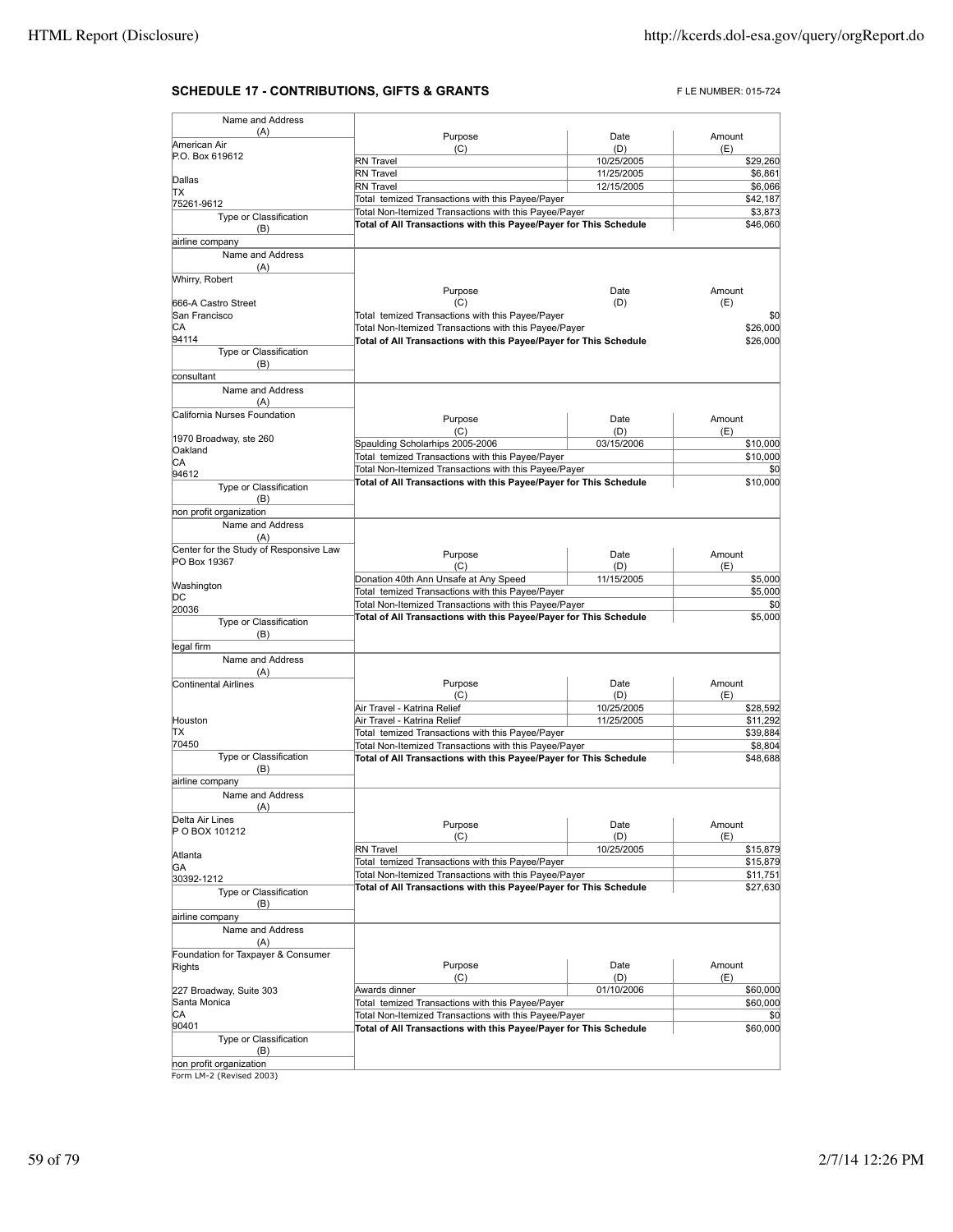## SCHEDULE 17 - CONTRIBUTIONS, GIFTS & GRANTS

F LE NUMBER: 015-724

| Name and Address (A) | Purpose (C) | Date (D) | Amount (E) |
|---|---|---|---|
| American Air<br>P.O. Box 619612<br><br>Dallas<br>TX<br>75261-9612 | RN Travel | 10/25/2005 | $29,260 |
| | RN Travel | 11/25/2005 | $6,861 |
| | RN Travel | 12/15/2005 | $6,066 |
| | Total temized Transactions with this Payee/Payer | | $42,187 |
| | Total Non-Itemized Transactions with this Payee/Payer | | $3,873 |
| Type or Classification (B): airline company | **Total of All Transactions with this Payee/Payer for This Schedule** | | $46,060 |

| Name and Address (A) | Purpose (C) | Date (D) | Amount (E) |
|---|---|---|---|
| Whirry, Robert<br><br>666-A Castro Street<br>San Francisco<br>CA<br>94114 | Total temized Transactions with this Payee/Payer | | $0 |
| | Total Non-Itemized Transactions with this Payee/Payer | | $26,000 |
| Type or Classification (B): consultant | **Total of All Transactions with this Payee/Payer for This Schedule** | | $26,000 |

| Name and Address (A) | Purpose (C) | Date (D) | Amount (E) |
|---|---|---|---|
| California Nurses Foundation<br><br>1970 Broadway, ste 260<br>Oakland<br>CA<br>94612 | Spaulding Scholarhips 2005-2006 | 03/15/2006 | $10,000 |
| | Total temized Transactions with this Payee/Payer | | $10,000 |
| | Total Non-Itemized Transactions with this Payee/Payer | | $0 |
| Type or Classification (B): non profit organization | **Total of All Transactions with this Payee/Payer for This Schedule** | | $10,000 |

| Name and Address (A) | Purpose (C) | Date (D) | Amount (E) |
|---|---|---|---|
| Center for the Study of Responsive Law<br>PO Box 19367<br><br>Washington<br>DC<br>20036 | Donation 40th Ann Unsafe at Any Speed | 11/15/2005 | $5,000 |
| | Total temized Transactions with this Payee/Payer | | $5,000 |
| | Total Non-Itemized Transactions with this Payee/Payer | | $0 |
| Type or Classification (B): legal firm | **Total of All Transactions with this Payee/Payer for This Schedule** | | $5,000 |

| Name and Address (A) | Purpose (C) | Date (D) | Amount (E) |
|---|---|---|---|
| Continental Airlines<br><br>Houston<br>TX<br>70450 | Air Travel - Katrina Relief | 10/25/2005 | $28,592 |
| | Air Travel - Katrina Relief | 11/25/2005 | $11,292 |
| | Total temized Transactions with this Payee/Payer | | $39,884 |
| | Total Non-Itemized Transactions with this Payee/Payer | | $8,804 |
| Type or Classification (B): airline company | **Total of All Transactions with this Payee/Payer for This Schedule** | | $48,688 |

| Name and Address (A) | Purpose (C) | Date (D) | Amount (E) |
|---|---|---|---|
| Delta Air Lines<br>P O BOX 101212<br><br>Atlanta<br>GA<br>30392-1212 | RN Travel | 10/25/2005 | $15,879 |
| | Total temized Transactions with this Payee/Payer | | $15,879 |
| | Total Non-Itemized Transactions with this Payee/Payer | | $11,751 |
| Type or Classification (B): airline company | **Total of All Transactions with this Payee/Payer for This Schedule** | | $27,630 |

| Name and Address (A) | Purpose (C) | Date (D) | Amount (E) |
|---|---|---|---|
| Foundation for Taxpayer & Consumer Rights<br><br>227 Broadway, Suite 303<br>Santa Monica<br>CA<br>90401 | Awards dinner | 01/10/2006 | $60,000 |
| | Total temized Transactions with this Payee/Payer | | $60,000 |
| | Total Non-Itemized Transactions with this Payee/Payer | | $0 |
| Type or Classification (B): non profit organization | **Total of All Transactions with this Payee/Payer for This Schedule** | | $60,000 |

Form LM-2 (Revised 2003)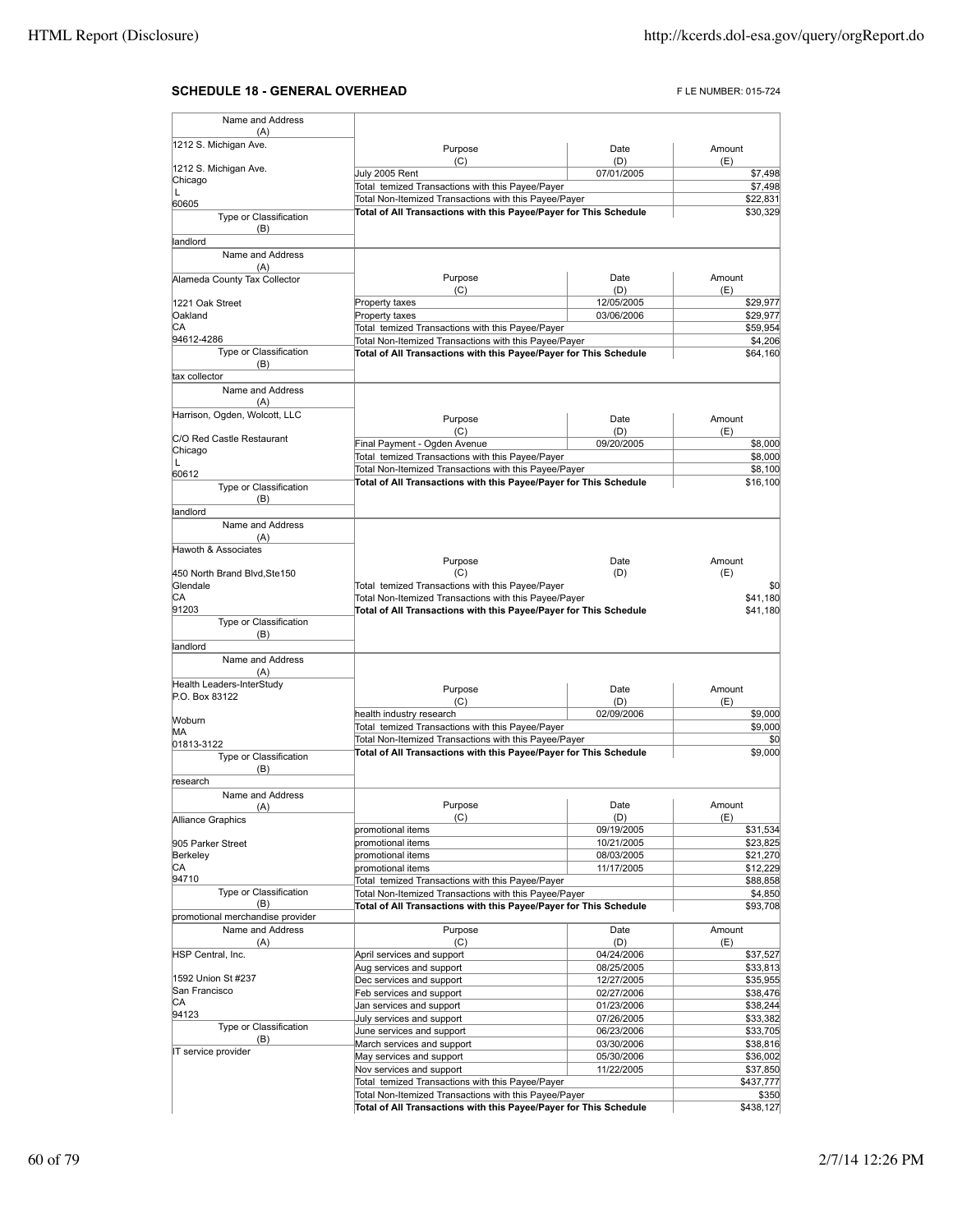## SCHEDULE 18 - GENERAL OVERHEAD

F LE NUMBER: 015-724

| Name and Address (A) | Purpose (C) | Date (D) | Amount (E) |
|---|---|---|---|
| 1212 S. Michigan Ave.<br>1212 S. Michigan Ave.<br>Chicago<br>L<br>60605 | July 2005 Rent | 07/01/2005 | $7,498 |
| | Total temized Transactions with this Payee/Payer | | $7,498 |
| | Total Non-Itemized Transactions with this Payee/Payer | | $22,831 |
| Type or Classification (B): landlord | **Total of All Transactions with this Payee/Payer for This Schedule** | | $30,329 |

| Name and Address (A) | Purpose (C) | Date (D) | Amount (E) |
|---|---|---|---|
| Alameda County Tax Collector<br>1221 Oak Street<br>Oakland<br>CA<br>94612-4286 | Property taxes | 12/05/2005 | $29,977 |
| | Property taxes | 03/06/2006 | $29,977 |
| | Total temized Transactions with this Payee/Payer | | $59,954 |
| | Total Non-Itemized Transactions with this Payee/Payer | | $4,206 |
| Type or Classification (B): tax collector | **Total of All Transactions with this Payee/Payer for This Schedule** | | $64,160 |

| Name and Address (A) | Purpose (C) | Date (D) | Amount (E) |
|---|---|---|---|
| Harrison, Ogden, Wolcott, LLC<br>C/O Red Castle Restaurant<br>Chicago<br>L<br>60612 | Final Payment - Ogden Avenue | 09/20/2005 | $8,000 |
| | Total temized Transactions with this Payee/Payer | | $8,000 |
| | Total Non-Itemized Transactions with this Payee/Payer | | $8,100 |
| Type or Classification (B): landlord | **Total of All Transactions with this Payee/Payer for This Schedule** | | $16,100 |

| Name and Address (A) | Purpose (C) | Date (D) | Amount (E) |
|---|---|---|---|
| Hawoth & Associates<br>450 North Brand Blvd,Ste150<br>Glendale<br>CA<br>91203 | Total temized Transactions with this Payee/Payer | | $0 |
| | Total Non-Itemized Transactions with this Payee/Payer | | $41,180 |
| Type or Classification (B): landlord | **Total of All Transactions with this Payee/Payer for This Schedule** | | $41,180 |

| Name and Address (A) | Purpose (C) | Date (D) | Amount (E) |
|---|---|---|---|
| Health Leaders-InterStudy<br>P.O. Box 83122<br>Woburn<br>MA<br>01813-3122 | health industry research | 02/09/2006 | $9,000 |
| | Total temized Transactions with this Payee/Payer | | $9,000 |
| | Total Non-Itemized Transactions with this Payee/Payer | | $0 |
| Type or Classification (B): research | **Total of All Transactions with this Payee/Payer for This Schedule** | | $9,000 |

| Name and Address (A) | Purpose (C) | Date (D) | Amount (E) |
|---|---|---|---|
| Alliance Graphics<br>905 Parker Street<br>Berkeley<br>CA<br>94710 | promotional items | 09/19/2005 | $31,534 |
| | promotional items | 10/21/2005 | $23,825 |
| | promotional items | 08/03/2005 | $21,270 |
| | promotional items | 11/17/2005 | $12,229 |
| | Total temized Transactions with this Payee/Payer | | $88,858 |
| | Total Non-Itemized Transactions with this Payee/Payer | | $4,850 |
| Type or Classification (B): promotional merchandise provider | **Total of All Transactions with this Payee/Payer for This Schedule** | | $93,708 |

| Name and Address (A) | Purpose (C) | Date (D) | Amount (E) |
|---|---|---|---|
| HSP Central, Inc.<br>1592 Union St #237<br>San Francisco<br>CA<br>94123 | April services and support | 04/24/2006 | $37,527 |
| | Aug services and support | 08/25/2005 | $33,813 |
| | Dec services and support | 12/27/2005 | $35,955 |
| | Feb services and support | 02/27/2006 | $38,476 |
| | Jan services and support | 01/23/2006 | $38,244 |
| | July services and support | 07/26/2005 | $33,382 |
| | June services and support | 06/23/2006 | $33,705 |
| | March services and support | 03/30/2006 | $38,816 |
| | May services and support | 05/30/2006 | $36,002 |
| | Nov services and support | 11/22/2005 | $37,850 |
| | Total temized Transactions with this Payee/Payer | | $437,777 |
| | Total Non-Itemized Transactions with this Payee/Payer | | $350 |
| Type or Classification (B): IT service provider | **Total of All Transactions with this Payee/Payer for This Schedule** | | $438,127 |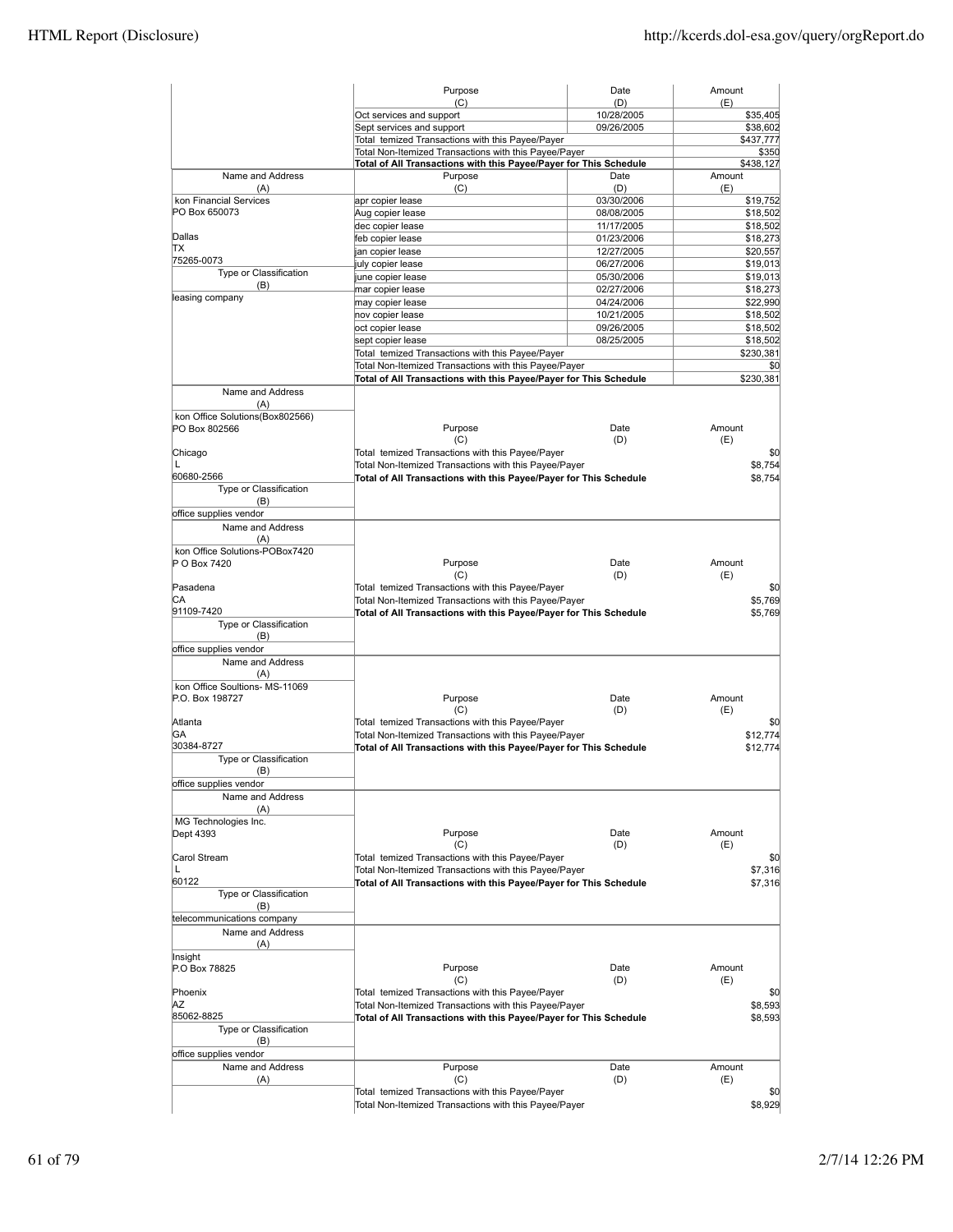| Name and Address (A) | Purpose (C) | Date (D) | Amount (E) |
|---|---|---|---|
| | Oct services and support | 10/28/2005 | $35,405 |
| | Sept services and support | 09/26/2005 | $38,602 |
| | Total temized Transactions with this Payee/Payer | | $437,777 |
| | Total Non-Itemized Transactions with this Payee/Payer | | $350 |
| | **Total of All Transactions with this Payee/Payer for This Schedule** | | $438,127 |

| Name and Address (A) | Purpose (C) | Date (D) | Amount (E) |
|---|---|---|---|
| kon Financial Services<br>PO Box 650073<br><br>Dallas<br>TX<br>75265-0073 | apr copier lease | 03/30/2006 | $19,752 |
| | Aug copier lease | 08/08/2005 | $18,502 |
| | dec copier lease | 11/17/2005 | $18,502 |
| | feb copier lease | 01/23/2006 | $18,273 |
| | jan copier lease | 12/27/2005 | $20,557 |
| | july copier lease | 06/27/2006 | $19,013 |
| **Type or Classification (B)** | june copier lease | 05/30/2006 | $19,013 |
| leasing company | mar copier lease | 02/27/2006 | $18,273 |
| | may copier lease | 04/24/2006 | $22,990 |
| | nov copier lease | 10/21/2005 | $18,502 |
| | oct copier lease | 09/26/2005 | $18,502 |
| | sept copier lease | 08/25/2005 | $18,502 |
| | Total temized Transactions with this Payee/Payer | | $230,381 |
| | Total Non-Itemized Transactions with this Payee/Payer | | $0 |
| | **Total of All Transactions with this Payee/Payer for This Schedule** | | $230,381 |

| Name and Address (A) | Purpose (C) | Date (D) | Amount (E) |
|---|---|---|---|
| kon Office Solutions(Box802566)<br>PO Box 802566<br><br>Chicago<br>L<br>60680-2566 | Total temized Transactions with this Payee/Payer | | $0 |
| | Total Non-Itemized Transactions with this Payee/Payer | | $8,754 |
| | **Total of All Transactions with this Payee/Payer for This Schedule** | | $8,754 |
| **Type or Classification (B)** | | | |
| office supplies vendor | | | |

| Name and Address (A) | Purpose (C) | Date (D) | Amount (E) |
|---|---|---|---|
| kon Office Solutions-POBox7420<br>P O Box 7420<br><br>Pasadena<br>CA<br>91109-7420 | Total temized Transactions with this Payee/Payer | | $0 |
| | Total Non-Itemized Transactions with this Payee/Payer | | $5,769 |
| | **Total of All Transactions with this Payee/Payer for This Schedule** | | $5,769 |
| **Type or Classification (B)** | | | |
| office supplies vendor | | | |

| Name and Address (A) | Purpose (C) | Date (D) | Amount (E) |
|---|---|---|---|
| kon Office Soultions- MS-11069<br>P.O. Box 198727<br><br>Atlanta<br>GA<br>30384-8727 | Total temized Transactions with this Payee/Payer | | $0 |
| | Total Non-Itemized Transactions with this Payee/Payer | | $12,774 |
| | **Total of All Transactions with this Payee/Payer for This Schedule** | | $12,774 |
| **Type or Classification (B)** | | | |
| office supplies vendor | | | |

| Name and Address (A) | Purpose (C) | Date (D) | Amount (E) |
|---|---|---|---|
| MG Technologies Inc.<br>Dept 4393<br><br>Carol Stream<br>L<br>60122 | Total temized Transactions with this Payee/Payer | | $0 |
| | Total Non-Itemized Transactions with this Payee/Payer | | $7,316 |
| | **Total of All Transactions with this Payee/Payer for This Schedule** | | $7,316 |
| **Type or Classification (B)** | | | |
| telecommunications company | | | |

| Name and Address (A) | Purpose (C) | Date (D) | Amount (E) |
|---|---|---|---|
| Insight<br>P.O Box 78825<br><br>Phoenix<br>AZ<br>85062-8825 | Total temized Transactions with this Payee/Payer | | $0 |
| | Total Non-Itemized Transactions with this Payee/Payer | | $8,593 |
| | **Total of All Transactions with this Payee/Payer for This Schedule** | | $8,593 |
| **Type or Classification (B)** | | | |
| office supplies vendor | | | |

| Name and Address (A) | Purpose (C) | Date (D) | Amount (E) |
|---|---|---|---|
| | Total temized Transactions with this Payee/Payer | | $0 |
| | Total Non-Itemized Transactions with this Payee/Payer | | $8,929 |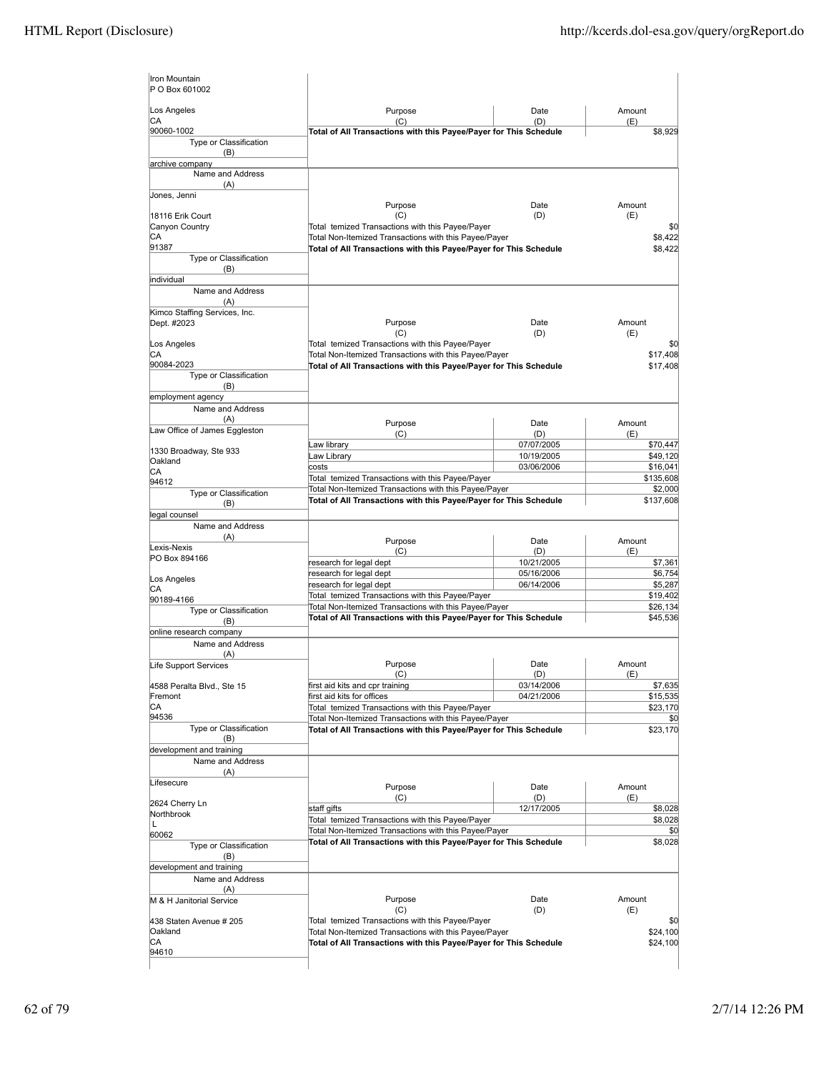| Name and Address (A) | Purpose (C) | Date (D) | Amount (E) |
|---|---|---|---|
| Iron Mountain<br>P O Box 601002<br><br>Los Angeles<br>CA<br>90060-1002 | | | |
| | Total of All Transactions with this Payee/Payer for This Schedule | | $8,929 |
| Type or Classification (B): archive company | | | |

| Name and Address (A) | Purpose (C) | Date (D) | Amount (E) |
|---|---|---|---|
| Jones, Jenni<br><br>18116 Erik Court<br>Canyon Country<br>CA<br>91387 | | | |
| | Total temized Transactions with this Payee/Payer | | $0 |
| | Total Non-Itemized Transactions with this Payee/Payer | | $8,422 |
| | Total of All Transactions with this Payee/Payer for This Schedule | | $8,422 |
| Type or Classification (B): individual | | | |

| Name and Address (A) | Purpose (C) | Date (D) | Amount (E) |
|---|---|---|---|
| Kimco Staffing Services, Inc.<br>Dept. #2023<br><br>Los Angeles<br>CA<br>90084-2023 | | | |
| | Total temized Transactions with this Payee/Payer | | $0 |
| | Total Non-Itemized Transactions with this Payee/Payer | | $17,408 |
| | Total of All Transactions with this Payee/Payer for This Schedule | | $17,408 |
| Type or Classification (B): employment agency | | | |

| Name and Address (A) | Purpose (C) | Date (D) | Amount (E) |
|---|---|---|---|
| Law Office of James Eggleston<br><br>1330 Broadway, Ste 933<br>Oakland<br>CA<br>94612 | Law library | 07/07/2005 | $70,447 |
| | Law Library | 10/19/2005 | $49,120 |
| | costs | 03/06/2006 | $16,041 |
| | Total temized Transactions with this Payee/Payer | | $135,608 |
| | Total Non-Itemized Transactions with this Payee/Payer | | $2,000 |
| | Total of All Transactions with this Payee/Payer for This Schedule | | $137,608 |
| Type or Classification (B): legal counsel | | | |

| Name and Address (A) | Purpose (C) | Date (D) | Amount (E) |
|---|---|---|---|
| Lexis-Nexis<br>PO Box 894166<br><br>Los Angeles<br>CA<br>90189-4166 | research for legal dept | 10/21/2005 | $7,361 |
| | research for legal dept | 05/16/2006 | $6,754 |
| | research for legal dept | 06/14/2006 | $5,287 |
| | Total temized Transactions with this Payee/Payer | | $19,402 |
| | Total Non-Itemized Transactions with this Payee/Payer | | $26,134 |
| | Total of All Transactions with this Payee/Payer for This Schedule | | $45,536 |
| Type or Classification (B): online research company | | | |

| Name and Address (A) | Purpose (C) | Date (D) | Amount (E) |
|---|---|---|---|
| Life Support Services<br><br>4588 Peralta Blvd., Ste 15<br>Fremont<br>CA<br>94536 | first aid kits and cpr training | 03/14/2006 | $7,635 |
| | first aid kits for offices | 04/21/2006 | $15,535 |
| | Total temized Transactions with this Payee/Payer | | $23,170 |
| | Total Non-Itemized Transactions with this Payee/Payer | | $0 |
| | Total of All Transactions with this Payee/Payer for This Schedule | | $23,170 |
| Type or Classification (B): development and training | | | |

| Name and Address (A) | Purpose (C) | Date (D) | Amount (E) |
|---|---|---|---|
| Lifesecure<br><br>2624 Cherry Ln<br>Northbrook<br>L<br>60062 | staff gifts | 12/17/2005 | $8,028 |
| | Total temized Transactions with this Payee/Payer | | $8,028 |
| | Total Non-Itemized Transactions with this Payee/Payer | | $0 |
| | Total of All Transactions with this Payee/Payer for This Schedule | | $8,028 |
| Type or Classification (B): development and training | | | |

| Name and Address (A) | Purpose (C) | Date (D) | Amount (E) |
|---|---|---|---|
| M & H Janitorial Service<br><br>438 Staten Avenue # 205<br>Oakland<br>CA<br>94610 | | | |
| | Total temized Transactions with this Payee/Payer | | $0 |
| | Total Non-Itemized Transactions with this Payee/Payer | | $24,100 |
| | Total of All Transactions with this Payee/Payer for This Schedule | | $24,100 |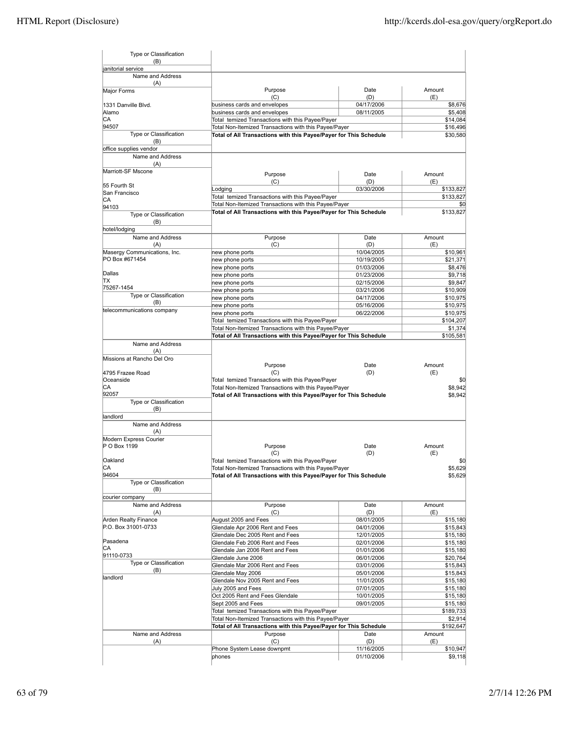| Type or Classification (B) | | | |
|---|---|---|---|
| janitorial service | | | |

| Name and Address (A) | Purpose (C) | Date (D) | Amount (E) |
|---|---|---|---|
| Major Forms | | | |
| 1331 Danville Blvd. | business cards and envelopes | 04/17/2006 | $8,676 |
| Alamo | business cards and envelopes | 08/11/2005 | $5,408 |
| CA | Total temized Transactions with this Payee/Payer | | $14,084 |
| 94507 | Total Non-Itemized Transactions with this Payee/Payer | | $16,496 |
| Type or Classification (B) | **Total of All Transactions with this Payee/Payer for This Schedule** | | $30,580 |
| office supplies vendor | | | |

| Name and Address (A) | Purpose (C) | Date (D) | Amount (E) |
|---|---|---|---|
| Marriott-SF Mscone | | | |
| 55 Fourth St | Lodging | 03/30/2006 | $133,827 |
| San Francisco | Total temized Transactions with this Payee/Payer | | $133,827 |
| CA | Total Non-Itemized Transactions with this Payee/Payer | | $0 |
| 94103 | **Total of All Transactions with this Payee/Payer for This Schedule** | | $133,827 |
| Type or Classification (B) | | | |
| hotel/lodging | | | |

| Name and Address (A) | Purpose (C) | Date (D) | Amount (E) |
|---|---|---|---|
| Masergy Communications, Inc. | new phone ports | 10/04/2005 | $10,961 |
| PO Box #671454 | new phone ports | 10/19/2005 | $21,371 |
| | new phone ports | 01/03/2006 | $8,476 |
| Dallas | new phone ports | 01/23/2006 | $9,718 |
| TX | new phone ports | 02/15/2006 | $9,847 |
| 75267-1454 | new phone ports | 03/21/2006 | $10,909 |
| Type or Classification (B) | new phone ports | 04/17/2006 | $10,975 |
| | new phone ports | 05/16/2006 | $10,975 |
| telecommunications company | new phone ports | 06/22/2006 | $10,975 |
| | Total temized Transactions with this Payee/Payer | | $104,207 |
| | Total Non-Itemized Transactions with this Payee/Payer | | $1,374 |
| | **Total of All Transactions with this Payee/Payer for This Schedule** | | $105,581 |

| Name and Address (A) | Purpose (C) | Date (D) | Amount (E) |
|---|---|---|---|
| Missions at Rancho Del Oro | | | |
| 4795 Frazee Road | | | |
| Oceanside | Total temized Transactions with this Payee/Payer | | $0 |
| CA | Total Non-Itemized Transactions with this Payee/Payer | | $8,942 |
| 92057 | **Total of All Transactions with this Payee/Payer for This Schedule** | | $8,942 |
| Type or Classification (B) | | | |
| landlord | | | |

| Name and Address (A) | Purpose (C) | Date (D) | Amount (E) |
|---|---|---|---|
| Modern Express Courier | | | |
| P O Box 1199 | | | |
| Oakland | Total temized Transactions with this Payee/Payer | | $0 |
| CA | Total Non-Itemized Transactions with this Payee/Payer | | $5,629 |
| 94604 | **Total of All Transactions with this Payee/Payer for This Schedule** | | $5,629 |
| Type or Classification (B) | | | |
| courier company | | | |

| Name and Address (A) | Purpose (C) | Date (D) | Amount (E) |
|---|---|---|---|
| Arden Realty Finance | August 2005 and Fees | 08/01/2005 | $15,180 |
| P.O. Box 31001-0733 | Glendale Apr 2006 Rent and Fees | 04/01/2006 | $15,843 |
| | Glendale Dec 2005 Rent and Fees | 12/01/2005 | $15,180 |
| Pasadena | Glendale Feb 2006 Rent and Fees | 02/01/2006 | $15,180 |
| CA | Glendale Jan 2006 Rent and Fees | 01/01/2006 | $15,180 |
| 91110-0733 | Glendale June 2006 | 06/01/2006 | $20,764 |
| Type or Classification (B) | Glendale Mar 2006 Rent and Fees | 03/01/2006 | $15,843 |
| | Glendale May 2006 | 05/01/2006 | $15,843 |
| landlord | Glendale Nov 2005 Rent and Fees | 11/01/2005 | $15,180 |
| | July 2005 and Fees | 07/01/2005 | $15,180 |
| | Oct 2005 Rent and Fees Glendale | 10/01/2005 | $15,180 |
| | Sept 2005 and Fees | 09/01/2005 | $15,180 |
| | Total temized Transactions with this Payee/Payer | | $189,733 |
| | Total Non-Itemized Transactions with this Payee/Payer | | $2,914 |
| | **Total of All Transactions with this Payee/Payer for This Schedule** | | $192,647 |

| Name and Address (A) | Purpose (C) | Date (D) | Amount (E) |
|---|---|---|---|
| | Phone System Lease downpmt | 11/16/2005 | $10,947 |
| | phones | 01/10/2006 | $9,118 |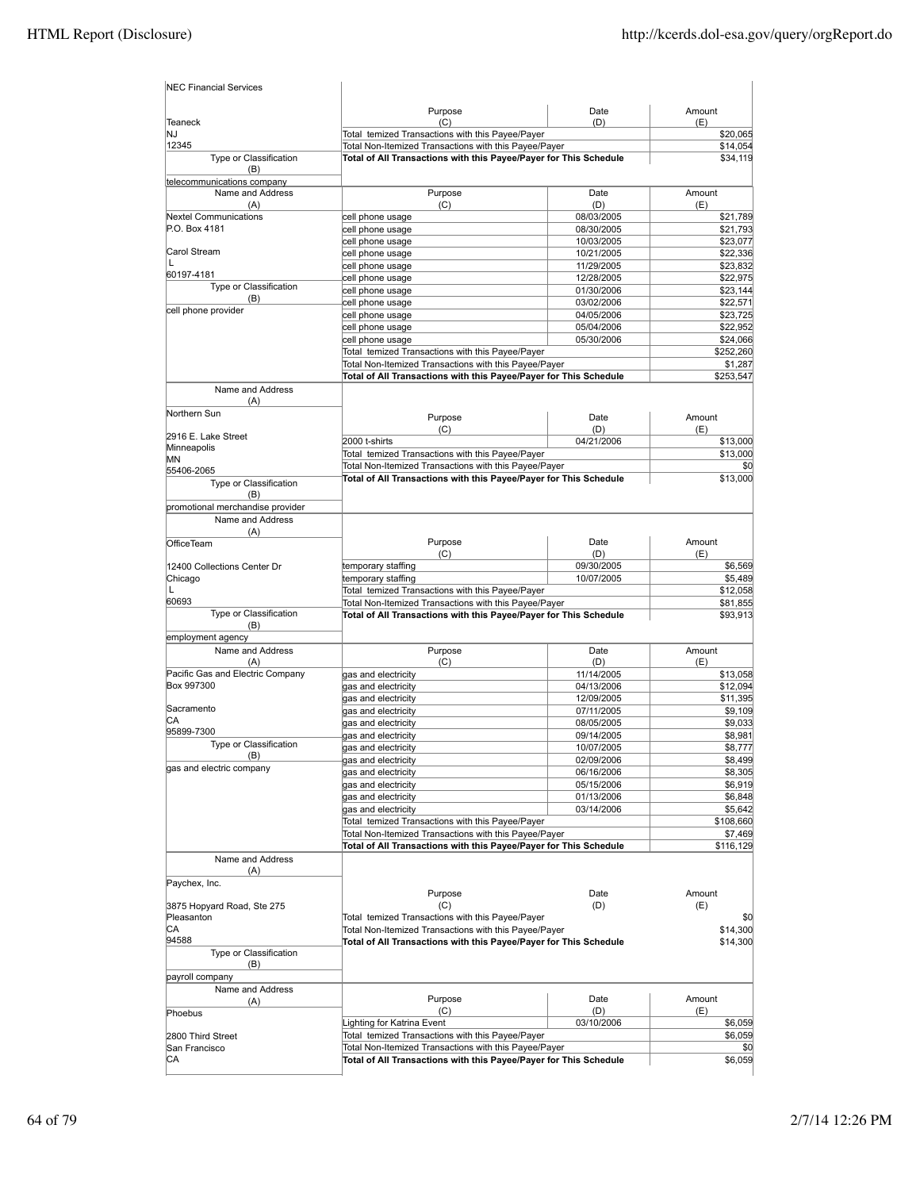| Name and Address (A) | Purpose (C) | Date (D) | Amount (E) |
|---|---|---|---|
| NEC Financial Services<br>Teaneck<br>NJ<br>12345 | | | |
| | Total temized Transactions with this Payee/Payer | | $20,065 |
| | Total Non-Itemized Transactions with this Payee/Payer | | $14,054 |
| | **Total of All Transactions with this Payee/Payer for This Schedule** | | $34,119 |
| Type or Classification (B): telecommunications company | | | |

| Name and Address (A) | Purpose (C) | Date (D) | Amount (E) |
|---|---|---|---|
| Nextel Communications<br>P.O. Box 4181<br>Carol Stream<br>L<br>60197-4181 | cell phone usage | 08/03/2005 | $21,789 |
| | cell phone usage | 08/30/2005 | $21,793 |
| | cell phone usage | 10/03/2005 | $23,077 |
| | cell phone usage | 10/21/2005 | $22,336 |
| | cell phone usage | 11/29/2005 | $23,832 |
| | cell phone usage | 12/28/2005 | $22,975 |
| | cell phone usage | 01/30/2006 | $23,144 |
| | cell phone usage | 03/02/2006 | $22,571 |
| | cell phone usage | 04/05/2006 | $23,725 |
| | cell phone usage | 05/04/2006 | $22,952 |
| | cell phone usage | 05/30/2006 | $24,066 |
| | Total temized Transactions with this Payee/Payer | | $252,260 |
| | Total Non-Itemized Transactions with this Payee/Payer | | $1,287 |
| | **Total of All Transactions with this Payee/Payer for This Schedule** | | $253,547 |
| Type or Classification (B): cell phone provider | | | |

| Name and Address (A) | Purpose (C) | Date (D) | Amount (E) |
|---|---|---|---|
| Northern Sun<br>2916 E. Lake Street<br>Minneapolis<br>MN<br>55406-2065 | 2000 t-shirts | 04/21/2006 | $13,000 |
| | Total temized Transactions with this Payee/Payer | | $13,000 |
| | Total Non-Itemized Transactions with this Payee/Payer | | $0 |
| | **Total of All Transactions with this Payee/Payer for This Schedule** | | $13,000 |
| Type or Classification (B): promotional merchandise provider | | | |

| Name and Address (A) | Purpose (C) | Date (D) | Amount (E) |
|---|---|---|---|
| OfficeTeam<br>12400 Collections Center Dr<br>Chicago<br>L<br>60693 | temporary staffing | 09/30/2005 | $6,569 |
| | temporary staffing | 10/07/2005 | $5,489 |
| | Total temized Transactions with this Payee/Payer | | $12,058 |
| | Total Non-Itemized Transactions with this Payee/Payer | | $81,855 |
| | **Total of All Transactions with this Payee/Payer for This Schedule** | | $93,913 |
| Type or Classification (B): employment agency | | | |

| Name and Address (A) | Purpose (C) | Date (D) | Amount (E) |
|---|---|---|---|
| Pacific Gas and Electric Company<br>Box 997300<br>Sacramento<br>CA<br>95899-7300 | gas and electricity | 11/14/2005 | $13,058 |
| | gas and electricity | 04/13/2006 | $12,094 |
| | gas and electricity | 12/09/2005 | $11,395 |
| | gas and electricity | 07/11/2005 | $9,109 |
| | gas and electricity | 08/05/2005 | $9,033 |
| | gas and electricity | 09/14/2005 | $8,981 |
| | gas and electricity | 10/07/2005 | $8,777 |
| | gas and electricity | 02/09/2006 | $8,499 |
| | gas and electricity | 06/16/2006 | $8,305 |
| | gas and electricity | 05/15/2006 | $6,919 |
| | gas and electricity | 01/13/2006 | $6,848 |
| | gas and electricity | 03/14/2006 | $5,642 |
| | Total temized Transactions with this Payee/Payer | | $108,660 |
| | Total Non-Itemized Transactions with this Payee/Payer | | $7,469 |
| | **Total of All Transactions with this Payee/Payer for This Schedule** | | $116,129 |
| Type or Classification (B): gas and electric company | | | |

| Name and Address (A) | Purpose (C) | Date (D) | Amount (E) |
|---|---|---|---|
| Paychex, Inc.<br>3875 Hopyard Road, Ste 275<br>Pleasanton<br>CA<br>94588 | | | |
| | Total temized Transactions with this Payee/Payer | | $0 |
| | Total Non-Itemized Transactions with this Payee/Payer | | $14,300 |
| | **Total of All Transactions with this Payee/Payer for This Schedule** | | $14,300 |
| Type or Classification (B): payroll company | | | |

| Name and Address (A) | Purpose (C) | Date (D) | Amount (E) |
|---|---|---|---|
| Phoebus<br>2800 Third Street<br>San Francisco<br>CA | Lighting for Katrina Event | 03/10/2006 | $6,059 |
| | Total temized Transactions with this Payee/Payer | | $6,059 |
| | Total Non-Itemized Transactions with this Payee/Payer | | $0 |
| | **Total of All Transactions with this Payee/Payer for This Schedule** | | $6,059 |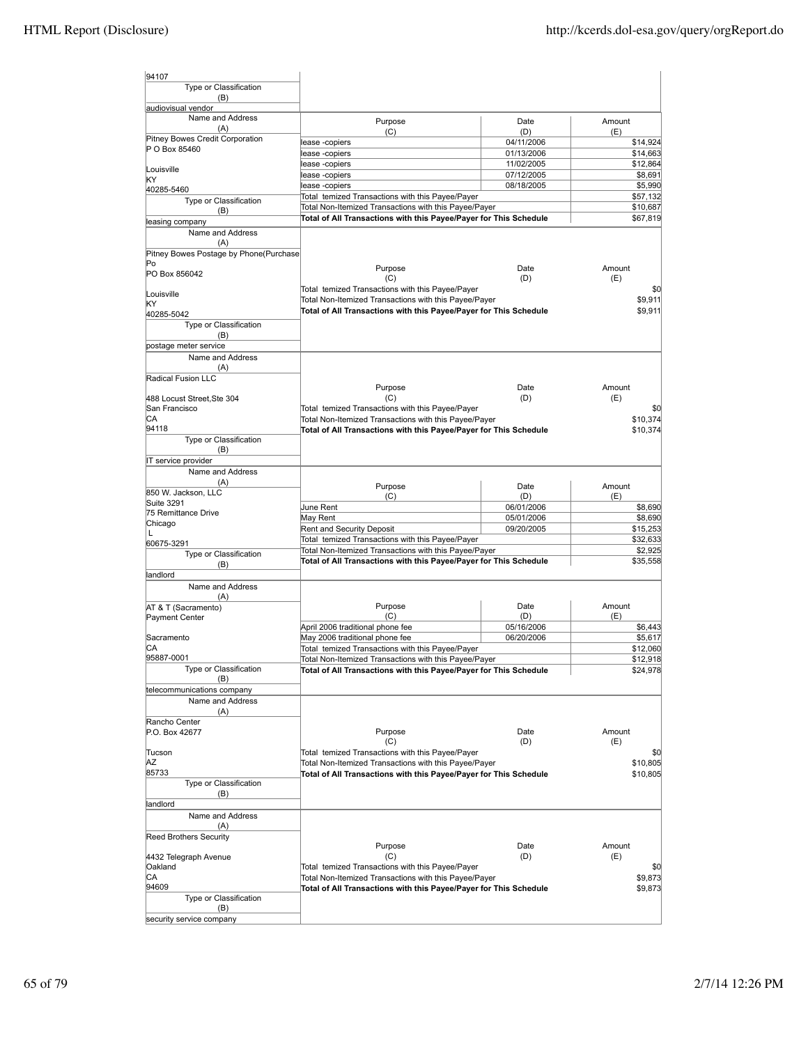94107

Type or Classification (B)

audiovisual vendor

| Name and Address (A) | Purpose (C) | Date (D) | Amount (E) |
|---|---|---|---|
| Pitney Bowes Credit Corporation<br>P O Box 85460<br><br>Louisville<br>KY<br>40285-5460 | lease -copiers | 04/11/2006 | $14,924 |
| | lease -copiers | 01/13/2006 | $14,663 |
| | lease -copiers | 11/02/2005 | $12,864 |
| | lease -copiers | 07/12/2005 | $8,691 |
| | lease -copiers | 08/18/2005 | $5,990 |
| | Total temized Transactions with this Payee/Payer | | $57,132 |
| | Total Non-Itemized Transactions with this Payee/Payer | | $10,687 |
| | **Total of All Transactions with this Payee/Payer for This Schedule** | | $67,819 |
| Type or Classification (B): leasing company | | | |

| Name and Address (A) | Purpose (C) | Date (D) | Amount (E) |
|---|---|---|---|
| Pitney Bowes Postage by Phone(Purchase Po<br>PO Box 856042<br><br>Louisville<br>KY<br>40285-5042 | Total temized Transactions with this Payee/Payer | | $0 |
| | Total Non-Itemized Transactions with this Payee/Payer | | $9,911 |
| | **Total of All Transactions with this Payee/Payer for This Schedule** | | $9,911 |
| Type or Classification (B): postage meter service | | | |

| Name and Address (A) | Purpose (C) | Date (D) | Amount (E) |
|---|---|---|---|
| Radical Fusion LLC<br><br>488 Locust Street,Ste 304<br>San Francisco<br>CA<br>94118 | Total temized Transactions with this Payee/Payer | | $0 |
| | Total Non-Itemized Transactions with this Payee/Payer | | $10,374 |
| | **Total of All Transactions with this Payee/Payer for This Schedule** | | $10,374 |
| Type or Classification (B): IT service provider | | | |

| Name and Address (A) | Purpose (C) | Date (D) | Amount (E) |
|---|---|---|---|
| 850 W. Jackson, LLC<br>Suite 3291<br>75 Remittance Drive<br>Chicago<br>L<br>60675-3291 | June Rent | 06/01/2006 | $8,690 |
| | May Rent | 05/01/2006 | $8,690 |
| | Rent and Security Deposit | 09/20/2005 | $15,253 |
| | Total temized Transactions with this Payee/Payer | | $32,633 |
| | Total Non-Itemized Transactions with this Payee/Payer | | $2,925 |
| | **Total of All Transactions with this Payee/Payer for This Schedule** | | $35,558 |
| Type or Classification (B): landlord | | | |

| Name and Address (A) | Purpose (C) | Date (D) | Amount (E) |
|---|---|---|---|
| AT & T (Sacramento)<br>Payment Center<br><br>Sacramento<br>CA<br>95887-0001 | April 2006 traditional phone fee | 05/16/2006 | $6,443 |
| | May 2006 traditional phone fee | 06/20/2006 | $5,617 |
| | Total temized Transactions with this Payee/Payer | | $12,060 |
| | Total Non-Itemized Transactions with this Payee/Payer | | $12,918 |
| | **Total of All Transactions with this Payee/Payer for This Schedule** | | $24,978 |
| Type or Classification (B): telecommunications company | | | |

| Name and Address (A) | Purpose (C) | Date (D) | Amount (E) |
|---|---|---|---|
| Rancho Center<br>P.O. Box 42677<br><br>Tucson<br>AZ<br>85733 | Total temized Transactions with this Payee/Payer | | $0 |
| | Total Non-Itemized Transactions with this Payee/Payer | | $10,805 |
| | **Total of All Transactions with this Payee/Payer for This Schedule** | | $10,805 |
| Type or Classification (B): landlord | | | |

| Name and Address (A) | Purpose (C) | Date (D) | Amount (E) |
|---|---|---|---|
| Reed Brothers Security<br><br>4432 Telegraph Avenue<br>Oakland<br>CA<br>94609 | Total temized Transactions with this Payee/Payer | | $0 |
| | Total Non-Itemized Transactions with this Payee/Payer | | $9,873 |
| | **Total of All Transactions with this Payee/Payer for This Schedule** | | $9,873 |
| Type or Classification (B): security service company | | | |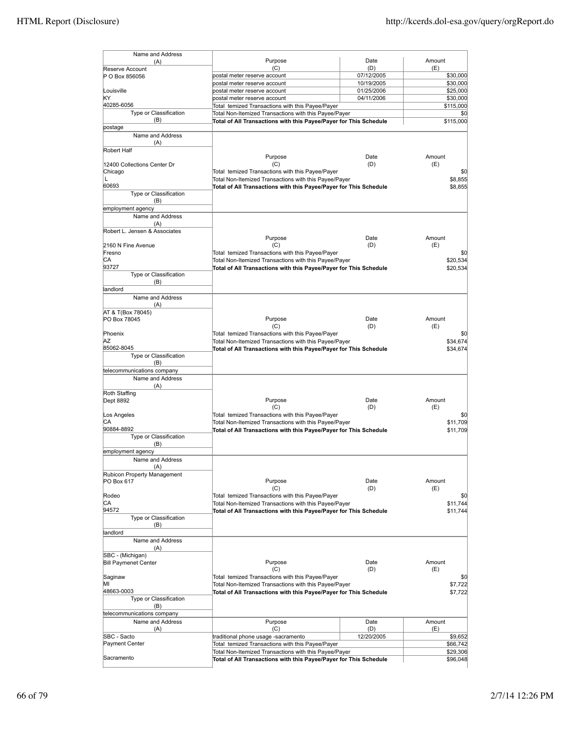| Name and Address (A) | Purpose (C) | Date (D) | Amount (E) |
|---|---|---|---|
| Reserve Account<br>P O Box 856056<br><br>Louisville<br>KY<br>40285-6056 | postal meter reserve account | 07/12/2005 | $30,000 |
| | postal meter reserve account | 10/19/2005 | $30,000 |
| | postal meter reserve account | 01/25/2006 | $25,000 |
| | postal meter reserve account | 04/11/2006 | $30,000 |
| | Total temized Transactions with this Payee/Payer | | $115,000 |
| Type or Classification (B) | Total Non-Itemized Transactions with this Payee/Payer | | $0 |
| postage | **Total of All Transactions with this Payee/Payer for This Schedule** | | $115,000 |

| Name and Address (A) | Purpose (C) | Date (D) | Amount (E) |
|---|---|---|---|
| Robert Half<br><br>12400 Collections Center Dr<br>Chicago<br>L<br>60693 | Total temized Transactions with this Payee/Payer | | $0 |
| | Total Non-Itemized Transactions with this Payee/Payer | | $8,855 |
| Type or Classification (B) | **Total of All Transactions with this Payee/Payer for This Schedule** | | $8,855 |
| employment agency | | | |

| Name and Address (A) | Purpose (C) | Date (D) | Amount (E) |
|---|---|---|---|
| Robert L. Jensen & Associates<br><br>2160 N Fine Avenue<br>Fresno<br>CA<br>93727 | Total temized Transactions with this Payee/Payer | | $0 |
| | Total Non-Itemized Transactions with this Payee/Payer | | $20,534 |
| Type or Classification (B) | **Total of All Transactions with this Payee/Payer for This Schedule** | | $20,534 |
| landlord | | | |

| Name and Address (A) | Purpose (C) | Date (D) | Amount (E) |
|---|---|---|---|
| AT & T(Box 78045)<br>PO Box 78045<br><br>Phoenix<br>AZ<br>85062-8045 | Total temized Transactions with this Payee/Payer | | $0 |
| | Total Non-Itemized Transactions with this Payee/Payer | | $34,674 |
| Type or Classification (B) | **Total of All Transactions with this Payee/Payer for This Schedule** | | $34,674 |
| telecommunications company | | | |

| Name and Address (A) | Purpose (C) | Date (D) | Amount (E) |
|---|---|---|---|
| Roth Staffing<br>Dept 8892<br><br>Los Angeles<br>CA<br>90884-8892 | Total temized Transactions with this Payee/Payer | | $0 |
| | Total Non-Itemized Transactions with this Payee/Payer | | $11,709 |
| Type or Classification (B) | **Total of All Transactions with this Payee/Payer for This Schedule** | | $11,709 |
| employment agency | | | |

| Name and Address (A) | Purpose (C) | Date (D) | Amount (E) |
|---|---|---|---|
| Rubicon Property Management<br>PO Box 617<br><br>Rodeo<br>CA<br>94572 | Total temized Transactions with this Payee/Payer | | $0 |
| | Total Non-Itemized Transactions with this Payee/Payer | | $11,744 |
| Type or Classification (B) | **Total of All Transactions with this Payee/Payer for This Schedule** | | $11,744 |
| landlord | | | |

| Name and Address (A) | Purpose (C) | Date (D) | Amount (E) |
|---|---|---|---|
| SBC - (Michigan)<br>Bill Paymenet Center<br><br>Saginaw<br>MI<br>48663-0003 | Total temized Transactions with this Payee/Payer | | $0 |
| | Total Non-Itemized Transactions with this Payee/Payer | | $7,722 |
| Type or Classification (B) | **Total of All Transactions with this Payee/Payer for This Schedule** | | $7,722 |
| telecommunications company | | | |

| Name and Address (A) | Purpose (C) | Date (D) | Amount (E) |
|---|---|---|---|
| SBC - Sacto<br>Payment Center<br><br>Sacramento | traditional phone usage -sacramento | 12/20/2005 | $9,652 |
| | Total temized Transactions with this Payee/Payer | | $66,742 |
| | Total Non-Itemized Transactions with this Payee/Payer | | $29,306 |
| | **Total of All Transactions with this Payee/Payer for This Schedule** | | $96,048 |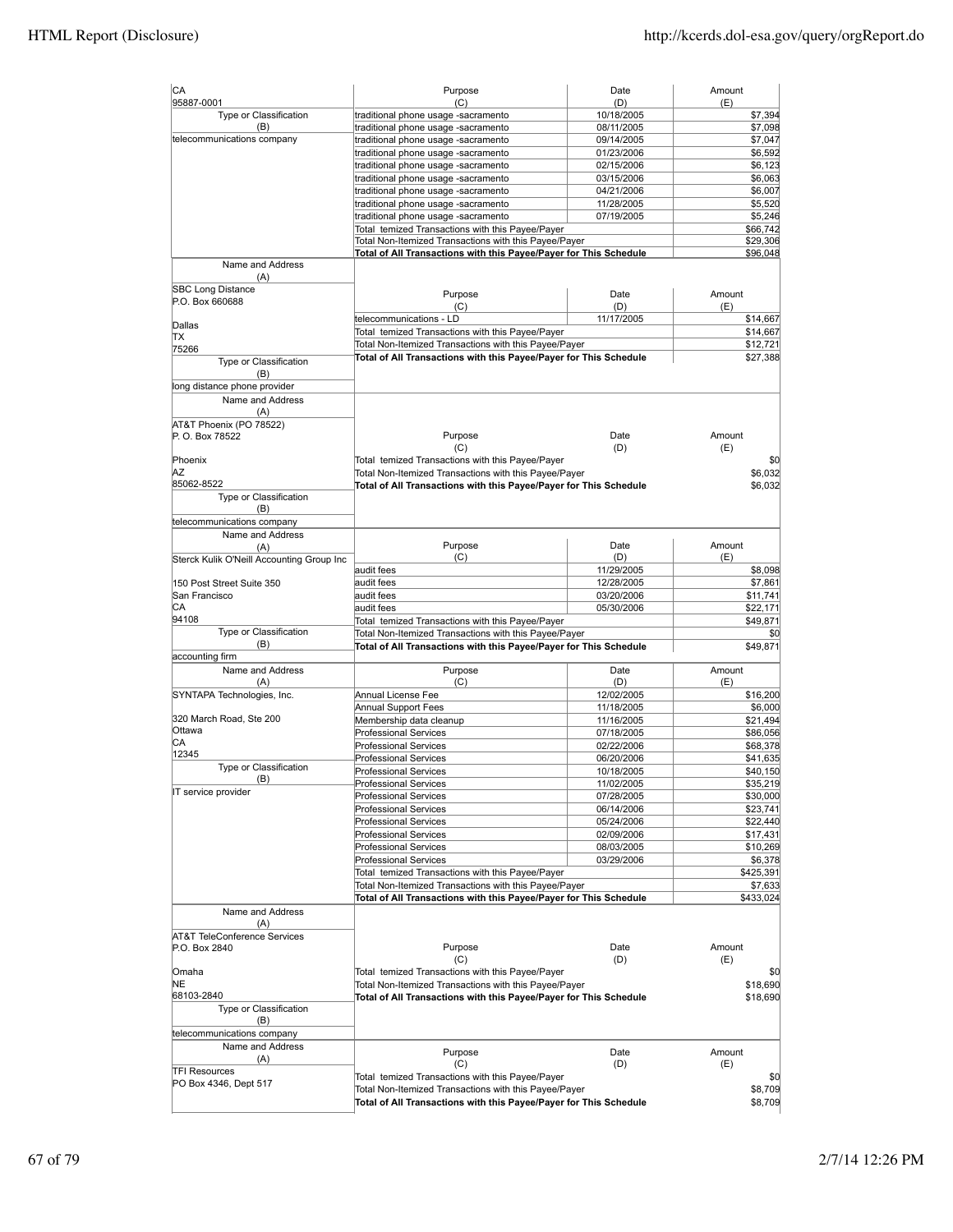| Name and Address (A) | Purpose (C) | Date (D) | Amount (E) |
|---|---|---|---|
| CA 95887-0001 | | | |
| Type or Classification (B): telecommunications company | traditional phone usage -sacramento | 10/18/2005 | $7,394 |
| | traditional phone usage -sacramento | 08/11/2005 | $7,098 |
| | traditional phone usage -sacramento | 09/14/2005 | $7,047 |
| | traditional phone usage -sacramento | 01/23/2006 | $6,592 |
| | traditional phone usage -sacramento | 02/15/2006 | $6,123 |
| | traditional phone usage -sacramento | 03/15/2006 | $6,063 |
| | traditional phone usage -sacramento | 04/21/2006 | $6,007 |
| | traditional phone usage -sacramento | 11/28/2005 | $5,520 |
| | traditional phone usage -sacramento | 07/19/2005 | $5,246 |
| | Total temized Transactions with this Payee/Payer | | $66,742 |
| | Total Non-Itemized Transactions with this Payee/Payer | | $29,306 |
| | **Total of All Transactions with this Payee/Payer for This Schedule** | | $96,048 |

| Name and Address (A) | Purpose (C) | Date (D) | Amount (E) |
|---|---|---|---|
| SBC Long Distance<br>P.O. Box 660688<br>Dallas<br>TX<br>75266 | telecommunications - LD | 11/17/2005 | $14,667 |
| | Total temized Transactions with this Payee/Payer | | $14,667 |
| | Total Non-Itemized Transactions with this Payee/Payer | | $12,721 |
| Type or Classification (B): long distance phone provider | **Total of All Transactions with this Payee/Payer for This Schedule** | | $27,388 |

| Name and Address (A) | Purpose (C) | Date (D) | Amount (E) |
|---|---|---|---|
| AT&T Phoenix (PO 78522)<br>P. O. Box 78522<br>Phoenix<br>AZ<br>85062-8522 | Total temized Transactions with this Payee/Payer | | $0 |
| | Total Non-Itemized Transactions with this Payee/Payer | | $6,032 |
| Type or Classification (B): telecommunications company | **Total of All Transactions with this Payee/Payer for This Schedule** | | $6,032 |

| Name and Address (A) | Purpose (C) | Date (D) | Amount (E) |
|---|---|---|---|
| Sterck Kulik O'Neill Accounting Group Inc<br>150 Post Street Suite 350<br>San Francisco<br>CA<br>94108 | audit fees | 11/29/2005 | $8,098 |
| | audit fees | 12/28/2005 | $7,861 |
| | audit fees | 03/20/2006 | $11,741 |
| | audit fees | 05/30/2006 | $22,171 |
| | Total temized Transactions with this Payee/Payer | | $49,871 |
| | Total Non-Itemized Transactions with this Payee/Payer | | $0 |
| Type or Classification (B): accounting firm | **Total of All Transactions with this Payee/Payer for This Schedule** | | $49,871 |

| Name and Address (A) | Purpose (C) | Date (D) | Amount (E) |
|---|---|---|---|
| SYNTAPA Technologies, Inc.<br>320 March Road, Ste 200<br>Ottawa<br>CA<br>12345 | Annual License Fee | 12/02/2005 | $16,200 |
| | Annual Support Fees | 11/18/2005 | $6,000 |
| | Membership data cleanup | 11/16/2005 | $21,494 |
| | Professional Services | 07/18/2005 | $86,056 |
| | Professional Services | 02/22/2006 | $68,378 |
| | Professional Services | 06/20/2006 | $41,635 |
| Type or Classification (B): IT service provider | Professional Services | 10/18/2005 | $40,150 |
| | Professional Services | 11/02/2005 | $35,219 |
| | Professional Services | 07/28/2005 | $30,000 |
| | Professional Services | 06/14/2006 | $23,741 |
| | Professional Services | 05/24/2006 | $22,440 |
| | Professional Services | 02/09/2006 | $17,431 |
| | Professional Services | 08/03/2005 | $10,269 |
| | Professional Services | 03/29/2006 | $6,378 |
| | Total temized Transactions with this Payee/Payer | | $425,391 |
| | Total Non-Itemized Transactions with this Payee/Payer | | $7,633 |
| | **Total of All Transactions with this Payee/Payer for This Schedule** | | $433,024 |

| Name and Address (A) | Purpose (C) | Date (D) | Amount (E) |
|---|---|---|---|
| AT&T TeleConference Services<br>P.O. Box 2840<br>Omaha<br>NE<br>68103-2840 | Total temized Transactions with this Payee/Payer | | $0 |
| | Total Non-Itemized Transactions with this Payee/Payer | | $18,690 |
| Type or Classification (B): telecommunications company | **Total of All Transactions with this Payee/Payer for This Schedule** | | $18,690 |

| Name and Address (A) | Purpose (C) | Date (D) | Amount (E) |
|---|---|---|---|
| TFI Resources<br>PO Box 4346, Dept 517 | Total temized Transactions with this Payee/Payer | | $0 |
| | Total Non-Itemized Transactions with this Payee/Payer | | $8,709 |
| | **Total of All Transactions with this Payee/Payer for This Schedule** | | $8,709 |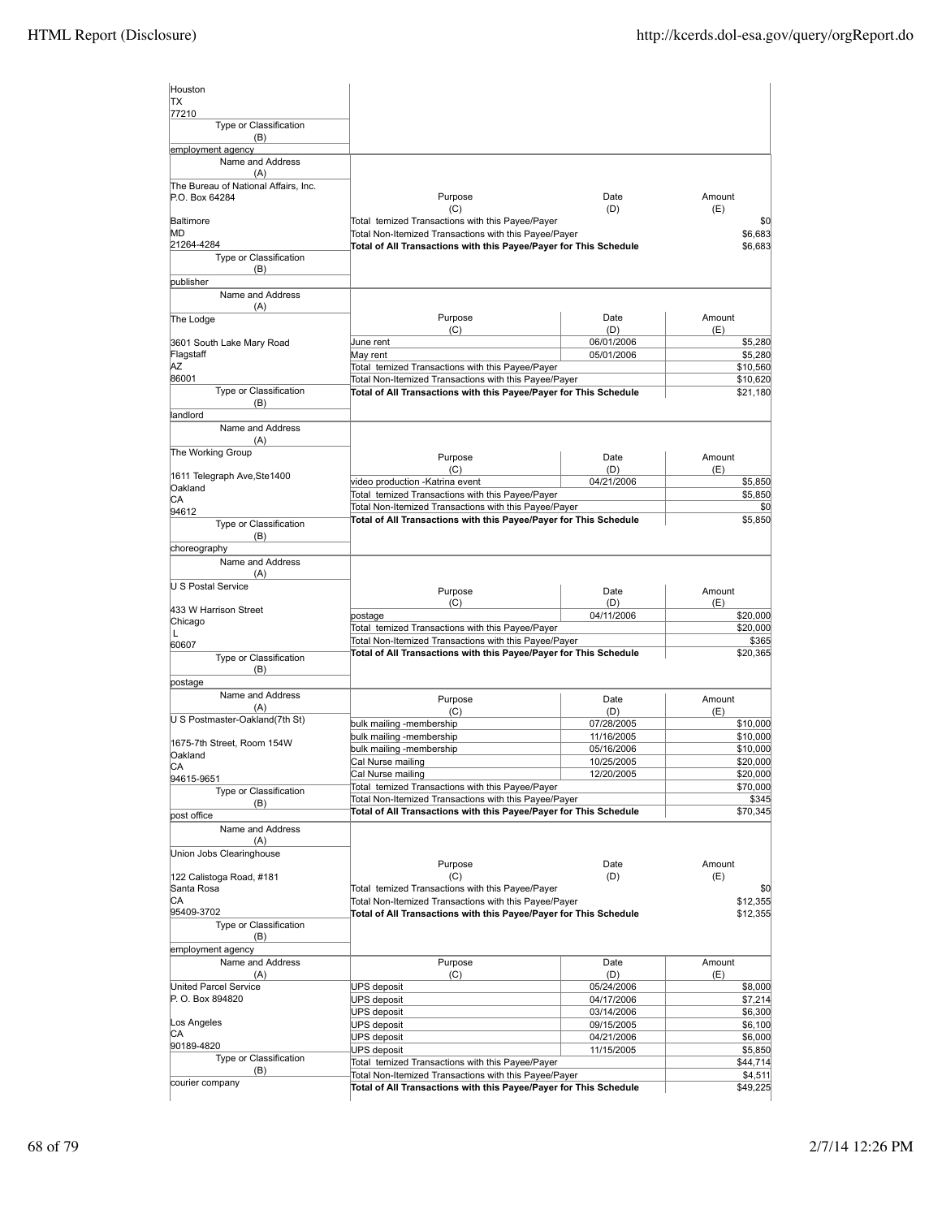| Name and Address (A) | Purpose (C) | Date (D) | Amount (E) |
|---|---|---|---|
| Houston TX 77210 | | | |
| Type or Classification (B): employment agency | | | |

| Name and Address (A) | Purpose (C) | Date (D) | Amount (E) |
|---|---|---|---|
| The Bureau of National Affairs, Inc. P.O. Box 64284 Baltimore MD 21264-4284 | Total temized Transactions with this Payee/Payer | | $0 |
| | Total Non-Itemized Transactions with this Payee/Payer | | $6,683 |
| | **Total of All Transactions with this Payee/Payer for This Schedule** | | $6,683 |
| Type or Classification (B): publisher | | | |

| Name and Address (A) | Purpose (C) | Date (D) | Amount (E) |
|---|---|---|---|
| The Lodge 3601 South Lake Mary Road Flagstaff AZ 86001 | June rent | 06/01/2006 | $5,280 |
| | May rent | 05/01/2006 | $5,280 |
| | Total temized Transactions with this Payee/Payer | | $10,560 |
| | Total Non-Itemized Transactions with this Payee/Payer | | $10,620 |
| | **Total of All Transactions with this Payee/Payer for This Schedule** | | $21,180 |
| Type or Classification (B): landlord | | | |

| Name and Address (A) | Purpose (C) | Date (D) | Amount (E) |
|---|---|---|---|
| The Working Group 1611 Telegraph Ave,Ste1400 Oakland CA 94612 | video production -Katrina event | 04/21/2006 | $5,850 |
| | Total temized Transactions with this Payee/Payer | | $5,850 |
| | Total Non-Itemized Transactions with this Payee/Payer | | $0 |
| | **Total of All Transactions with this Payee/Payer for This Schedule** | | $5,850 |
| Type or Classification (B): choreography | | | |

| Name and Address (A) | Purpose (C) | Date (D) | Amount (E) |
|---|---|---|---|
| U S Postal Service 433 W Harrison Street Chicago L 60607 | postage | 04/11/2006 | $20,000 |
| | Total temized Transactions with this Payee/Payer | | $20,000 |
| | Total Non-Itemized Transactions with this Payee/Payer | | $365 |
| | **Total of All Transactions with this Payee/Payer for This Schedule** | | $20,365 |
| Type or Classification (B): postage | | | |

| Name and Address (A) | Purpose (C) | Date (D) | Amount (E) |
|---|---|---|---|
| U S Postmaster-Oakland(7th St) 1675-7th Street, Room 154W Oakland CA 94615-9651 | bulk mailing -membership | 07/28/2005 | $10,000 |
| | bulk mailing -membership | 11/16/2005 | $10,000 |
| | bulk mailing -membership | 05/16/2006 | $10,000 |
| | Cal Nurse mailing | 10/25/2005 | $20,000 |
| | Cal Nurse mailing | 12/20/2005 | $20,000 |
| | Total temized Transactions with this Payee/Payer | | $70,000 |
| | Total Non-Itemized Transactions with this Payee/Payer | | $345 |
| | **Total of All Transactions with this Payee/Payer for This Schedule** | | $70,345 |
| Type or Classification (B): post office | | | |

| Name and Address (A) | Purpose (C) | Date (D) | Amount (E) |
|---|---|---|---|
| Union Jobs Clearinghouse 122 Calistoga Road, #181 Santa Rosa CA 95409-3702 | Total temized Transactions with this Payee/Payer | | $0 |
| | Total Non-Itemized Transactions with this Payee/Payer | | $12,355 |
| | **Total of All Transactions with this Payee/Payer for This Schedule** | | $12,355 |
| Type or Classification (B): employment agency | | | |

| Name and Address (A) | Purpose (C) | Date (D) | Amount (E) |
|---|---|---|---|
| United Parcel Service P. O. Box 894820 Los Angeles CA 90189-4820 | UPS deposit | 05/24/2006 | $8,000 |
| | UPS deposit | 04/17/2006 | $7,214 |
| | UPS deposit | 03/14/2006 | $6,300 |
| | UPS deposit | 09/15/2005 | $6,100 |
| | UPS deposit | 04/21/2006 | $6,000 |
| | UPS deposit | 11/15/2005 | $5,850 |
| | Total temized Transactions with this Payee/Payer | | $44,714 |
| | Total Non-Itemized Transactions with this Payee/Payer | | $4,511 |
| | **Total of All Transactions with this Payee/Payer for This Schedule** | | $49,225 |
| Type or Classification (B): courier company | | | |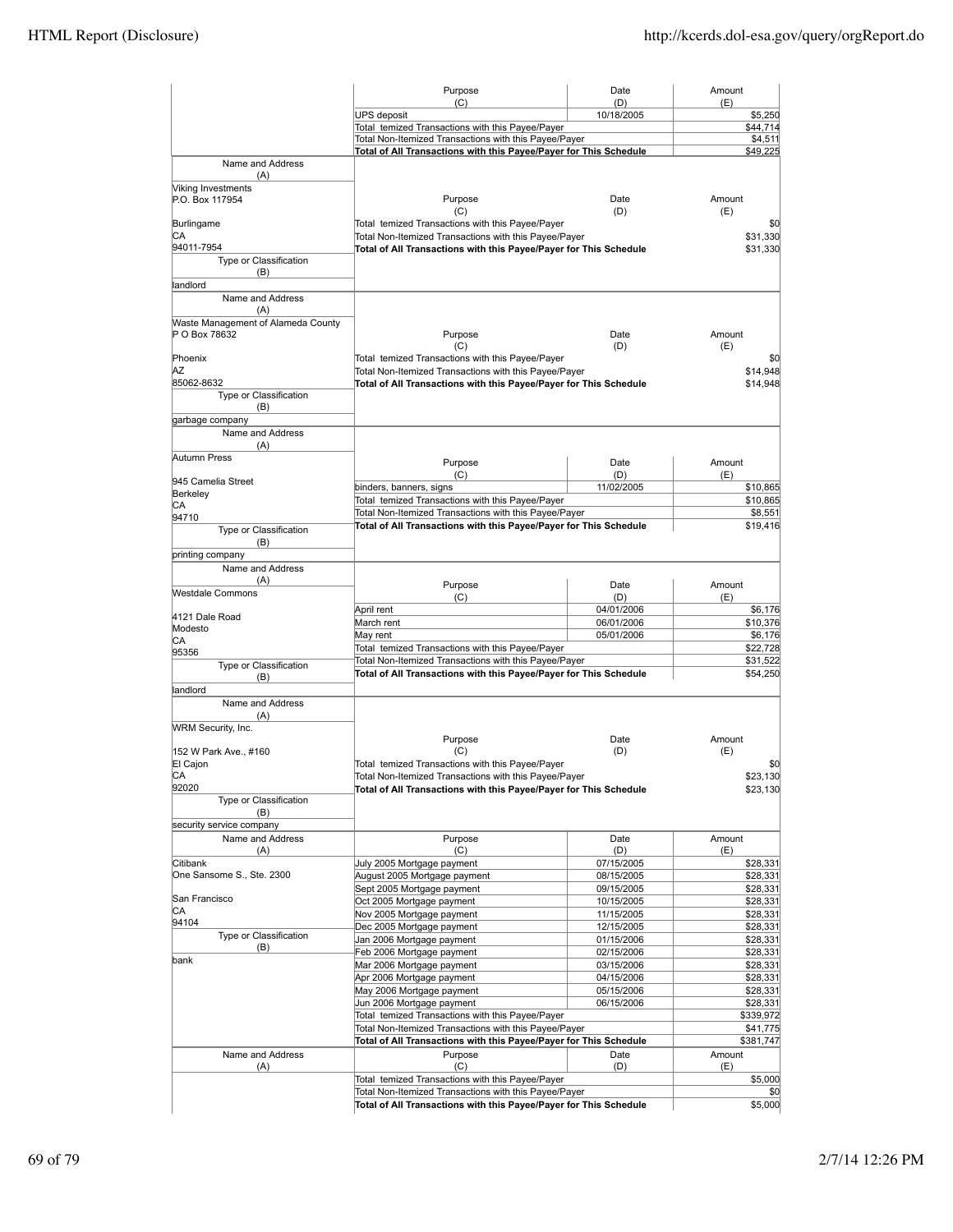| Name and Address (A) | Purpose (C) | Date (D) | Amount (E) |
|---|---|---|---|
| | UPS deposit | 10/18/2005 | $5,250 |
| | Total temized Transactions with this Payee/Payer | | $44,714 |
| | Total Non-Itemized Transactions with this Payee/Payer | | $4,511 |
| | **Total of All Transactions with this Payee/Payer for This Schedule** | | $49,225 |

| Name and Address (A) | Purpose (C) | Date (D) | Amount (E) |
|---|---|---|---|
| Viking Investments<br>P.O. Box 117954<br><br>Burlingame<br>CA<br>94011-7954 | Total temized Transactions with this Payee/Payer | | $0 |
| | Total Non-Itemized Transactions with this Payee/Payer | | $31,330 |
| | **Total of All Transactions with this Payee/Payer for This Schedule** | | $31,330 |
| Type or Classification (B)<br>landlord | | | |

| Name and Address (A) | Purpose (C) | Date (D) | Amount (E) |
|---|---|---|---|
| Waste Management of Alameda County<br>P O Box 78632<br><br>Phoenix<br>AZ<br>85062-8632 | Total temized Transactions with this Payee/Payer | | $0 |
| | Total Non-Itemized Transactions with this Payee/Payer | | $14,948 |
| | **Total of All Transactions with this Payee/Payer for This Schedule** | | $14,948 |
| Type or Classification (B)<br>garbage company | | | |

| Name and Address (A) | Purpose (C) | Date (D) | Amount (E) |
|---|---|---|---|
| Autumn Press<br><br>945 Camelia Street<br>Berkeley<br>CA<br>94710 | binders, banners, signs | 11/02/2005 | $10,865 |
| | Total temized Transactions with this Payee/Payer | | $10,865 |
| | Total Non-Itemized Transactions with this Payee/Payer | | $8,551 |
| | **Total of All Transactions with this Payee/Payer for This Schedule** | | $19,416 |
| Type or Classification (B)<br>printing company | | | |

| Name and Address (A) | Purpose (C) | Date (D) | Amount (E) |
|---|---|---|---|
| Westdale Commons<br><br>4121 Dale Road<br>Modesto<br>CA<br>95356 | April rent | 04/01/2006 | $6,176 |
| | March rent | 06/01/2006 | $10,376 |
| | May rent | 05/01/2006 | $6,176 |
| | Total temized Transactions with this Payee/Payer | | $22,728 |
| | Total Non-Itemized Transactions with this Payee/Payer | | $31,522 |
| | **Total of All Transactions with this Payee/Payer for This Schedule** | | $54,250 |
| Type or Classification (B)<br>landlord | | | |

| Name and Address (A) | Purpose (C) | Date (D) | Amount (E) |
|---|---|---|---|
| WRM Security, Inc.<br><br>152 W Park Ave., #160<br>El Cajon<br>CA<br>92020 | Total temized Transactions with this Payee/Payer | | $0 |
| | Total Non-Itemized Transactions with this Payee/Payer | | $23,130 |
| | **Total of All Transactions with this Payee/Payer for This Schedule** | | $23,130 |
| Type or Classification (B)<br>security service company | | | |

| Name and Address (A) | Purpose (C) | Date (D) | Amount (E) |
|---|---|---|---|
| Citibank<br>One Sansome S., Ste. 2300<br><br>San Francisco<br>CA<br>94104 | July 2005 Mortgage payment | 07/15/2005 | $28,331 |
| | August 2005 Mortgage payment | 08/15/2005 | $28,331 |
| | Sept 2005 Mortgage payment | 09/15/2005 | $28,331 |
| | Oct 2005 Mortgage payment | 10/15/2005 | $28,331 |
| | Nov 2005 Mortgage payment | 11/15/2005 | $28,331 |
| | Dec 2005 Mortgage payment | 12/15/2005 | $28,331 |
| Type or Classification (B)<br>bank | Jan 2006 Mortgage payment | 01/15/2006 | $28,331 |
| | Feb 2006 Mortgage payment | 02/15/2006 | $28,331 |
| | Mar 2006 Mortgage payment | 03/15/2006 | $28,331 |
| | Apr 2006 Mortgage payment | 04/15/2006 | $28,331 |
| | May 2006 Mortgage payment | 05/15/2006 | $28,331 |
| | Jun 2006 Mortgage payment | 06/15/2006 | $28,331 |
| | Total temized Transactions with this Payee/Payer | | $339,972 |
| | Total Non-Itemized Transactions with this Payee/Payer | | $41,775 |
| | **Total of All Transactions with this Payee/Payer for This Schedule** | | $381,747 |

| Name and Address (A) | Purpose (C) | Date (D) | Amount (E) |
|---|---|---|---|
| | Total temized Transactions with this Payee/Payer | | $5,000 |
| | Total Non-Itemized Transactions with this Payee/Payer | | $0 |
| | **Total of All Transactions with this Payee/Payer for This Schedule** | | $5,000 |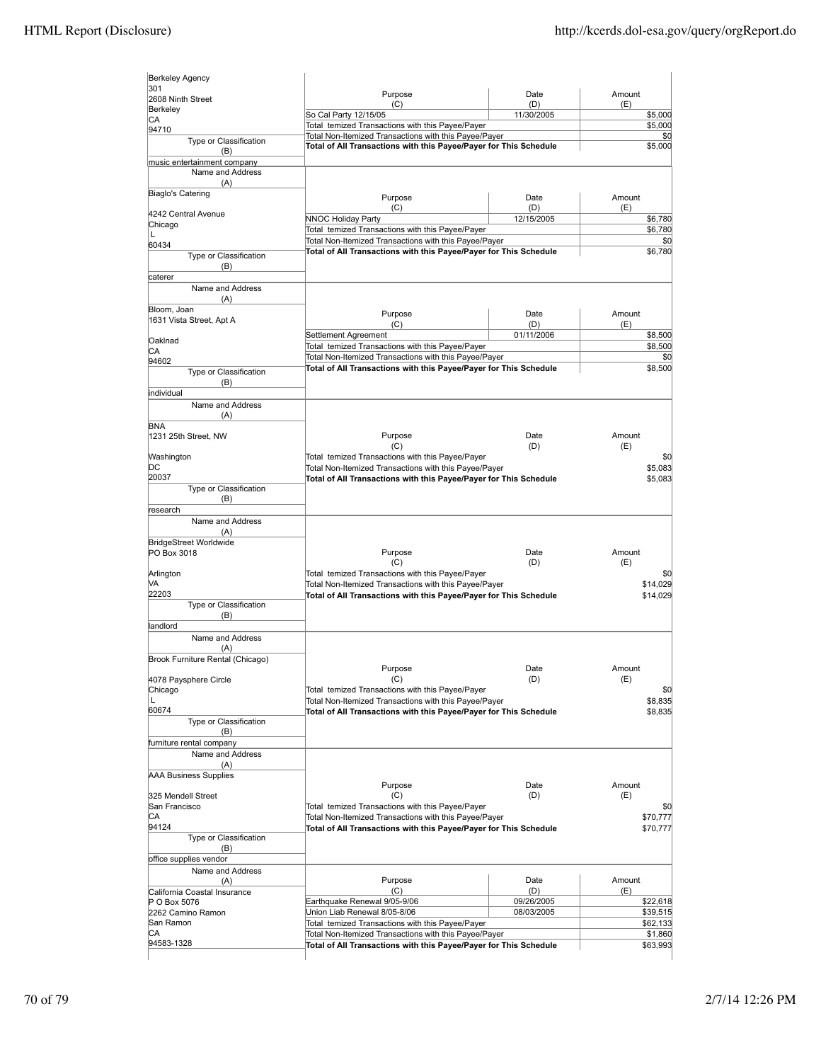| Name and Address (A) | Purpose (C) | Date (D) | Amount (E) |
|---|---|---|---|
| Berkeley Agency<br>301<br>2608 Ninth Street<br>Berkeley<br>CA<br>94710 | So Cal Party 12/15/05 | 11/30/2005 | $5,000 |
| | Total temized Transactions with this Payee/Payer | | $5,000 |
| | Total Non-Itemized Transactions with this Payee/Payer | | $0 |
| | **Total of All Transactions with this Payee/Payer for This Schedule** | | $5,000 |
| Type or Classification (B): music entertainment company | | | |

| Name and Address (A) | Purpose (C) | Date (D) | Amount (E) |
|---|---|---|---|
| Biaglo's Catering<br>4242 Central Avenue<br>Chicago<br>L<br>60434 | NNOC Holiday Party | 12/15/2005 | $6,780 |
| | Total temized Transactions with this Payee/Payer | | $6,780 |
| | Total Non-Itemized Transactions with this Payee/Payer | | $0 |
| | **Total of All Transactions with this Payee/Payer for This Schedule** | | $6,780 |
| Type or Classification (B): caterer | | | |

| Name and Address (A) | Purpose (C) | Date (D) | Amount (E) |
|---|---|---|---|
| Bloom, Joan<br>1631 Vista Street, Apt A<br>Oaklnad<br>CA<br>94602 | Settlement Agreement | 01/11/2006 | $8,500 |
| | Total temized Transactions with this Payee/Payer | | $8,500 |
| | Total Non-Itemized Transactions with this Payee/Payer | | $0 |
| | **Total of All Transactions with this Payee/Payer for This Schedule** | | $8,500 |
| Type or Classification (B): individual | | | |

| Name and Address (A) | Purpose (C) | Date (D) | Amount (E) |
|---|---|---|---|
| BNA<br>1231 25th Street, NW<br>Washington<br>DC<br>20037 | Total temized Transactions with this Payee/Payer | | $0 |
| | Total Non-Itemized Transactions with this Payee/Payer | | $5,083 |
| | **Total of All Transactions with this Payee/Payer for This Schedule** | | $5,083 |
| Type or Classification (B): research | | | |

| Name and Address (A) | Purpose (C) | Date (D) | Amount (E) |
|---|---|---|---|
| BridgeStreet Worldwide<br>PO Box 3018<br>Arlington<br>VA<br>22203 | Total temized Transactions with this Payee/Payer | | $0 |
| | Total Non-Itemized Transactions with this Payee/Payer | | $14,029 |
| | **Total of All Transactions with this Payee/Payer for This Schedule** | | $14,029 |
| Type or Classification (B): landlord | | | |

| Name and Address (A) | Purpose (C) | Date (D) | Amount (E) |
|---|---|---|---|
| Brook Furniture Rental (Chicago)<br>4078 Paysphere Circle<br>Chicago<br>L<br>60674 | Total temized Transactions with this Payee/Payer | | $0 |
| | Total Non-Itemized Transactions with this Payee/Payer | | $8,835 |
| | **Total of All Transactions with this Payee/Payer for This Schedule** | | $8,835 |
| Type or Classification (B): furniture rental company | | | |

| Name and Address (A) | Purpose (C) | Date (D) | Amount (E) |
|---|---|---|---|
| AAA Business Supplies<br>325 Mendell Street<br>San Francisco<br>CA<br>94124 | Total temized Transactions with this Payee/Payer | | $0 |
| | Total Non-Itemized Transactions with this Payee/Payer | | $70,777 |
| | **Total of All Transactions with this Payee/Payer for This Schedule** | | $70,777 |
| Type or Classification (B): office supplies vendor | | | |

| Name and Address (A) | Purpose (C) | Date (D) | Amount (E) |
|---|---|---|---|
| California Coastal Insurance<br>P O Box 5076<br>2262 Camino Ramon<br>San Ramon<br>CA<br>94583-1328 | Earthquake Renewal 9/05-9/06 | 09/26/2005 | $22,618 |
| | Union Liab Renewal 8/05-8/06 | 08/03/2005 | $39,515 |
| | Total temized Transactions with this Payee/Payer | | $62,133 |
| | Total Non-Itemized Transactions with this Payee/Payer | | $1,860 |
| | **Total of All Transactions with this Payee/Payer for This Schedule** | | $63,993 |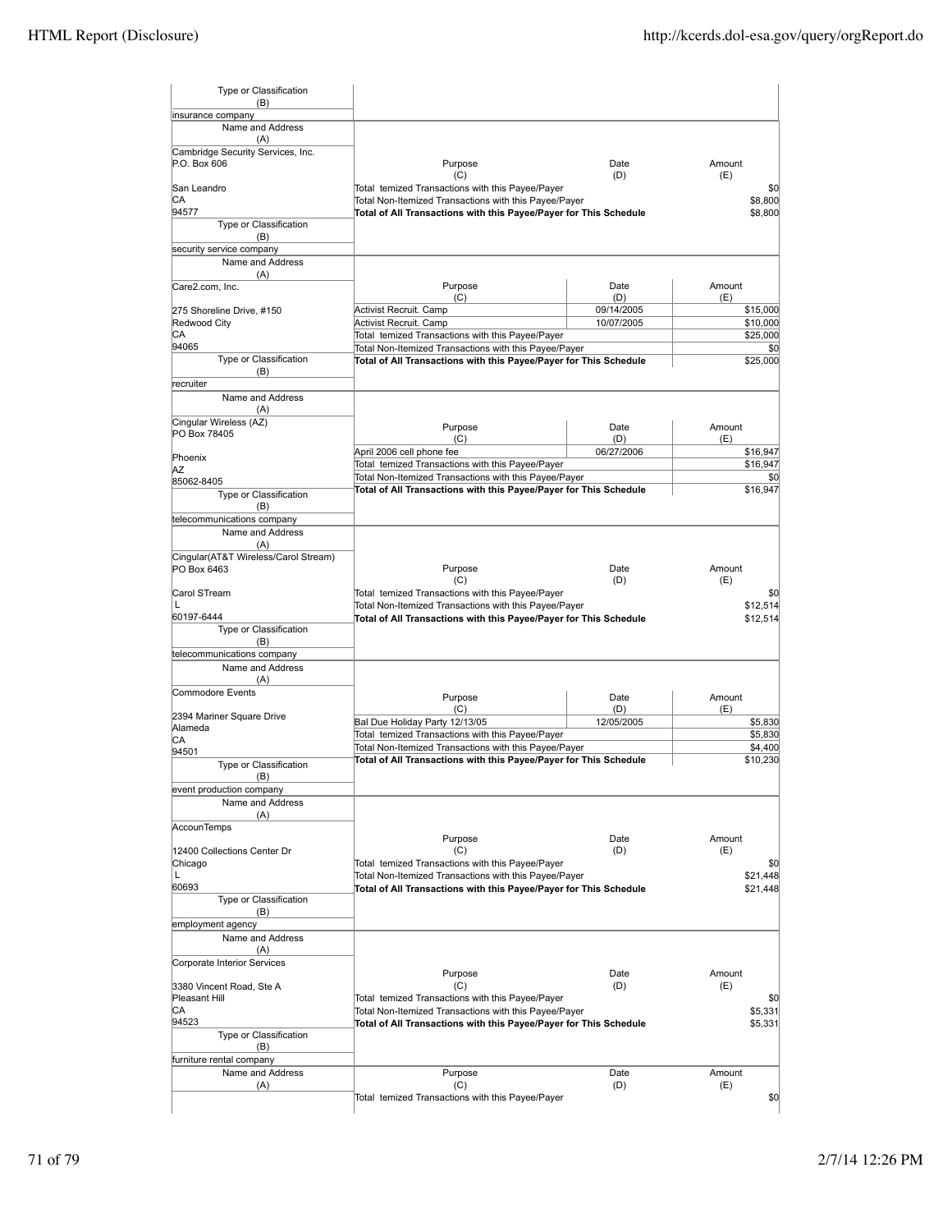| Type or Classification (B) | | | |
|---|---|---|---|
| insurance company | | | |

| Name and Address (A) | Purpose (C) | Date (D) | Amount (E) |
|---|---|---|---|
| Cambridge Security Services, Inc.<br>P.O. Box 606<br><br>San Leandro<br>CA<br>94577 | Total temized Transactions with this Payee/Payer | | $0 |
| | Total Non-Itemized Transactions with this Payee/Payer | | $8,800 |
| | **Total of All Transactions with this Payee/Payer for This Schedule** | | $8,800 |
| Type or Classification (B) | | | |
| security service company | | | |

| Name and Address (A) | Purpose (C) | Date (D) | Amount (E) |
|---|---|---|---|
| Care2.com, Inc.<br><br>275 Shoreline Drive, #150<br>Redwood City<br>CA<br>94065 | Activist Recruit. Camp | 09/14/2005 | $15,000 |
| | Activist Recruit. Camp | 10/07/2005 | $10,000 |
| | Total temized Transactions with this Payee/Payer | | $25,000 |
| | Total Non-Itemized Transactions with this Payee/Payer | | $0 |
| | **Total of All Transactions with this Payee/Payer for This Schedule** | | $25,000 |
| Type or Classification (B) | | | |
| recruiter | | | |

| Name and Address (A) | Purpose (C) | Date (D) | Amount (E) |
|---|---|---|---|
| Cingular Wireless (AZ)<br>PO Box 78405<br><br>Phoenix<br>AZ<br>85062-8405 | April 2006 cell phone fee | 06/27/2006 | $16,947 |
| | Total temized Transactions with this Payee/Payer | | $16,947 |
| | Total Non-Itemized Transactions with this Payee/Payer | | $0 |
| | **Total of All Transactions with this Payee/Payer for This Schedule** | | $16,947 |
| Type or Classification (B) | | | |
| telecommunications company | | | |

| Name and Address (A) | Purpose (C) | Date (D) | Amount (E) |
|---|---|---|---|
| Cingular(AT&T Wireless/Carol Stream)<br>PO Box 6463<br><br>Carol STream<br>L<br>60197-6444 | Total temized Transactions with this Payee/Payer | | $0 |
| | Total Non-Itemized Transactions with this Payee/Payer | | $12,514 |
| | **Total of All Transactions with this Payee/Payer for This Schedule** | | $12,514 |
| Type or Classification (B) | | | |
| telecommunications company | | | |

| Name and Address (A) | Purpose (C) | Date (D) | Amount (E) |
|---|---|---|---|
| Commodore Events<br><br>2394 Mariner Square Drive<br>Alameda<br>CA<br>94501 | Bal Due Holiday Party 12/13/05 | 12/05/2005 | $5,830 |
| | Total temized Transactions with this Payee/Payer | | $5,830 |
| | Total Non-Itemized Transactions with this Payee/Payer | | $4,400 |
| | **Total of All Transactions with this Payee/Payer for This Schedule** | | $10,230 |
| Type or Classification (B) | | | |
| event production company | | | |

| Name and Address (A) | Purpose (C) | Date (D) | Amount (E) |
|---|---|---|---|
| AccounTemps<br><br>12400 Collections Center Dr<br>Chicago<br>L<br>60693 | Total temized Transactions with this Payee/Payer | | $0 |
| | Total Non-Itemized Transactions with this Payee/Payer | | $21,448 |
| | **Total of All Transactions with this Payee/Payer for This Schedule** | | $21,448 |
| Type or Classification (B) | | | |
| employment agency | | | |

| Name and Address (A) | Purpose (C) | Date (D) | Amount (E) |
|---|---|---|---|
| Corporate Interior Services<br><br>3380 Vincent Road, Ste A<br>Pleasant Hill<br>CA<br>94523 | Total temized Transactions with this Payee/Payer | | $0 |
| | Total Non-Itemized Transactions with this Payee/Payer | | $5,331 |
| | **Total of All Transactions with this Payee/Payer for This Schedule** | | $5,331 |
| Type or Classification (B) | | | |
| furniture rental company | | | |

| Name and Address (A) | Purpose (C) | Date (D) | Amount (E) |
|---|---|---|---|
| | Total temized Transactions with this Payee/Payer | | $0 |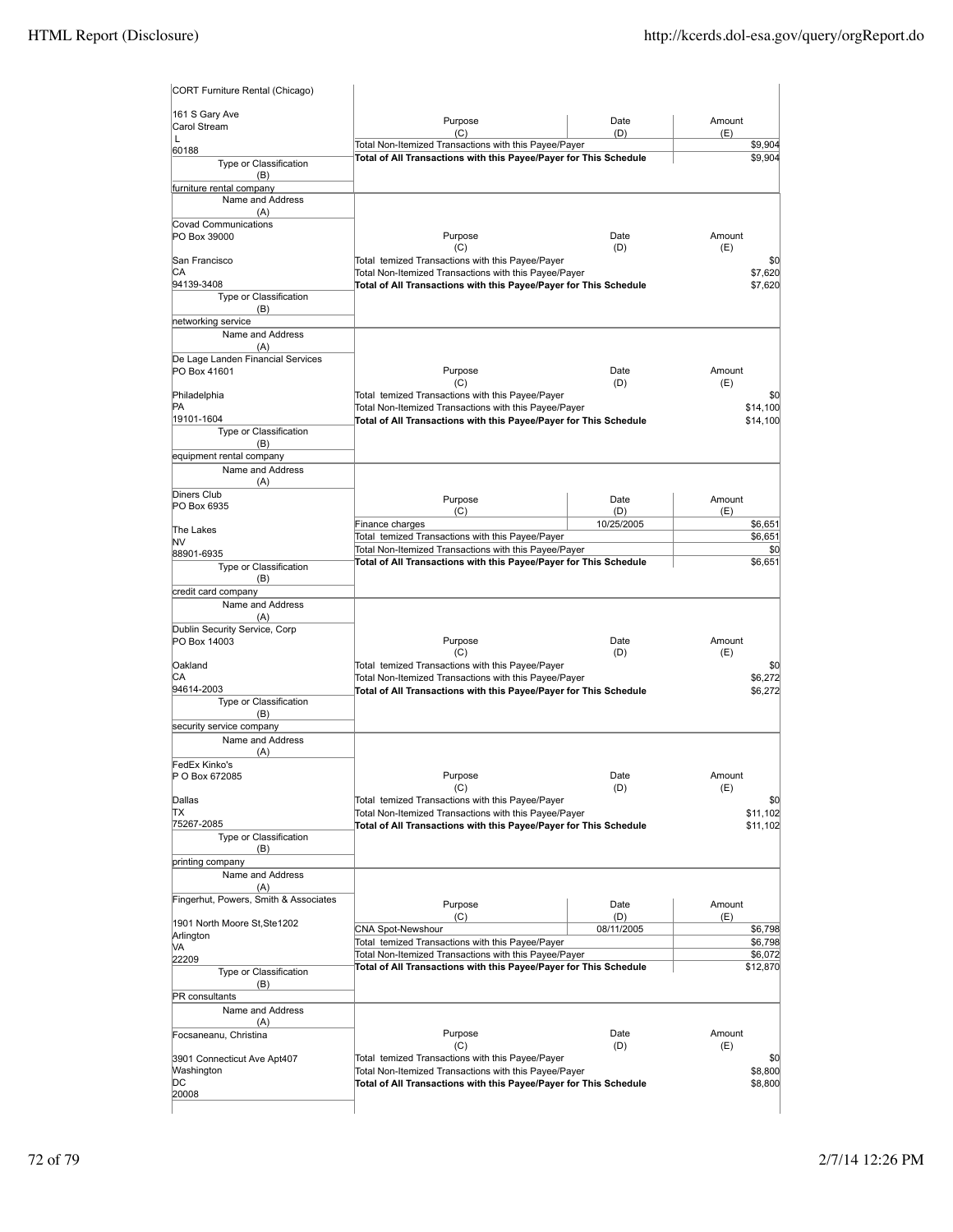| Name and Address (A) | Purpose (C) | Date (D) | Amount (E) |
|---|---|---|---|
| CORT Furniture Rental (Chicago)<br><br>161 S Gary Ave<br>Carol Stream<br>L<br>60188 | Total Non-Itemized Transactions with this Payee/Payer | | $9,904 |
| | **Total of All Transactions with this Payee/Payer for This Schedule** | | $9,904 |
| Type or Classification (B): furniture rental company | | | |

| Name and Address (A) | Purpose (C) | Date (D) | Amount (E) |
|---|---|---|---|
| Covad Communications<br>PO Box 39000<br><br>San Francisco<br>CA<br>94139-3408 | Total temized Transactions with this Payee/Payer | | $0 |
| | Total Non-Itemized Transactions with this Payee/Payer | | $7,620 |
| | **Total of All Transactions with this Payee/Payer for This Schedule** | | $7,620 |
| Type or Classification (B): networking service | | | |

| Name and Address (A) | Purpose (C) | Date (D) | Amount (E) |
|---|---|---|---|
| De Lage Landen Financial Services<br>PO Box 41601<br><br>Philadelphia<br>PA<br>19101-1604 | Total temized Transactions with this Payee/Payer | | $0 |
| | Total Non-Itemized Transactions with this Payee/Payer | | $14,100 |
| | **Total of All Transactions with this Payee/Payer for This Schedule** | | $14,100 |
| Type or Classification (B): equipment rental company | | | |

| Name and Address (A) | Purpose (C) | Date (D) | Amount (E) |
|---|---|---|---|
| Diners Club<br>PO Box 6935<br><br>The Lakes<br>NV<br>88901-6935 | Finance charges | 10/25/2005 | $6,651 |
| | Total temized Transactions with this Payee/Payer | | $6,651 |
| | Total Non-Itemized Transactions with this Payee/Payer | | $0 |
| | **Total of All Transactions with this Payee/Payer for This Schedule** | | $6,651 |
| Type or Classification (B): credit card company | | | |

| Name and Address (A) | Purpose (C) | Date (D) | Amount (E) |
|---|---|---|---|
| Dublin Security Service, Corp<br>PO Box 14003<br><br>Oakland<br>CA<br>94614-2003 | Total temized Transactions with this Payee/Payer | | $0 |
| | Total Non-Itemized Transactions with this Payee/Payer | | $6,272 |
| | **Total of All Transactions with this Payee/Payer for This Schedule** | | $6,272 |
| Type or Classification (B): security service company | | | |

| Name and Address (A) | Purpose (C) | Date (D) | Amount (E) |
|---|---|---|---|
| FedEx Kinko's<br>P O Box 672085<br><br>Dallas<br>TX<br>75267-2085 | Total temized Transactions with this Payee/Payer | | $0 |
| | Total Non-Itemized Transactions with this Payee/Payer | | $11,102 |
| | **Total of All Transactions with this Payee/Payer for This Schedule** | | $11,102 |
| Type or Classification (B): printing company | | | |

| Name and Address (A) | Purpose (C) | Date (D) | Amount (E) |
|---|---|---|---|
| Fingerhut, Powers, Smith & Associates<br><br>1901 North Moore St,Ste1202<br>Arlington<br>VA<br>22209 | CNA Spot-Newshour | 08/11/2005 | $6,798 |
| | Total temized Transactions with this Payee/Payer | | $6,798 |
| | Total Non-Itemized Transactions with this Payee/Payer | | $6,072 |
| | **Total of All Transactions with this Payee/Payer for This Schedule** | | $12,870 |
| Type or Classification (B): PR consultants | | | |

| Name and Address (A) | Purpose (C) | Date (D) | Amount (E) |
|---|---|---|---|
| Focsaneanu, Christina<br><br>3901 Connecticut Ave Apt407<br>Washington<br>DC<br>20008 | Total temized Transactions with this Payee/Payer | | $0 |
| | Total Non-Itemized Transactions with this Payee/Payer | | $8,800 |
| | **Total of All Transactions with this Payee/Payer for This Schedule** | | $8,800 |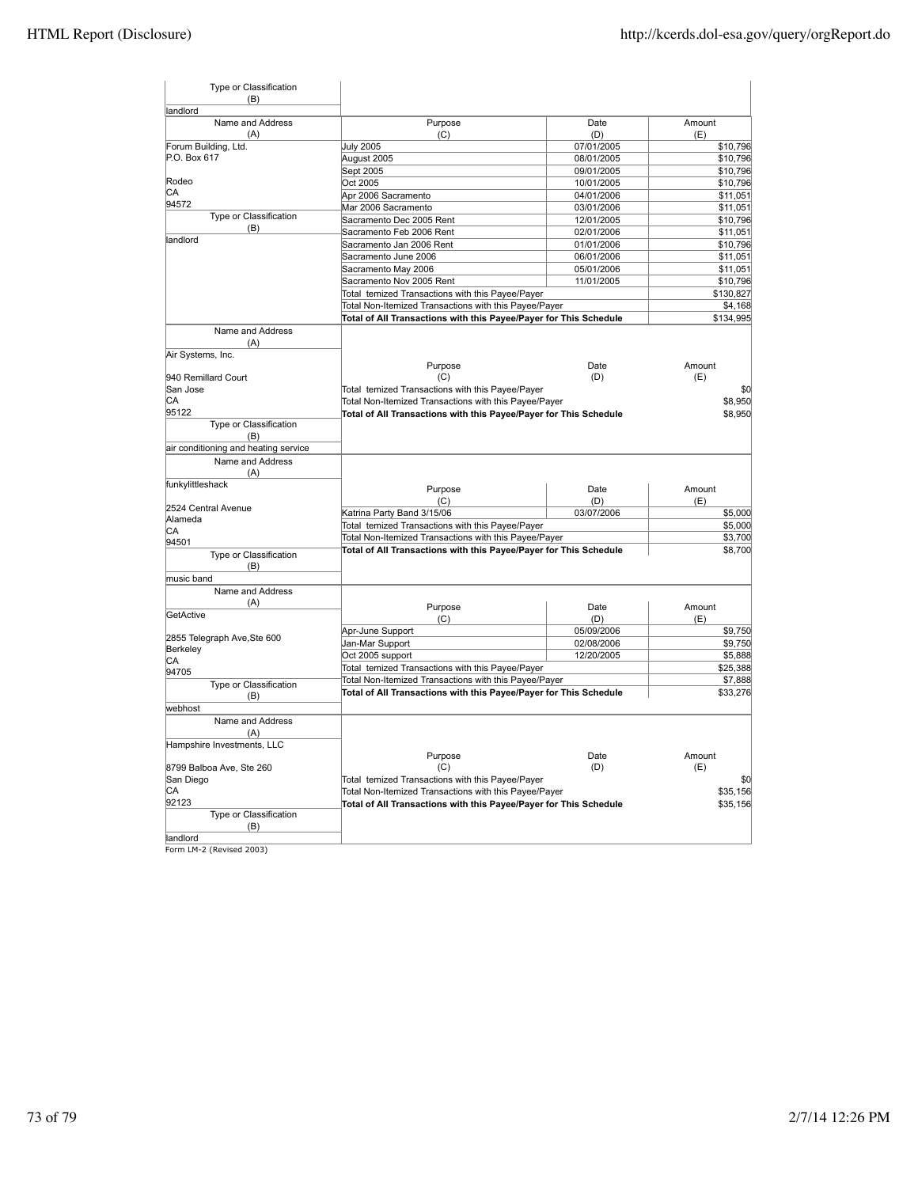| Type or Classification (B) | | | |
|---|---|---|---|
| landlord | | | |

| Name and Address (A) | Purpose (C) | Date (D) | Amount (E) |
|---|---|---|---|
| Forum Building, Ltd. | July 2005 | 07/01/2005 | $10,796 |
| P.O. Box 617 | August 2005 | 08/01/2005 | $10,796 |
| | Sept 2005 | 09/01/2005 | $10,796 |
| Rodeo | Oct 2005 | 10/01/2005 | $10,796 |
| CA | Apr 2006 Sacramento | 04/01/2006 | $11,051 |
| 94572 | Mar 2006 Sacramento | 03/01/2006 | $11,051 |
| Type or Classification (B) | Sacramento Dec 2005 Rent | 12/01/2005 | $10,796 |
| | Sacramento Feb 2006 Rent | 02/01/2006 | $11,051 |
| landlord | Sacramento Jan 2006 Rent | 01/01/2006 | $10,796 |
| | Sacramento June 2006 | 06/01/2006 | $11,051 |
| | Sacramento May 2006 | 05/01/2006 | $11,051 |
| | Sacramento Nov 2005 Rent | 11/01/2005 | $10,796 |
| | Total temized Transactions with this Payee/Payer | | $130,827 |
| | Total Non-Itemized Transactions with this Payee/Payer | | $4,168 |
| | **Total of All Transactions with this Payee/Payer for This Schedule** | | $134,995 |

| Name and Address (A) | Purpose (C) | Date (D) | Amount (E) |
|---|---|---|---|
| Air Systems, Inc. | | | |
| 940 Remillard Court | | | |
| San Jose | Total temized Transactions with this Payee/Payer | | $0 |
| CA | Total Non-Itemized Transactions with this Payee/Payer | | $8,950 |
| 95122 | **Total of All Transactions with this Payee/Payer for This Schedule** | | $8,950 |
| Type or Classification (B) | | | |
| air conditioning and heating service | | | |

| Name and Address (A) | Purpose (C) | Date (D) | Amount (E) |
|---|---|---|---|
| funkylittleshack | | | |
| 2524 Central Avenue | Katrina Party Band 3/15/06 | 03/07/2006 | $5,000 |
| Alameda | Total temized Transactions with this Payee/Payer | | $5,000 |
| CA | Total Non-Itemized Transactions with this Payee/Payer | | $3,700 |
| 94501 | **Total of All Transactions with this Payee/Payer for This Schedule** | | $8,700 |
| Type or Classification (B) | | | |
| music band | | | |

| Name and Address (A) | Purpose (C) | Date (D) | Amount (E) |
|---|---|---|---|
| GetActive | | | |
| 2855 Telegraph Ave,Ste 600 | Apr-June Support | 05/09/2006 | $9,750 |
| Berkeley | Jan-Mar Support | 02/08/2006 | $9,750 |
| CA | Oct 2005 support | 12/20/2005 | $5,888 |
| 94705 | Total temized Transactions with this Payee/Payer | | $25,388 |
| Type or Classification (B) | Total Non-Itemized Transactions with this Payee/Payer | | $7,888 |
| | **Total of All Transactions with this Payee/Payer for This Schedule** | | $33,276 |
| webhost | | | |

| Name and Address (A) | Purpose (C) | Date (D) | Amount (E) |
|---|---|---|---|
| Hampshire Investments, LLC | | | |
| 8799 Balboa Ave, Ste 260 | | | |
| San Diego | Total temized Transactions with this Payee/Payer | | $0 |
| CA | Total Non-Itemized Transactions with this Payee/Payer | | $35,156 |
| 92123 | **Total of All Transactions with this Payee/Payer for This Schedule** | | $35,156 |
| Type or Classification (B) | | | |
| landlord | | | |

Form LM-2 (Revised 2003)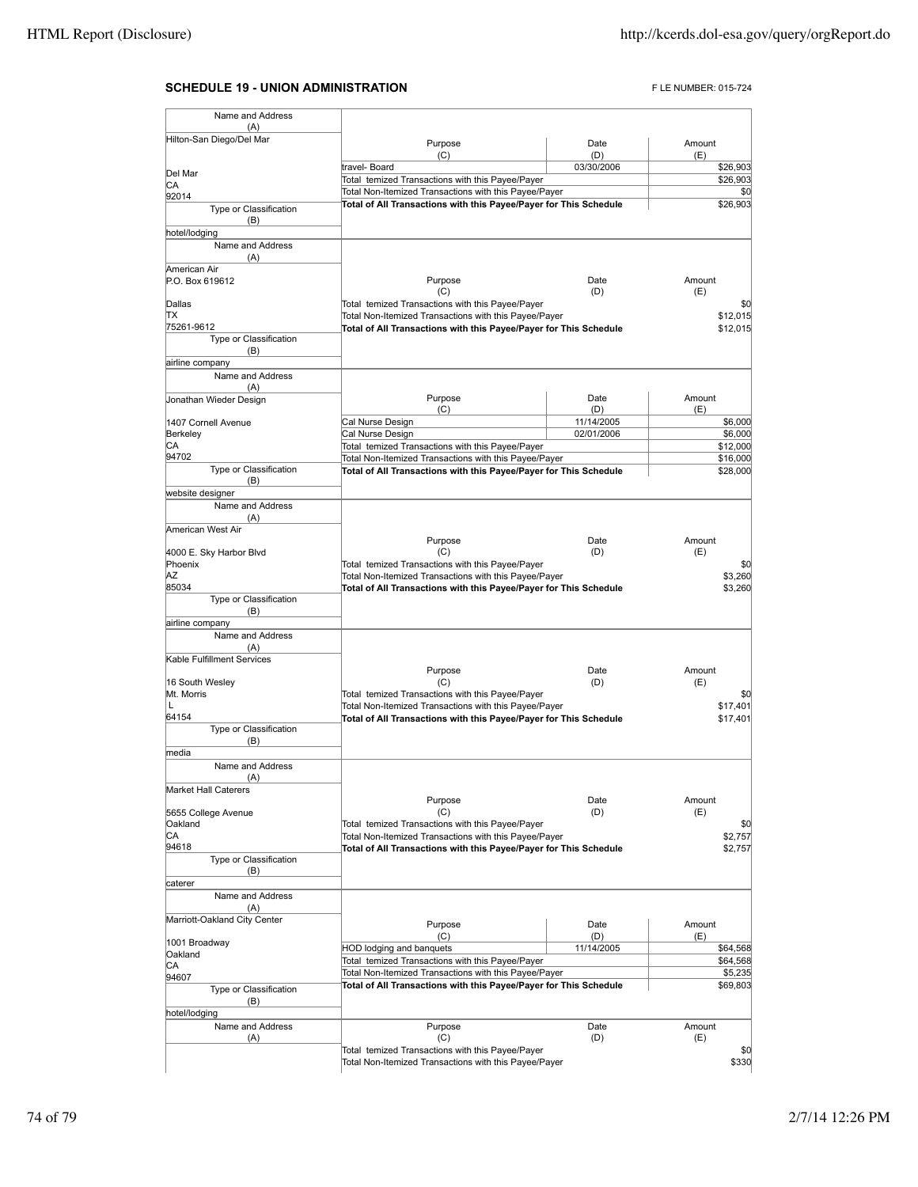## SCHEDULE 19 - UNION ADMINISTRATION

F LE NUMBER: 015-724

| Name and Address (A) | Purpose (C) | Date (D) | Amount (E) |
|---|---|---|---|
| Hilton-San Diego/Del Mar<br><br>Del Mar<br>CA<br>92014 | travel- Board | 03/30/2006 | $26,903 |
| | Total temized Transactions with this Payee/Payer | | $26,903 |
| | Total Non-Itemized Transactions with this Payee/Payer | | $0 |
| | **Total of All Transactions with this Payee/Payer for This Schedule** | | $26,903 |
| Type or Classification (B): hotel/lodging | | | |

| Name and Address (A) | Purpose (C) | Date (D) | Amount (E) |
|---|---|---|---|
| American Air<br>P.O. Box 619612<br><br>Dallas<br>TX<br>75261-9612 | Total temized Transactions with this Payee/Payer | | $0 |
| | Total Non-Itemized Transactions with this Payee/Payer | | $12,015 |
| | **Total of All Transactions with this Payee/Payer for This Schedule** | | $12,015 |
| Type or Classification (B): airline company | | | |

| Name and Address (A) | Purpose (C) | Date (D) | Amount (E) |
|---|---|---|---|
| Jonathan Wieder Design<br><br>1407 Cornell Avenue<br>Berkeley<br>CA<br>94702 | Cal Nurse Design | 11/14/2005 | $6,000 |
| | Cal Nurse Design | 02/01/2006 | $6,000 |
| | Total temized Transactions with this Payee/Payer | | $12,000 |
| | Total Non-Itemized Transactions with this Payee/Payer | | $16,000 |
| | **Total of All Transactions with this Payee/Payer for This Schedule** | | $28,000 |
| Type or Classification (B): website designer | | | |

| Name and Address (A) | Purpose (C) | Date (D) | Amount (E) |
|---|---|---|---|
| American West Air<br><br>4000 E. Sky Harbor Blvd<br>Phoenix<br>AZ<br>85034 | Total temized Transactions with this Payee/Payer | | $0 |
| | Total Non-Itemized Transactions with this Payee/Payer | | $3,260 |
| | **Total of All Transactions with this Payee/Payer for This Schedule** | | $3,260 |
| Type or Classification (B): airline company | | | |

| Name and Address (A) | Purpose (C) | Date (D) | Amount (E) |
|---|---|---|---|
| Kable Fulfillment Services<br><br>16 South Wesley<br>Mt. Morris<br>L<br>64154 | Total temized Transactions with this Payee/Payer | | $0 |
| | Total Non-Itemized Transactions with this Payee/Payer | | $17,401 |
| | **Total of All Transactions with this Payee/Payer for This Schedule** | | $17,401 |
| Type or Classification (B): media | | | |

| Name and Address (A) | Purpose (C) | Date (D) | Amount (E) |
|---|---|---|---|
| Market Hall Caterers<br><br>5655 College Avenue<br>Oakland<br>CA<br>94618 | Total temized Transactions with this Payee/Payer | | $0 |
| | Total Non-Itemized Transactions with this Payee/Payer | | $2,757 |
| | **Total of All Transactions with this Payee/Payer for This Schedule** | | $2,757 |
| Type or Classification (B): caterer | | | |

| Name and Address (A) | Purpose (C) | Date (D) | Amount (E) |
|---|---|---|---|
| Marriott-Oakland City Center<br><br>1001 Broadway<br>Oakland<br>CA<br>94607 | HOD lodging and banquets | 11/14/2005 | $64,568 |
| | Total temized Transactions with this Payee/Payer | | $64,568 |
| | Total Non-Itemized Transactions with this Payee/Payer | | $5,235 |
| | **Total of All Transactions with this Payee/Payer for This Schedule** | | $69,803 |
| Type or Classification (B): hotel/lodging | | | |

| Name and Address (A) | Purpose (C) | Date (D) | Amount (E) |
|---|---|---|---|
| | Total temized Transactions with this Payee/Payer | | $0 |
| | Total Non-Itemized Transactions with this Payee/Payer | | $330 |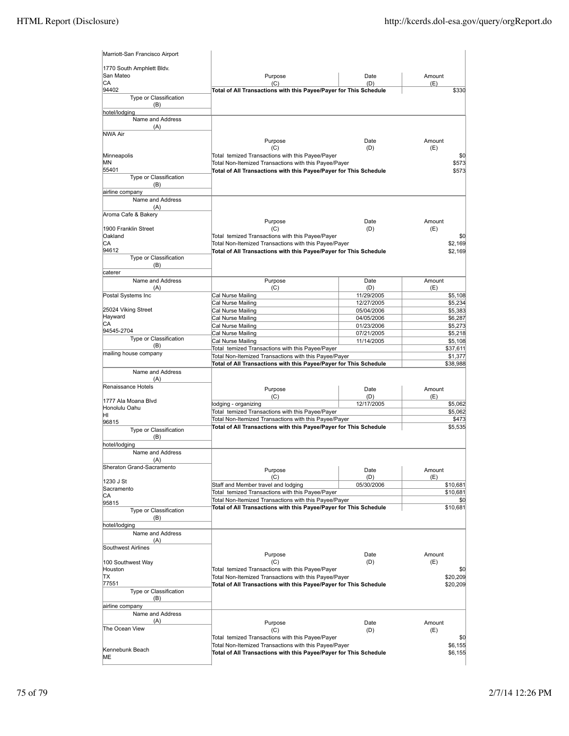| Name and Address (A) | Purpose (C) | Date (D) | Amount (E) |
|---|---|---|---|
| Marriott-San Francisco Airport<br><br>1770 South Amphlett Bldv.<br>San Mateo<br>CA<br>94402 | Total of All Transactions with this Payee/Payer for This Schedule | | $330 |
| Type or Classification (B): hotel/lodging | | | |

| Name and Address (A) | Purpose (C) | Date (D) | Amount (E) |
|---|---|---|---|
| NWA Air<br><br>Minneapolis<br>MN<br>55401 | Total temized Transactions with this Payee/Payer | | $0 |
| | Total Non-Itemized Transactions with this Payee/Payer | | $573 |
| | Total of All Transactions with this Payee/Payer for This Schedule | | $573 |
| Type or Classification (B): airline company | | | |

| Name and Address (A) | Purpose (C) | Date (D) | Amount (E) |
|---|---|---|---|
| Aroma Cafe & Bakery<br><br>1900 Franklin Street<br>Oakland<br>CA<br>94612 | Total temized Transactions with this Payee/Payer | | $0 |
| | Total Non-Itemized Transactions with this Payee/Payer | | $2,169 |
| | Total of All Transactions with this Payee/Payer for This Schedule | | $2,169 |
| Type or Classification (B): caterer | | | |

| Name and Address (A) | Purpose (C) | Date (D) | Amount (E) |
|---|---|---|---|
| Postal Systems Inc<br><br>25024 Viking Street<br>Hayward<br>CA<br>94545-2704 | Cal Nurse Mailing | 11/29/2005 | $5,108 |
| | Cal Nurse Mailing | 12/27/2005 | $5,234 |
| | Cal Nurse Mailing | 05/04/2006 | $5,383 |
| | Cal Nurse Mailing | 04/05/2006 | $6,287 |
| | Cal Nurse Mailing | 01/23/2006 | $5,273 |
| | Cal Nurse Mailing | 07/21/2005 | $5,218 |
| | Cal Nurse Mailing | 11/14/2005 | $5,108 |
| | Total temized Transactions with this Payee/Payer | | $37,611 |
| | Total Non-Itemized Transactions with this Payee/Payer | | $1,377 |
| | Total of All Transactions with this Payee/Payer for This Schedule | | $38,988 |
| Type or Classification (B): mailing house company | | | |

| Name and Address (A) | Purpose (C) | Date (D) | Amount (E) |
|---|---|---|---|
| Renaissance Hotels<br><br>1777 Ala Moana Blvd<br>Honolulu Oahu<br>HI<br>96815 | lodging - organizing | 12/17/2005 | $5,062 |
| | Total temized Transactions with this Payee/Payer | | $5,062 |
| | Total Non-Itemized Transactions with this Payee/Payer | | $473 |
| | Total of All Transactions with this Payee/Payer for This Schedule | | $5,535 |
| Type or Classification (B): hotel/lodging | | | |

| Name and Address (A) | Purpose (C) | Date (D) | Amount (E) |
|---|---|---|---|
| Sheraton Grand-Sacramento<br><br>1230 J St<br>Sacramento<br>CA<br>95815 | Staff and Member travel and lodging | 05/30/2006 | $10,681 |
| | Total temized Transactions with this Payee/Payer | | $10,681 |
| | Total Non-Itemized Transactions with this Payee/Payer | | $0 |
| | Total of All Transactions with this Payee/Payer for This Schedule | | $10,681 |
| Type or Classification (B): hotel/lodging | | | |

| Name and Address (A) | Purpose (C) | Date (D) | Amount (E) |
|---|---|---|---|
| Southwest Airlines<br><br>100 Southwest Way<br>Houston<br>TX<br>77551 | Total temized Transactions with this Payee/Payer | | $0 |
| | Total Non-Itemized Transactions with this Payee/Payer | | $20,209 |
| | Total of All Transactions with this Payee/Payer for This Schedule | | $20,209 |
| Type or Classification (B): airline company | | | |

| Name and Address (A) | Purpose (C) | Date (D) | Amount (E) |
|---|---|---|---|
| The Ocean View<br><br>Kennebunk Beach<br>ME | Total temized Transactions with this Payee/Payer | | $0 |
| | Total Non-Itemized Transactions with this Payee/Payer | | $6,155 |
| | Total of All Transactions with this Payee/Payer for This Schedule | | $6,155 |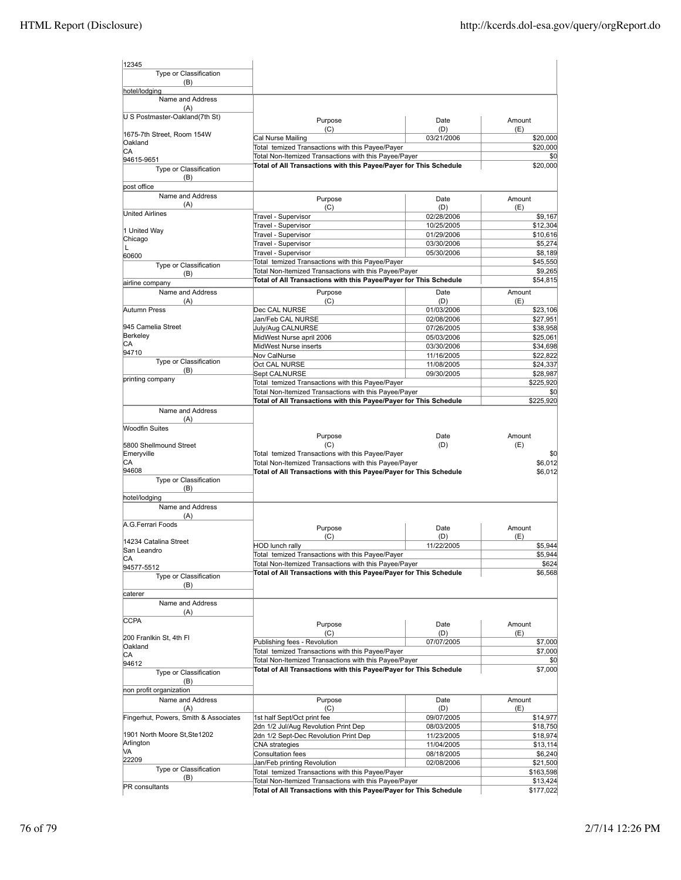| Name and Address (A) | Purpose (C) | Date (D) | Amount (E) |
|---|---|---|---|
| 12345 | | | |
| Type or Classification (B): hotel/lodging | | | |

| Name and Address (A) | Purpose (C) | Date (D) | Amount (E) |
|---|---|---|---|
| U S Postmaster-Oakland(7th St) | Cal Nurse Mailing | 03/21/2006 | $20,000 |
| 1675-7th Street, Room 154W | Total temized Transactions with this Payee/Payer | | $20,000 |
| Oakland | Total Non-Itemized Transactions with this Payee/Payer | | $0 |
| CA | **Total of All Transactions with this Payee/Payer for This Schedule** | | $20,000 |
| 94615-9651 | | | |
| Type or Classification (B): post office | | | |

| Name and Address (A) | Purpose (C) | Date (D) | Amount (E) |
|---|---|---|---|
| United Airlines | Travel - Supervisor | 02/28/2006 | $9,167 |
| 1 United Way | Travel - Supervisor | 10/25/2005 | $12,304 |
| Chicago | Travel - Supervisor | 01/29/2006 | $10,616 |
| L | Travel - Supervisor | 03/30/2006 | $5,274 |
| 60600 | Travel - Supervisor | 05/30/2006 | $8,189 |
| Type or Classification (B): airline company | Total temized Transactions with this Payee/Payer | | $45,550 |
| | Total Non-Itemized Transactions with this Payee/Payer | | $9,265 |
| | **Total of All Transactions with this Payee/Payer for This Schedule** | | $54,815 |

| Name and Address (A) | Purpose (C) | Date (D) | Amount (E) |
|---|---|---|---|
| Autumn Press | Dec CAL NURSE | 01/03/2006 | $23,106 |
| 945 Camelia Street | Jan/Feb CAL NURSE | 02/08/2006 | $27,951 |
| Berkeley | July/Aug CALNURSE | 07/26/2005 | $38,958 |
| CA | MidWest Nurse april 2006 | 05/03/2006 | $25,061 |
| 94710 | MidWest Nurse inserts | 03/30/2006 | $34,698 |
| Type or Classification (B): printing company | Nov CalNurse | 11/16/2005 | $22,822 |
| | Oct CAL NURSE | 11/08/2005 | $24,337 |
| | Sept CALNURSE | 09/30/2005 | $28,987 |
| | Total temized Transactions with this Payee/Payer | | $225,920 |
| | Total Non-Itemized Transactions with this Payee/Payer | | $0 |
| | **Total of All Transactions with this Payee/Payer for This Schedule** | | $225,920 |

| Name and Address (A) | Purpose (C) | Date (D) | Amount (E) |
|---|---|---|---|
| Woodfin Suites | Total temized Transactions with this Payee/Payer | | $0 |
| 5800 Shellmound Street | Total Non-Itemized Transactions with this Payee/Payer | | $6,012 |
| Emeryville | **Total of All Transactions with this Payee/Payer for This Schedule** | | $6,012 |
| CA | | | |
| 94608 | | | |
| Type or Classification (B): hotel/lodging | | | |

| Name and Address (A) | Purpose (C) | Date (D) | Amount (E) |
|---|---|---|---|
| A.G.Ferrari Foods | HOD lunch rally | 11/22/2005 | $5,944 |
| 14234 Catalina Street | Total temized Transactions with this Payee/Payer | | $5,944 |
| San Leandro | Total Non-Itemized Transactions with this Payee/Payer | | $624 |
| CA | **Total of All Transactions with this Payee/Payer for This Schedule** | | $6,568 |
| 94577-5512 | | | |
| Type or Classification (B): caterer | | | |

| Name and Address (A) | Purpose (C) | Date (D) | Amount (E) |
|---|---|---|---|
| CCPA | Publishing fees - Revolution | 07/07/2005 | $7,000 |
| 200 Franlkin St, 4th Fl | Total temized Transactions with this Payee/Payer | | $7,000 |
| Oakland | Total Non-Itemized Transactions with this Payee/Payer | | $0 |
| CA | **Total of All Transactions with this Payee/Payer for This Schedule** | | $7,000 |
| 94612 | | | |
| Type or Classification (B): non profit organization | | | |

| Name and Address (A) | Purpose (C) | Date (D) | Amount (E) |
|---|---|---|---|
| Fingerhut, Powers, Smith & Associates | 1st half Sept/Oct print fee | 09/07/2005 | $14,977 |
| 1901 North Moore St,Ste1202 | 2dn 1/2 Jul/Aug Revolution Print Dep | 08/03/2005 | $18,750 |
| Arlington | 2dn 1/2 Sept-Dec Revolution Print Dep | 11/23/2005 | $18,974 |
| VA | CNA strategies | 11/04/2005 | $13,114 |
| 22209 | Consultation fees | 08/18/2005 | $6,240 |
| Type or Classification (B): PR consultants | Jan/Feb printing Revolution | 02/08/2006 | $21,500 |
| | Total temized Transactions with this Payee/Payer | | $163,598 |
| | Total Non-Itemized Transactions with this Payee/Payer | | $13,424 |
| | **Total of All Transactions with this Payee/Payer for This Schedule** | | $177,022 |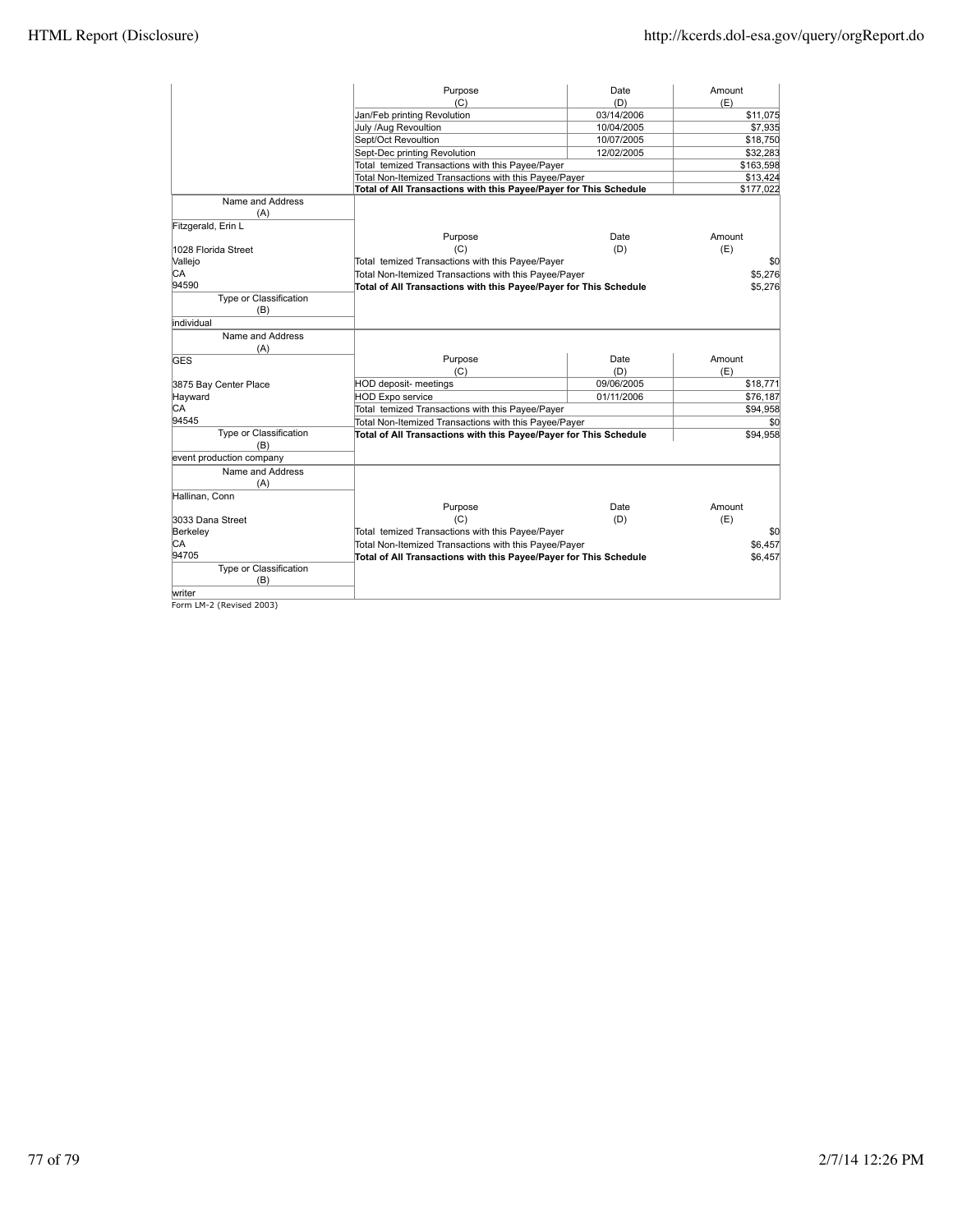| Purpose (C) | Date (D) | Amount (E) |
|---|---|---|
| Jan/Feb printing Revolution | 03/14/2006 | $11,075 |
| July /Aug Revoultion | 10/04/2005 | $7,935 |
| Sept/Oct Revoultion | 10/07/2005 | $18,750 |
| Sept-Dec printing Revolution | 12/02/2005 | $32,283 |
| Total temized Transactions with this Payee/Payer | | $163,598 |
| Total Non-Itemized Transactions with this Payee/Payer | | $13,424 |
| **Total of All Transactions with this Payee/Payer for This Schedule** | | **$177,022** |

| Name and Address (A) | Purpose (C) | Date (D) | Amount (E) |
|---|---|---|---|
| Fitzgerald, Erin L<br>1028 Florida Street<br>Vallejo<br>CA<br>94590 | Total temized Transactions with this Payee/Payer | | $0 |
| | Total Non-Itemized Transactions with this Payee/Payer | | $5,276 |
| | **Total of All Transactions with this Payee/Payer for This Schedule** | | **$5,276** |
| **Type or Classification (B)** | | | |
| individual | | | |

| Name and Address (A) | Purpose (C) | Date (D) | Amount (E) |
|---|---|---|---|
| GES<br>3875 Bay Center Place<br>Hayward<br>CA<br>94545 | HOD deposit- meetings | 09/06/2005 | $18,771 |
| | HOD Expo service | 01/11/2006 | $76,187 |
| | Total temized Transactions with this Payee/Payer | | $94,958 |
| | Total Non-Itemized Transactions with this Payee/Payer | | $0 |
| | **Total of All Transactions with this Payee/Payer for This Schedule** | | **$94,958** |
| **Type or Classification (B)** | | | |
| event production company | | | |

| Name and Address (A) | Purpose (C) | Date (D) | Amount (E) |
|---|---|---|---|
| Hallinan, Conn<br>3033 Dana Street<br>Berkeley<br>CA<br>94705 | Total temized Transactions with this Payee/Payer | | $0 |
| | Total Non-Itemized Transactions with this Payee/Payer | | $6,457 |
| | **Total of All Transactions with this Payee/Payer for This Schedule** | | **$6,457** |
| **Type or Classification (B)** | | | |
| writer | | | |

Form LM-2 (Revised 2003)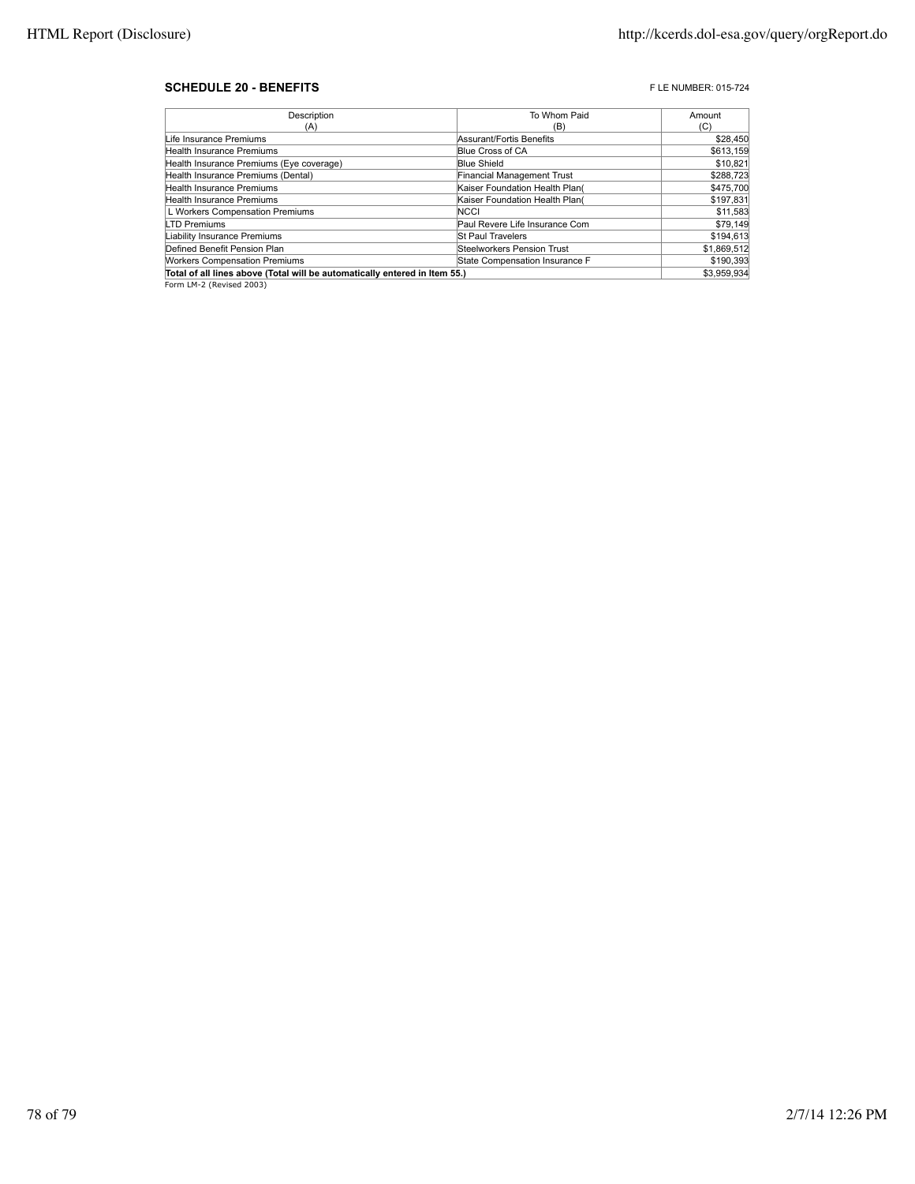**SCHEDULE 20 - BENEFITS**

F LE NUMBER: 015-724

| Description (A) | To Whom Paid (B) | Amount (C) |
|---|---|---|
| Life Insurance Premiums | Assurant/Fortis Benefits | $28,450 |
| Health Insurance Premiums | Blue Cross of CA | $613,159 |
| Health Insurance Premiums (Eye coverage) | Blue Shield | $10,821 |
| Health Insurance Premiums (Dental) | Financial Management Trust | $288,723 |
| Health Insurance Premiums | Kaiser Foundation Health Plan( | $475,700 |
| Health Insurance Premiums | Kaiser Foundation Health Plan( | $197,831 |
| L Workers Compensation Premiums | NCCI | $11,583 |
| LTD Premiums | Paul Revere Life Insurance Com | $79,149 |
| Liability Insurance Premiums | St Paul Travelers | $194,613 |
| Defined Benefit Pension Plan | Steelworkers Pension Trust | $1,869,512 |
| Workers Compensation Premiums | State Compensation Insurance F | $190,393 |
| **Total of all lines above (Total will be automatically entered in Item 55.)** | | $3,959,934 |

Form LM-2 (Revised 2003)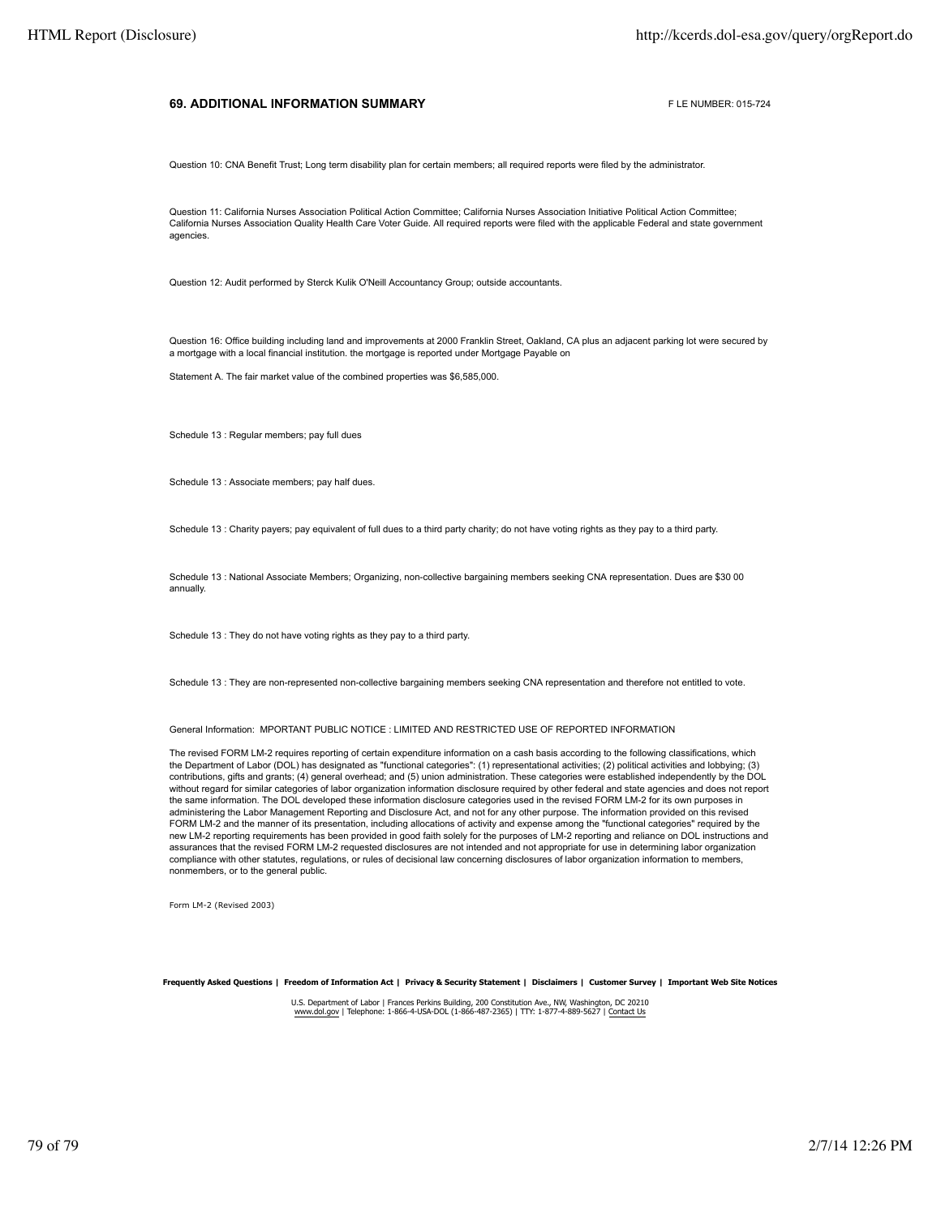## 69. ADDITIONAL INFORMATION SUMMARY

F LE NUMBER: 015-724

Question 10: CNA Benefit Trust; Long term disability plan for certain members; all required reports were filed by the administrator.

Question 11: California Nurses Association Political Action Committee; California Nurses Association Initiative Political Action Committee; California Nurses Association Quality Health Care Voter Guide. All required reports were filed with the applicable Federal and state government agencies.

Question 12: Audit performed by Sterck Kulik O'Neill Accountancy Group; outside accountants.

Question 16: Office building including land and improvements at 2000 Franklin Street, Oakland, CA plus an adjacent parking lot were secured by a mortgage with a local financial institution. the mortgage is reported under Mortgage Payable on

Statement A. The fair market value of the combined properties was $6,585,000.

Schedule 13 : Regular members; pay full dues

Schedule 13 : Associate members; pay half dues.

Schedule 13 : Charity payers; pay equivalent of full dues to a third party charity; do not have voting rights as they pay to a third party.

Schedule 13 : National Associate Members; Organizing, non-collective bargaining members seeking CNA representation. Dues are $30 00 annually.

Schedule 13 : They do not have voting rights as they pay to a third party.

Schedule 13 : They are non-represented non-collective bargaining members seeking CNA representation and therefore not entitled to vote.

General Information: MPORTANT PUBLIC NOTICE : LIMITED AND RESTRICTED USE OF REPORTED INFORMATION

The revised FORM LM-2 requires reporting of certain expenditure information on a cash basis according to the following classifications, which the Department of Labor (DOL) has designated as "functional categories": (1) representational activities; (2) political activities and lobbying; (3) contributions, gifts and grants; (4) general overhead; and (5) union administration. These categories were established independently by the DOL without regard for similar categories of labor organization information disclosure required by other federal and state agencies and does not report the same information. The DOL developed these information disclosure categories used in the revised FORM LM-2 for its own purposes in administering the Labor Management Reporting and Disclosure Act, and not for any other purpose. The information provided on this revised FORM LM-2 and the manner of its presentation, including allocations of activity and expense among the "functional categories" required by the new LM-2 reporting requirements has been provided in good faith solely for the purposes of LM-2 reporting and reliance on DOL instructions and assurances that the revised FORM LM-2 requested disclosures are not intended and not appropriate for use in determining labor organization compliance with other statutes, regulations, or rules of decisional law concerning disclosures of labor organization information to members, nonmembers, or to the general public.

Form LM-2 (Revised 2003)